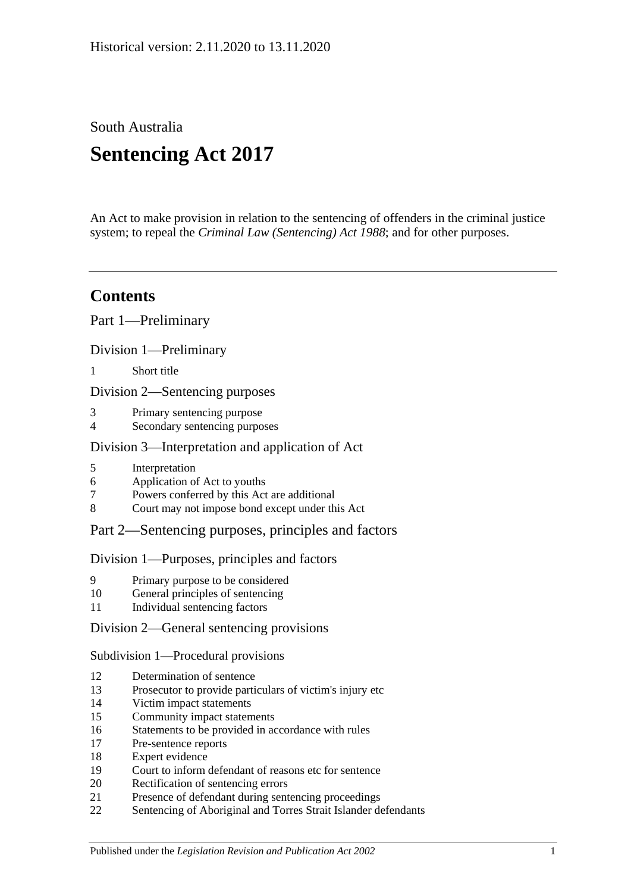Historical version: 2.11.2020 to 13.11.2020

South Australia

# Sentencing Act 2017

An Act to make provision in relation to the sentencing of offenders in the criminal justice system; to repeal the *Criminal Law (Sentencing) Act 1988*; and for other purposes.

---

## Contents

Part 1—Preliminary

Division 1—Preliminary

1 Short title

Division 2—Sentencing purposes

3 Primary sentencing purpose
4 Secondary sentencing purposes

Division 3—Interpretation and application of Act

5 Interpretation
6 Application of Act to youths
7 Powers conferred by this Act are additional
8 Court may not impose bond except under this Act

Part 2—Sentencing purposes, principles and factors

Division 1—Purposes, principles and factors

9 Primary purpose to be considered
10 General principles of sentencing
11 Individual sentencing factors

Division 2—General sentencing provisions

Subdivision 1—Procedural provisions

12 Determination of sentence
13 Prosecutor to provide particulars of victim's injury etc
14 Victim impact statements
15 Community impact statements
16 Statements to be provided in accordance with rules
17 Pre-sentence reports
18 Expert evidence
19 Court to inform defendant of reasons etc for sentence
20 Rectification of sentencing errors
21 Presence of defendant during sentencing proceedings
22 Sentencing of Aboriginal and Torres Strait Islander defendants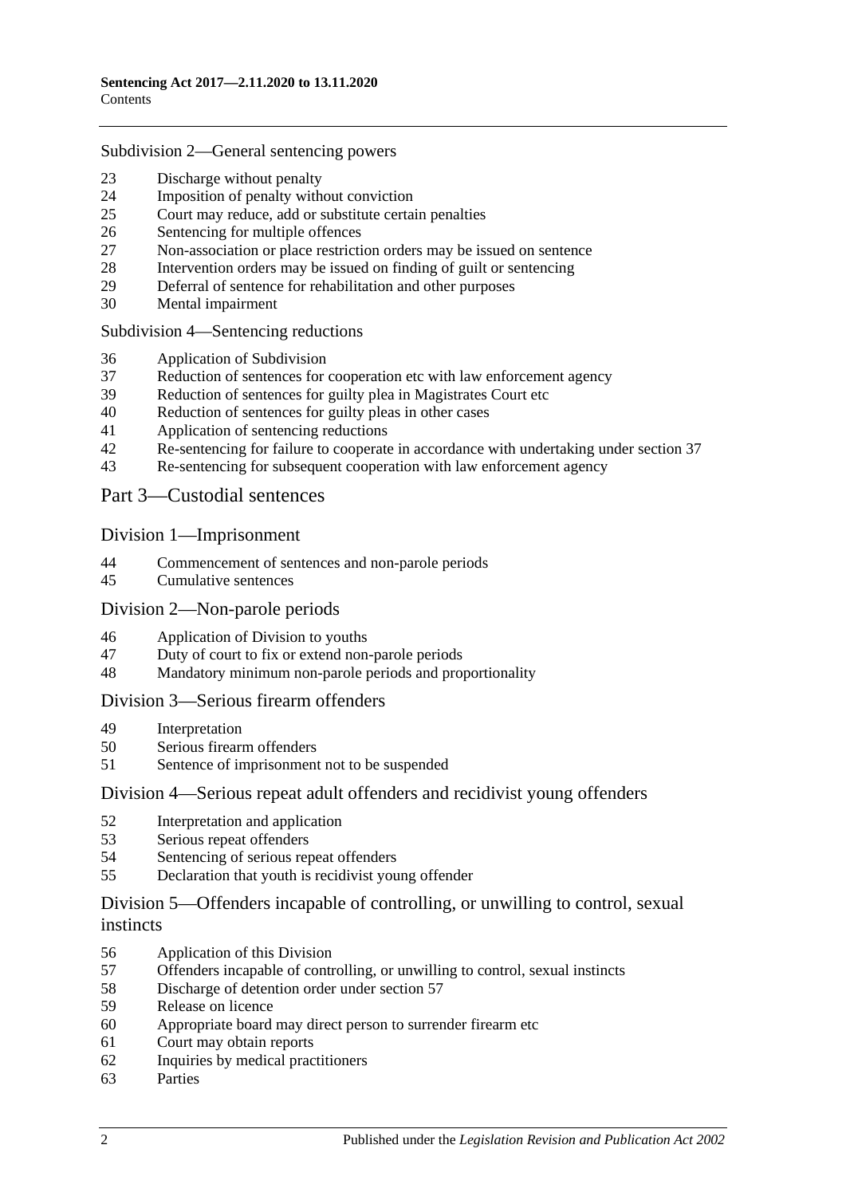Subdivision 2—General sentencing powers

23 Discharge without penalty
24 Imposition of penalty without conviction
25 Court may reduce, add or substitute certain penalties
26 Sentencing for multiple offences
27 Non-association or place restriction orders may be issued on sentence
28 Intervention orders may be issued on finding of guilt or sentencing
29 Deferral of sentence for rehabilitation and other purposes
30 Mental impairment

Subdivision 4—Sentencing reductions

36 Application of Subdivision
37 Reduction of sentences for cooperation etc with law enforcement agency
39 Reduction of sentences for guilty plea in Magistrates Court etc
40 Reduction of sentences for guilty pleas in other cases
41 Application of sentencing reductions
42 Re-sentencing for failure to cooperate in accordance with undertaking under section 37
43 Re-sentencing for subsequent cooperation with law enforcement agency

## Part 3—Custodial sentences

### Division 1—Imprisonment

44 Commencement of sentences and non-parole periods
45 Cumulative sentences

### Division 2—Non-parole periods

46 Application of Division to youths
47 Duty of court to fix or extend non-parole periods
48 Mandatory minimum non-parole periods and proportionality

### Division 3—Serious firearm offenders

49 Interpretation
50 Serious firearm offenders
51 Sentence of imprisonment not to be suspended

### Division 4—Serious repeat adult offenders and recidivist young offenders

52 Interpretation and application
53 Serious repeat offenders
54 Sentencing of serious repeat offenders
55 Declaration that youth is recidivist young offender

### Division 5—Offenders incapable of controlling, or unwilling to control, sexual instincts

56 Application of this Division
57 Offenders incapable of controlling, or unwilling to control, sexual instincts
58 Discharge of detention order under section 57
59 Release on licence
60 Appropriate board may direct person to surrender firearm etc
61 Court may obtain reports
62 Inquiries by medical practitioners
63 Parties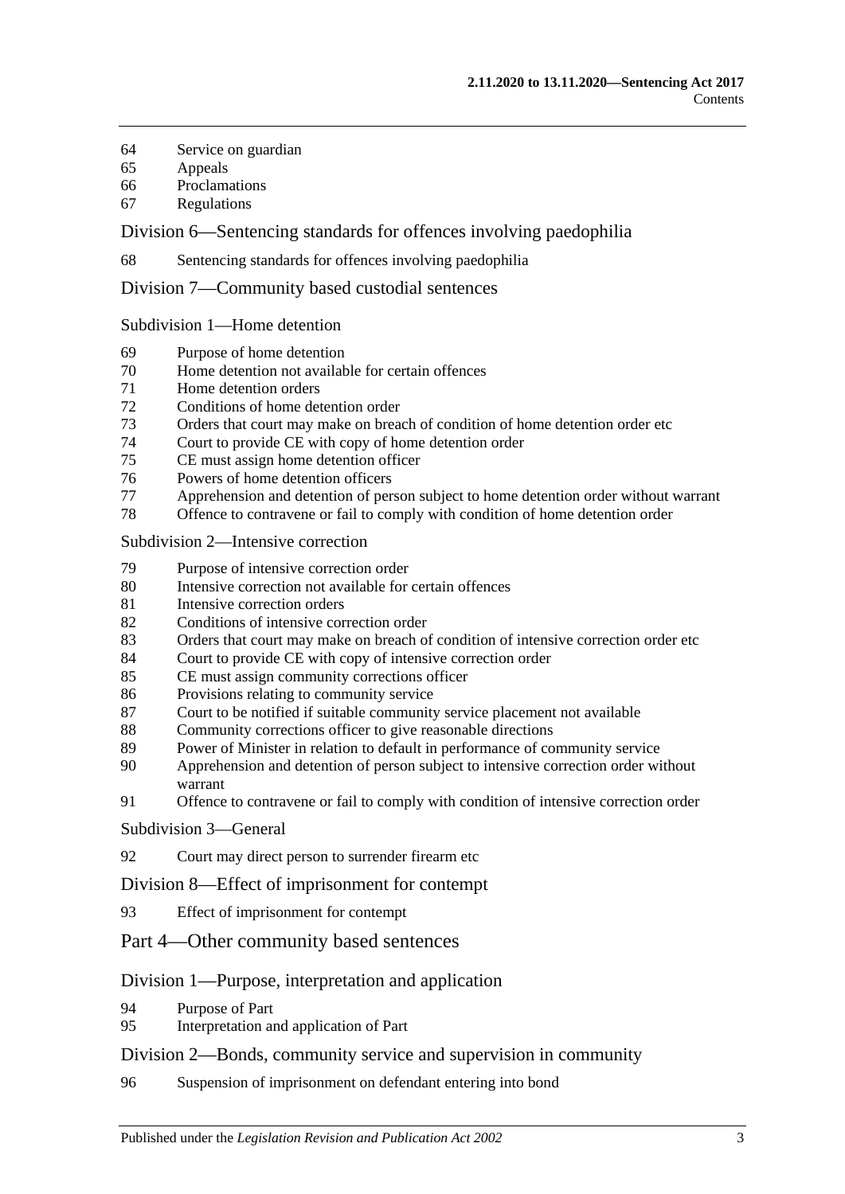64 Service on guardian
65 Appeals
66 Proclamations
67 Regulations

## Division 6—Sentencing standards for offences involving paedophilia

68 Sentencing standards for offences involving paedophilia

## Division 7—Community based custodial sentences

### Subdivision 1—Home detention

69 Purpose of home detention
70 Home detention not available for certain offences
71 Home detention orders
72 Conditions of home detention order
73 Orders that court may make on breach of condition of home detention order etc
74 Court to provide CE with copy of home detention order
75 CE must assign home detention officer
76 Powers of home detention officers
77 Apprehension and detention of person subject to home detention order without warrant
78 Offence to contravene or fail to comply with condition of home detention order

### Subdivision 2—Intensive correction

79 Purpose of intensive correction order
80 Intensive correction not available for certain offences
81 Intensive correction orders
82 Conditions of intensive correction order
83 Orders that court may make on breach of condition of intensive correction order etc
84 Court to provide CE with copy of intensive correction order
85 CE must assign community corrections officer
86 Provisions relating to community service
87 Court to be notified if suitable community service placement not available
88 Community corrections officer to give reasonable directions
89 Power of Minister in relation to default in performance of community service
90 Apprehension and detention of person subject to intensive correction order without warrant
91 Offence to contravene or fail to comply with condition of intensive correction order

### Subdivision 3—General

92 Court may direct person to surrender firearm etc

## Division 8—Effect of imprisonment for contempt

93 Effect of imprisonment for contempt

# Part 4—Other community based sentences

## Division 1—Purpose, interpretation and application

94 Purpose of Part
95 Interpretation and application of Part

## Division 2—Bonds, community service and supervision in community

96 Suspension of imprisonment on defendant entering into bond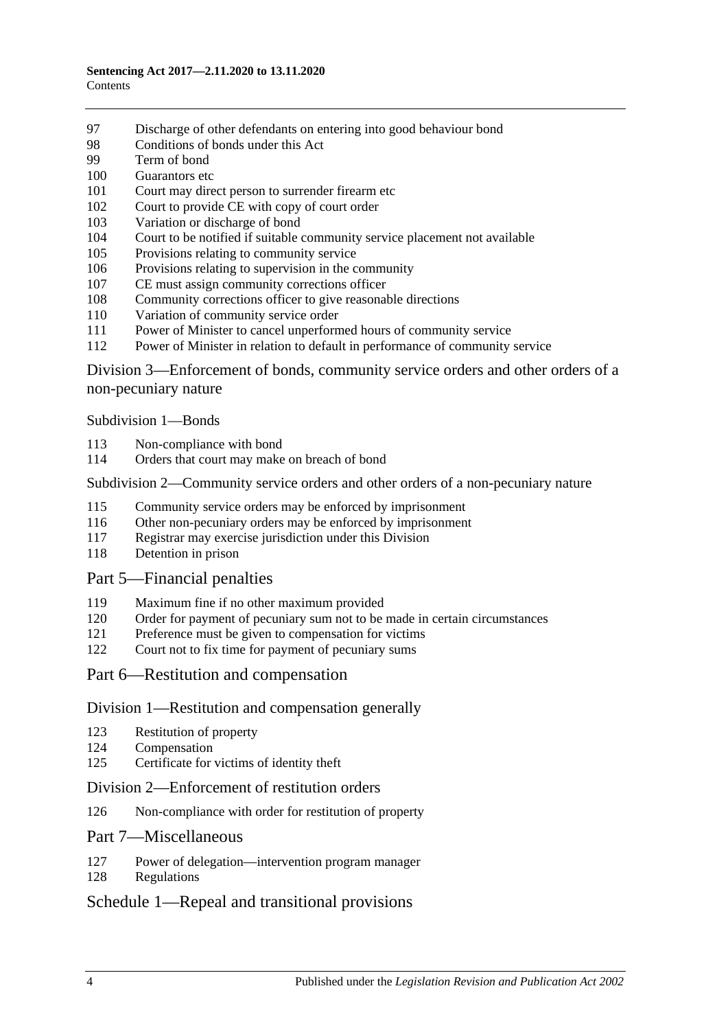97 Discharge of other defendants on entering into good behaviour bond
98 Conditions of bonds under this Act
99 Term of bond
100 Guarantors etc
101 Court may direct person to surrender firearm etc
102 Court to provide CE with copy of court order
103 Variation or discharge of bond
104 Court to be notified if suitable community service placement not available
105 Provisions relating to community service
106 Provisions relating to supervision in the community
107 CE must assign community corrections officer
108 Community corrections officer to give reasonable directions
110 Variation of community service order
111 Power of Minister to cancel unperformed hours of community service
112 Power of Minister in relation to default in performance of community service

## Division 3—Enforcement of bonds, community service orders and other orders of a non-pecuniary nature

### Subdivision 1—Bonds

113 Non-compliance with bond
114 Orders that court may make on breach of bond

### Subdivision 2—Community service orders and other orders of a non-pecuniary nature

115 Community service orders may be enforced by imprisonment
116 Other non-pecuniary orders may be enforced by imprisonment
117 Registrar may exercise jurisdiction under this Division
118 Detention in prison

## Part 5—Financial penalties

119 Maximum fine if no other maximum provided
120 Order for payment of pecuniary sum not to be made in certain circumstances
121 Preference must be given to compensation for victims
122 Court not to fix time for payment of pecuniary sums

## Part 6—Restitution and compensation

## Division 1—Restitution and compensation generally

123 Restitution of property
124 Compensation
125 Certificate for victims of identity theft

## Division 2—Enforcement of restitution orders

126 Non-compliance with order for restitution of property

## Part 7—Miscellaneous

127 Power of delegation—intervention program manager
128 Regulations

## Schedule 1—Repeal and transitional provisions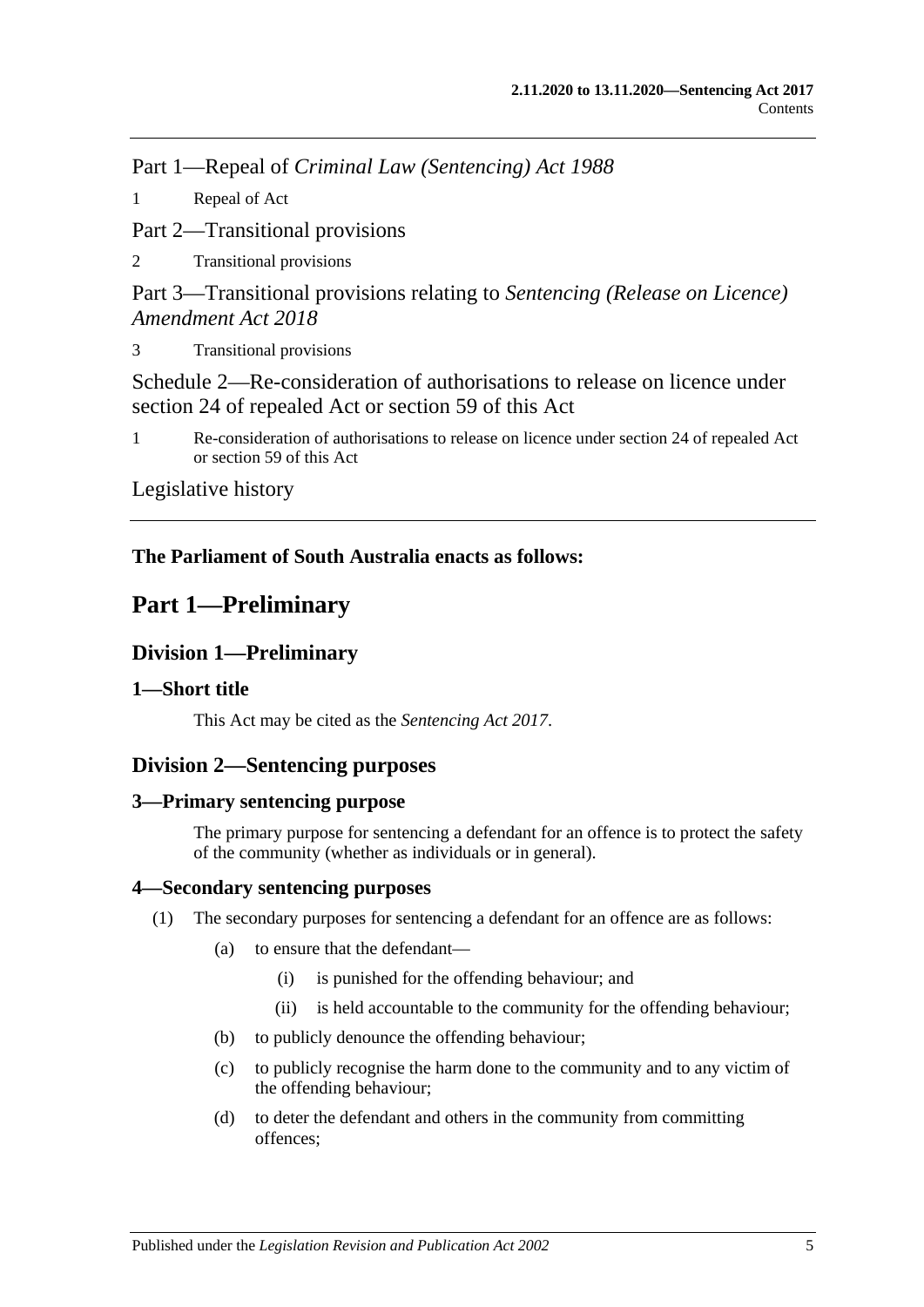Part 1—Repeal of *Criminal Law (Sentencing) Act 1988*

1 Repeal of Act

Part 2—Transitional provisions

2 Transitional provisions

Part 3—Transitional provisions relating to *Sentencing (Release on Licence) Amendment Act 2018*

3 Transitional provisions

Schedule 2—Re-consideration of authorisations to release on licence under section 24 of repealed Act or section 59 of this Act

1 Re-consideration of authorisations to release on licence under section 24 of repealed Act or section 59 of this Act

Legislative history

**The Parliament of South Australia enacts as follows:**

# Part 1—Preliminary

## Division 1—Preliminary

### 1—Short title

This Act may be cited as the *Sentencing Act 2017*.

## Division 2—Sentencing purposes

### 3—Primary sentencing purpose

The primary purpose for sentencing a defendant for an offence is to protect the safety of the community (whether as individuals or in general).

### 4—Secondary sentencing purposes

(1) The secondary purposes for sentencing a defendant for an offence are as follows:

(a) to ensure that the defendant—

(i) is punished for the offending behaviour; and

(ii) is held accountable to the community for the offending behaviour;

(b) to publicly denounce the offending behaviour;

(c) to publicly recognise the harm done to the community and to any victim of the offending behaviour;

(d) to deter the defendant and others in the community from committing offences;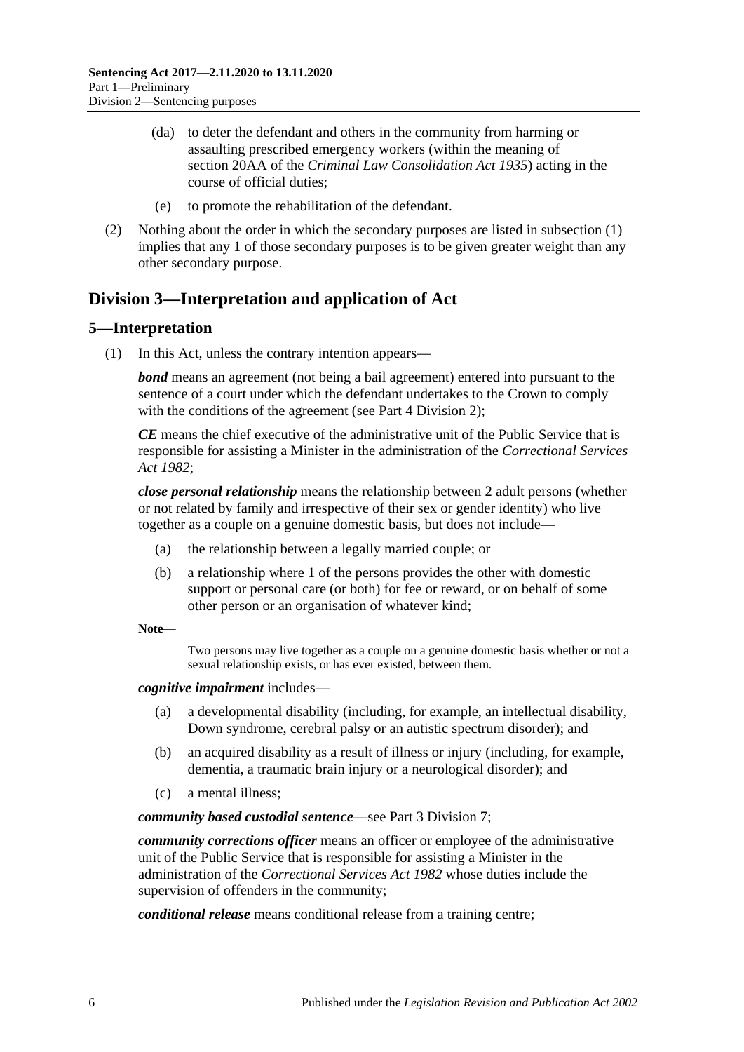(da) to deter the defendant and others in the community from harming or assaulting prescribed emergency workers (within the meaning of section 20AA of the *Criminal Law Consolidation Act 1935*) acting in the course of official duties;

(e) to promote the rehabilitation of the defendant.

(2) Nothing about the order in which the secondary purposes are listed in subsection (1) implies that any 1 of those secondary purposes is to be given greater weight than any other secondary purpose.

## Division 3—Interpretation and application of Act

### 5—Interpretation

(1) In this Act, unless the contrary intention appears—

***bond*** means an agreement (not being a bail agreement) entered into pursuant to the sentence of a court under which the defendant undertakes to the Crown to comply with the conditions of the agreement (see Part 4 Division 2);

***CE*** means the chief executive of the administrative unit of the Public Service that is responsible for assisting a Minister in the administration of the *Correctional Services Act 1982*;

***close personal relationship*** means the relationship between 2 adult persons (whether or not related by family and irrespective of their sex or gender identity) who live together as a couple on a genuine domestic basis, but does not include—

(a) the relationship between a legally married couple; or

(b) a relationship where 1 of the persons provides the other with domestic support or personal care (or both) for fee or reward, or on behalf of some other person or an organisation of whatever kind;

**Note—**

Two persons may live together as a couple on a genuine domestic basis whether or not a sexual relationship exists, or has ever existed, between them.

***cognitive impairment*** includes—

(a) a developmental disability (including, for example, an intellectual disability, Down syndrome, cerebral palsy or an autistic spectrum disorder); and

(b) an acquired disability as a result of illness or injury (including, for example, dementia, a traumatic brain injury or a neurological disorder); and

(c) a mental illness;

***community based custodial sentence***—see Part 3 Division 7;

***community corrections officer*** means an officer or employee of the administrative unit of the Public Service that is responsible for assisting a Minister in the administration of the *Correctional Services Act 1982* whose duties include the supervision of offenders in the community;

***conditional release*** means conditional release from a training centre;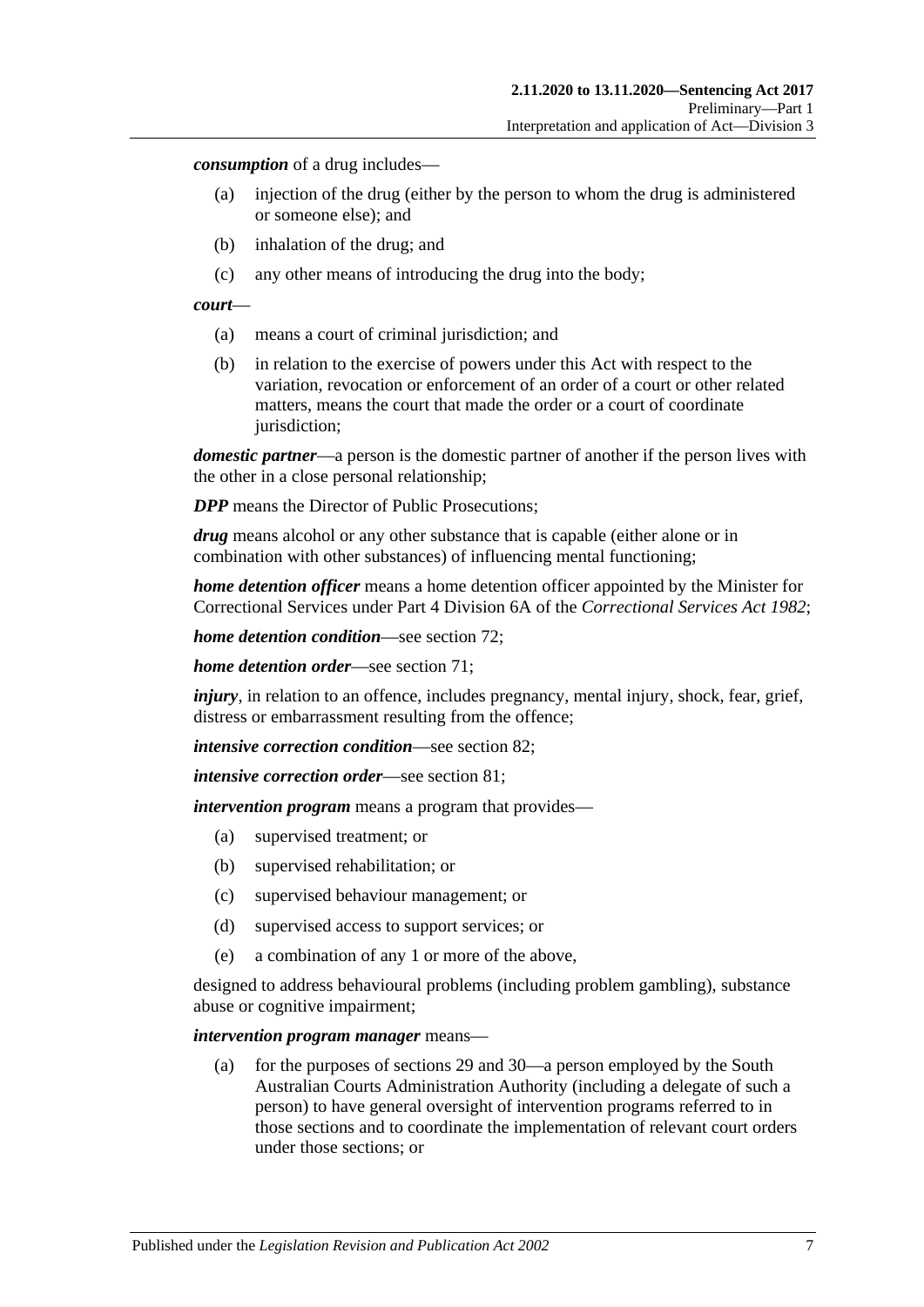***consumption*** of a drug includes—

- (a) injection of the drug (either by the person to whom the drug is administered or someone else); and
- (b) inhalation of the drug; and
- (c) any other means of introducing the drug into the body;

***court***—

- (a) means a court of criminal jurisdiction; and
- (b) in relation to the exercise of powers under this Act with respect to the variation, revocation or enforcement of an order of a court or other related matters, means the court that made the order or a court of coordinate jurisdiction;

***domestic partner***—a person is the domestic partner of another if the person lives with the other in a close personal relationship;

***DPP*** means the Director of Public Prosecutions;

***drug*** means alcohol or any other substance that is capable (either alone or in combination with other substances) of influencing mental functioning;

***home detention officer*** means a home detention officer appointed by the Minister for Correctional Services under Part 4 Division 6A of the *Correctional Services Act 1982*;

***home detention condition***—see section 72;

***home detention order***—see section 71;

***injury***, in relation to an offence, includes pregnancy, mental injury, shock, fear, grief, distress or embarrassment resulting from the offence;

***intensive correction condition***—see section 82;

***intensive correction order***—see section 81;

***intervention program*** means a program that provides—

- (a) supervised treatment; or
- (b) supervised rehabilitation; or
- (c) supervised behaviour management; or
- (d) supervised access to support services; or
- (e) a combination of any 1 or more of the above,

designed to address behavioural problems (including problem gambling), substance abuse or cognitive impairment;

***intervention program manager*** means—

- (a) for the purposes of sections 29 and 30—a person employed by the South Australian Courts Administration Authority (including a delegate of such a person) to have general oversight of intervention programs referred to in those sections and to coordinate the implementation of relevant court orders under those sections; or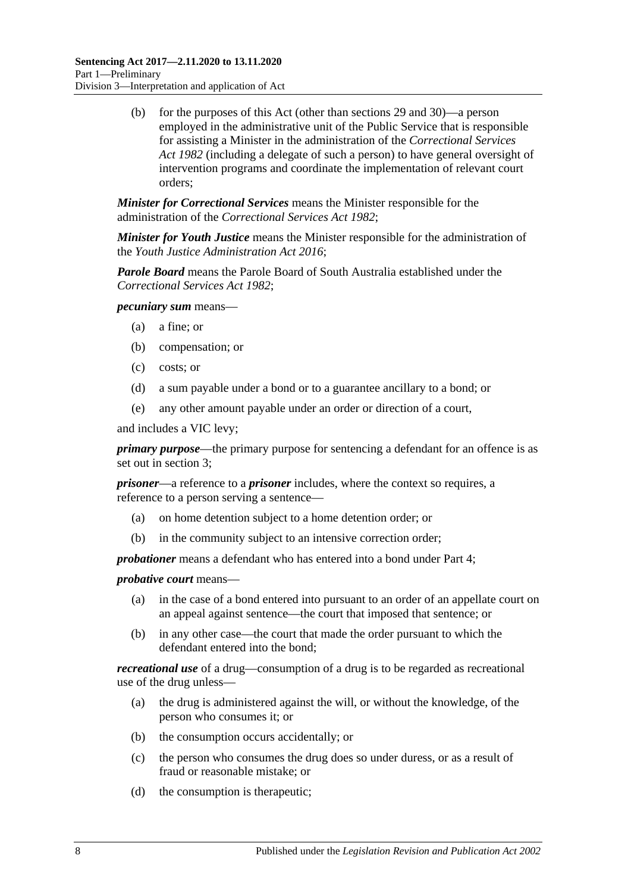(b) for the purposes of this Act (other than sections 29 and 30)—a person employed in the administrative unit of the Public Service that is responsible for assisting a Minister in the administration of the *Correctional Services Act 1982* (including a delegate of such a person) to have general oversight of intervention programs and coordinate the implementation of relevant court orders;

***Minister for Correctional Services*** means the Minister responsible for the administration of the *Correctional Services Act 1982*;

***Minister for Youth Justice*** means the Minister responsible for the administration of the *Youth Justice Administration Act 2016*;

***Parole Board*** means the Parole Board of South Australia established under the *Correctional Services Act 1982*;

***pecuniary sum*** means—

(a) a fine; or

(b) compensation; or

(c) costs; or

(d) a sum payable under a bond or to a guarantee ancillary to a bond; or

(e) any other amount payable under an order or direction of a court,

and includes a VIC levy;

***primary purpose***—the primary purpose for sentencing a defendant for an offence is as set out in section 3;

***prisoner***—a reference to a ***prisoner*** includes, where the context so requires, a reference to a person serving a sentence—

(a) on home detention subject to a home detention order; or

(b) in the community subject to an intensive correction order;

***probationer*** means a defendant who has entered into a bond under Part 4;

***probative court*** means—

(a) in the case of a bond entered into pursuant to an order of an appellate court on an appeal against sentence—the court that imposed that sentence; or

(b) in any other case—the court that made the order pursuant to which the defendant entered into the bond;

***recreational use*** of a drug—consumption of a drug is to be regarded as recreational use of the drug unless—

(a) the drug is administered against the will, or without the knowledge, of the person who consumes it; or

(b) the consumption occurs accidentally; or

(c) the person who consumes the drug does so under duress, or as a result of fraud or reasonable mistake; or

(d) the consumption is therapeutic;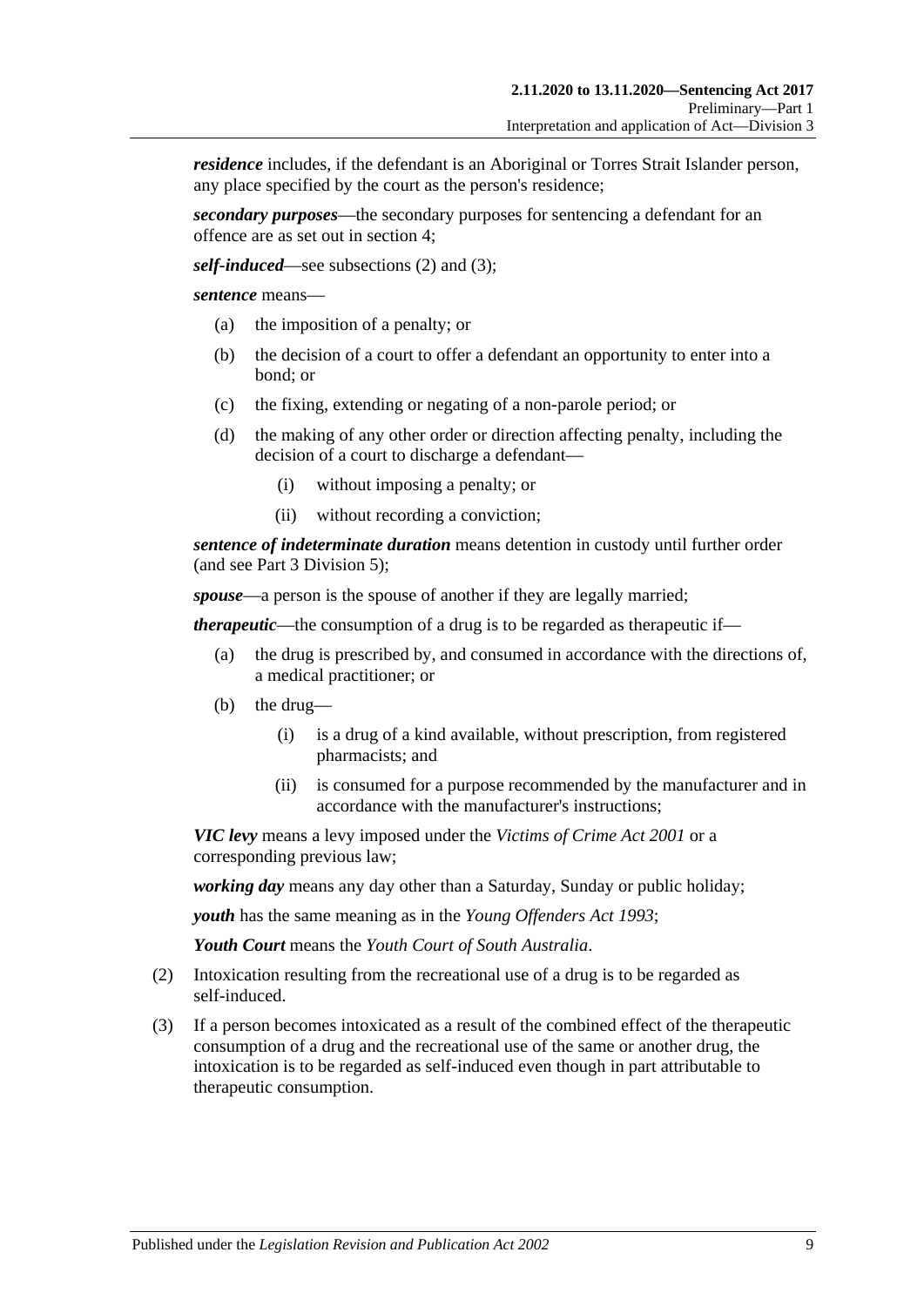***residence*** includes, if the defendant is an Aboriginal or Torres Strait Islander person, any place specified by the court as the person's residence;

***secondary purposes***—the secondary purposes for sentencing a defendant for an offence are as set out in section 4;

***self-induced***—see subsections (2) and (3);

***sentence*** means—

- (a) the imposition of a penalty; or
- (b) the decision of a court to offer a defendant an opportunity to enter into a bond; or
- (c) the fixing, extending or negating of a non-parole period; or
- (d) the making of any other order or direction affecting penalty, including the decision of a court to discharge a defendant—
  - (i) without imposing a penalty; or
  - (ii) without recording a conviction;

***sentence of indeterminate duration*** means detention in custody until further order (and see Part 3 Division 5);

***spouse***—a person is the spouse of another if they are legally married;

***therapeutic***—the consumption of a drug is to be regarded as therapeutic if—

- (a) the drug is prescribed by, and consumed in accordance with the directions of, a medical practitioner; or
- (b) the drug—
  - (i) is a drug of a kind available, without prescription, from registered pharmacists; and
  - (ii) is consumed for a purpose recommended by the manufacturer and in accordance with the manufacturer's instructions;

***VIC levy*** means a levy imposed under the *Victims of Crime Act 2001* or a corresponding previous law;

***working day*** means any day other than a Saturday, Sunday or public holiday;

***youth*** has the same meaning as in the *Young Offenders Act 1993*;

***Youth Court*** means the *Youth Court of South Australia*.

(2) Intoxication resulting from the recreational use of a drug is to be regarded as self-induced.

(3) If a person becomes intoxicated as a result of the combined effect of the therapeutic consumption of a drug and the recreational use of the same or another drug, the intoxication is to be regarded as self-induced even though in part attributable to therapeutic consumption.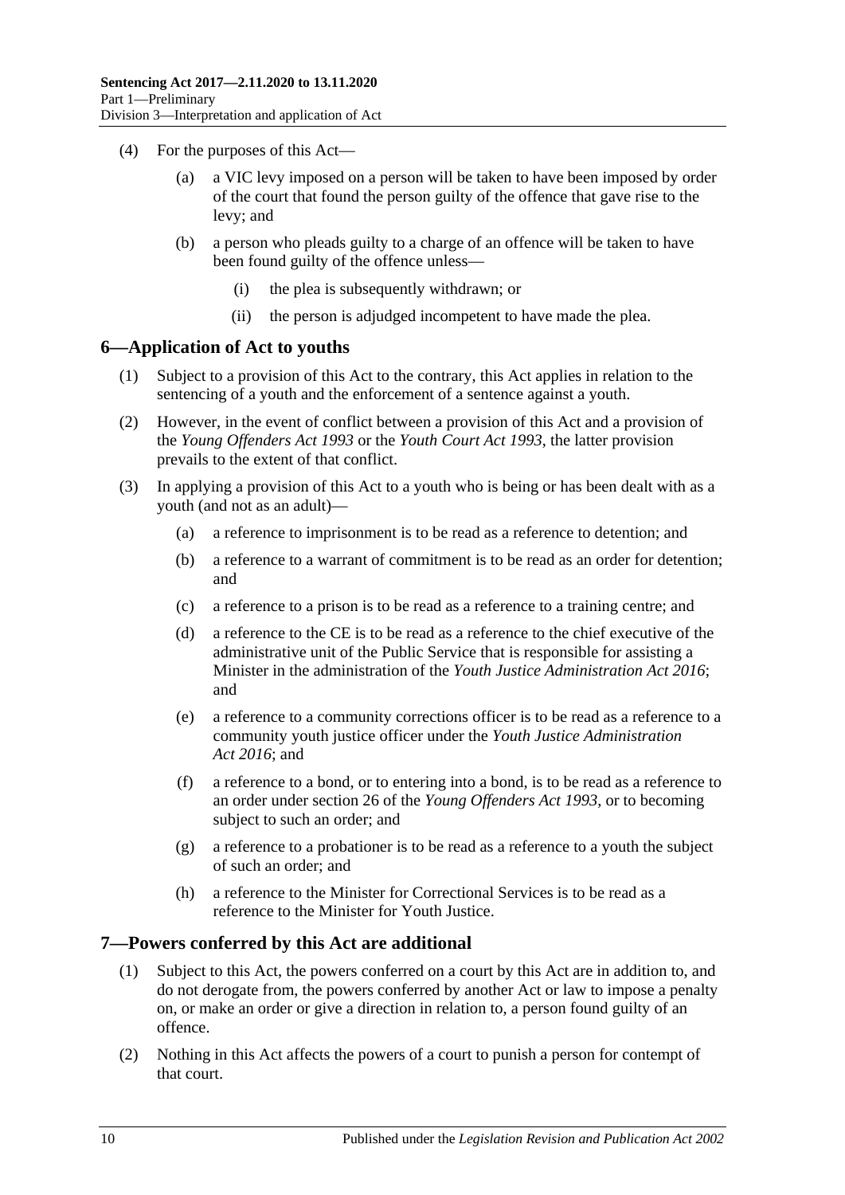(4) For the purposes of this Act—

(a) a VIC levy imposed on a person will be taken to have been imposed by order of the court that found the person guilty of the offence that gave rise to the levy; and

(b) a person who pleads guilty to a charge of an offence will be taken to have been found guilty of the offence unless—

(i) the plea is subsequently withdrawn; or

(ii) the person is adjudged incompetent to have made the plea.

## 6—Application of Act to youths

(1) Subject to a provision of this Act to the contrary, this Act applies in relation to the sentencing of a youth and the enforcement of a sentence against a youth.

(2) However, in the event of conflict between a provision of this Act and a provision of the *Young Offenders Act 1993* or the *Youth Court Act 1993*, the latter provision prevails to the extent of that conflict.

(3) In applying a provision of this Act to a youth who is being or has been dealt with as a youth (and not as an adult)—

(a) a reference to imprisonment is to be read as a reference to detention; and

(b) a reference to a warrant of commitment is to be read as an order for detention; and

(c) a reference to a prison is to be read as a reference to a training centre; and

(d) a reference to the CE is to be read as a reference to the chief executive of the administrative unit of the Public Service that is responsible for assisting a Minister in the administration of the *Youth Justice Administration Act 2016*; and

(e) a reference to a community corrections officer is to be read as a reference to a community youth justice officer under the *Youth Justice Administration Act 2016*; and

(f) a reference to a bond, or to entering into a bond, is to be read as a reference to an order under section 26 of the *Young Offenders Act 1993*, or to becoming subject to such an order; and

(g) a reference to a probationer is to be read as a reference to a youth the subject of such an order; and

(h) a reference to the Minister for Correctional Services is to be read as a reference to the Minister for Youth Justice.

## 7—Powers conferred by this Act are additional

(1) Subject to this Act, the powers conferred on a court by this Act are in addition to, and do not derogate from, the powers conferred by another Act or law to impose a penalty on, or make an order or give a direction in relation to, a person found guilty of an offence.

(2) Nothing in this Act affects the powers of a court to punish a person for contempt of that court.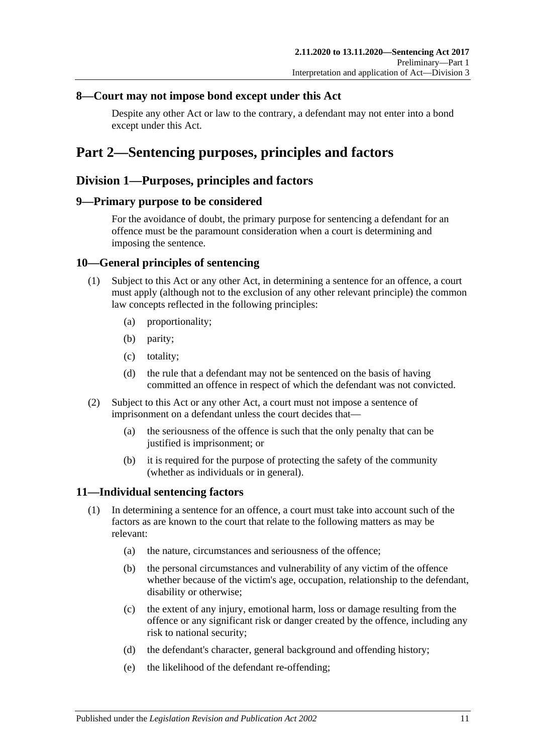## 8—Court may not impose bond except under this Act

Despite any other Act or law to the contrary, a defendant may not enter into a bond except under this Act.

# Part 2—Sentencing purposes, principles and factors

## Division 1—Purposes, principles and factors

## 9—Primary purpose to be considered

For the avoidance of doubt, the primary purpose for sentencing a defendant for an offence must be the paramount consideration when a court is determining and imposing the sentence.

## 10—General principles of sentencing

(1) Subject to this Act or any other Act, in determining a sentence for an offence, a court must apply (although not to the exclusion of any other relevant principle) the common law concepts reflected in the following principles:

(a) proportionality;

(b) parity;

(c) totality;

(d) the rule that a defendant may not be sentenced on the basis of having committed an offence in respect of which the defendant was not convicted.

(2) Subject to this Act or any other Act, a court must not impose a sentence of imprisonment on a defendant unless the court decides that—

(a) the seriousness of the offence is such that the only penalty that can be justified is imprisonment; or

(b) it is required for the purpose of protecting the safety of the community (whether as individuals or in general).

## 11—Individual sentencing factors

(1) In determining a sentence for an offence, a court must take into account such of the factors as are known to the court that relate to the following matters as may be relevant:

(a) the nature, circumstances and seriousness of the offence;

(b) the personal circumstances and vulnerability of any victim of the offence whether because of the victim's age, occupation, relationship to the defendant, disability or otherwise;

(c) the extent of any injury, emotional harm, loss or damage resulting from the offence or any significant risk or danger created by the offence, including any risk to national security;

(d) the defendant's character, general background and offending history;

(e) the likelihood of the defendant re-offending;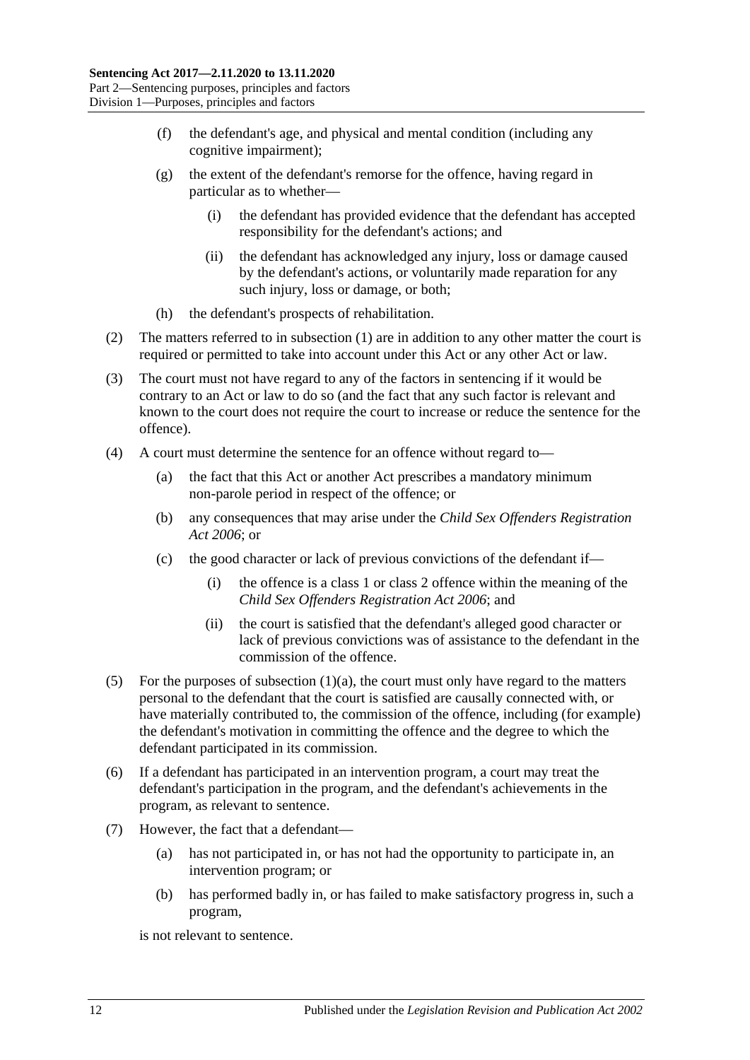(f) the defendant's age, and physical and mental condition (including any cognitive impairment);

(g) the extent of the defendant's remorse for the offence, having regard in particular as to whether—

(i) the defendant has provided evidence that the defendant has accepted responsibility for the defendant's actions; and

(ii) the defendant has acknowledged any injury, loss or damage caused by the defendant's actions, or voluntarily made reparation for any such injury, loss or damage, or both;

(h) the defendant's prospects of rehabilitation.

(2) The matters referred to in subsection (1) are in addition to any other matter the court is required or permitted to take into account under this Act or any other Act or law.

(3) The court must not have regard to any of the factors in sentencing if it would be contrary to an Act or law to do so (and the fact that any such factor is relevant and known to the court does not require the court to increase or reduce the sentence for the offence).

(4) A court must determine the sentence for an offence without regard to—

(a) the fact that this Act or another Act prescribes a mandatory minimum non-parole period in respect of the offence; or

(b) any consequences that may arise under the *Child Sex Offenders Registration Act 2006*; or

(c) the good character or lack of previous convictions of the defendant if—

(i) the offence is a class 1 or class 2 offence within the meaning of the *Child Sex Offenders Registration Act 2006*; and

(ii) the court is satisfied that the defendant's alleged good character or lack of previous convictions was of assistance to the defendant in the commission of the offence.

(5) For the purposes of subsection (1)(a), the court must only have regard to the matters personal to the defendant that the court is satisfied are causally connected with, or have materially contributed to, the commission of the offence, including (for example) the defendant's motivation in committing the offence and the degree to which the defendant participated in its commission.

(6) If a defendant has participated in an intervention program, a court may treat the defendant's participation in the program, and the defendant's achievements in the program, as relevant to sentence.

(7) However, the fact that a defendant—

(a) has not participated in, or has not had the opportunity to participate in, an intervention program; or

(b) has performed badly in, or has failed to make satisfactory progress in, such a program,

is not relevant to sentence.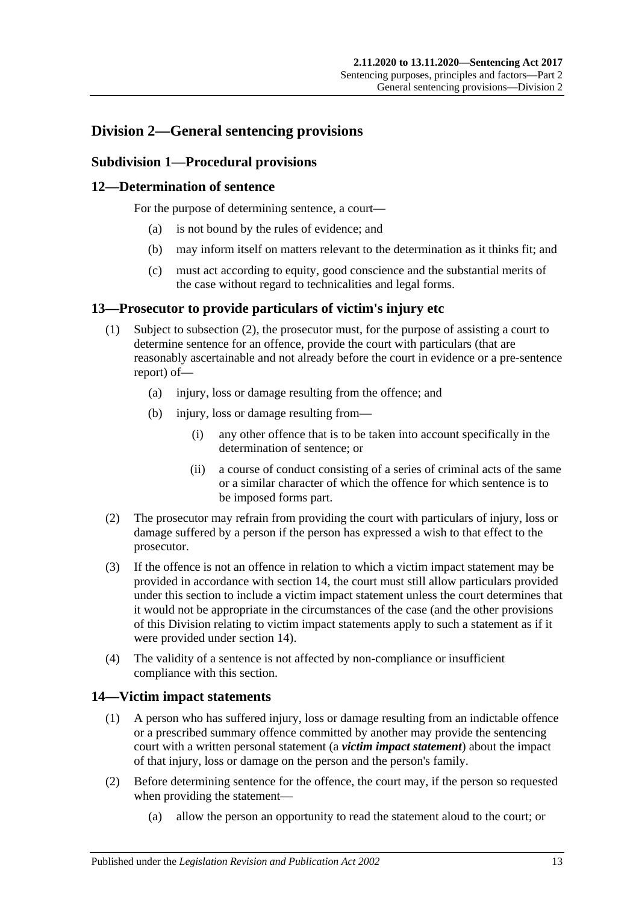## Division 2—General sentencing provisions

### Subdivision 1—Procedural provisions

#### 12—Determination of sentence

For the purpose of determining sentence, a court—

- (a) is not bound by the rules of evidence; and
- (b) may inform itself on matters relevant to the determination as it thinks fit; and
- (c) must act according to equity, good conscience and the substantial merits of the case without regard to technicalities and legal forms.

#### 13—Prosecutor to provide particulars of victim's injury etc

(1) Subject to subsection (2), the prosecutor must, for the purpose of assisting a court to determine sentence for an offence, provide the court with particulars (that are reasonably ascertainable and not already before the court in evidence or a pre-sentence report) of—

- (a) injury, loss or damage resulting from the offence; and
- (b) injury, loss or damage resulting from—
  - (i) any other offence that is to be taken into account specifically in the determination of sentence; or
  - (ii) a course of conduct consisting of a series of criminal acts of the same or a similar character of which the offence for which sentence is to be imposed forms part.

(2) The prosecutor may refrain from providing the court with particulars of injury, loss or damage suffered by a person if the person has expressed a wish to that effect to the prosecutor.

(3) If the offence is not an offence in relation to which a victim impact statement may be provided in accordance with section 14, the court must still allow particulars provided under this section to include a victim impact statement unless the court determines that it would not be appropriate in the circumstances of the case (and the other provisions of this Division relating to victim impact statements apply to such a statement as if it were provided under section 14).

(4) The validity of a sentence is not affected by non-compliance or insufficient compliance with this section.

#### 14—Victim impact statements

(1) A person who has suffered injury, loss or damage resulting from an indictable offence or a prescribed summary offence committed by another may provide the sentencing court with a written personal statement (a ***victim impact statement***) about the impact of that injury, loss or damage on the person and the person's family.

(2) Before determining sentence for the offence, the court may, if the person so requested when providing the statement—

- (a) allow the person an opportunity to read the statement aloud to the court; or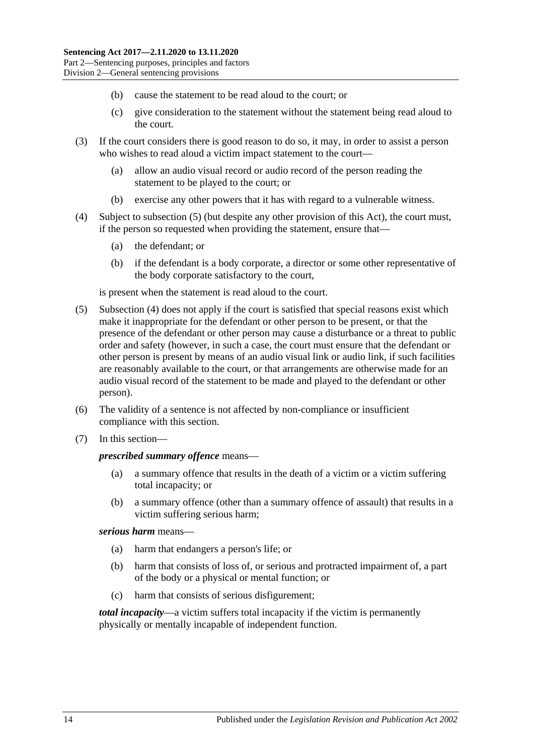(b) cause the statement to be read aloud to the court; or

(c) give consideration to the statement without the statement being read aloud to the court.

(3) If the court considers there is good reason to do so, it may, in order to assist a person who wishes to read aloud a victim impact statement to the court—

(a) allow an audio visual record or audio record of the person reading the statement to be played to the court; or

(b) exercise any other powers that it has with regard to a vulnerable witness.

(4) Subject to subsection (5) (but despite any other provision of this Act), the court must, if the person so requested when providing the statement, ensure that—

(a) the defendant; or

(b) if the defendant is a body corporate, a director or some other representative of the body corporate satisfactory to the court,

is present when the statement is read aloud to the court.

(5) Subsection (4) does not apply if the court is satisfied that special reasons exist which make it inappropriate for the defendant or other person to be present, or that the presence of the defendant or other person may cause a disturbance or a threat to public order and safety (however, in such a case, the court must ensure that the defendant or other person is present by means of an audio visual link or audio link, if such facilities are reasonably available to the court, or that arrangements are otherwise made for an audio visual record of the statement to be made and played to the defendant or other person).

(6) The validity of a sentence is not affected by non-compliance or insufficient compliance with this section.

(7) In this section—

***prescribed summary offence*** means—

(a) a summary offence that results in the death of a victim or a victim suffering total incapacity; or

(b) a summary offence (other than a summary offence of assault) that results in a victim suffering serious harm;

***serious harm*** means—

(a) harm that endangers a person's life; or

(b) harm that consists of loss of, or serious and protracted impairment of, a part of the body or a physical or mental function; or

(c) harm that consists of serious disfigurement;

***total incapacity***—a victim suffers total incapacity if the victim is permanently physically or mentally incapable of independent function.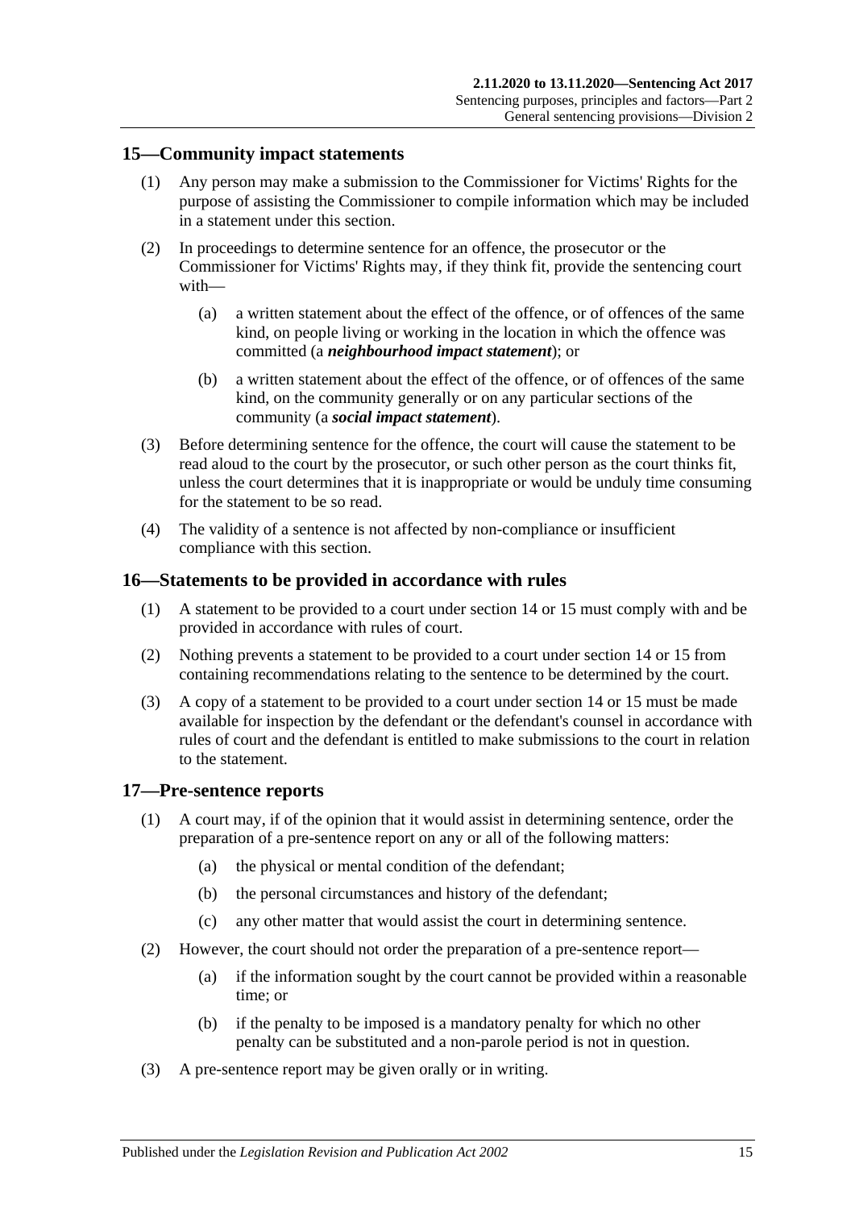## 15—Community impact statements

(1) Any person may make a submission to the Commissioner for Victims' Rights for the purpose of assisting the Commissioner to compile information which may be included in a statement under this section.

(2) In proceedings to determine sentence for an offence, the prosecutor or the Commissioner for Victims' Rights may, if they think fit, provide the sentencing court with—

(a) a written statement about the effect of the offence, or of offences of the same kind, on people living or working in the location in which the offence was committed (a ***neighbourhood impact statement***); or

(b) a written statement about the effect of the offence, or of offences of the same kind, on the community generally or on any particular sections of the community (a ***social impact statement***).

(3) Before determining sentence for the offence, the court will cause the statement to be read aloud to the court by the prosecutor, or such other person as the court thinks fit, unless the court determines that it is inappropriate or would be unduly time consuming for the statement to be so read.

(4) The validity of a sentence is not affected by non-compliance or insufficient compliance with this section.

## 16—Statements to be provided in accordance with rules

(1) A statement to be provided to a court under section 14 or 15 must comply with and be provided in accordance with rules of court.

(2) Nothing prevents a statement to be provided to a court under section 14 or 15 from containing recommendations relating to the sentence to be determined by the court.

(3) A copy of a statement to be provided to a court under section 14 or 15 must be made available for inspection by the defendant or the defendant's counsel in accordance with rules of court and the defendant is entitled to make submissions to the court in relation to the statement.

## 17—Pre-sentence reports

(1) A court may, if of the opinion that it would assist in determining sentence, order the preparation of a pre-sentence report on any or all of the following matters:

(a) the physical or mental condition of the defendant;

(b) the personal circumstances and history of the defendant;

(c) any other matter that would assist the court in determining sentence.

(2) However, the court should not order the preparation of a pre-sentence report—

(a) if the information sought by the court cannot be provided within a reasonable time; or

(b) if the penalty to be imposed is a mandatory penalty for which no other penalty can be substituted and a non-parole period is not in question.

(3) A pre-sentence report may be given orally or in writing.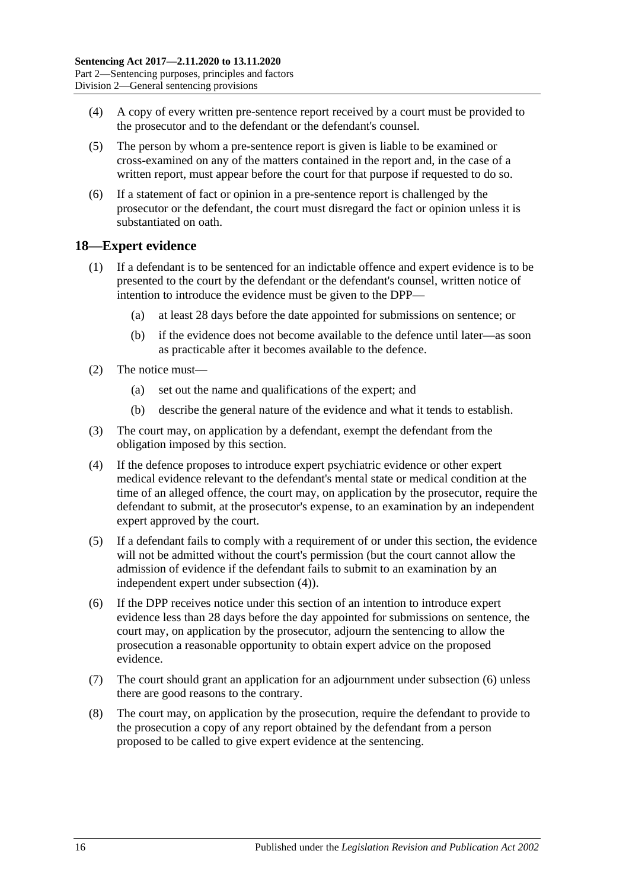(4) A copy of every written pre-sentence report received by a court must be provided to the prosecutor and to the defendant or the defendant's counsel.

(5) The person by whom a pre-sentence report is given is liable to be examined or cross-examined on any of the matters contained in the report and, in the case of a written report, must appear before the court for that purpose if requested to do so.

(6) If a statement of fact or opinion in a pre-sentence report is challenged by the prosecutor or the defendant, the court must disregard the fact or opinion unless it is substantiated on oath.

## 18—Expert evidence

(1) If a defendant is to be sentenced for an indictable offence and expert evidence is to be presented to the court by the defendant or the defendant's counsel, written notice of intention to introduce the evidence must be given to the DPP—

(a) at least 28 days before the date appointed for submissions on sentence; or

(b) if the evidence does not become available to the defence until later—as soon as practicable after it becomes available to the defence.

(2) The notice must—

(a) set out the name and qualifications of the expert; and

(b) describe the general nature of the evidence and what it tends to establish.

(3) The court may, on application by a defendant, exempt the defendant from the obligation imposed by this section.

(4) If the defence proposes to introduce expert psychiatric evidence or other expert medical evidence relevant to the defendant's mental state or medical condition at the time of an alleged offence, the court may, on application by the prosecutor, require the defendant to submit, at the prosecutor's expense, to an examination by an independent expert approved by the court.

(5) If a defendant fails to comply with a requirement of or under this section, the evidence will not be admitted without the court's permission (but the court cannot allow the admission of evidence if the defendant fails to submit to an examination by an independent expert under subsection (4)).

(6) If the DPP receives notice under this section of an intention to introduce expert evidence less than 28 days before the day appointed for submissions on sentence, the court may, on application by the prosecutor, adjourn the sentencing to allow the prosecution a reasonable opportunity to obtain expert advice on the proposed evidence.

(7) The court should grant an application for an adjournment under subsection (6) unless there are good reasons to the contrary.

(8) The court may, on application by the prosecution, require the defendant to provide to the prosecution a copy of any report obtained by the defendant from a person proposed to be called to give expert evidence at the sentencing.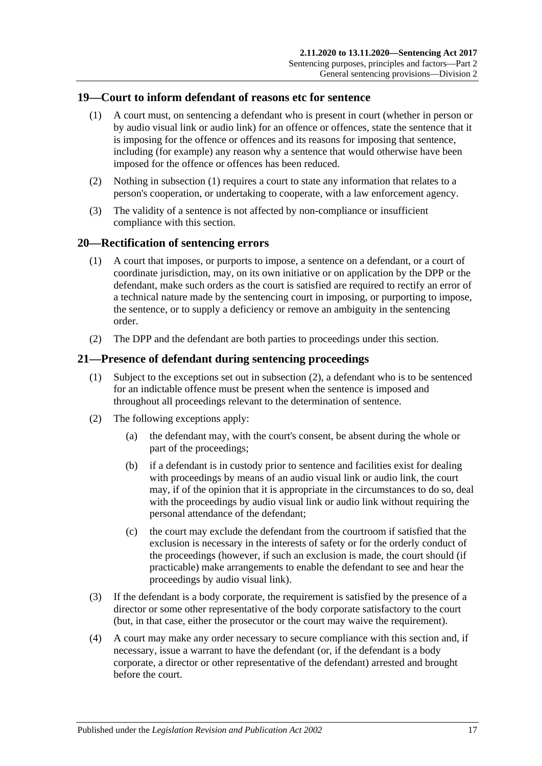## 19—Court to inform defendant of reasons etc for sentence

(1) A court must, on sentencing a defendant who is present in court (whether in person or by audio visual link or audio link) for an offence or offences, state the sentence that it is imposing for the offence or offences and its reasons for imposing that sentence, including (for example) any reason why a sentence that would otherwise have been imposed for the offence or offences has been reduced.

(2) Nothing in subsection (1) requires a court to state any information that relates to a person's cooperation, or undertaking to cooperate, with a law enforcement agency.

(3) The validity of a sentence is not affected by non-compliance or insufficient compliance with this section.

## 20—Rectification of sentencing errors

(1) A court that imposes, or purports to impose, a sentence on a defendant, or a court of coordinate jurisdiction, may, on its own initiative or on application by the DPP or the defendant, make such orders as the court is satisfied are required to rectify an error of a technical nature made by the sentencing court in imposing, or purporting to impose, the sentence, or to supply a deficiency or remove an ambiguity in the sentencing order.

(2) The DPP and the defendant are both parties to proceedings under this section.

## 21—Presence of defendant during sentencing proceedings

(1) Subject to the exceptions set out in subsection (2), a defendant who is to be sentenced for an indictable offence must be present when the sentence is imposed and throughout all proceedings relevant to the determination of sentence.

(2) The following exceptions apply:

(a) the defendant may, with the court's consent, be absent during the whole or part of the proceedings;

(b) if a defendant is in custody prior to sentence and facilities exist for dealing with proceedings by means of an audio visual link or audio link, the court may, if of the opinion that it is appropriate in the circumstances to do so, deal with the proceedings by audio visual link or audio link without requiring the personal attendance of the defendant;

(c) the court may exclude the defendant from the courtroom if satisfied that the exclusion is necessary in the interests of safety or for the orderly conduct of the proceedings (however, if such an exclusion is made, the court should (if practicable) make arrangements to enable the defendant to see and hear the proceedings by audio visual link).

(3) If the defendant is a body corporate, the requirement is satisfied by the presence of a director or some other representative of the body corporate satisfactory to the court (but, in that case, either the prosecutor or the court may waive the requirement).

(4) A court may make any order necessary to secure compliance with this section and, if necessary, issue a warrant to have the defendant (or, if the defendant is a body corporate, a director or other representative of the defendant) arrested and brought before the court.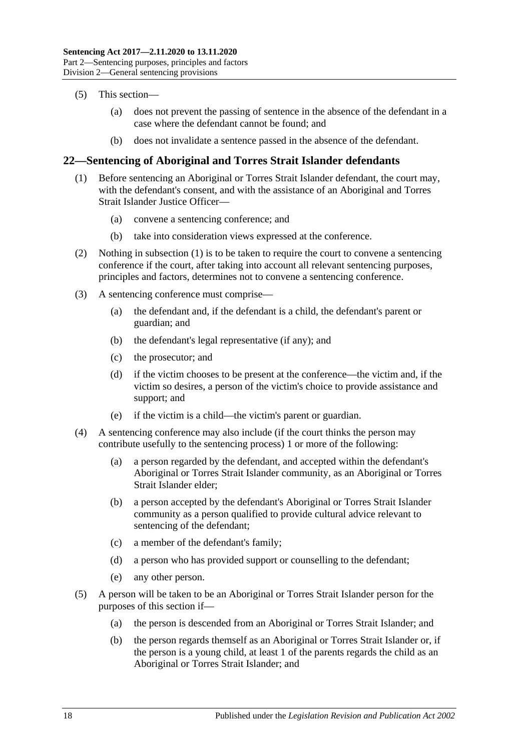(5) This section—

(a) does not prevent the passing of sentence in the absence of the defendant in a case where the defendant cannot be found; and

(b) does not invalidate a sentence passed in the absence of the defendant.

## 22—Sentencing of Aboriginal and Torres Strait Islander defendants

(1) Before sentencing an Aboriginal or Torres Strait Islander defendant, the court may, with the defendant's consent, and with the assistance of an Aboriginal and Torres Strait Islander Justice Officer—

(a) convene a sentencing conference; and

(b) take into consideration views expressed at the conference.

(2) Nothing in subsection (1) is to be taken to require the court to convene a sentencing conference if the court, after taking into account all relevant sentencing purposes, principles and factors, determines not to convene a sentencing conference.

(3) A sentencing conference must comprise—

(a) the defendant and, if the defendant is a child, the defendant's parent or guardian; and

(b) the defendant's legal representative (if any); and

(c) the prosecutor; and

(d) if the victim chooses to be present at the conference—the victim and, if the victim so desires, a person of the victim's choice to provide assistance and support; and

(e) if the victim is a child—the victim's parent or guardian.

(4) A sentencing conference may also include (if the court thinks the person may contribute usefully to the sentencing process) 1 or more of the following:

(a) a person regarded by the defendant, and accepted within the defendant's Aboriginal or Torres Strait Islander community, as an Aboriginal or Torres Strait Islander elder;

(b) a person accepted by the defendant's Aboriginal or Torres Strait Islander community as a person qualified to provide cultural advice relevant to sentencing of the defendant;

(c) a member of the defendant's family;

(d) a person who has provided support or counselling to the defendant;

(e) any other person.

(5) A person will be taken to be an Aboriginal or Torres Strait Islander person for the purposes of this section if—

(a) the person is descended from an Aboriginal or Torres Strait Islander; and

(b) the person regards themself as an Aboriginal or Torres Strait Islander or, if the person is a young child, at least 1 of the parents regards the child as an Aboriginal or Torres Strait Islander; and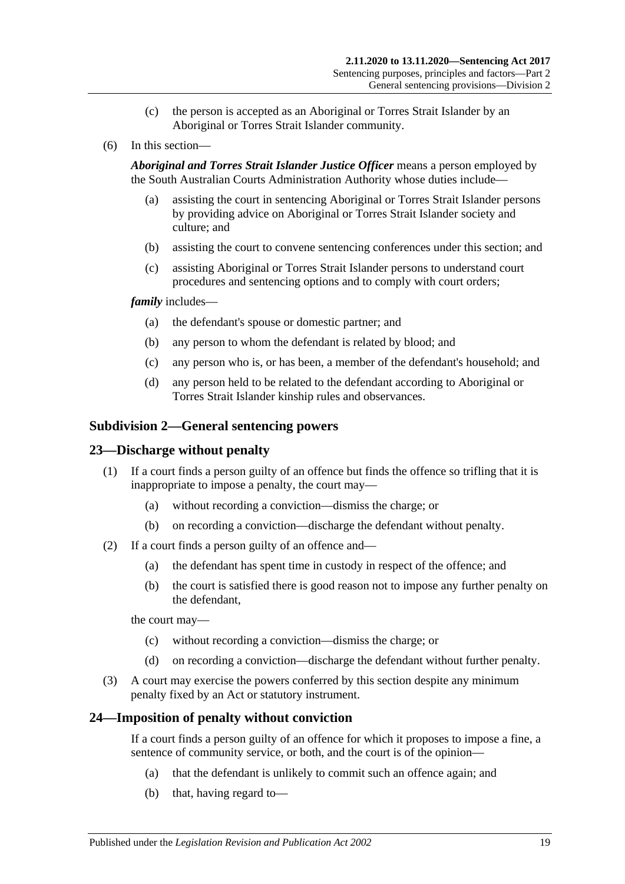(c) the person is accepted as an Aboriginal or Torres Strait Islander by an Aboriginal or Torres Strait Islander community.

(6) In this section—

***Aboriginal and Torres Strait Islander Justice Officer*** means a person employed by the South Australian Courts Administration Authority whose duties include—

(a) assisting the court in sentencing Aboriginal or Torres Strait Islander persons by providing advice on Aboriginal or Torres Strait Islander society and culture; and

(b) assisting the court to convene sentencing conferences under this section; and

(c) assisting Aboriginal or Torres Strait Islander persons to understand court procedures and sentencing options and to comply with court orders;

***family*** includes—

(a) the defendant's spouse or domestic partner; and

(b) any person to whom the defendant is related by blood; and

(c) any person who is, or has been, a member of the defendant's household; and

(d) any person held to be related to the defendant according to Aboriginal or Torres Strait Islander kinship rules and observances.

## Subdivision 2—General sentencing powers

## 23—Discharge without penalty

(1) If a court finds a person guilty of an offence but finds the offence so trifling that it is inappropriate to impose a penalty, the court may—

(a) without recording a conviction—dismiss the charge; or

(b) on recording a conviction—discharge the defendant without penalty.

(2) If a court finds a person guilty of an offence and—

(a) the defendant has spent time in custody in respect of the offence; and

(b) the court is satisfied there is good reason not to impose any further penalty on the defendant,

the court may—

(c) without recording a conviction—dismiss the charge; or

(d) on recording a conviction—discharge the defendant without further penalty.

(3) A court may exercise the powers conferred by this section despite any minimum penalty fixed by an Act or statutory instrument.

## 24—Imposition of penalty without conviction

If a court finds a person guilty of an offence for which it proposes to impose a fine, a sentence of community service, or both, and the court is of the opinion—

(a) that the defendant is unlikely to commit such an offence again; and

(b) that, having regard to—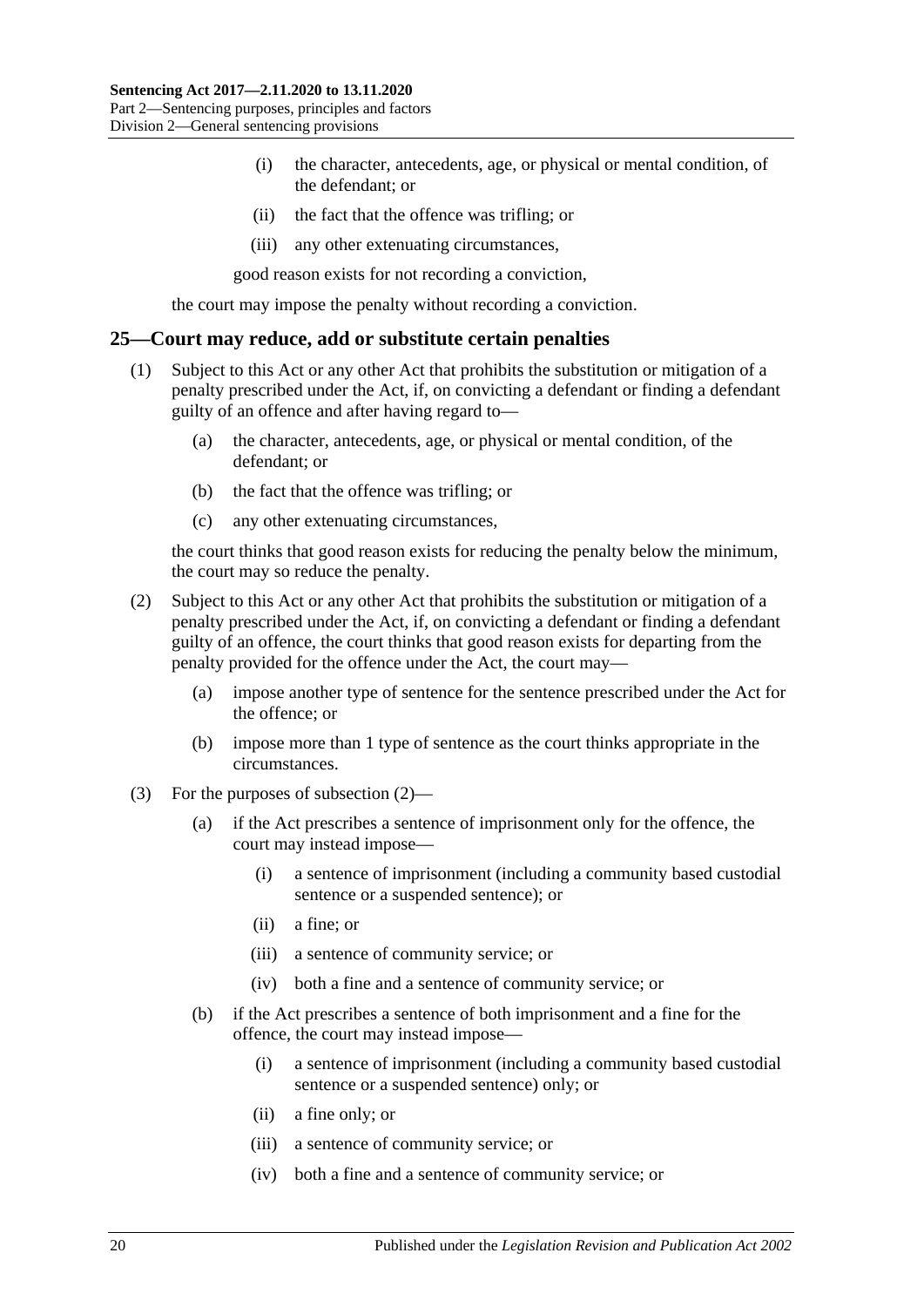(i) the character, antecedents, age, or physical or mental condition, of the defendant; or

(ii) the fact that the offence was trifling; or

(iii) any other extenuating circumstances,

good reason exists for not recording a conviction,

the court may impose the penalty without recording a conviction.

## 25—Court may reduce, add or substitute certain penalties

(1) Subject to this Act or any other Act that prohibits the substitution or mitigation of a penalty prescribed under the Act, if, on convicting a defendant or finding a defendant guilty of an offence and after having regard to—

(a) the character, antecedents, age, or physical or mental condition, of the defendant; or

(b) the fact that the offence was trifling; or

(c) any other extenuating circumstances,

the court thinks that good reason exists for reducing the penalty below the minimum, the court may so reduce the penalty.

(2) Subject to this Act or any other Act that prohibits the substitution or mitigation of a penalty prescribed under the Act, if, on convicting a defendant or finding a defendant guilty of an offence, the court thinks that good reason exists for departing from the penalty provided for the offence under the Act, the court may—

(a) impose another type of sentence for the sentence prescribed under the Act for the offence; or

(b) impose more than 1 type of sentence as the court thinks appropriate in the circumstances.

(3) For the purposes of subsection (2)—

(a) if the Act prescribes a sentence of imprisonment only for the offence, the court may instead impose—

(i) a sentence of imprisonment (including a community based custodial sentence or a suspended sentence); or

(ii) a fine; or

(iii) a sentence of community service; or

(iv) both a fine and a sentence of community service; or

(b) if the Act prescribes a sentence of both imprisonment and a fine for the offence, the court may instead impose—

(i) a sentence of imprisonment (including a community based custodial sentence or a suspended sentence) only; or

(ii) a fine only; or

(iii) a sentence of community service; or

(iv) both a fine and a sentence of community service; or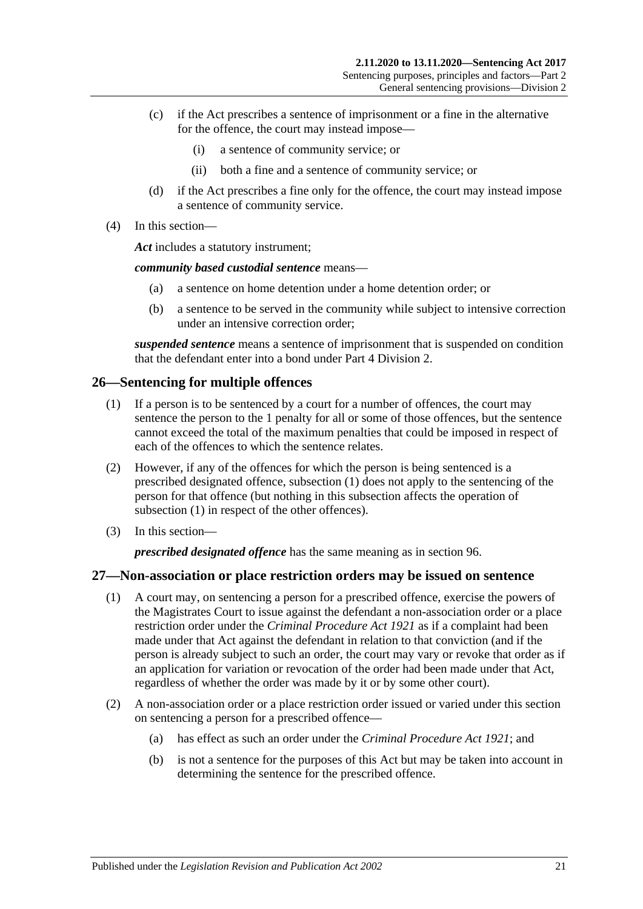(c) if the Act prescribes a sentence of imprisonment or a fine in the alternative for the offence, the court may instead impose—

(i) a sentence of community service; or

(ii) both a fine and a sentence of community service; or

(d) if the Act prescribes a fine only for the offence, the court may instead impose a sentence of community service.

(4) In this section—

***Act*** includes a statutory instrument;

***community based custodial sentence*** means—

(a) a sentence on home detention under a home detention order; or

(b) a sentence to be served in the community while subject to intensive correction under an intensive correction order;

***suspended sentence*** means a sentence of imprisonment that is suspended on condition that the defendant enter into a bond under Part 4 Division 2.

## 26—Sentencing for multiple offences

(1) If a person is to be sentenced by a court for a number of offences, the court may sentence the person to the 1 penalty for all or some of those offences, but the sentence cannot exceed the total of the maximum penalties that could be imposed in respect of each of the offences to which the sentence relates.

(2) However, if any of the offences for which the person is being sentenced is a prescribed designated offence, subsection (1) does not apply to the sentencing of the person for that offence (but nothing in this subsection affects the operation of subsection (1) in respect of the other offences).

(3) In this section—

***prescribed designated offence*** has the same meaning as in section 96.

## 27—Non-association or place restriction orders may be issued on sentence

(1) A court may, on sentencing a person for a prescribed offence, exercise the powers of the Magistrates Court to issue against the defendant a non-association order or a place restriction order under the *Criminal Procedure Act 1921* as if a complaint had been made under that Act against the defendant in relation to that conviction (and if the person is already subject to such an order, the court may vary or revoke that order as if an application for variation or revocation of the order had been made under that Act, regardless of whether the order was made by it or by some other court).

(2) A non-association order or a place restriction order issued or varied under this section on sentencing a person for a prescribed offence—

(a) has effect as such an order under the *Criminal Procedure Act 1921*; and

(b) is not a sentence for the purposes of this Act but may be taken into account in determining the sentence for the prescribed offence.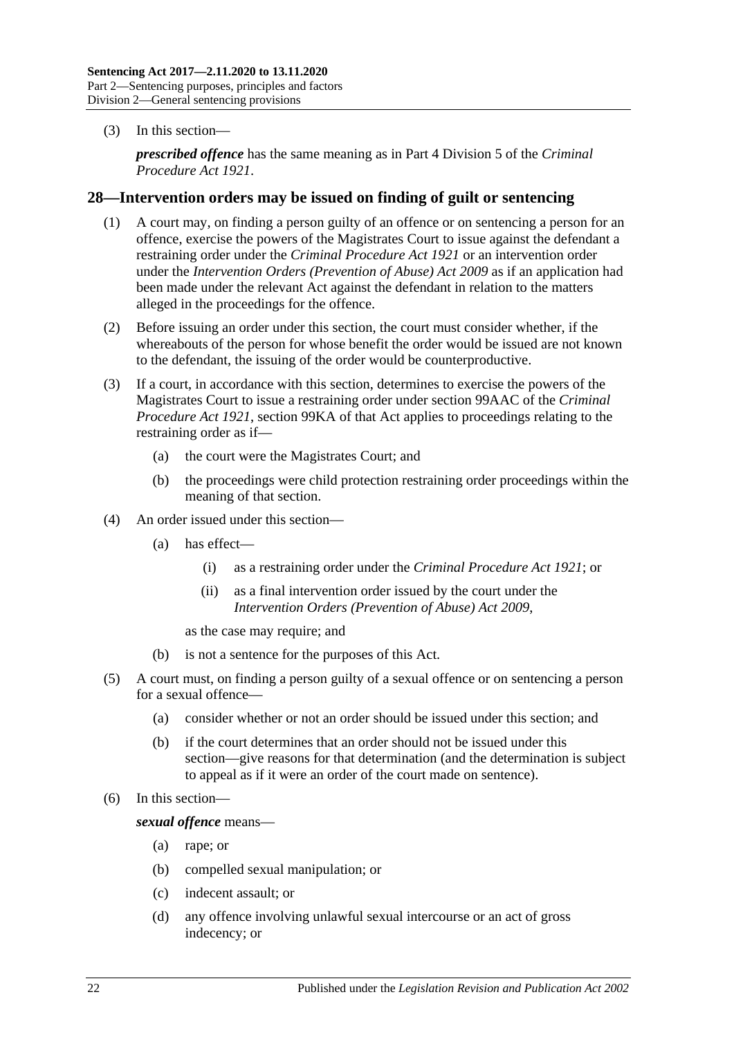(3) In this section—

***prescribed offence*** has the same meaning as in Part 4 Division 5 of the *Criminal Procedure Act 1921*.

## 28—Intervention orders may be issued on finding of guilt or sentencing

(1) A court may, on finding a person guilty of an offence or on sentencing a person for an offence, exercise the powers of the Magistrates Court to issue against the defendant a restraining order under the *Criminal Procedure Act 1921* or an intervention order under the *Intervention Orders (Prevention of Abuse) Act 2009* as if an application had been made under the relevant Act against the defendant in relation to the matters alleged in the proceedings for the offence.

(2) Before issuing an order under this section, the court must consider whether, if the whereabouts of the person for whose benefit the order would be issued are not known to the defendant, the issuing of the order would be counterproductive.

(3) If a court, in accordance with this section, determines to exercise the powers of the Magistrates Court to issue a restraining order under section 99AAC of the *Criminal Procedure Act 1921*, section 99KA of that Act applies to proceedings relating to the restraining order as if—

- (a) the court were the Magistrates Court; and
- (b) the proceedings were child protection restraining order proceedings within the meaning of that section.

(4) An order issued under this section—

- (a) has effect—
  - (i) as a restraining order under the *Criminal Procedure Act 1921*; or
  - (ii) as a final intervention order issued by the court under the *Intervention Orders (Prevention of Abuse) Act 2009*,

  as the case may require; and
- (b) is not a sentence for the purposes of this Act.

(5) A court must, on finding a person guilty of a sexual offence or on sentencing a person for a sexual offence—

- (a) consider whether or not an order should be issued under this section; and
- (b) if the court determines that an order should not be issued under this section—give reasons for that determination (and the determination is subject to appeal as if it were an order of the court made on sentence).

(6) In this section—

***sexual offence*** means—

- (a) rape; or
- (b) compelled sexual manipulation; or
- (c) indecent assault; or
- (d) any offence involving unlawful sexual intercourse or an act of gross indecency; or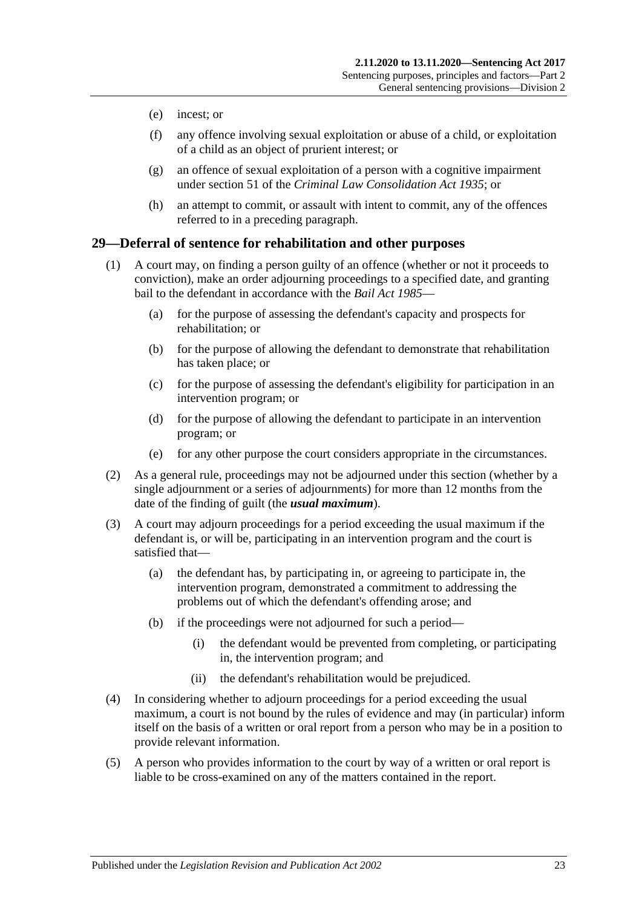(e) incest; or

(f) any offence involving sexual exploitation or abuse of a child, or exploitation of a child as an object of prurient interest; or

(g) an offence of sexual exploitation of a person with a cognitive impairment under section 51 of the *Criminal Law Consolidation Act 1935*; or

(h) an attempt to commit, or assault with intent to commit, any of the offences referred to in a preceding paragraph.

## 29—Deferral of sentence for rehabilitation and other purposes

(1) A court may, on finding a person guilty of an offence (whether or not it proceeds to conviction), make an order adjourning proceedings to a specified date, and granting bail to the defendant in accordance with the *Bail Act 1985*—

(a) for the purpose of assessing the defendant's capacity and prospects for rehabilitation; or

(b) for the purpose of allowing the defendant to demonstrate that rehabilitation has taken place; or

(c) for the purpose of assessing the defendant's eligibility for participation in an intervention program; or

(d) for the purpose of allowing the defendant to participate in an intervention program; or

(e) for any other purpose the court considers appropriate in the circumstances.

(2) As a general rule, proceedings may not be adjourned under this section (whether by a single adjournment or a series of adjournments) for more than 12 months from the date of the finding of guilt (the ***usual maximum***).

(3) A court may adjourn proceedings for a period exceeding the usual maximum if the defendant is, or will be, participating in an intervention program and the court is satisfied that—

(a) the defendant has, by participating in, or agreeing to participate in, the intervention program, demonstrated a commitment to addressing the problems out of which the defendant's offending arose; and

(b) if the proceedings were not adjourned for such a period—

(i) the defendant would be prevented from completing, or participating in, the intervention program; and

(ii) the defendant's rehabilitation would be prejudiced.

(4) In considering whether to adjourn proceedings for a period exceeding the usual maximum, a court is not bound by the rules of evidence and may (in particular) inform itself on the basis of a written or oral report from a person who may be in a position to provide relevant information.

(5) A person who provides information to the court by way of a written or oral report is liable to be cross-examined on any of the matters contained in the report.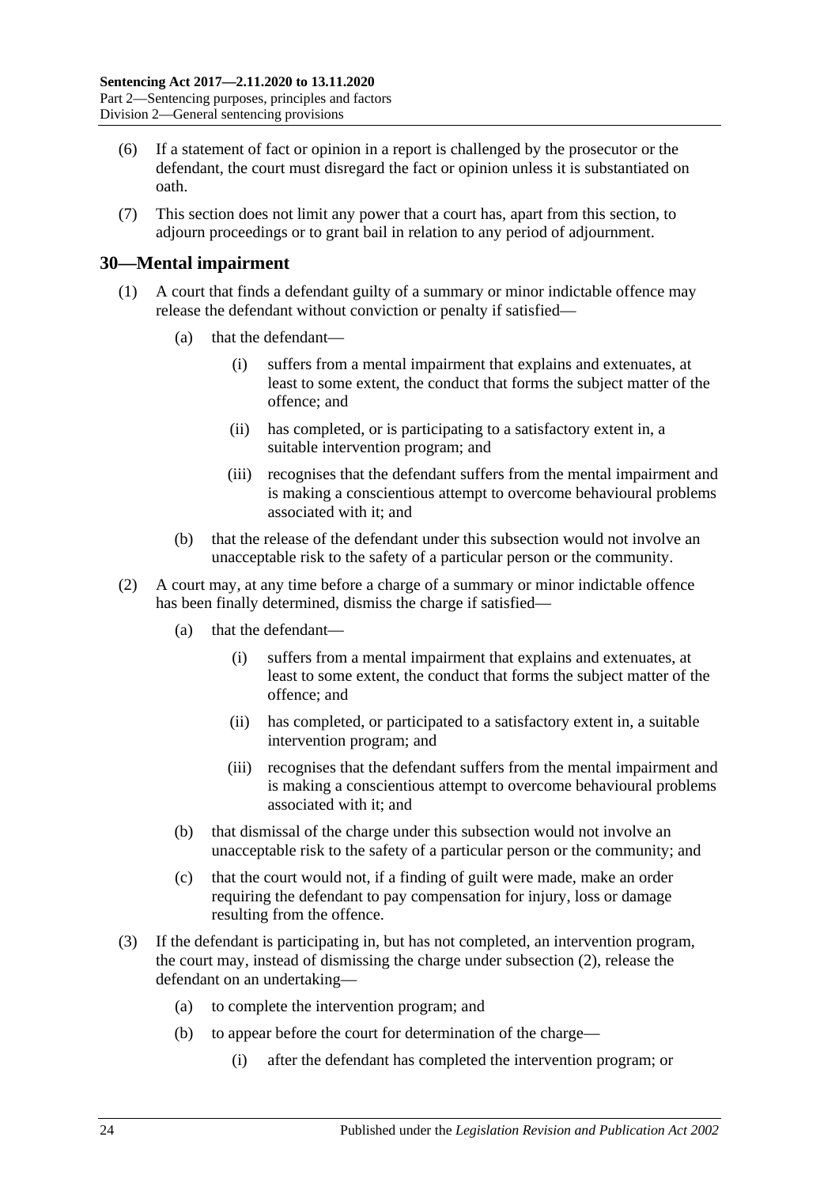(6) If a statement of fact or opinion in a report is challenged by the prosecutor or the defendant, the court must disregard the fact or opinion unless it is substantiated on oath.

(7) This section does not limit any power that a court has, apart from this section, to adjourn proceedings or to grant bail in relation to any period of adjournment.

## 30—Mental impairment

(1) A court that finds a defendant guilty of a summary or minor indictable offence may release the defendant without conviction or penalty if satisfied—

- (a) that the defendant—
  - (i) suffers from a mental impairment that explains and extenuates, at least to some extent, the conduct that forms the subject matter of the offence; and
  - (ii) has completed, or is participating to a satisfactory extent in, a suitable intervention program; and
  - (iii) recognises that the defendant suffers from the mental impairment and is making a conscientious attempt to overcome behavioural problems associated with it; and
- (b) that the release of the defendant under this subsection would not involve an unacceptable risk to the safety of a particular person or the community.

(2) A court may, at any time before a charge of a summary or minor indictable offence has been finally determined, dismiss the charge if satisfied—

- (a) that the defendant—
  - (i) suffers from a mental impairment that explains and extenuates, at least to some extent, the conduct that forms the subject matter of the offence; and
  - (ii) has completed, or participated to a satisfactory extent in, a suitable intervention program; and
  - (iii) recognises that the defendant suffers from the mental impairment and is making a conscientious attempt to overcome behavioural problems associated with it; and
- (b) that dismissal of the charge under this subsection would not involve an unacceptable risk to the safety of a particular person or the community; and
- (c) that the court would not, if a finding of guilt were made, make an order requiring the defendant to pay compensation for injury, loss or damage resulting from the offence.

(3) If the defendant is participating in, but has not completed, an intervention program, the court may, instead of dismissing the charge under subsection (2), release the defendant on an undertaking—

- (a) to complete the intervention program; and
- (b) to appear before the court for determination of the charge—
  - (i) after the defendant has completed the intervention program; or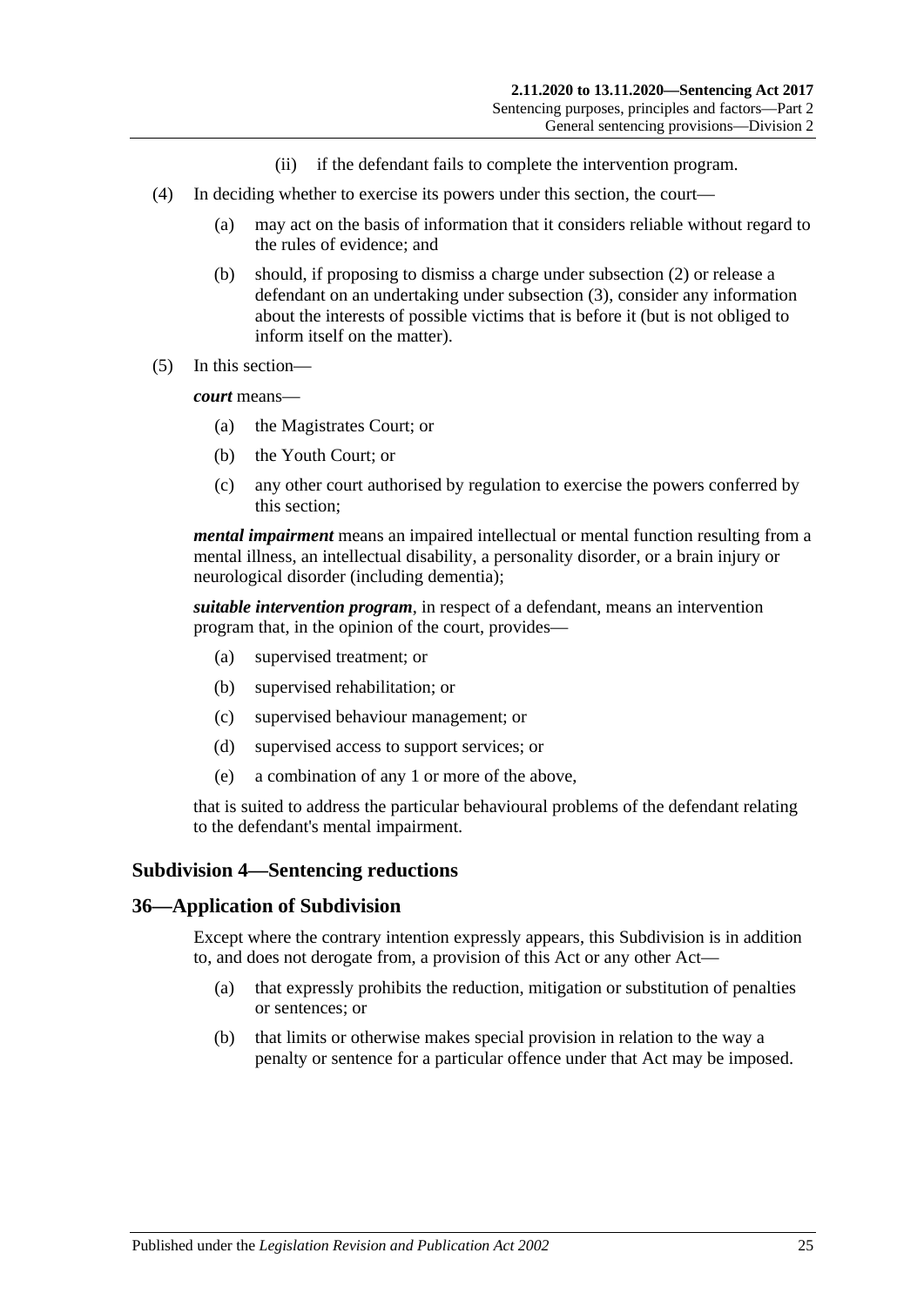(ii) if the defendant fails to complete the intervention program.

(4) In deciding whether to exercise its powers under this section, the court—

(a) may act on the basis of information that it considers reliable without regard to the rules of evidence; and

(b) should, if proposing to dismiss a charge under subsection (2) or release a defendant on an undertaking under subsection (3), consider any information about the interests of possible victims that is before it (but is not obliged to inform itself on the matter).

(5) In this section—

***court*** means—

(a) the Magistrates Court; or

(b) the Youth Court; or

(c) any other court authorised by regulation to exercise the powers conferred by this section;

***mental impairment*** means an impaired intellectual or mental function resulting from a mental illness, an intellectual disability, a personality disorder, or a brain injury or neurological disorder (including dementia);

***suitable intervention program***, in respect of a defendant, means an intervention program that, in the opinion of the court, provides—

(a) supervised treatment; or

(b) supervised rehabilitation; or

(c) supervised behaviour management; or

(d) supervised access to support services; or

(e) a combination of any 1 or more of the above,

that is suited to address the particular behavioural problems of the defendant relating to the defendant's mental impairment.

### Subdivision 4—Sentencing reductions

### 36—Application of Subdivision

Except where the contrary intention expressly appears, this Subdivision is in addition to, and does not derogate from, a provision of this Act or any other Act—

(a) that expressly prohibits the reduction, mitigation or substitution of penalties or sentences; or

(b) that limits or otherwise makes special provision in relation to the way a penalty or sentence for a particular offence under that Act may be imposed.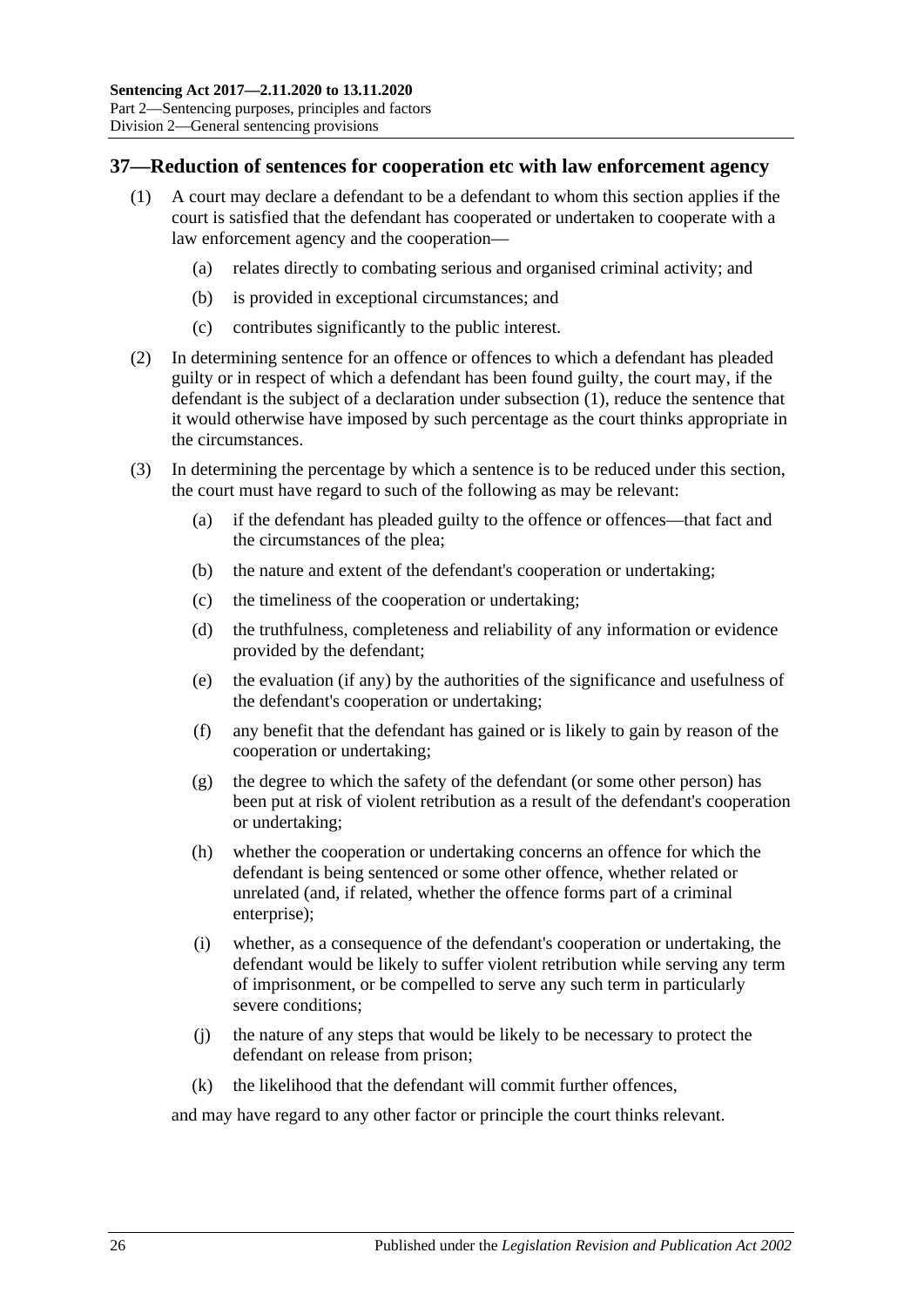## 37—Reduction of sentences for cooperation etc with law enforcement agency

(1) A court may declare a defendant to be a defendant to whom this section applies if the court is satisfied that the defendant has cooperated or undertaken to cooperate with a law enforcement agency and the cooperation—

 (a) relates directly to combating serious and organised criminal activity; and

 (b) is provided in exceptional circumstances; and

 (c) contributes significantly to the public interest.

(2) In determining sentence for an offence or offences to which a defendant has pleaded guilty or in respect of which a defendant has been found guilty, the court may, if the defendant is the subject of a declaration under subsection (1), reduce the sentence that it would otherwise have imposed by such percentage as the court thinks appropriate in the circumstances.

(3) In determining the percentage by which a sentence is to be reduced under this section, the court must have regard to such of the following as may be relevant:

 (a) if the defendant has pleaded guilty to the offence or offences—that fact and the circumstances of the plea;

 (b) the nature and extent of the defendant's cooperation or undertaking;

 (c) the timeliness of the cooperation or undertaking;

 (d) the truthfulness, completeness and reliability of any information or evidence provided by the defendant;

 (e) the evaluation (if any) by the authorities of the significance and usefulness of the defendant's cooperation or undertaking;

 (f) any benefit that the defendant has gained or is likely to gain by reason of the cooperation or undertaking;

 (g) the degree to which the safety of the defendant (or some other person) has been put at risk of violent retribution as a result of the defendant's cooperation or undertaking;

 (h) whether the cooperation or undertaking concerns an offence for which the defendant is being sentenced or some other offence, whether related or unrelated (and, if related, whether the offence forms part of a criminal enterprise);

 (i) whether, as a consequence of the defendant's cooperation or undertaking, the defendant would be likely to suffer violent retribution while serving any term of imprisonment, or be compelled to serve any such term in particularly severe conditions;

 (j) the nature of any steps that would be likely to be necessary to protect the defendant on release from prison;

 (k) the likelihood that the defendant will commit further offences,

and may have regard to any other factor or principle the court thinks relevant.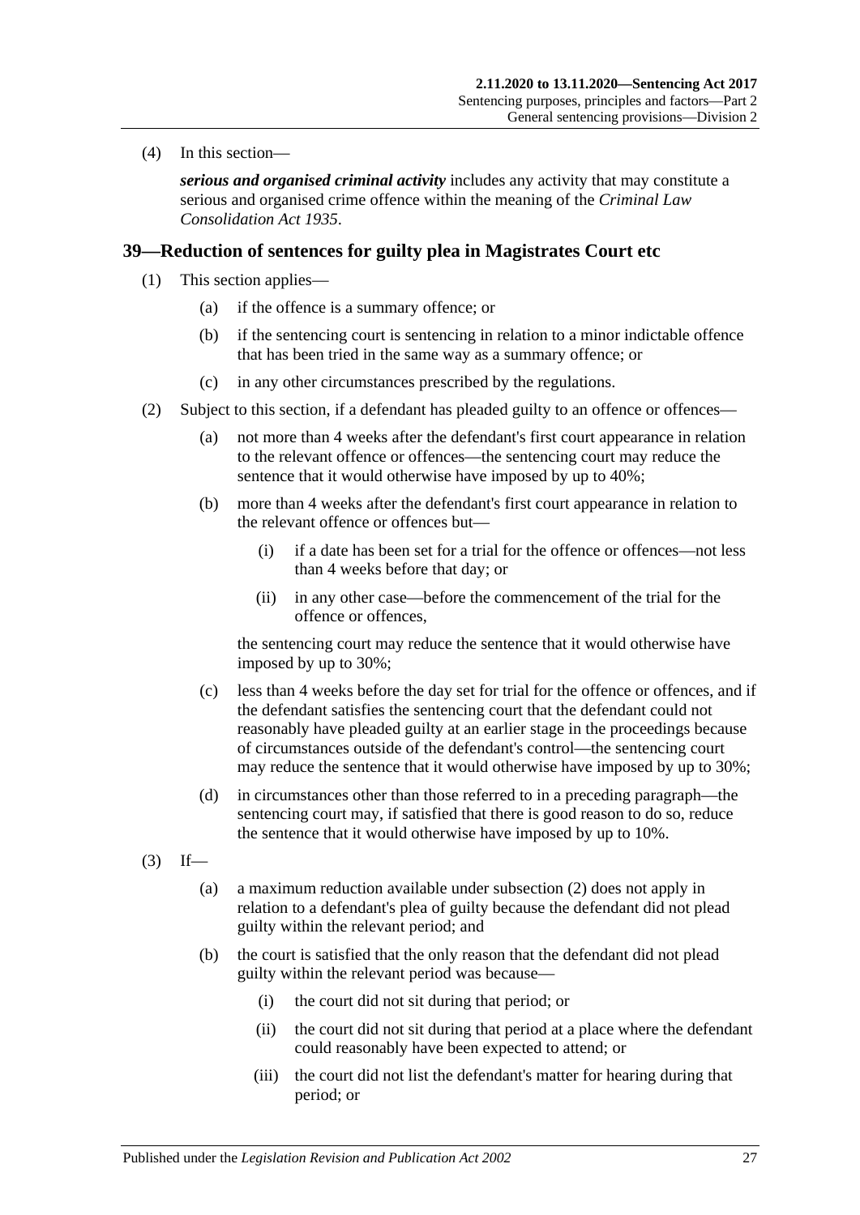(4) In this section—

***serious and organised criminal activity*** includes any activity that may constitute a serious and organised crime offence within the meaning of the *Criminal Law Consolidation Act 1935*.

## 39—Reduction of sentences for guilty plea in Magistrates Court etc

(1) This section applies—

(a) if the offence is a summary offence; or

(b) if the sentencing court is sentencing in relation to a minor indictable offence that has been tried in the same way as a summary offence; or

(c) in any other circumstances prescribed by the regulations.

(2) Subject to this section, if a defendant has pleaded guilty to an offence or offences—

(a) not more than 4 weeks after the defendant's first court appearance in relation to the relevant offence or offences—the sentencing court may reduce the sentence that it would otherwise have imposed by up to 40%;

(b) more than 4 weeks after the defendant's first court appearance in relation to the relevant offence or offences but—

(i) if a date has been set for a trial for the offence or offences—not less than 4 weeks before that day; or

(ii) in any other case—before the commencement of the trial for the offence or offences,

the sentencing court may reduce the sentence that it would otherwise have imposed by up to 30%;

(c) less than 4 weeks before the day set for trial for the offence or offences, and if the defendant satisfies the sentencing court that the defendant could not reasonably have pleaded guilty at an earlier stage in the proceedings because of circumstances outside of the defendant's control—the sentencing court may reduce the sentence that it would otherwise have imposed by up to 30%;

(d) in circumstances other than those referred to in a preceding paragraph—the sentencing court may, if satisfied that there is good reason to do so, reduce the sentence that it would otherwise have imposed by up to 10%.

(3) If—

(a) a maximum reduction available under subsection (2) does not apply in relation to a defendant's plea of guilty because the defendant did not plead guilty within the relevant period; and

(b) the court is satisfied that the only reason that the defendant did not plead guilty within the relevant period was because—

(i) the court did not sit during that period; or

(ii) the court did not sit during that period at a place where the defendant could reasonably have been expected to attend; or

(iii) the court did not list the defendant's matter for hearing during that period; or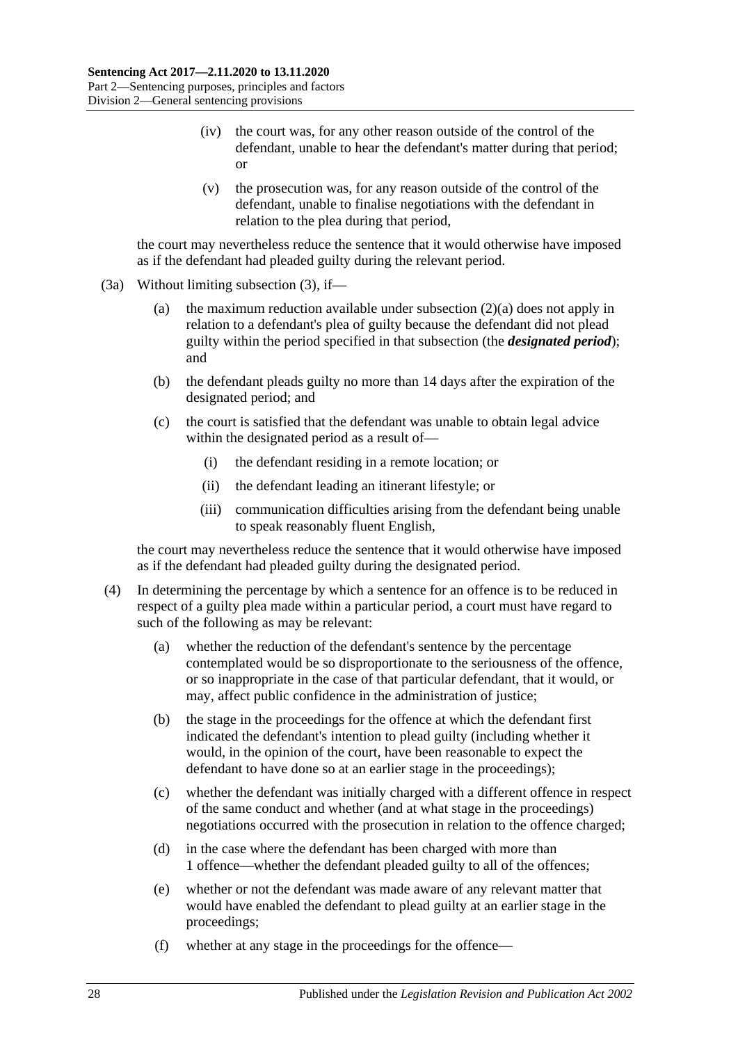(iv) the court was, for any other reason outside of the control of the defendant, unable to hear the defendant's matter during that period; or

(v) the prosecution was, for any reason outside of the control of the defendant, unable to finalise negotiations with the defendant in relation to the plea during that period,

the court may nevertheless reduce the sentence that it would otherwise have imposed as if the defendant had pleaded guilty during the relevant period.

(3a) Without limiting subsection (3), if—

(a) the maximum reduction available under subsection (2)(a) does not apply in relation to a defendant's plea of guilty because the defendant did not plead guilty within the period specified in that subsection (the ***designated period***); and

(b) the defendant pleads guilty no more than 14 days after the expiration of the designated period; and

(c) the court is satisfied that the defendant was unable to obtain legal advice within the designated period as a result of—

(i) the defendant residing in a remote location; or

(ii) the defendant leading an itinerant lifestyle; or

(iii) communication difficulties arising from the defendant being unable to speak reasonably fluent English,

the court may nevertheless reduce the sentence that it would otherwise have imposed as if the defendant had pleaded guilty during the designated period.

(4) In determining the percentage by which a sentence for an offence is to be reduced in respect of a guilty plea made within a particular period, a court must have regard to such of the following as may be relevant:

(a) whether the reduction of the defendant's sentence by the percentage contemplated would be so disproportionate to the seriousness of the offence, or so inappropriate in the case of that particular defendant, that it would, or may, affect public confidence in the administration of justice;

(b) the stage in the proceedings for the offence at which the defendant first indicated the defendant's intention to plead guilty (including whether it would, in the opinion of the court, have been reasonable to expect the defendant to have done so at an earlier stage in the proceedings);

(c) whether the defendant was initially charged with a different offence in respect of the same conduct and whether (and at what stage in the proceedings) negotiations occurred with the prosecution in relation to the offence charged;

(d) in the case where the defendant has been charged with more than 1 offence—whether the defendant pleaded guilty to all of the offences;

(e) whether or not the defendant was made aware of any relevant matter that would have enabled the defendant to plead guilty at an earlier stage in the proceedings;

(f) whether at any stage in the proceedings for the offence—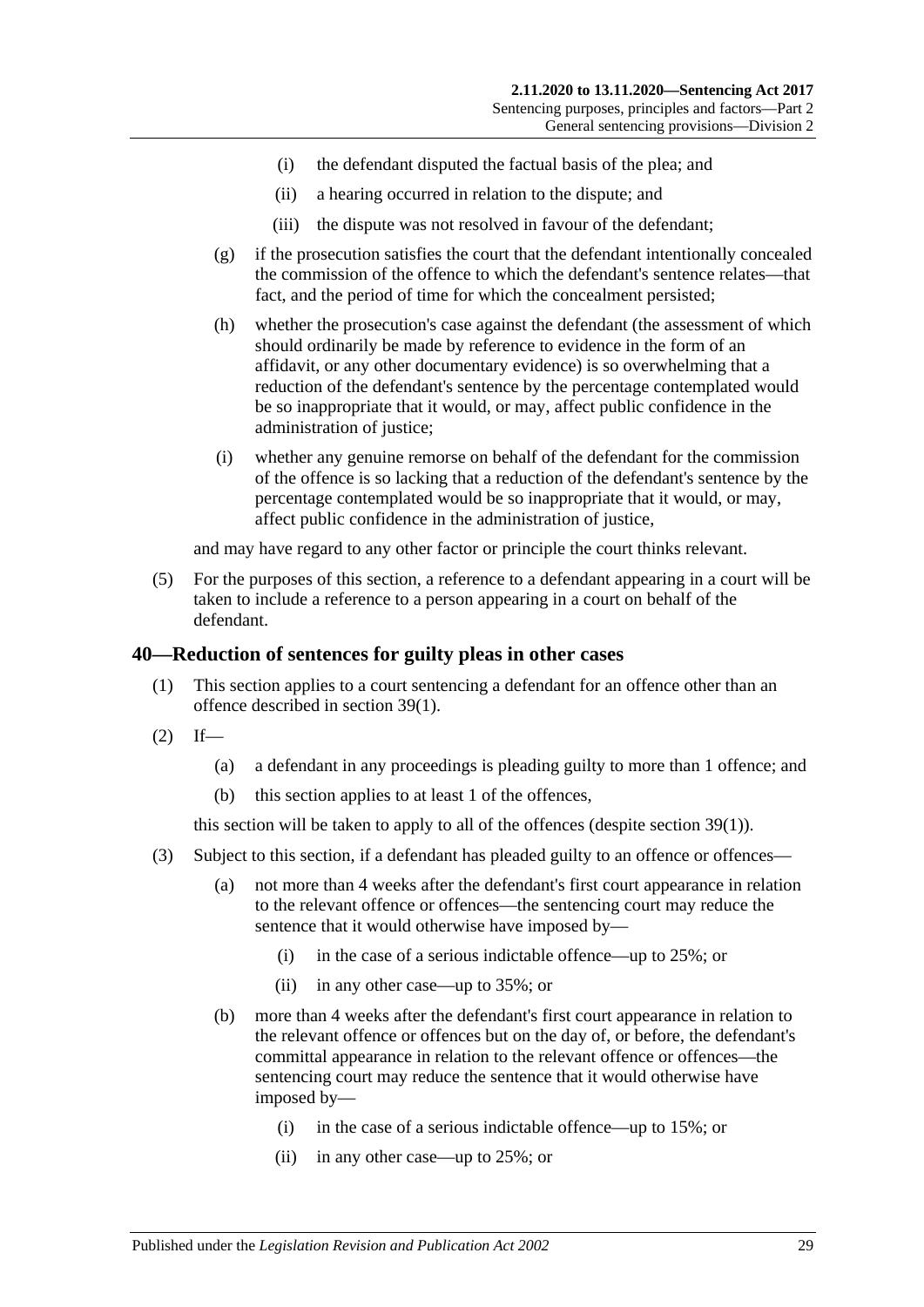(i) the defendant disputed the factual basis of the plea; and

(ii) a hearing occurred in relation to the dispute; and

(iii) the dispute was not resolved in favour of the defendant;

(g) if the prosecution satisfies the court that the defendant intentionally concealed the commission of the offence to which the defendant's sentence relates—that fact, and the period of time for which the concealment persisted;

(h) whether the prosecution's case against the defendant (the assessment of which should ordinarily be made by reference to evidence in the form of an affidavit, or any other documentary evidence) is so overwhelming that a reduction of the defendant's sentence by the percentage contemplated would be so inappropriate that it would, or may, affect public confidence in the administration of justice;

(i) whether any genuine remorse on behalf of the defendant for the commission of the offence is so lacking that a reduction of the defendant's sentence by the percentage contemplated would be so inappropriate that it would, or may, affect public confidence in the administration of justice,

and may have regard to any other factor or principle the court thinks relevant.

(5) For the purposes of this section, a reference to a defendant appearing in a court will be taken to include a reference to a person appearing in a court on behalf of the defendant.

## 40—Reduction of sentences for guilty pleas in other cases

(1) This section applies to a court sentencing a defendant for an offence other than an offence described in section 39(1).

(2) If—

(a) a defendant in any proceedings is pleading guilty to more than 1 offence; and

(b) this section applies to at least 1 of the offences,

this section will be taken to apply to all of the offences (despite section 39(1)).

(3) Subject to this section, if a defendant has pleaded guilty to an offence or offences—

(a) not more than 4 weeks after the defendant's first court appearance in relation to the relevant offence or offences—the sentencing court may reduce the sentence that it would otherwise have imposed by—

(i) in the case of a serious indictable offence—up to 25%; or

(ii) in any other case—up to 35%; or

(b) more than 4 weeks after the defendant's first court appearance in relation to the relevant offence or offences but on the day of, or before, the defendant's committal appearance in relation to the relevant offence or offences—the sentencing court may reduce the sentence that it would otherwise have imposed by—

(i) in the case of a serious indictable offence—up to 15%; or

(ii) in any other case—up to 25%; or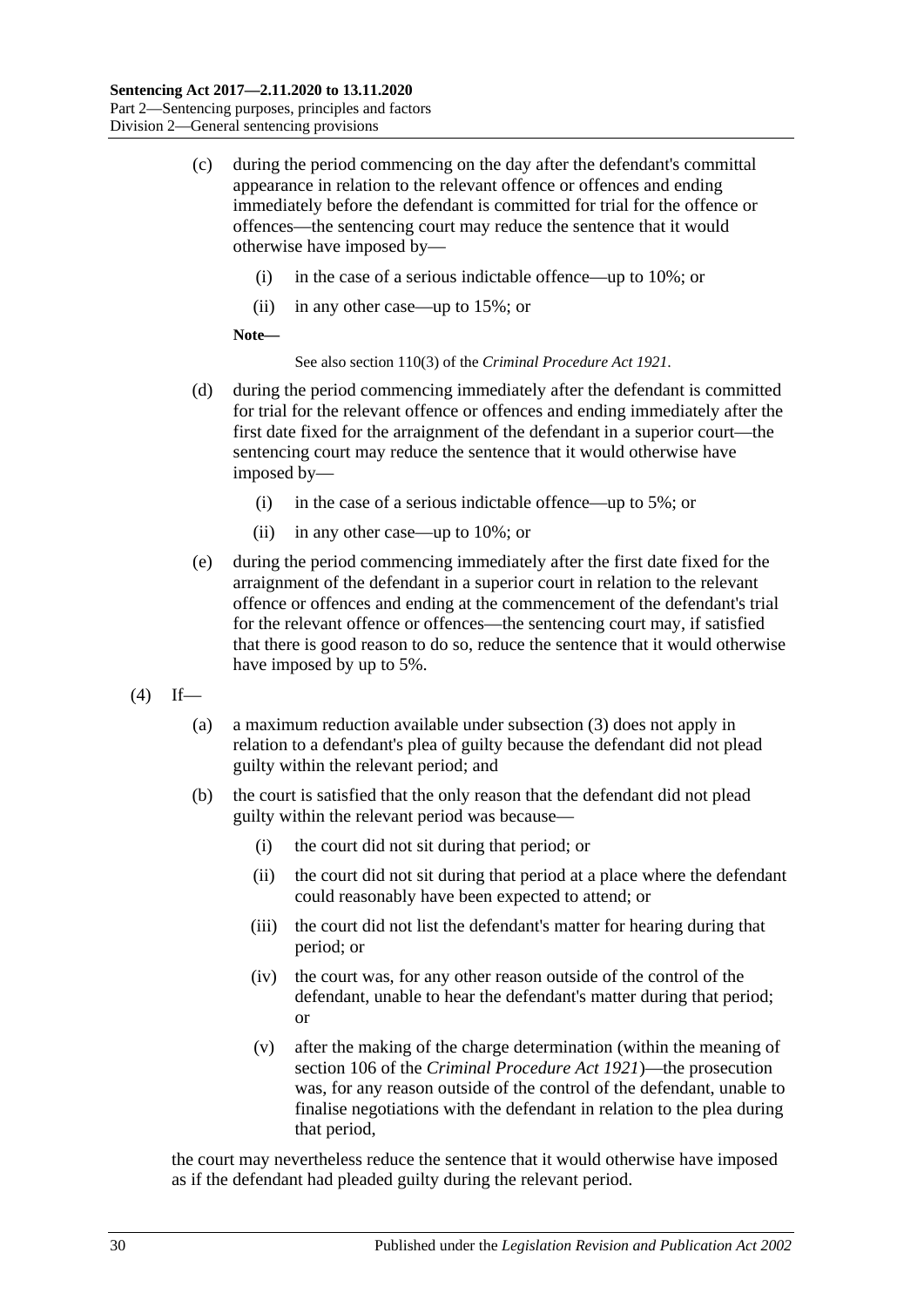(c) during the period commencing on the day after the defendant's committal appearance in relation to the relevant offence or offences and ending immediately before the defendant is committed for trial for the offence or offences—the sentencing court may reduce the sentence that it would otherwise have imposed by—

(i) in the case of a serious indictable offence—up to 10%; or

(ii) in any other case—up to 15%; or

**Note—**

See also section 110(3) of the *Criminal Procedure Act 1921*.

(d) during the period commencing immediately after the defendant is committed for trial for the relevant offence or offences and ending immediately after the first date fixed for the arraignment of the defendant in a superior court—the sentencing court may reduce the sentence that it would otherwise have imposed by—

(i) in the case of a serious indictable offence—up to 5%; or

(ii) in any other case—up to 10%; or

(e) during the period commencing immediately after the first date fixed for the arraignment of the defendant in a superior court in relation to the relevant offence or offences and ending at the commencement of the defendant's trial for the relevant offence or offences—the sentencing court may, if satisfied that there is good reason to do so, reduce the sentence that it would otherwise have imposed by up to 5%.

(4) If—

(a) a maximum reduction available under subsection (3) does not apply in relation to a defendant's plea of guilty because the defendant did not plead guilty within the relevant period; and

(b) the court is satisfied that the only reason that the defendant did not plead guilty within the relevant period was because—

(i) the court did not sit during that period; or

(ii) the court did not sit during that period at a place where the defendant could reasonably have been expected to attend; or

(iii) the court did not list the defendant's matter for hearing during that period; or

(iv) the court was, for any other reason outside of the control of the defendant, unable to hear the defendant's matter during that period; or

(v) after the making of the charge determination (within the meaning of section 106 of the *Criminal Procedure Act 1921*)—the prosecution was, for any reason outside of the control of the defendant, unable to finalise negotiations with the defendant in relation to the plea during that period,

the court may nevertheless reduce the sentence that it would otherwise have imposed as if the defendant had pleaded guilty during the relevant period.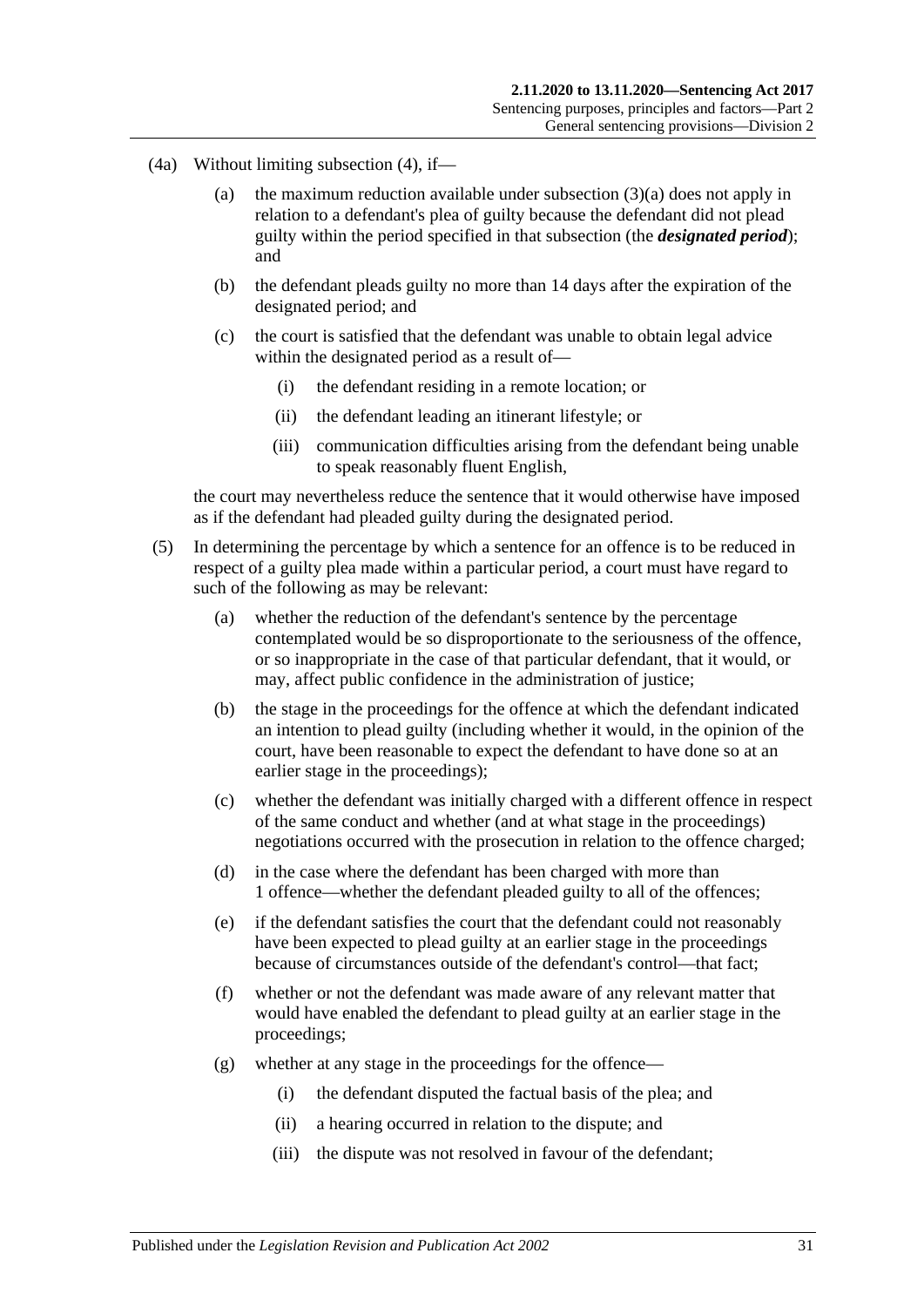(4a) Without limiting subsection (4), if—

(a) the maximum reduction available under subsection (3)(a) does not apply in relation to a defendant's plea of guilty because the defendant did not plead guilty within the period specified in that subsection (the ***designated period***); and

(b) the defendant pleads guilty no more than 14 days after the expiration of the designated period; and

(c) the court is satisfied that the defendant was unable to obtain legal advice within the designated period as a result of—

(i) the defendant residing in a remote location; or

(ii) the defendant leading an itinerant lifestyle; or

(iii) communication difficulties arising from the defendant being unable to speak reasonably fluent English,

the court may nevertheless reduce the sentence that it would otherwise have imposed as if the defendant had pleaded guilty during the designated period.

(5) In determining the percentage by which a sentence for an offence is to be reduced in respect of a guilty plea made within a particular period, a court must have regard to such of the following as may be relevant:

(a) whether the reduction of the defendant's sentence by the percentage contemplated would be so disproportionate to the seriousness of the offence, or so inappropriate in the case of that particular defendant, that it would, or may, affect public confidence in the administration of justice;

(b) the stage in the proceedings for the offence at which the defendant indicated an intention to plead guilty (including whether it would, in the opinion of the court, have been reasonable to expect the defendant to have done so at an earlier stage in the proceedings);

(c) whether the defendant was initially charged with a different offence in respect of the same conduct and whether (and at what stage in the proceedings) negotiations occurred with the prosecution in relation to the offence charged;

(d) in the case where the defendant has been charged with more than 1 offence—whether the defendant pleaded guilty to all of the offences;

(e) if the defendant satisfies the court that the defendant could not reasonably have been expected to plead guilty at an earlier stage in the proceedings because of circumstances outside of the defendant's control—that fact;

(f) whether or not the defendant was made aware of any relevant matter that would have enabled the defendant to plead guilty at an earlier stage in the proceedings;

(g) whether at any stage in the proceedings for the offence—

(i) the defendant disputed the factual basis of the plea; and

(ii) a hearing occurred in relation to the dispute; and

(iii) the dispute was not resolved in favour of the defendant;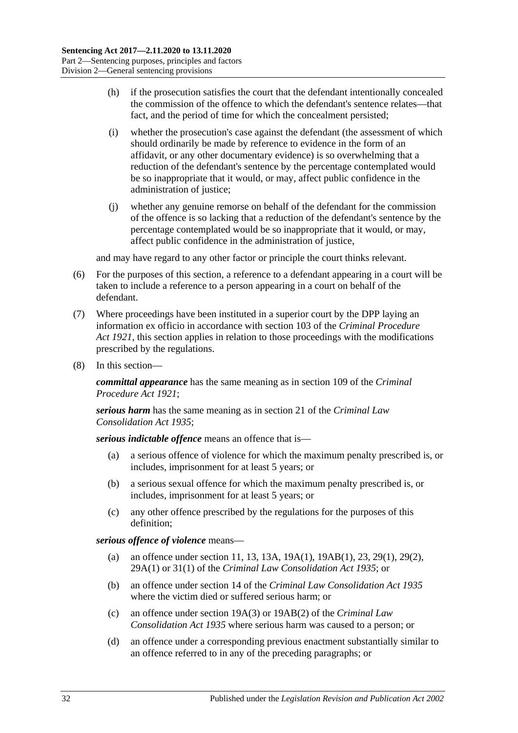(h) if the prosecution satisfies the court that the defendant intentionally concealed the commission of the offence to which the defendant's sentence relates—that fact, and the period of time for which the concealment persisted;

(i) whether the prosecution's case against the defendant (the assessment of which should ordinarily be made by reference to evidence in the form of an affidavit, or any other documentary evidence) is so overwhelming that a reduction of the defendant's sentence by the percentage contemplated would be so inappropriate that it would, or may, affect public confidence in the administration of justice;

(j) whether any genuine remorse on behalf of the defendant for the commission of the offence is so lacking that a reduction of the defendant's sentence by the percentage contemplated would be so inappropriate that it would, or may, affect public confidence in the administration of justice,

and may have regard to any other factor or principle the court thinks relevant.

(6) For the purposes of this section, a reference to a defendant appearing in a court will be taken to include a reference to a person appearing in a court on behalf of the defendant.

(7) Where proceedings have been instituted in a superior court by the DPP laying an information ex officio in accordance with section 103 of the *Criminal Procedure Act 1921*, this section applies in relation to those proceedings with the modifications prescribed by the regulations.

(8) In this section—

***committal appearance*** has the same meaning as in section 109 of the *Criminal Procedure Act 1921*;

***serious harm*** has the same meaning as in section 21 of the *Criminal Law Consolidation Act 1935*;

***serious indictable offence*** means an offence that is—

(a) a serious offence of violence for which the maximum penalty prescribed is, or includes, imprisonment for at least 5 years; or

(b) a serious sexual offence for which the maximum penalty prescribed is, or includes, imprisonment for at least 5 years; or

(c) any other offence prescribed by the regulations for the purposes of this definition;

***serious offence of violence*** means—

(a) an offence under section 11, 13, 13A, 19A(1), 19AB(1), 23, 29(1), 29(2), 29A(1) or 31(1) of the *Criminal Law Consolidation Act 1935*; or

(b) an offence under section 14 of the *Criminal Law Consolidation Act 1935* where the victim died or suffered serious harm; or

(c) an offence under section 19A(3) or 19AB(2) of the *Criminal Law Consolidation Act 1935* where serious harm was caused to a person; or

(d) an offence under a corresponding previous enactment substantially similar to an offence referred to in any of the preceding paragraphs; or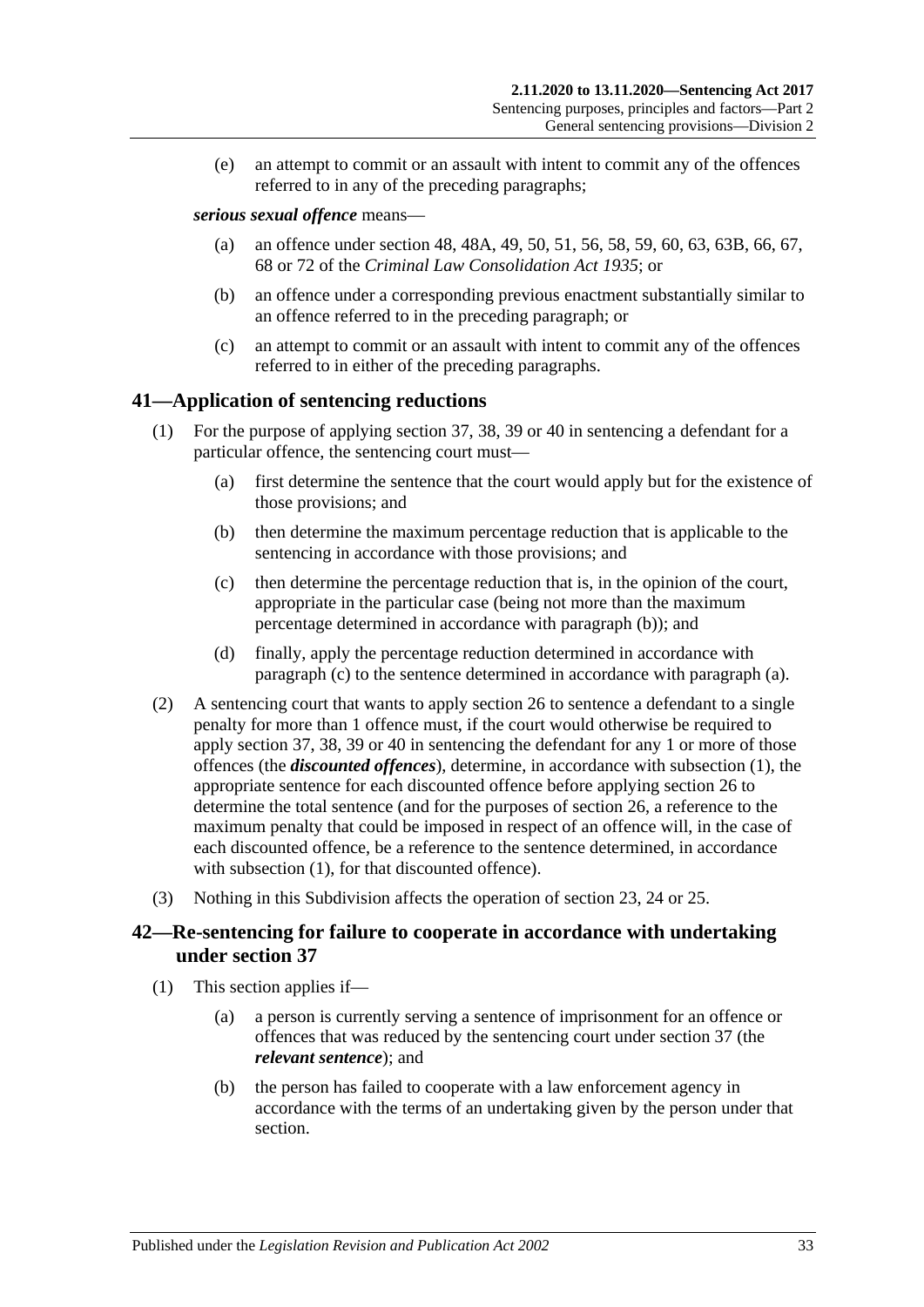(e) an attempt to commit or an assault with intent to commit any of the offences referred to in any of the preceding paragraphs;

***serious sexual offence*** means—

(a) an offence under section 48, 48A, 49, 50, 51, 56, 58, 59, 60, 63, 63B, 66, 67, 68 or 72 of the *Criminal Law Consolidation Act 1935*; or

(b) an offence under a corresponding previous enactment substantially similar to an offence referred to in the preceding paragraph; or

(c) an attempt to commit or an assault with intent to commit any of the offences referred to in either of the preceding paragraphs.

## 41—Application of sentencing reductions

(1) For the purpose of applying section 37, 38, 39 or 40 in sentencing a defendant for a particular offence, the sentencing court must—

(a) first determine the sentence that the court would apply but for the existence of those provisions; and

(b) then determine the maximum percentage reduction that is applicable to the sentencing in accordance with those provisions; and

(c) then determine the percentage reduction that is, in the opinion of the court, appropriate in the particular case (being not more than the maximum percentage determined in accordance with paragraph (b)); and

(d) finally, apply the percentage reduction determined in accordance with paragraph (c) to the sentence determined in accordance with paragraph (a).

(2) A sentencing court that wants to apply section 26 to sentence a defendant to a single penalty for more than 1 offence must, if the court would otherwise be required to apply section 37, 38, 39 or 40 in sentencing the defendant for any 1 or more of those offences (the ***discounted offences***), determine, in accordance with subsection (1), the appropriate sentence for each discounted offence before applying section 26 to determine the total sentence (and for the purposes of section 26, a reference to the maximum penalty that could be imposed in respect of an offence will, in the case of each discounted offence, be a reference to the sentence determined, in accordance with subsection (1), for that discounted offence).

(3) Nothing in this Subdivision affects the operation of section 23, 24 or 25.

## 42—Re-sentencing for failure to cooperate in accordance with undertaking under section 37

(1) This section applies if—

(a) a person is currently serving a sentence of imprisonment for an offence or offences that was reduced by the sentencing court under section 37 (the ***relevant sentence***); and

(b) the person has failed to cooperate with a law enforcement agency in accordance with the terms of an undertaking given by the person under that section.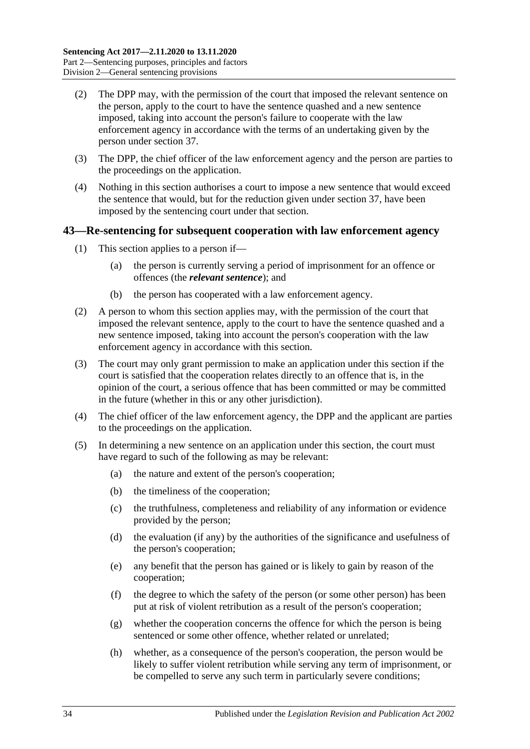(2) The DPP may, with the permission of the court that imposed the relevant sentence on the person, apply to the court to have the sentence quashed and a new sentence imposed, taking into account the person's failure to cooperate with the law enforcement agency in accordance with the terms of an undertaking given by the person under section 37.

(3) The DPP, the chief officer of the law enforcement agency and the person are parties to the proceedings on the application.

(4) Nothing in this section authorises a court to impose a new sentence that would exceed the sentence that would, but for the reduction given under section 37, have been imposed by the sentencing court under that section.

## 43—Re-sentencing for subsequent cooperation with law enforcement agency

(1) This section applies to a person if—

(a) the person is currently serving a period of imprisonment for an offence or offences (the ***relevant sentence***); and

(b) the person has cooperated with a law enforcement agency.

(2) A person to whom this section applies may, with the permission of the court that imposed the relevant sentence, apply to the court to have the sentence quashed and a new sentence imposed, taking into account the person's cooperation with the law enforcement agency in accordance with this section.

(3) The court may only grant permission to make an application under this section if the court is satisfied that the cooperation relates directly to an offence that is, in the opinion of the court, a serious offence that has been committed or may be committed in the future (whether in this or any other jurisdiction).

(4) The chief officer of the law enforcement agency, the DPP and the applicant are parties to the proceedings on the application.

(5) In determining a new sentence on an application under this section, the court must have regard to such of the following as may be relevant:

(a) the nature and extent of the person's cooperation;

(b) the timeliness of the cooperation;

(c) the truthfulness, completeness and reliability of any information or evidence provided by the person;

(d) the evaluation (if any) by the authorities of the significance and usefulness of the person's cooperation;

(e) any benefit that the person has gained or is likely to gain by reason of the cooperation;

(f) the degree to which the safety of the person (or some other person) has been put at risk of violent retribution as a result of the person's cooperation;

(g) whether the cooperation concerns the offence for which the person is being sentenced or some other offence, whether related or unrelated;

(h) whether, as a consequence of the person's cooperation, the person would be likely to suffer violent retribution while serving any term of imprisonment, or be compelled to serve any such term in particularly severe conditions;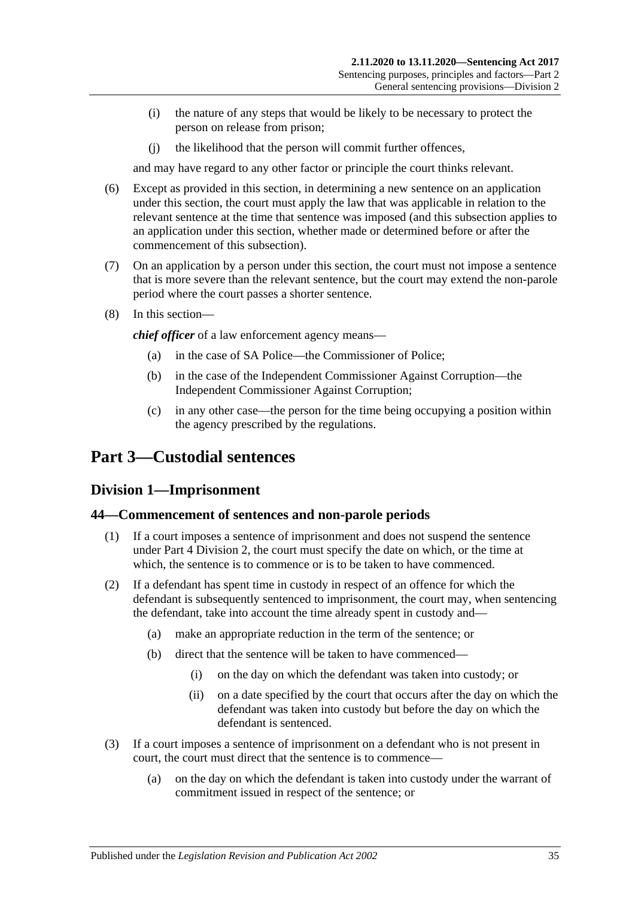(i) the nature of any steps that would be likely to be necessary to protect the person on release from prison;

(j) the likelihood that the person will commit further offences,

and may have regard to any other factor or principle the court thinks relevant.

(6) Except as provided in this section, in determining a new sentence on an application under this section, the court must apply the law that was applicable in relation to the relevant sentence at the time that sentence was imposed (and this subsection applies to an application under this section, whether made or determined before or after the commencement of this subsection).

(7) On an application by a person under this section, the court must not impose a sentence that is more severe than the relevant sentence, but the court may extend the non-parole period where the court passes a shorter sentence.

(8) In this section—

***chief officer*** of a law enforcement agency means—

(a) in the case of SA Police—the Commissioner of Police;

(b) in the case of the Independent Commissioner Against Corruption—the Independent Commissioner Against Corruption;

(c) in any other case—the person for the time being occupying a position within the agency prescribed by the regulations.

# Part 3—Custodial sentences

## Division 1—Imprisonment

### 44—Commencement of sentences and non-parole periods

(1) If a court imposes a sentence of imprisonment and does not suspend the sentence under Part 4 Division 2, the court must specify the date on which, or the time at which, the sentence is to commence or is to be taken to have commenced.

(2) If a defendant has spent time in custody in respect of an offence for which the defendant is subsequently sentenced to imprisonment, the court may, when sentencing the defendant, take into account the time already spent in custody and—

(a) make an appropriate reduction in the term of the sentence; or

(b) direct that the sentence will be taken to have commenced—

(i) on the day on which the defendant was taken into custody; or

(ii) on a date specified by the court that occurs after the day on which the defendant was taken into custody but before the day on which the defendant is sentenced.

(3) If a court imposes a sentence of imprisonment on a defendant who is not present in court, the court must direct that the sentence is to commence—

(a) on the day on which the defendant is taken into custody under the warrant of commitment issued in respect of the sentence; or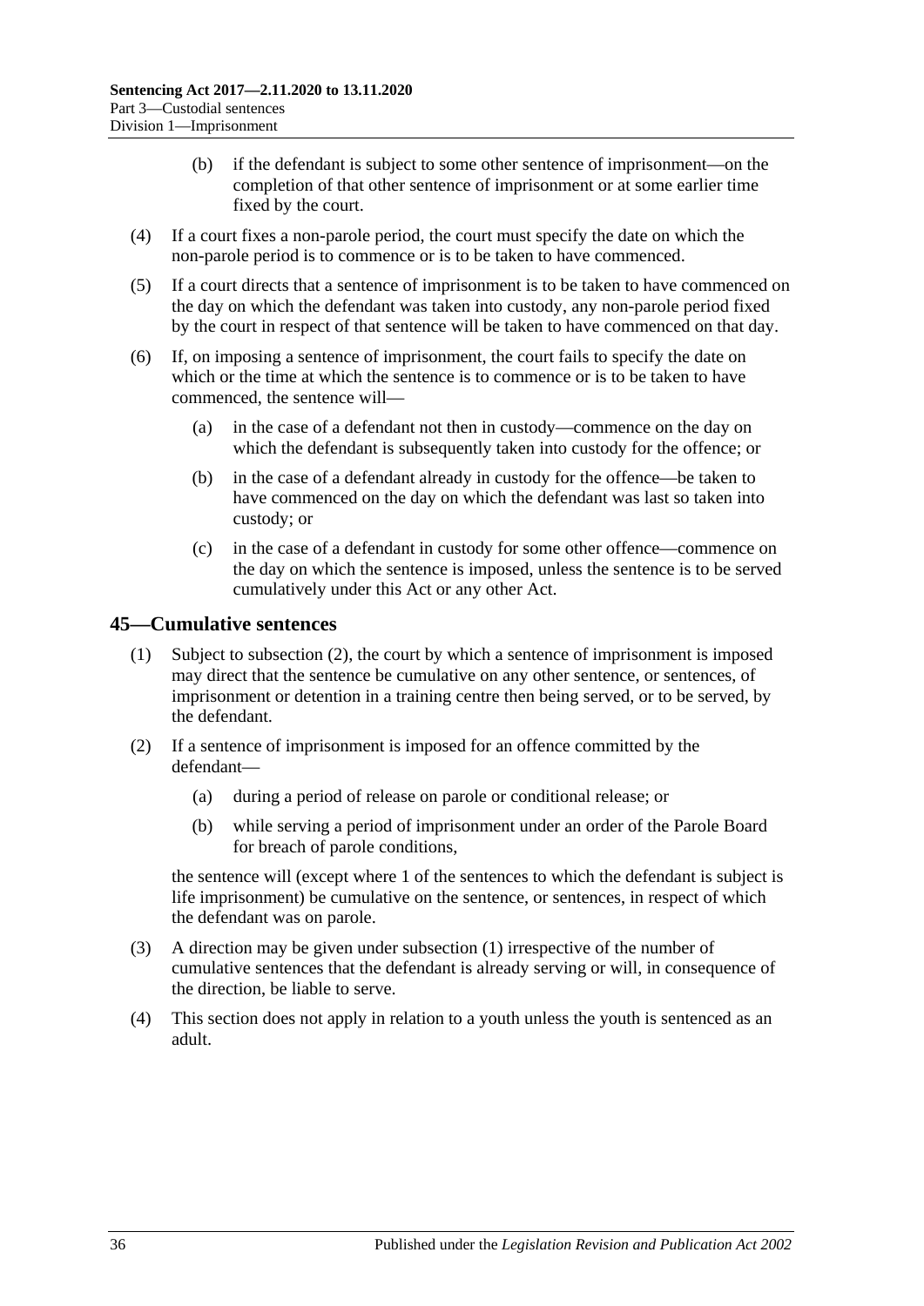(b) if the defendant is subject to some other sentence of imprisonment—on the completion of that other sentence of imprisonment or at some earlier time fixed by the court.

(4) If a court fixes a non-parole period, the court must specify the date on which the non-parole period is to commence or is to be taken to have commenced.

(5) If a court directs that a sentence of imprisonment is to be taken to have commenced on the day on which the defendant was taken into custody, any non-parole period fixed by the court in respect of that sentence will be taken to have commenced on that day.

(6) If, on imposing a sentence of imprisonment, the court fails to specify the date on which or the time at which the sentence is to commence or is to be taken to have commenced, the sentence will—

(a) in the case of a defendant not then in custody—commence on the day on which the defendant is subsequently taken into custody for the offence; or

(b) in the case of a defendant already in custody for the offence—be taken to have commenced on the day on which the defendant was last so taken into custody; or

(c) in the case of a defendant in custody for some other offence—commence on the day on which the sentence is imposed, unless the sentence is to be served cumulatively under this Act or any other Act.

## 45—Cumulative sentences

(1) Subject to subsection (2), the court by which a sentence of imprisonment is imposed may direct that the sentence be cumulative on any other sentence, or sentences, of imprisonment or detention in a training centre then being served, or to be served, by the defendant.

(2) If a sentence of imprisonment is imposed for an offence committed by the defendant—

(a) during a period of release on parole or conditional release; or

(b) while serving a period of imprisonment under an order of the Parole Board for breach of parole conditions,

the sentence will (except where 1 of the sentences to which the defendant is subject is life imprisonment) be cumulative on the sentence, or sentences, in respect of which the defendant was on parole.

(3) A direction may be given under subsection (1) irrespective of the number of cumulative sentences that the defendant is already serving or will, in consequence of the direction, be liable to serve.

(4) This section does not apply in relation to a youth unless the youth is sentenced as an adult.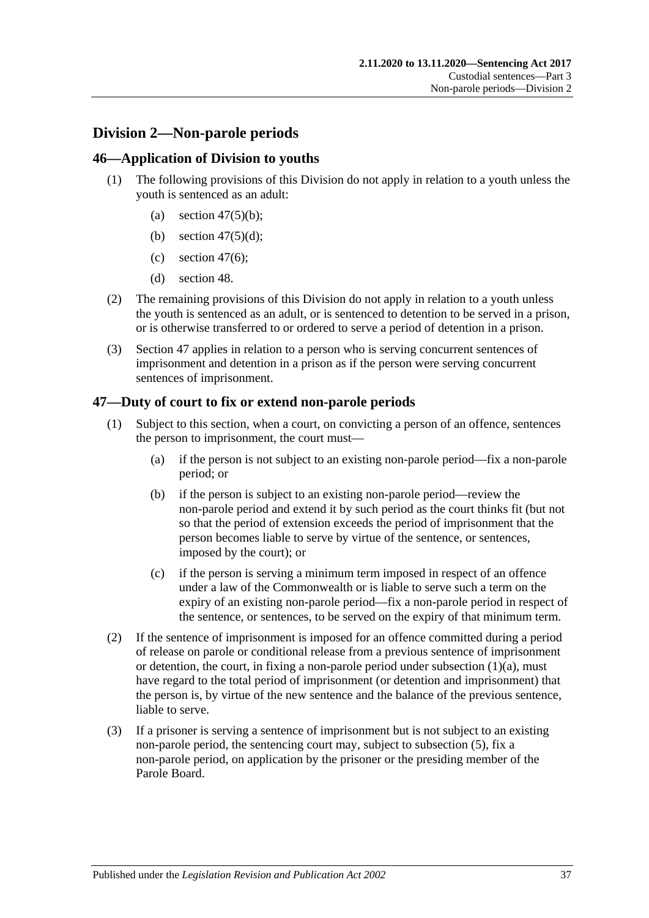## Division 2—Non-parole periods

### 46—Application of Division to youths

(1) The following provisions of this Division do not apply in relation to a youth unless the youth is sentenced as an adult:

- (a) section 47(5)(b);
- (b) section 47(5)(d);
- (c) section 47(6);
- (d) section 48.

(2) The remaining provisions of this Division do not apply in relation to a youth unless the youth is sentenced as an adult, or is sentenced to detention to be served in a prison, or is otherwise transferred to or ordered to serve a period of detention in a prison.

(3) Section 47 applies in relation to a person who is serving concurrent sentences of imprisonment and detention in a prison as if the person were serving concurrent sentences of imprisonment.

### 47—Duty of court to fix or extend non-parole periods

(1) Subject to this section, when a court, on convicting a person of an offence, sentences the person to imprisonment, the court must—

- (a) if the person is not subject to an existing non-parole period—fix a non-parole period; or
- (b) if the person is subject to an existing non-parole period—review the non-parole period and extend it by such period as the court thinks fit (but not so that the period of extension exceeds the period of imprisonment that the person becomes liable to serve by virtue of the sentence, or sentences, imposed by the court); or
- (c) if the person is serving a minimum term imposed in respect of an offence under a law of the Commonwealth or is liable to serve such a term on the expiry of an existing non-parole period—fix a non-parole period in respect of the sentence, or sentences, to be served on the expiry of that minimum term.

(2) If the sentence of imprisonment is imposed for an offence committed during a period of release on parole or conditional release from a previous sentence of imprisonment or detention, the court, in fixing a non-parole period under subsection (1)(a), must have regard to the total period of imprisonment (or detention and imprisonment) that the person is, by virtue of the new sentence and the balance of the previous sentence, liable to serve.

(3) If a prisoner is serving a sentence of imprisonment but is not subject to an existing non-parole period, the sentencing court may, subject to subsection (5), fix a non-parole period, on application by the prisoner or the presiding member of the Parole Board.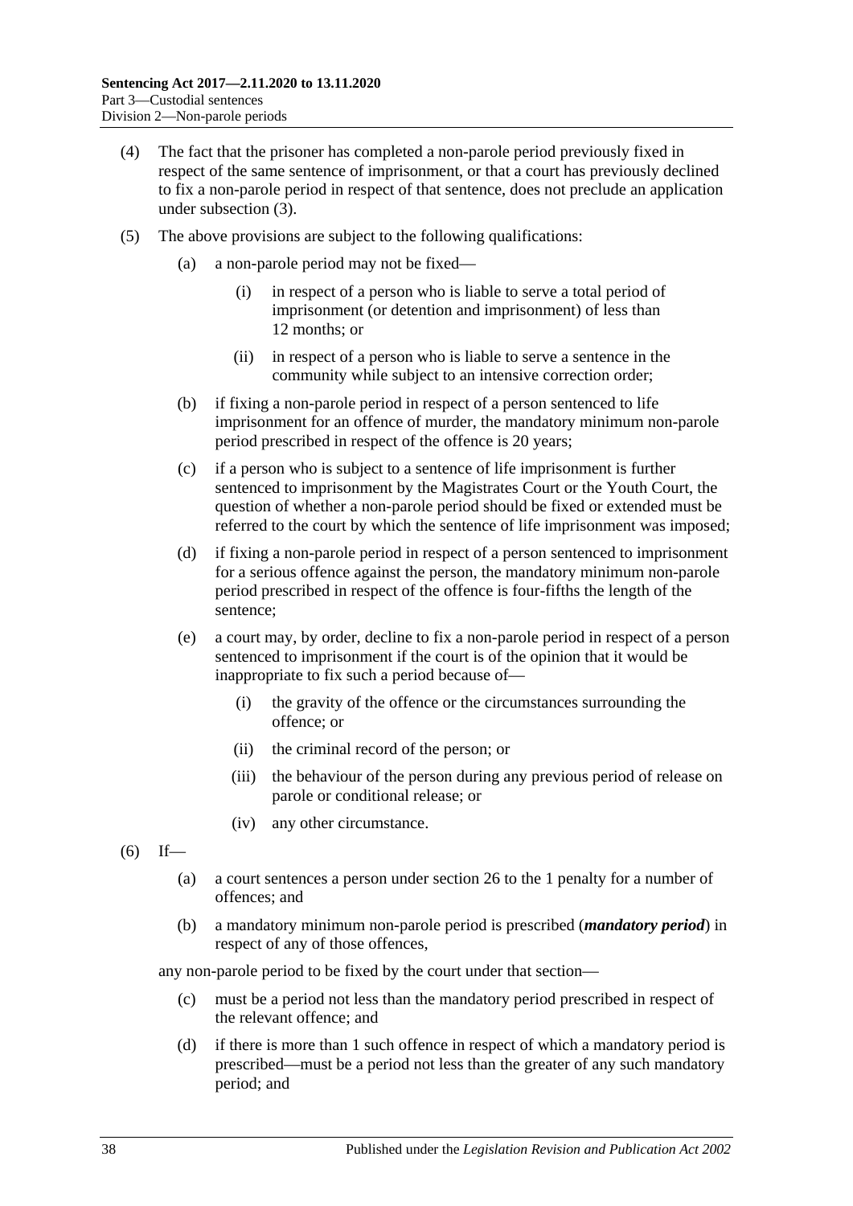(4) The fact that the prisoner has completed a non-parole period previously fixed in respect of the same sentence of imprisonment, or that a court has previously declined to fix a non-parole period in respect of that sentence, does not preclude an application under subsection (3).

(5) The above provisions are subject to the following qualifications:

(a) a non-parole period may not be fixed—

(i) in respect of a person who is liable to serve a total period of imprisonment (or detention and imprisonment) of less than 12 months; or

(ii) in respect of a person who is liable to serve a sentence in the community while subject to an intensive correction order;

(b) if fixing a non-parole period in respect of a person sentenced to life imprisonment for an offence of murder, the mandatory minimum non-parole period prescribed in respect of the offence is 20 years;

(c) if a person who is subject to a sentence of life imprisonment is further sentenced to imprisonment by the Magistrates Court or the Youth Court, the question of whether a non-parole period should be fixed or extended must be referred to the court by which the sentence of life imprisonment was imposed;

(d) if fixing a non-parole period in respect of a person sentenced to imprisonment for a serious offence against the person, the mandatory minimum non-parole period prescribed in respect of the offence is four-fifths the length of the sentence;

(e) a court may, by order, decline to fix a non-parole period in respect of a person sentenced to imprisonment if the court is of the opinion that it would be inappropriate to fix such a period because of—

(i) the gravity of the offence or the circumstances surrounding the offence; or

(ii) the criminal record of the person; or

(iii) the behaviour of the person during any previous period of release on parole or conditional release; or

(iv) any other circumstance.

(6) If—

(a) a court sentences a person under section 26 to the 1 penalty for a number of offences; and

(b) a mandatory minimum non-parole period is prescribed (***mandatory period***) in respect of any of those offences,

any non-parole period to be fixed by the court under that section—

(c) must be a period not less than the mandatory period prescribed in respect of the relevant offence; and

(d) if there is more than 1 such offence in respect of which a mandatory period is prescribed—must be a period not less than the greater of any such mandatory period; and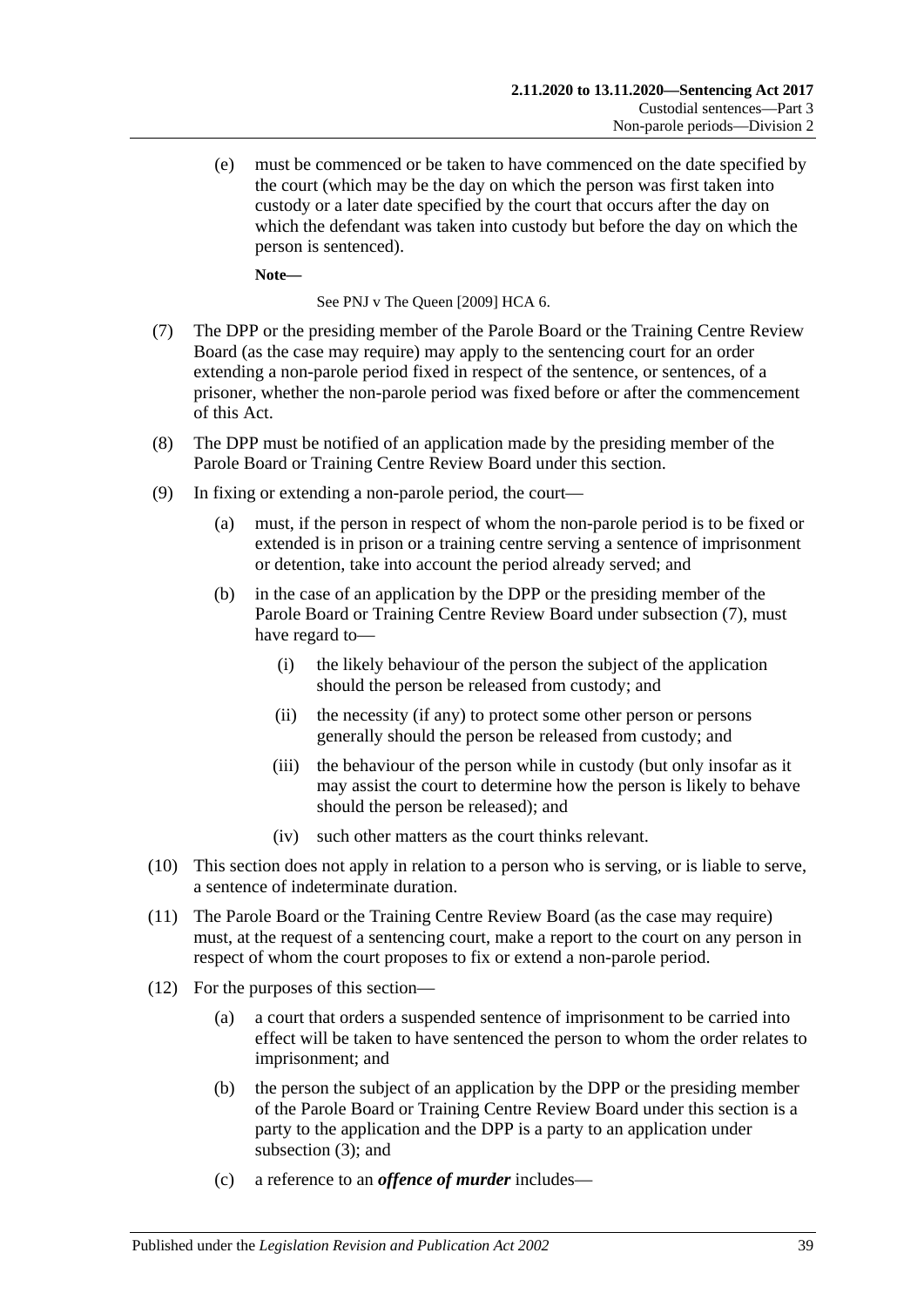(e) must be commenced or be taken to have commenced on the date specified by the court (which may be the day on which the person was first taken into custody or a later date specified by the court that occurs after the day on which the defendant was taken into custody but before the day on which the person is sentenced).

**Note—**

See PNJ v The Queen [2009] HCA 6.

(7) The DPP or the presiding member of the Parole Board or the Training Centre Review Board (as the case may require) may apply to the sentencing court for an order extending a non-parole period fixed in respect of the sentence, or sentences, of a prisoner, whether the non-parole period was fixed before or after the commencement of this Act.

(8) The DPP must be notified of an application made by the presiding member of the Parole Board or Training Centre Review Board under this section.

(9) In fixing or extending a non-parole period, the court—

(a) must, if the person in respect of whom the non-parole period is to be fixed or extended is in prison or a training centre serving a sentence of imprisonment or detention, take into account the period already served; and

(b) in the case of an application by the DPP or the presiding member of the Parole Board or Training Centre Review Board under subsection (7), must have regard to—

(i) the likely behaviour of the person the subject of the application should the person be released from custody; and

(ii) the necessity (if any) to protect some other person or persons generally should the person be released from custody; and

(iii) the behaviour of the person while in custody (but only insofar as it may assist the court to determine how the person is likely to behave should the person be released); and

(iv) such other matters as the court thinks relevant.

(10) This section does not apply in relation to a person who is serving, or is liable to serve, a sentence of indeterminate duration.

(11) The Parole Board or the Training Centre Review Board (as the case may require) must, at the request of a sentencing court, make a report to the court on any person in respect of whom the court proposes to fix or extend a non-parole period.

(12) For the purposes of this section—

(a) a court that orders a suspended sentence of imprisonment to be carried into effect will be taken to have sentenced the person to whom the order relates to imprisonment; and

(b) the person the subject of an application by the DPP or the presiding member of the Parole Board or Training Centre Review Board under this section is a party to the application and the DPP is a party to an application under subsection (3); and

(c) a reference to an ***offence of murder*** includes—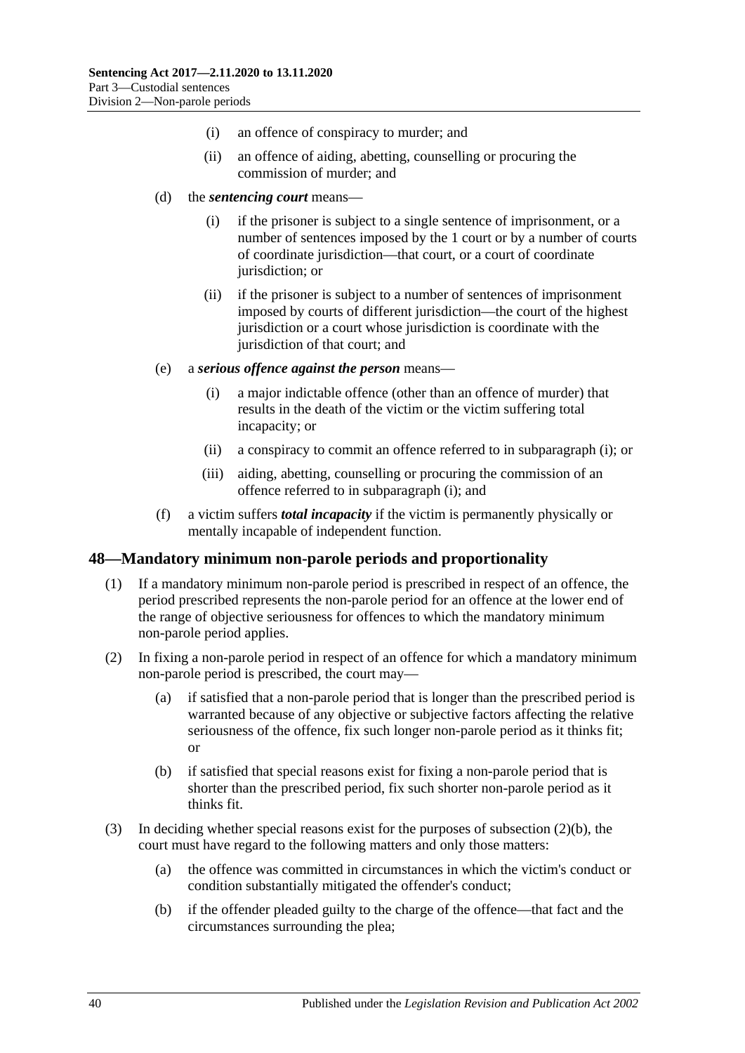(i) an offence of conspiracy to murder; and

(ii) an offence of aiding, abetting, counselling or procuring the commission of murder; and

(d) the ***sentencing court*** means—

(i) if the prisoner is subject to a single sentence of imprisonment, or a number of sentences imposed by the 1 court or by a number of courts of coordinate jurisdiction—that court, or a court of coordinate jurisdiction; or

(ii) if the prisoner is subject to a number of sentences of imprisonment imposed by courts of different jurisdiction—the court of the highest jurisdiction or a court whose jurisdiction is coordinate with the jurisdiction of that court; and

(e) a ***serious offence against the person*** means—

(i) a major indictable offence (other than an offence of murder) that results in the death of the victim or the victim suffering total incapacity; or

(ii) a conspiracy to commit an offence referred to in subparagraph (i); or

(iii) aiding, abetting, counselling or procuring the commission of an offence referred to in subparagraph (i); and

(f) a victim suffers ***total incapacity*** if the victim is permanently physically or mentally incapable of independent function.

## 48—Mandatory minimum non-parole periods and proportionality

(1) If a mandatory minimum non-parole period is prescribed in respect of an offence, the period prescribed represents the non-parole period for an offence at the lower end of the range of objective seriousness for offences to which the mandatory minimum non-parole period applies.

(2) In fixing a non-parole period in respect of an offence for which a mandatory minimum non-parole period is prescribed, the court may—

(a) if satisfied that a non-parole period that is longer than the prescribed period is warranted because of any objective or subjective factors affecting the relative seriousness of the offence, fix such longer non-parole period as it thinks fit; or

(b) if satisfied that special reasons exist for fixing a non-parole period that is shorter than the prescribed period, fix such shorter non-parole period as it thinks fit.

(3) In deciding whether special reasons exist for the purposes of subsection (2)(b), the court must have regard to the following matters and only those matters:

(a) the offence was committed in circumstances in which the victim's conduct or condition substantially mitigated the offender's conduct;

(b) if the offender pleaded guilty to the charge of the offence—that fact and the circumstances surrounding the plea;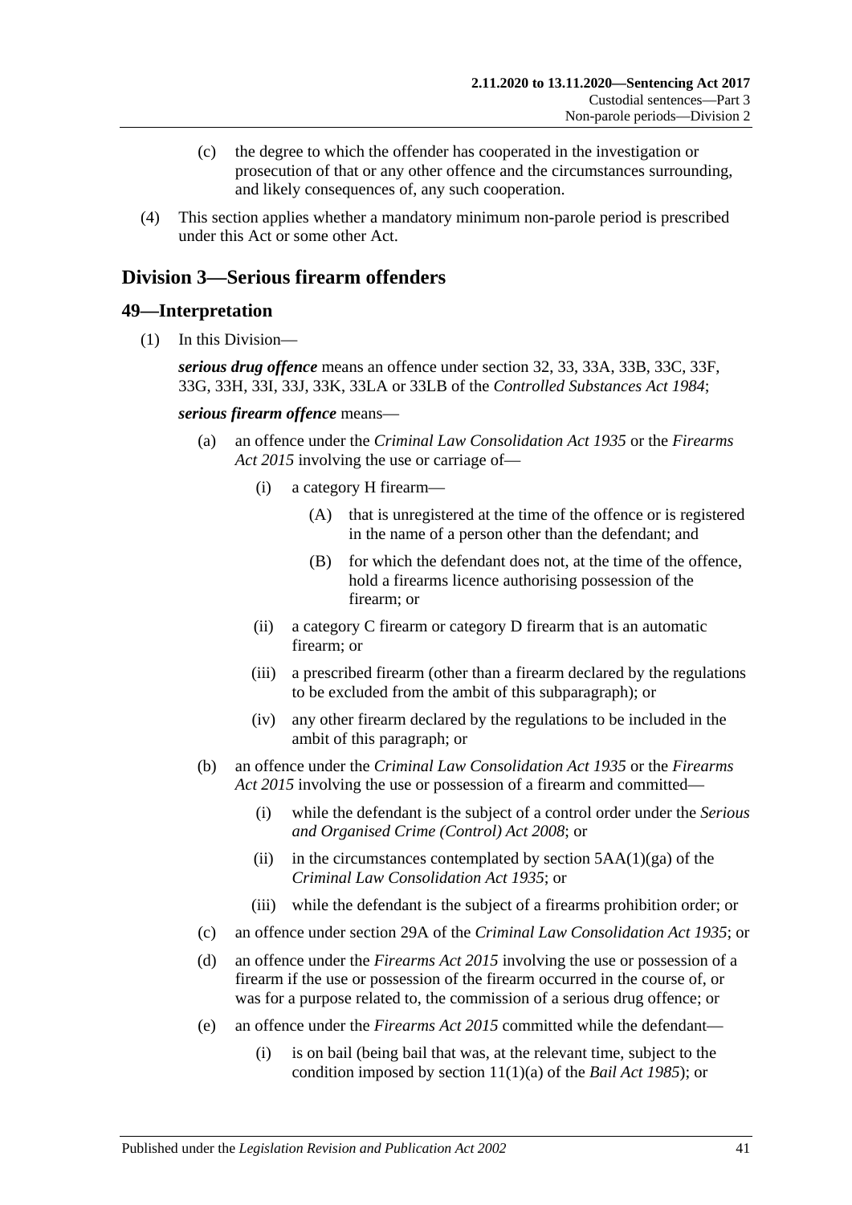(c) the degree to which the offender has cooperated in the investigation or prosecution of that or any other offence and the circumstances surrounding, and likely consequences of, any such cooperation.

(4) This section applies whether a mandatory minimum non-parole period is prescribed under this Act or some other Act.

## Division 3—Serious firearm offenders

### 49—Interpretation

(1) In this Division—

***serious drug offence*** means an offence under section 32, 33, 33A, 33B, 33C, 33F, 33G, 33H, 33I, 33J, 33K, 33LA or 33LB of the *Controlled Substances Act 1984*;

***serious firearm offence*** means—

(a) an offence under the *Criminal Law Consolidation Act 1935* or the *Firearms Act 2015* involving the use or carriage of—

(i) a category H firearm—

(A) that is unregistered at the time of the offence or is registered in the name of a person other than the defendant; and

(B) for which the defendant does not, at the time of the offence, hold a firearms licence authorising possession of the firearm; or

(ii) a category C firearm or category D firearm that is an automatic firearm; or

(iii) a prescribed firearm (other than a firearm declared by the regulations to be excluded from the ambit of this subparagraph); or

(iv) any other firearm declared by the regulations to be included in the ambit of this paragraph; or

(b) an offence under the *Criminal Law Consolidation Act 1935* or the *Firearms Act 2015* involving the use or possession of a firearm and committed—

(i) while the defendant is the subject of a control order under the *Serious and Organised Crime (Control) Act 2008*; or

(ii) in the circumstances contemplated by section 5AA(1)(ga) of the *Criminal Law Consolidation Act 1935*; or

(iii) while the defendant is the subject of a firearms prohibition order; or

(c) an offence under section 29A of the *Criminal Law Consolidation Act 1935*; or

(d) an offence under the *Firearms Act 2015* involving the use or possession of a firearm if the use or possession of the firearm occurred in the course of, or was for a purpose related to, the commission of a serious drug offence; or

(e) an offence under the *Firearms Act 2015* committed while the defendant—

(i) is on bail (being bail that was, at the relevant time, subject to the condition imposed by section 11(1)(a) of the *Bail Act 1985*); or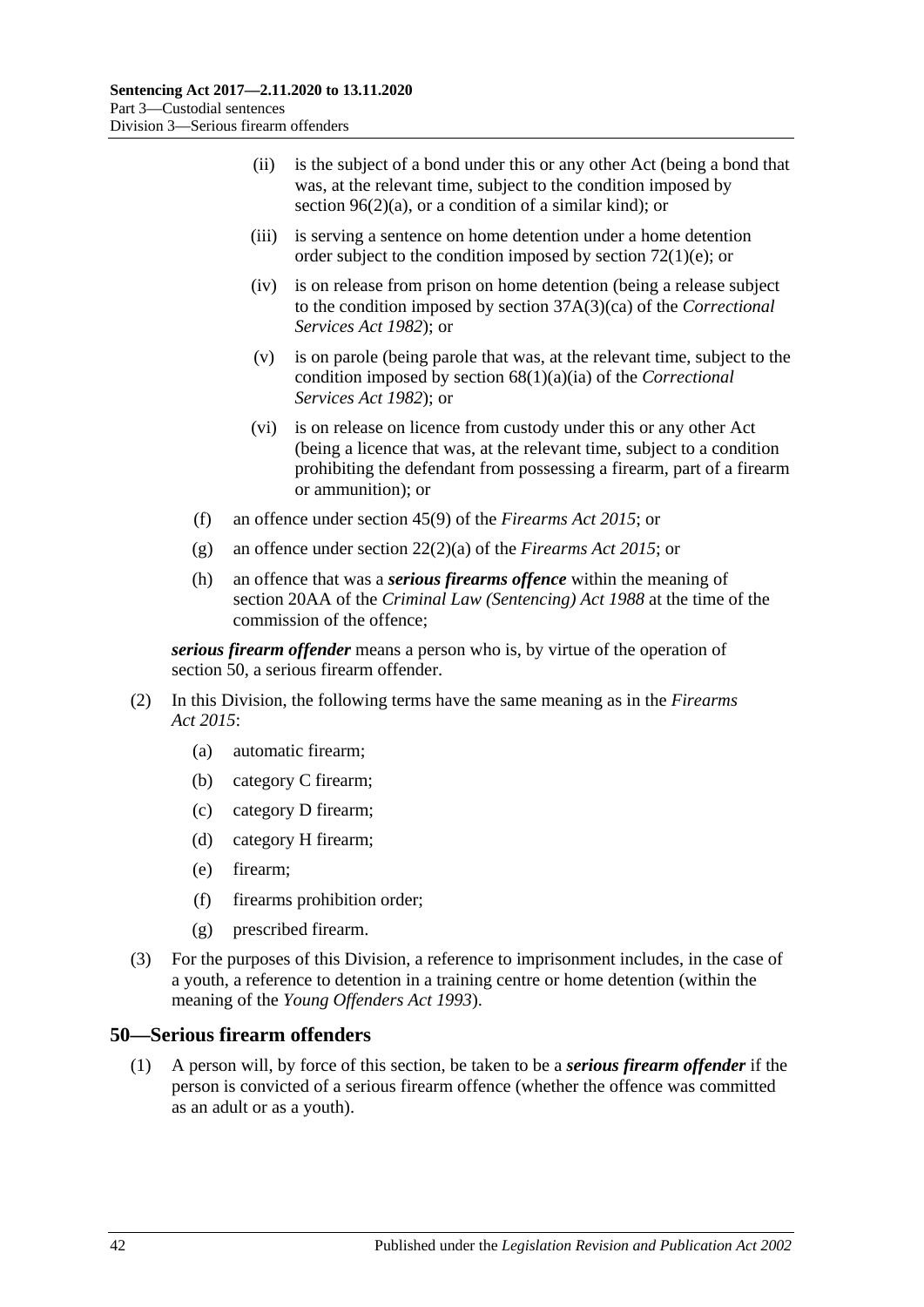(ii) is the subject of a bond under this or any other Act (being a bond that was, at the relevant time, subject to the condition imposed by section 96(2)(a), or a condition of a similar kind); or

(iii) is serving a sentence on home detention under a home detention order subject to the condition imposed by section 72(1)(e); or

(iv) is on release from prison on home detention (being a release subject to the condition imposed by section 37A(3)(ca) of the *Correctional Services Act 1982*); or

(v) is on parole (being parole that was, at the relevant time, subject to the condition imposed by section 68(1)(a)(ia) of the *Correctional Services Act 1982*); or

(vi) is on release on licence from custody under this or any other Act (being a licence that was, at the relevant time, subject to a condition prohibiting the defendant from possessing a firearm, part of a firearm or ammunition); or

(f) an offence under section 45(9) of the *Firearms Act 2015*; or

(g) an offence under section 22(2)(a) of the *Firearms Act 2015*; or

(h) an offence that was a ***serious firearms offence*** within the meaning of section 20AA of the *Criminal Law (Sentencing) Act 1988* at the time of the commission of the offence;

***serious firearm offender*** means a person who is, by virtue of the operation of section 50, a serious firearm offender.

(2) In this Division, the following terms have the same meaning as in the *Firearms Act 2015*:

(a) automatic firearm;

(b) category C firearm;

(c) category D firearm;

(d) category H firearm;

(e) firearm;

(f) firearms prohibition order;

(g) prescribed firearm.

(3) For the purposes of this Division, a reference to imprisonment includes, in the case of a youth, a reference to detention in a training centre or home detention (within the meaning of the *Young Offenders Act 1993*).

## 50—Serious firearm offenders

(1) A person will, by force of this section, be taken to be a ***serious firearm offender*** if the person is convicted of a serious firearm offence (whether the offence was committed as an adult or as a youth).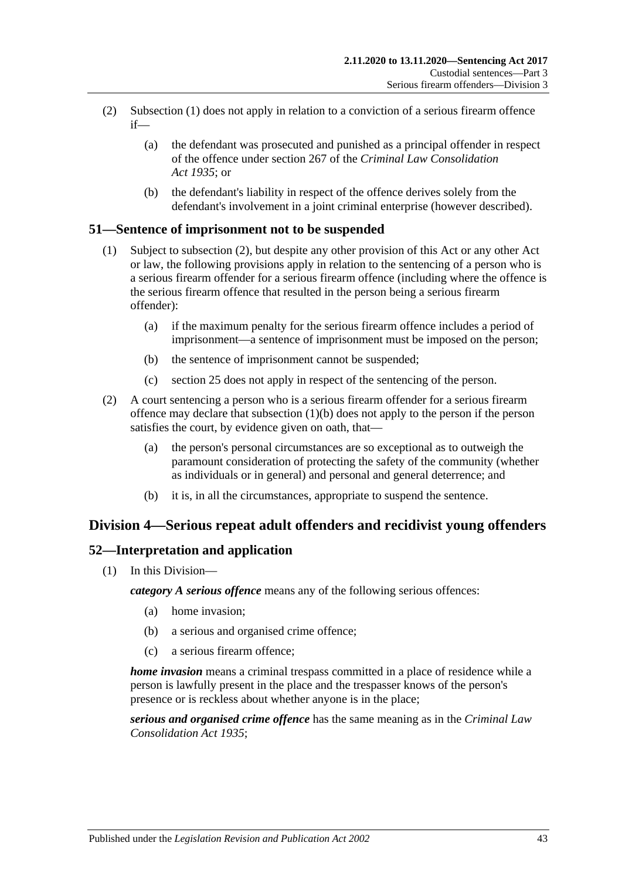(2) Subsection (1) does not apply in relation to a conviction of a serious firearm offence if—

(a) the defendant was prosecuted and punished as a principal offender in respect of the offence under section 267 of the *Criminal Law Consolidation Act 1935*; or

(b) the defendant's liability in respect of the offence derives solely from the defendant's involvement in a joint criminal enterprise (however described).

## 51—Sentence of imprisonment not to be suspended

(1) Subject to subsection (2), but despite any other provision of this Act or any other Act or law, the following provisions apply in relation to the sentencing of a person who is a serious firearm offender for a serious firearm offence (including where the offence is the serious firearm offence that resulted in the person being a serious firearm offender):

(a) if the maximum penalty for the serious firearm offence includes a period of imprisonment—a sentence of imprisonment must be imposed on the person;

(b) the sentence of imprisonment cannot be suspended;

(c) section 25 does not apply in respect of the sentencing of the person.

(2) A court sentencing a person who is a serious firearm offender for a serious firearm offence may declare that subsection (1)(b) does not apply to the person if the person satisfies the court, by evidence given on oath, that—

(a) the person's personal circumstances are so exceptional as to outweigh the paramount consideration of protecting the safety of the community (whether as individuals or in general) and personal and general deterrence; and

(b) it is, in all the circumstances, appropriate to suspend the sentence.

# Division 4—Serious repeat adult offenders and recidivist young offenders

## 52—Interpretation and application

(1) In this Division—

***category A serious offence*** means any of the following serious offences:

(a) home invasion;

(b) a serious and organised crime offence;

(c) a serious firearm offence;

***home invasion*** means a criminal trespass committed in a place of residence while a person is lawfully present in the place and the trespasser knows of the person's presence or is reckless about whether anyone is in the place;

***serious and organised crime offence*** has the same meaning as in the *Criminal Law Consolidation Act 1935*;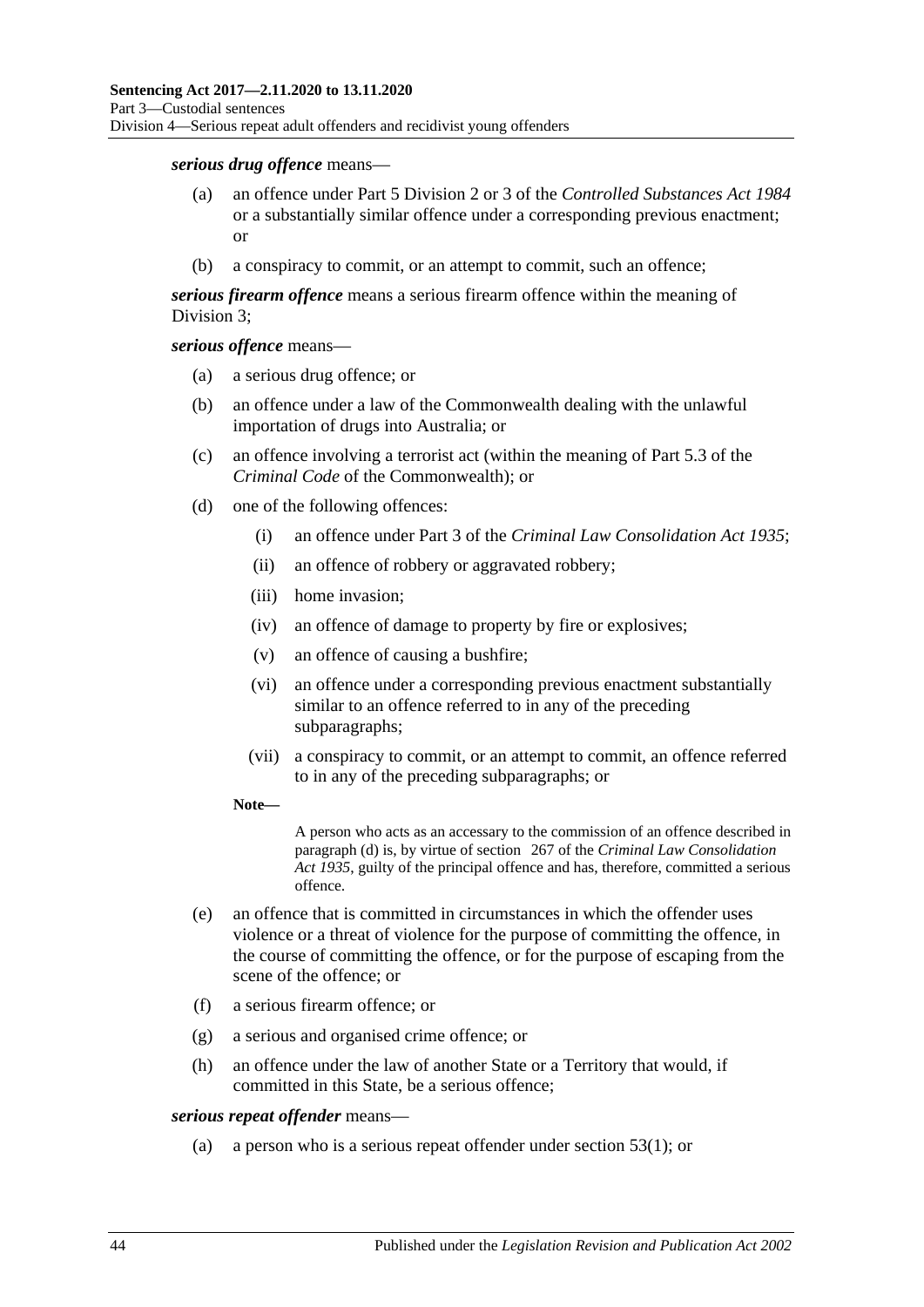***serious drug offence*** means—

(a) an offence under Part 5 Division 2 or 3 of the *Controlled Substances Act 1984* or a substantially similar offence under a corresponding previous enactment; or

(b) a conspiracy to commit, or an attempt to commit, such an offence;

***serious firearm offence*** means a serious firearm offence within the meaning of Division 3;

***serious offence*** means—

(a) a serious drug offence; or

(b) an offence under a law of the Commonwealth dealing with the unlawful importation of drugs into Australia; or

(c) an offence involving a terrorist act (within the meaning of Part 5.3 of the *Criminal Code* of the Commonwealth); or

(d) one of the following offences:

 (i) an offence under Part 3 of the *Criminal Law Consolidation Act 1935*;

 (ii) an offence of robbery or aggravated robbery;

 (iii) home invasion;

 (iv) an offence of damage to property by fire or explosives;

 (v) an offence of causing a bushfire;

 (vi) an offence under a corresponding previous enactment substantially similar to an offence referred to in any of the preceding subparagraphs;

 (vii) a conspiracy to commit, or an attempt to commit, an offence referred to in any of the preceding subparagraphs; or

**Note—**

A person who acts as an accessary to the commission of an offence described in paragraph (d) is, by virtue of section 267 of the *Criminal Law Consolidation Act 1935*, guilty of the principal offence and has, therefore, committed a serious offence.

(e) an offence that is committed in circumstances in which the offender uses violence or a threat of violence for the purpose of committing the offence, in the course of committing the offence, or for the purpose of escaping from the scene of the offence; or

(f) a serious firearm offence; or

(g) a serious and organised crime offence; or

(h) an offence under the law of another State or a Territory that would, if committed in this State, be a serious offence;

***serious repeat offender*** means—

(a) a person who is a serious repeat offender under section 53(1); or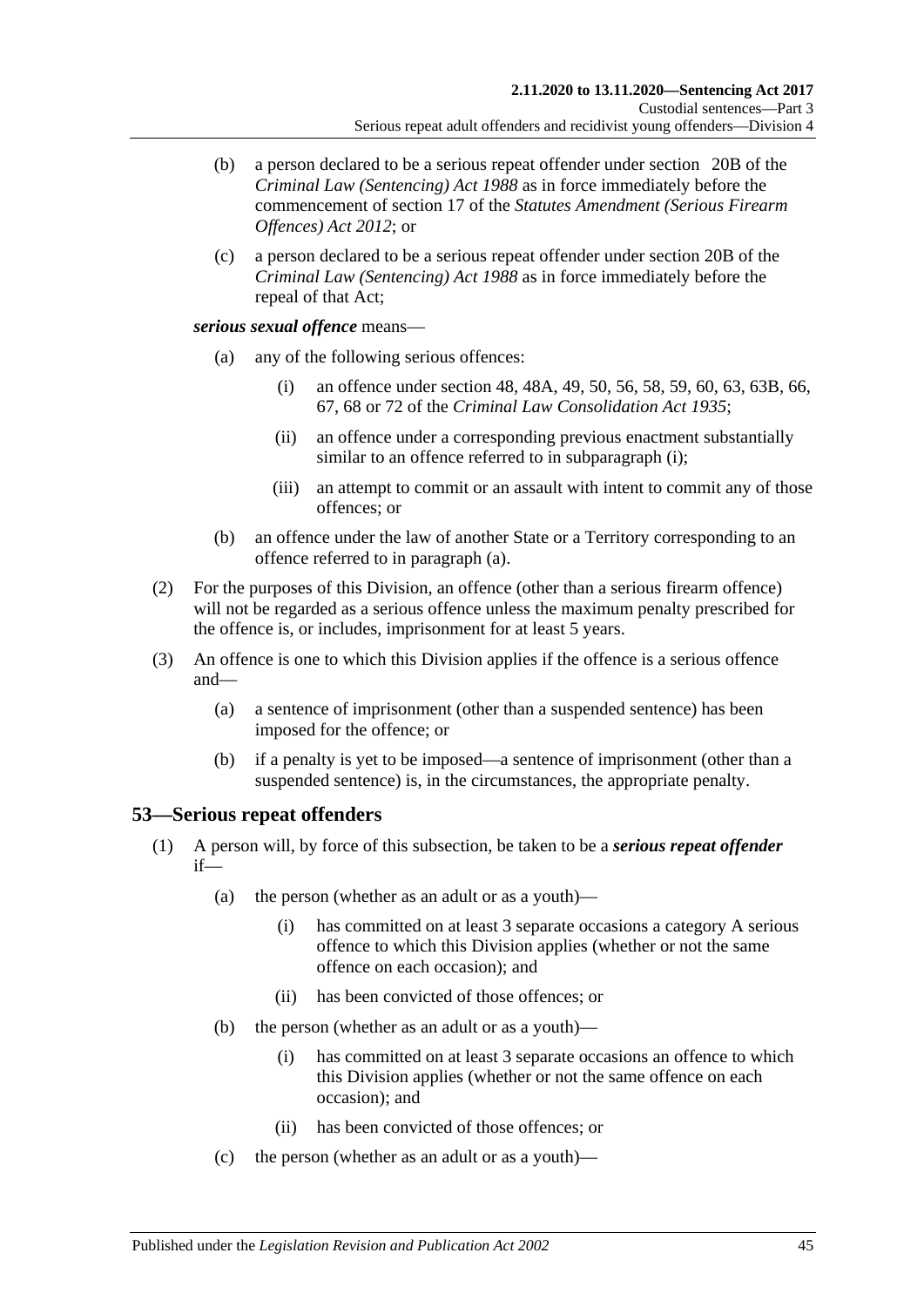(b) a person declared to be a serious repeat offender under section 20B of the *Criminal Law (Sentencing) Act 1988* as in force immediately before the commencement of section 17 of the *Statutes Amendment (Serious Firearm Offences) Act 2012*; or

(c) a person declared to be a serious repeat offender under section 20B of the *Criminal Law (Sentencing) Act 1988* as in force immediately before the repeal of that Act;

***serious sexual offence*** means—

(a) any of the following serious offences:

(i) an offence under section 48, 48A, 49, 50, 56, 58, 59, 60, 63, 63B, 66, 67, 68 or 72 of the *Criminal Law Consolidation Act 1935*;

(ii) an offence under a corresponding previous enactment substantially similar to an offence referred to in subparagraph (i);

(iii) an attempt to commit or an assault with intent to commit any of those offences; or

(b) an offence under the law of another State or a Territory corresponding to an offence referred to in paragraph (a).

(2) For the purposes of this Division, an offence (other than a serious firearm offence) will not be regarded as a serious offence unless the maximum penalty prescribed for the offence is, or includes, imprisonment for at least 5 years.

(3) An offence is one to which this Division applies if the offence is a serious offence and—

(a) a sentence of imprisonment (other than a suspended sentence) has been imposed for the offence; or

(b) if a penalty is yet to be imposed—a sentence of imprisonment (other than a suspended sentence) is, in the circumstances, the appropriate penalty.

## 53—Serious repeat offenders

(1) A person will, by force of this subsection, be taken to be a ***serious repeat offender*** if—

(a) the person (whether as an adult or as a youth)—

(i) has committed on at least 3 separate occasions a category A serious offence to which this Division applies (whether or not the same offence on each occasion); and

(ii) has been convicted of those offences; or

(b) the person (whether as an adult or as a youth)—

(i) has committed on at least 3 separate occasions an offence to which this Division applies (whether or not the same offence on each occasion); and

(ii) has been convicted of those offences; or

(c) the person (whether as an adult or as a youth)—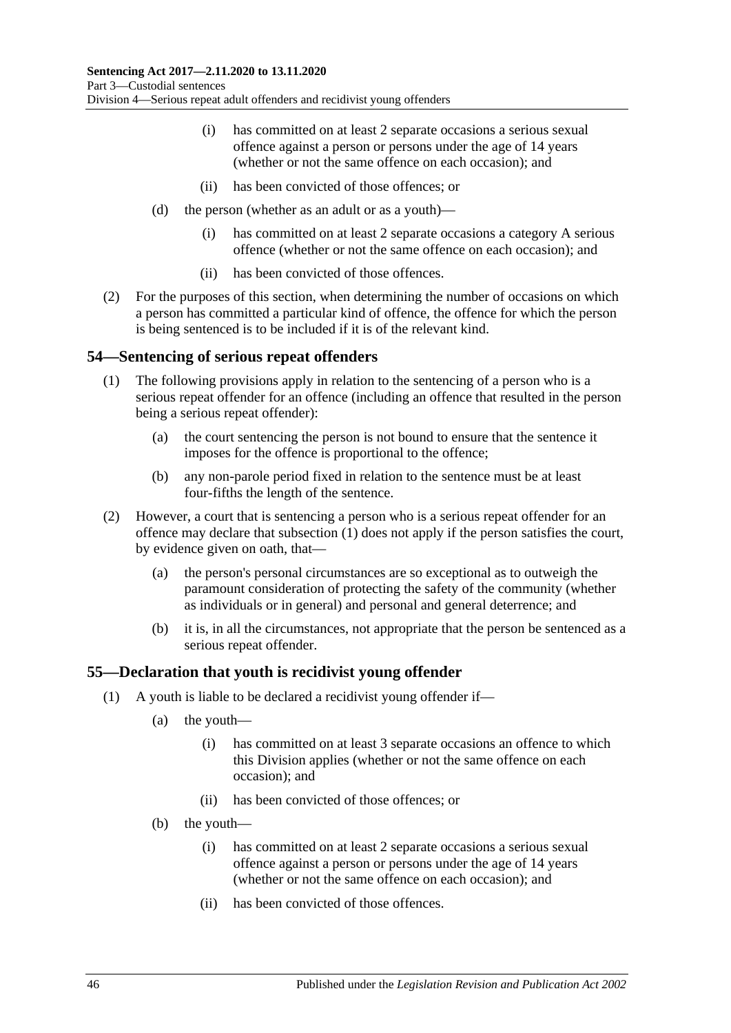(i) has committed on at least 2 separate occasions a serious sexual offence against a person or persons under the age of 14 years (whether or not the same offence on each occasion); and

(ii) has been convicted of those offences; or

(d) the person (whether as an adult or as a youth)—

(i) has committed on at least 2 separate occasions a category A serious offence (whether or not the same offence on each occasion); and

(ii) has been convicted of those offences.

(2) For the purposes of this section, when determining the number of occasions on which a person has committed a particular kind of offence, the offence for which the person is being sentenced is to be included if it is of the relevant kind.

## 54—Sentencing of serious repeat offenders

(1) The following provisions apply in relation to the sentencing of a person who is a serious repeat offender for an offence (including an offence that resulted in the person being a serious repeat offender):

(a) the court sentencing the person is not bound to ensure that the sentence it imposes for the offence is proportional to the offence;

(b) any non-parole period fixed in relation to the sentence must be at least four-fifths the length of the sentence.

(2) However, a court that is sentencing a person who is a serious repeat offender for an offence may declare that subsection (1) does not apply if the person satisfies the court, by evidence given on oath, that—

(a) the person's personal circumstances are so exceptional as to outweigh the paramount consideration of protecting the safety of the community (whether as individuals or in general) and personal and general deterrence; and

(b) it is, in all the circumstances, not appropriate that the person be sentenced as a serious repeat offender.

## 55—Declaration that youth is recidivist young offender

(1) A youth is liable to be declared a recidivist young offender if—

(a) the youth—

(i) has committed on at least 3 separate occasions an offence to which this Division applies (whether or not the same offence on each occasion); and

(ii) has been convicted of those offences; or

(b) the youth—

(i) has committed on at least 2 separate occasions a serious sexual offence against a person or persons under the age of 14 years (whether or not the same offence on each occasion); and

(ii) has been convicted of those offences.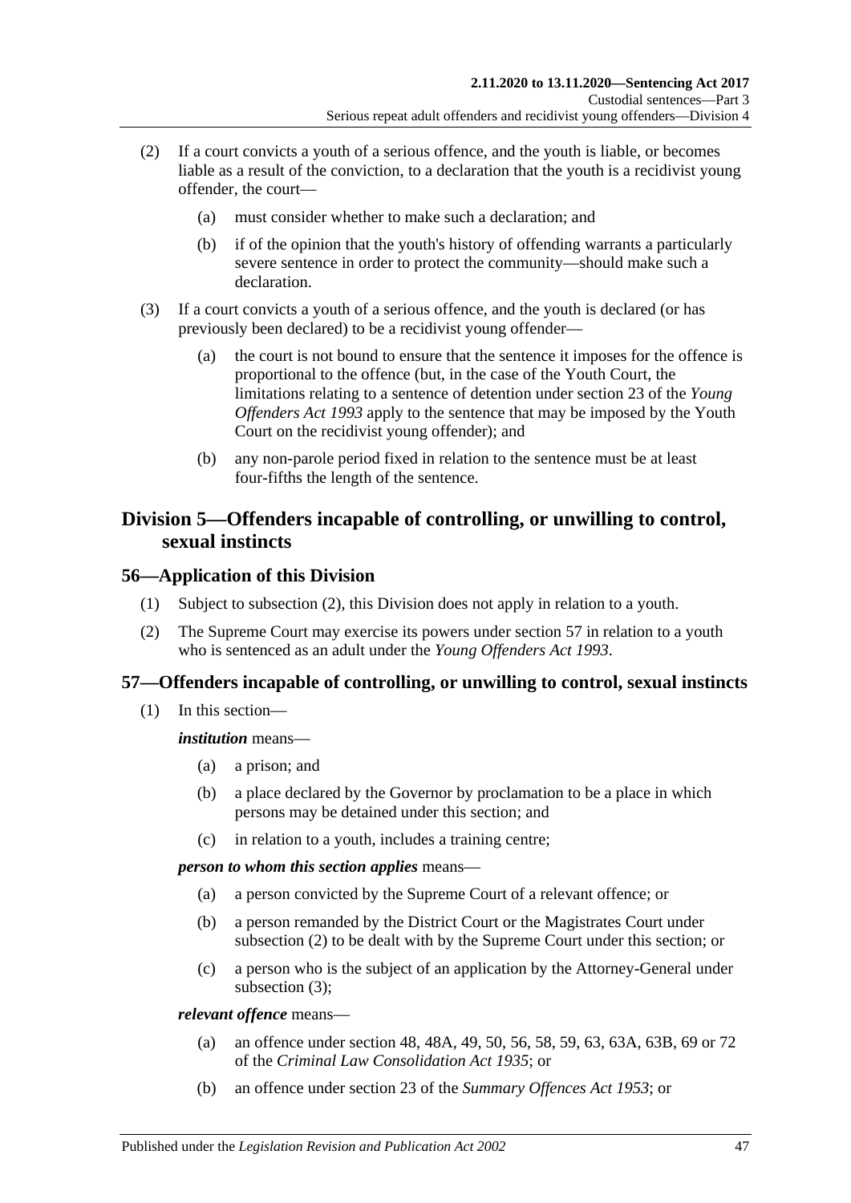(2) If a court convicts a youth of a serious offence, and the youth is liable, or becomes liable as a result of the conviction, to a declaration that the youth is a recidivist young offender, the court—

(a) must consider whether to make such a declaration; and

(b) if of the opinion that the youth's history of offending warrants a particularly severe sentence in order to protect the community—should make such a declaration.

(3) If a court convicts a youth of a serious offence, and the youth is declared (or has previously been declared) to be a recidivist young offender—

(a) the court is not bound to ensure that the sentence it imposes for the offence is proportional to the offence (but, in the case of the Youth Court, the limitations relating to a sentence of detention under section 23 of the *Young Offenders Act 1993* apply to the sentence that may be imposed by the Youth Court on the recidivist young offender); and

(b) any non-parole period fixed in relation to the sentence must be at least four-fifths the length of the sentence.

## Division 5—Offenders incapable of controlling, or unwilling to control, sexual instincts

### 56—Application of this Division

(1) Subject to subsection (2), this Division does not apply in relation to a youth.

(2) The Supreme Court may exercise its powers under section 57 in relation to a youth who is sentenced as an adult under the *Young Offenders Act 1993*.

### 57—Offenders incapable of controlling, or unwilling to control, sexual instincts

(1) In this section—

***institution*** means—

(a) a prison; and

(b) a place declared by the Governor by proclamation to be a place in which persons may be detained under this section; and

(c) in relation to a youth, includes a training centre;

***person to whom this section applies*** means—

(a) a person convicted by the Supreme Court of a relevant offence; or

(b) a person remanded by the District Court or the Magistrates Court under subsection (2) to be dealt with by the Supreme Court under this section; or

(c) a person who is the subject of an application by the Attorney-General under subsection (3);

***relevant offence*** means—

(a) an offence under section 48, 48A, 49, 50, 56, 58, 59, 63, 63A, 63B, 69 or 72 of the *Criminal Law Consolidation Act 1935*; or

(b) an offence under section 23 of the *Summary Offences Act 1953*; or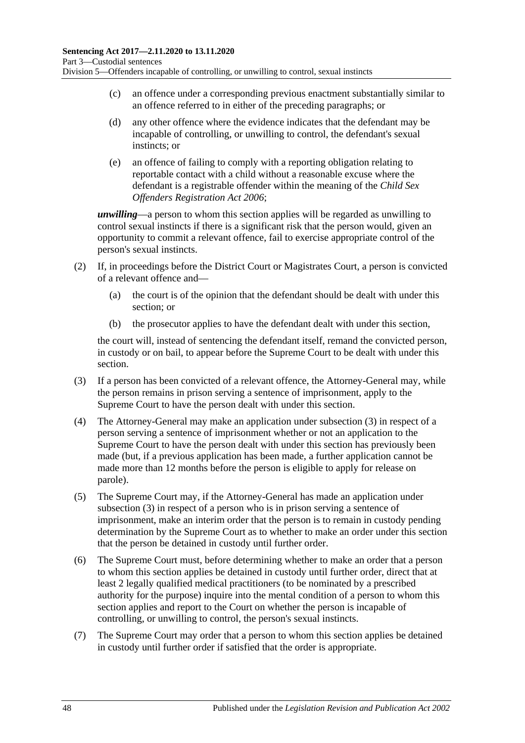(c) an offence under a corresponding previous enactment substantially similar to an offence referred to in either of the preceding paragraphs; or

(d) any other offence where the evidence indicates that the defendant may be incapable of controlling, or unwilling to control, the defendant's sexual instincts; or

(e) an offence of failing to comply with a reporting obligation relating to reportable contact with a child without a reasonable excuse where the defendant is a registrable offender within the meaning of the *Child Sex Offenders Registration Act 2006*;

***unwilling***—a person to whom this section applies will be regarded as unwilling to control sexual instincts if there is a significant risk that the person would, given an opportunity to commit a relevant offence, fail to exercise appropriate control of the person's sexual instincts.

(2) If, in proceedings before the District Court or Magistrates Court, a person is convicted of a relevant offence and—

(a) the court is of the opinion that the defendant should be dealt with under this section; or

(b) the prosecutor applies to have the defendant dealt with under this section,

the court will, instead of sentencing the defendant itself, remand the convicted person, in custody or on bail, to appear before the Supreme Court to be dealt with under this section.

(3) If a person has been convicted of a relevant offence, the Attorney-General may, while the person remains in prison serving a sentence of imprisonment, apply to the Supreme Court to have the person dealt with under this section.

(4) The Attorney-General may make an application under subsection (3) in respect of a person serving a sentence of imprisonment whether or not an application to the Supreme Court to have the person dealt with under this section has previously been made (but, if a previous application has been made, a further application cannot be made more than 12 months before the person is eligible to apply for release on parole).

(5) The Supreme Court may, if the Attorney-General has made an application under subsection (3) in respect of a person who is in prison serving a sentence of imprisonment, make an interim order that the person is to remain in custody pending determination by the Supreme Court as to whether to make an order under this section that the person be detained in custody until further order.

(6) The Supreme Court must, before determining whether to make an order that a person to whom this section applies be detained in custody until further order, direct that at least 2 legally qualified medical practitioners (to be nominated by a prescribed authority for the purpose) inquire into the mental condition of a person to whom this section applies and report to the Court on whether the person is incapable of controlling, or unwilling to control, the person's sexual instincts.

(7) The Supreme Court may order that a person to whom this section applies be detained in custody until further order if satisfied that the order is appropriate.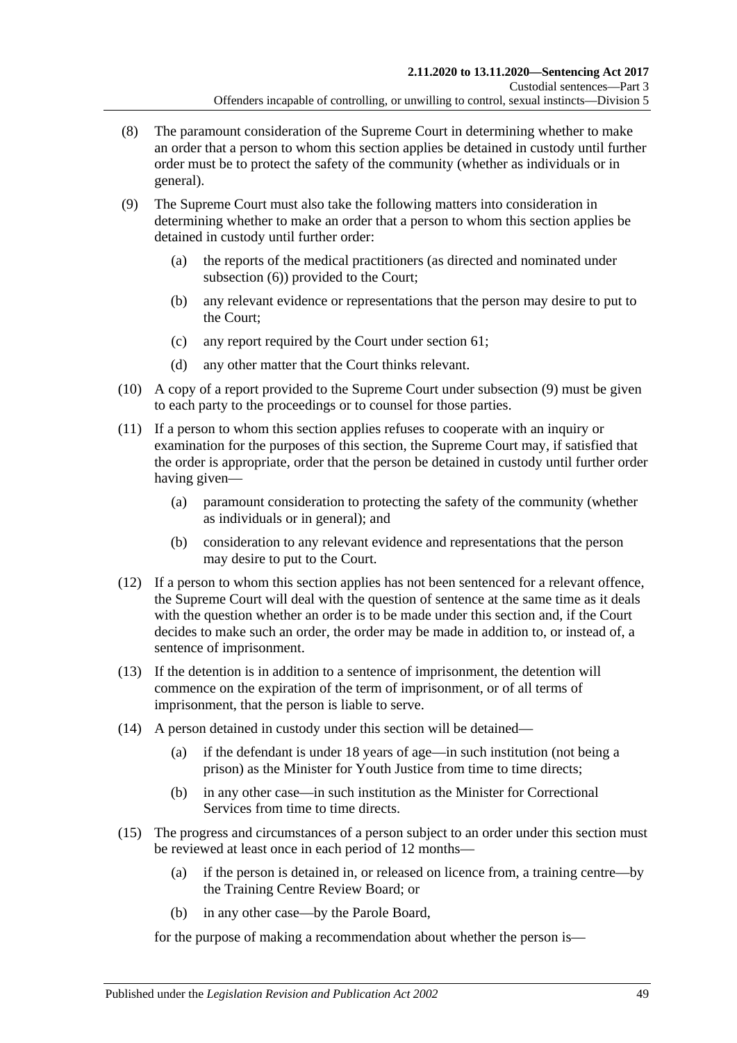(8) The paramount consideration of the Supreme Court in determining whether to make an order that a person to whom this section applies be detained in custody until further order must be to protect the safety of the community (whether as individuals or in general).

(9) The Supreme Court must also take the following matters into consideration in determining whether to make an order that a person to whom this section applies be detained in custody until further order:

- (a) the reports of the medical practitioners (as directed and nominated under subsection (6)) provided to the Court;
- (b) any relevant evidence or representations that the person may desire to put to the Court;
- (c) any report required by the Court under section 61;
- (d) any other matter that the Court thinks relevant.

(10) A copy of a report provided to the Supreme Court under subsection (9) must be given to each party to the proceedings or to counsel for those parties.

(11) If a person to whom this section applies refuses to cooperate with an inquiry or examination for the purposes of this section, the Supreme Court may, if satisfied that the order is appropriate, order that the person be detained in custody until further order having given—

- (a) paramount consideration to protecting the safety of the community (whether as individuals or in general); and
- (b) consideration to any relevant evidence and representations that the person may desire to put to the Court.

(12) If a person to whom this section applies has not been sentenced for a relevant offence, the Supreme Court will deal with the question of sentence at the same time as it deals with the question whether an order is to be made under this section and, if the Court decides to make such an order, the order may be made in addition to, or instead of, a sentence of imprisonment.

(13) If the detention is in addition to a sentence of imprisonment, the detention will commence on the expiration of the term of imprisonment, or of all terms of imprisonment, that the person is liable to serve.

(14) A person detained in custody under this section will be detained—

- (a) if the defendant is under 18 years of age—in such institution (not being a prison) as the Minister for Youth Justice from time to time directs;
- (b) in any other case—in such institution as the Minister for Correctional Services from time to time directs.

(15) The progress and circumstances of a person subject to an order under this section must be reviewed at least once in each period of 12 months—

- (a) if the person is detained in, or released on licence from, a training centre—by the Training Centre Review Board; or
- (b) in any other case—by the Parole Board,

for the purpose of making a recommendation about whether the person is—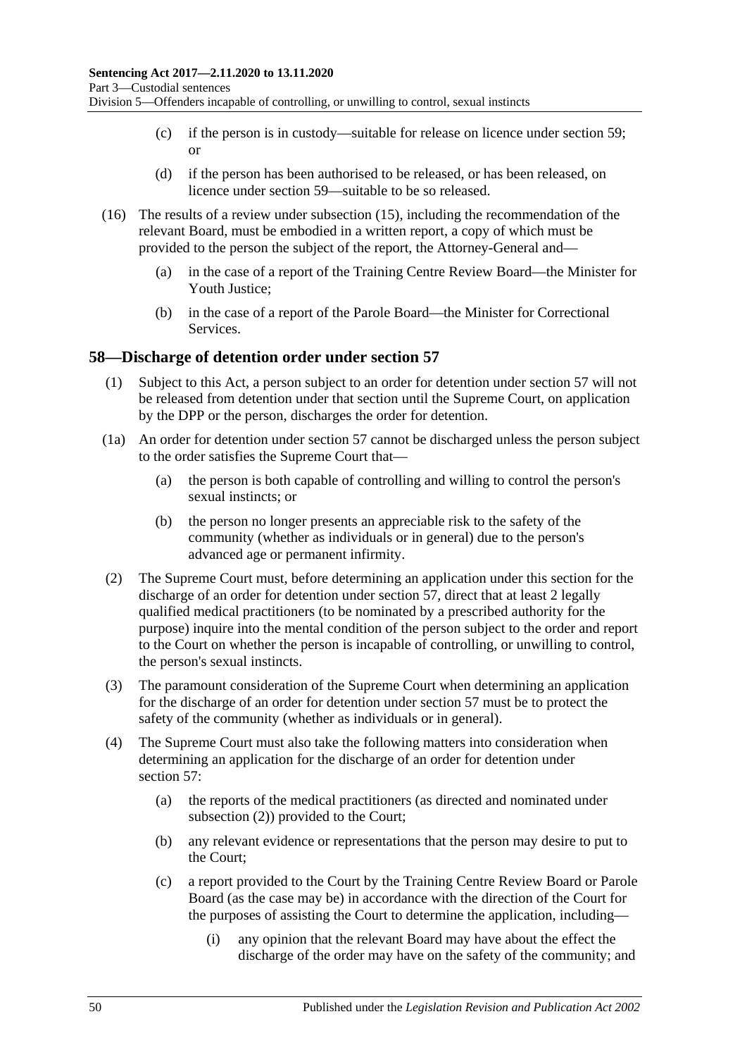(c) if the person is in custody—suitable for release on licence under section 59; or

(d) if the person has been authorised to be released, or has been released, on licence under section 59—suitable to be so released.

(16) The results of a review under subsection (15), including the recommendation of the relevant Board, must be embodied in a written report, a copy of which must be provided to the person the subject of the report, the Attorney-General and—

(a) in the case of a report of the Training Centre Review Board—the Minister for Youth Justice;

(b) in the case of a report of the Parole Board—the Minister for Correctional Services.

## 58—Discharge of detention order under section 57

(1) Subject to this Act, a person subject to an order for detention under section 57 will not be released from detention under that section until the Supreme Court, on application by the DPP or the person, discharges the order for detention.

(1a) An order for detention under section 57 cannot be discharged unless the person subject to the order satisfies the Supreme Court that—

(a) the person is both capable of controlling and willing to control the person's sexual instincts; or

(b) the person no longer presents an appreciable risk to the safety of the community (whether as individuals or in general) due to the person's advanced age or permanent infirmity.

(2) The Supreme Court must, before determining an application under this section for the discharge of an order for detention under section 57, direct that at least 2 legally qualified medical practitioners (to be nominated by a prescribed authority for the purpose) inquire into the mental condition of the person subject to the order and report to the Court on whether the person is incapable of controlling, or unwilling to control, the person's sexual instincts.

(3) The paramount consideration of the Supreme Court when determining an application for the discharge of an order for detention under section 57 must be to protect the safety of the community (whether as individuals or in general).

(4) The Supreme Court must also take the following matters into consideration when determining an application for the discharge of an order for detention under section 57:

(a) the reports of the medical practitioners (as directed and nominated under subsection (2)) provided to the Court;

(b) any relevant evidence or representations that the person may desire to put to the Court;

(c) a report provided to the Court by the Training Centre Review Board or Parole Board (as the case may be) in accordance with the direction of the Court for the purposes of assisting the Court to determine the application, including—

(i) any opinion that the relevant Board may have about the effect the discharge of the order may have on the safety of the community; and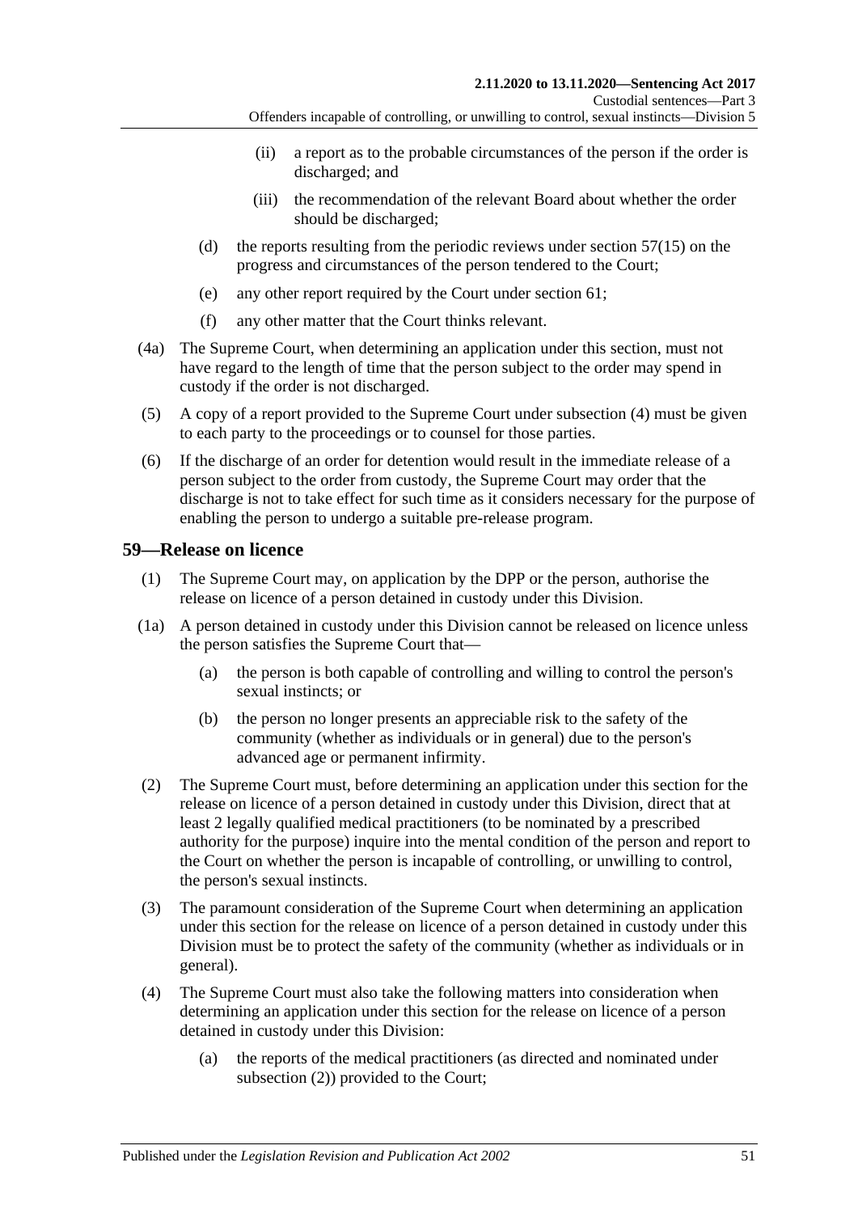(ii) a report as to the probable circumstances of the person if the order is discharged; and

(iii) the recommendation of the relevant Board about whether the order should be discharged;

(d) the reports resulting from the periodic reviews under section 57(15) on the progress and circumstances of the person tendered to the Court;

(e) any other report required by the Court under section 61;

(f) any other matter that the Court thinks relevant.

(4a) The Supreme Court, when determining an application under this section, must not have regard to the length of time that the person subject to the order may spend in custody if the order is not discharged.

(5) A copy of a report provided to the Supreme Court under subsection (4) must be given to each party to the proceedings or to counsel for those parties.

(6) If the discharge of an order for detention would result in the immediate release of a person subject to the order from custody, the Supreme Court may order that the discharge is not to take effect for such time as it considers necessary for the purpose of enabling the person to undergo a suitable pre-release program.

## 59—Release on licence

(1) The Supreme Court may, on application by the DPP or the person, authorise the release on licence of a person detained in custody under this Division.

(1a) A person detained in custody under this Division cannot be released on licence unless the person satisfies the Supreme Court that—

(a) the person is both capable of controlling and willing to control the person's sexual instincts; or

(b) the person no longer presents an appreciable risk to the safety of the community (whether as individuals or in general) due to the person's advanced age or permanent infirmity.

(2) The Supreme Court must, before determining an application under this section for the release on licence of a person detained in custody under this Division, direct that at least 2 legally qualified medical practitioners (to be nominated by a prescribed authority for the purpose) inquire into the mental condition of the person and report to the Court on whether the person is incapable of controlling, or unwilling to control, the person's sexual instincts.

(3) The paramount consideration of the Supreme Court when determining an application under this section for the release on licence of a person detained in custody under this Division must be to protect the safety of the community (whether as individuals or in general).

(4) The Supreme Court must also take the following matters into consideration when determining an application under this section for the release on licence of a person detained in custody under this Division:

(a) the reports of the medical practitioners (as directed and nominated under subsection (2)) provided to the Court;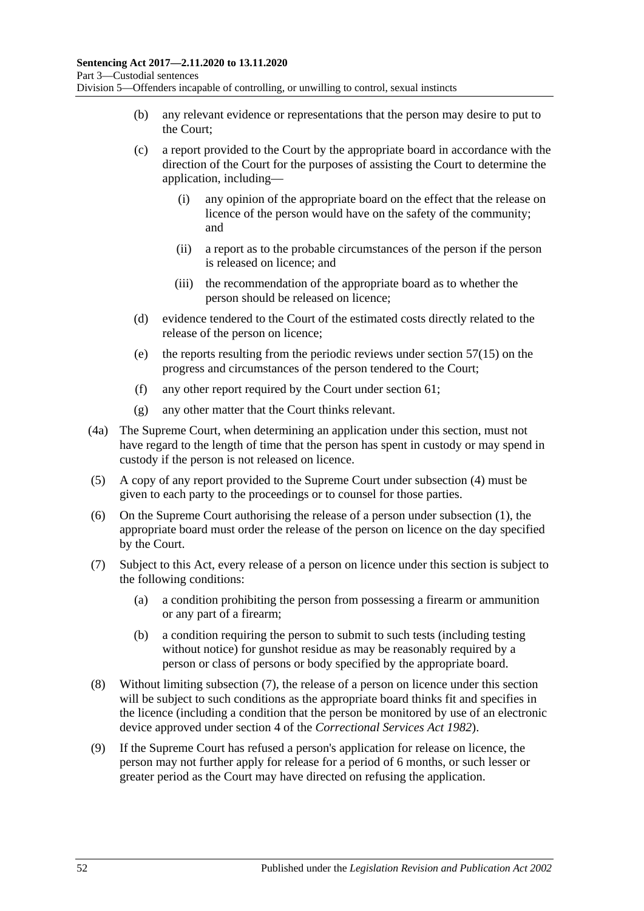(b) any relevant evidence or representations that the person may desire to put to the Court;

(c) a report provided to the Court by the appropriate board in accordance with the direction of the Court for the purposes of assisting the Court to determine the application, including—

  (i) any opinion of the appropriate board on the effect that the release on licence of the person would have on the safety of the community; and

  (ii) a report as to the probable circumstances of the person if the person is released on licence; and

  (iii) the recommendation of the appropriate board as to whether the person should be released on licence;

(d) evidence tendered to the Court of the estimated costs directly related to the release of the person on licence;

(e) the reports resulting from the periodic reviews under section 57(15) on the progress and circumstances of the person tendered to the Court;

(f) any other report required by the Court under section 61;

(g) any other matter that the Court thinks relevant.

(4a) The Supreme Court, when determining an application under this section, must not have regard to the length of time that the person has spent in custody or may spend in custody if the person is not released on licence.

(5) A copy of any report provided to the Supreme Court under subsection (4) must be given to each party to the proceedings or to counsel for those parties.

(6) On the Supreme Court authorising the release of a person under subsection (1), the appropriate board must order the release of the person on licence on the day specified by the Court.

(7) Subject to this Act, every release of a person on licence under this section is subject to the following conditions:

(a) a condition prohibiting the person from possessing a firearm or ammunition or any part of a firearm;

(b) a condition requiring the person to submit to such tests (including testing without notice) for gunshot residue as may be reasonably required by a person or class of persons or body specified by the appropriate board.

(8) Without limiting subsection (7), the release of a person on licence under this section will be subject to such conditions as the appropriate board thinks fit and specifies in the licence (including a condition that the person be monitored by use of an electronic device approved under section 4 of the *Correctional Services Act 1982*).

(9) If the Supreme Court has refused a person's application for release on licence, the person may not further apply for release for a period of 6 months, or such lesser or greater period as the Court may have directed on refusing the application.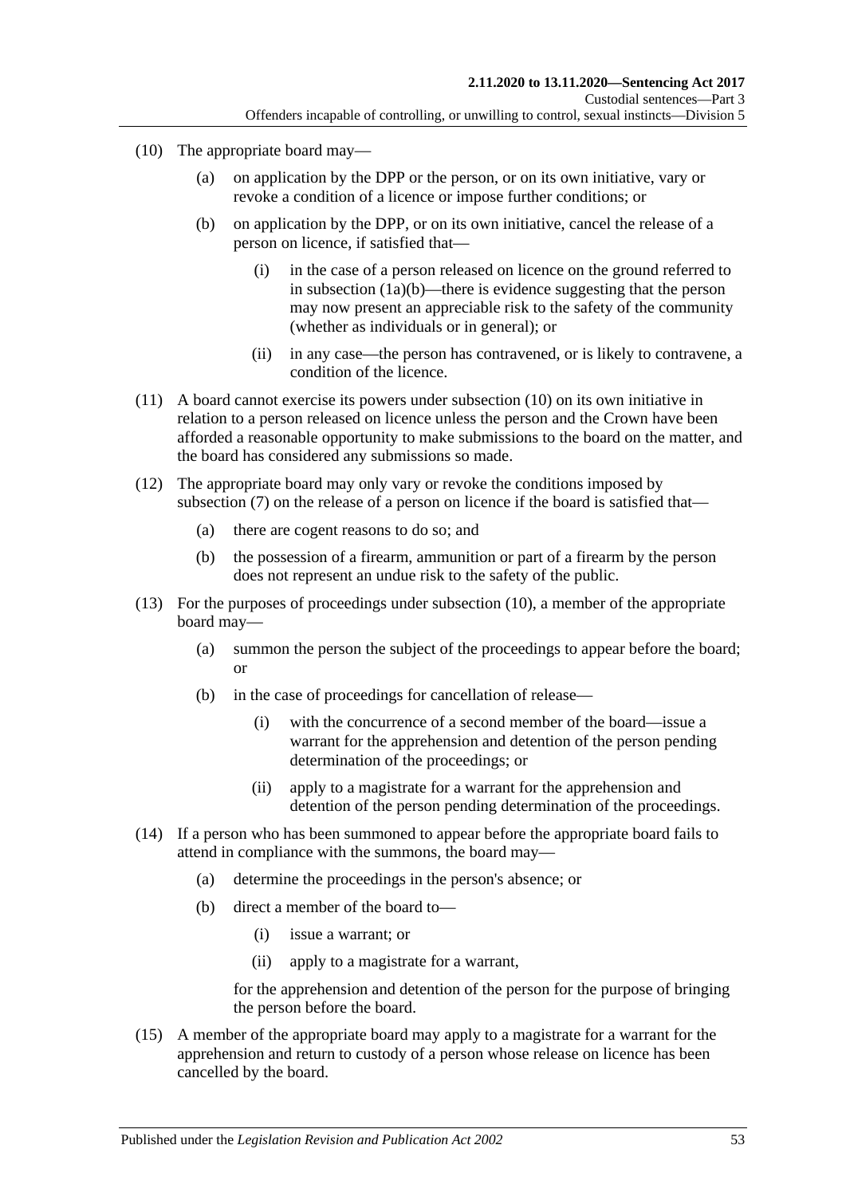(10) The appropriate board may—

(a) on application by the DPP or the person, or on its own initiative, vary or revoke a condition of a licence or impose further conditions; or

(b) on application by the DPP, or on its own initiative, cancel the release of a person on licence, if satisfied that—

(i) in the case of a person released on licence on the ground referred to in subsection (1a)(b)—there is evidence suggesting that the person may now present an appreciable risk to the safety of the community (whether as individuals or in general); or

(ii) in any case—the person has contravened, or is likely to contravene, a condition of the licence.

(11) A board cannot exercise its powers under subsection (10) on its own initiative in relation to a person released on licence unless the person and the Crown have been afforded a reasonable opportunity to make submissions to the board on the matter, and the board has considered any submissions so made.

(12) The appropriate board may only vary or revoke the conditions imposed by subsection (7) on the release of a person on licence if the board is satisfied that—

(a) there are cogent reasons to do so; and

(b) the possession of a firearm, ammunition or part of a firearm by the person does not represent an undue risk to the safety of the public.

(13) For the purposes of proceedings under subsection (10), a member of the appropriate board may—

(a) summon the person the subject of the proceedings to appear before the board; or

(b) in the case of proceedings for cancellation of release—

(i) with the concurrence of a second member of the board—issue a warrant for the apprehension and detention of the person pending determination of the proceedings; or

(ii) apply to a magistrate for a warrant for the apprehension and detention of the person pending determination of the proceedings.

(14) If a person who has been summoned to appear before the appropriate board fails to attend in compliance with the summons, the board may—

(a) determine the proceedings in the person's absence; or

(b) direct a member of the board to—

(i) issue a warrant; or

(ii) apply to a magistrate for a warrant,

for the apprehension and detention of the person for the purpose of bringing the person before the board.

(15) A member of the appropriate board may apply to a magistrate for a warrant for the apprehension and return to custody of a person whose release on licence has been cancelled by the board.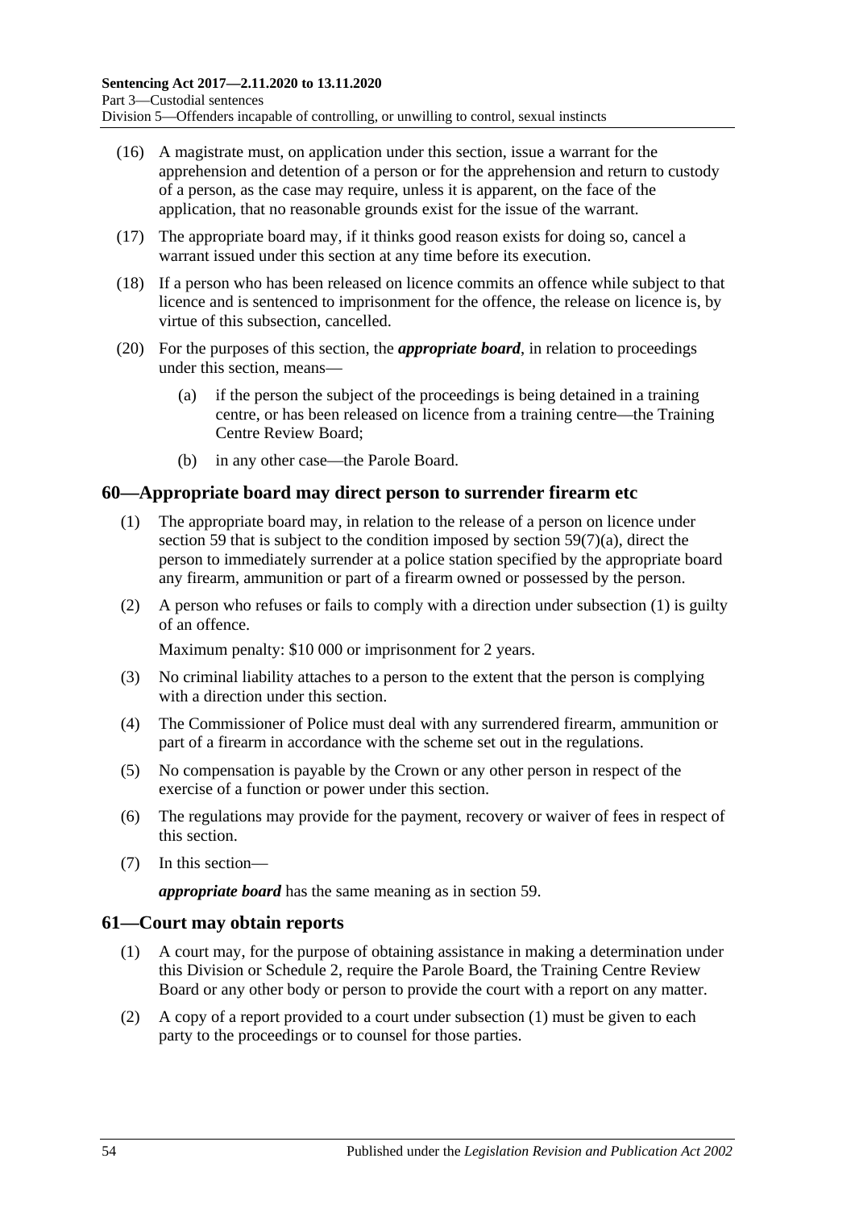(16) A magistrate must, on application under this section, issue a warrant for the apprehension and detention of a person or for the apprehension and return to custody of a person, as the case may require, unless it is apparent, on the face of the application, that no reasonable grounds exist for the issue of the warrant.

(17) The appropriate board may, if it thinks good reason exists for doing so, cancel a warrant issued under this section at any time before its execution.

(18) If a person who has been released on licence commits an offence while subject to that licence and is sentenced to imprisonment for the offence, the release on licence is, by virtue of this subsection, cancelled.

(20) For the purposes of this section, the ***appropriate board***, in relation to proceedings under this section, means—

(a) if the person the subject of the proceedings is being detained in a training centre, or has been released on licence from a training centre—the Training Centre Review Board;

(b) in any other case—the Parole Board.

## 60—Appropriate board may direct person to surrender firearm etc

(1) The appropriate board may, in relation to the release of a person on licence under section 59 that is subject to the condition imposed by section 59(7)(a), direct the person to immediately surrender at a police station specified by the appropriate board any firearm, ammunition or part of a firearm owned or possessed by the person.

(2) A person who refuses or fails to comply with a direction under subsection (1) is guilty of an offence.

Maximum penalty: $10 000 or imprisonment for 2 years.

(3) No criminal liability attaches to a person to the extent that the person is complying with a direction under this section.

(4) The Commissioner of Police must deal with any surrendered firearm, ammunition or part of a firearm in accordance with the scheme set out in the regulations.

(5) No compensation is payable by the Crown or any other person in respect of the exercise of a function or power under this section.

(6) The regulations may provide for the payment, recovery or waiver of fees in respect of this section.

(7) In this section—

***appropriate board*** has the same meaning as in section 59.

## 61—Court may obtain reports

(1) A court may, for the purpose of obtaining assistance in making a determination under this Division or Schedule 2, require the Parole Board, the Training Centre Review Board or any other body or person to provide the court with a report on any matter.

(2) A copy of a report provided to a court under subsection (1) must be given to each party to the proceedings or to counsel for those parties.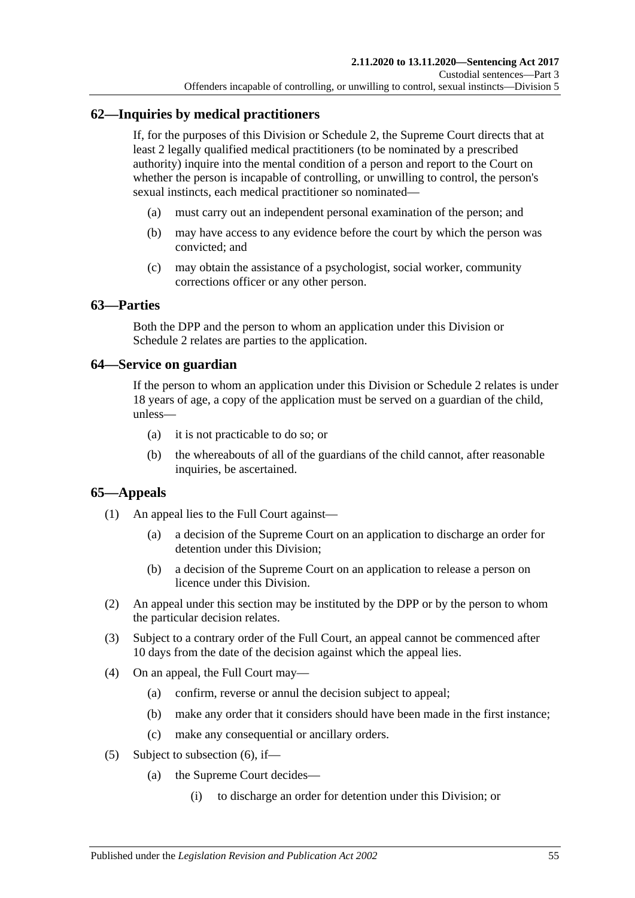## 62—Inquiries by medical practitioners

If, for the purposes of this Division or Schedule 2, the Supreme Court directs that at least 2 legally qualified medical practitioners (to be nominated by a prescribed authority) inquire into the mental condition of a person and report to the Court on whether the person is incapable of controlling, or unwilling to control, the person's sexual instincts, each medical practitioner so nominated—

(a) must carry out an independent personal examination of the person; and

(b) may have access to any evidence before the court by which the person was convicted; and

(c) may obtain the assistance of a psychologist, social worker, community corrections officer or any other person.

## 63—Parties

Both the DPP and the person to whom an application under this Division or Schedule 2 relates are parties to the application.

## 64—Service on guardian

If the person to whom an application under this Division or Schedule 2 relates is under 18 years of age, a copy of the application must be served on a guardian of the child, unless—

(a) it is not practicable to do so; or

(b) the whereabouts of all of the guardians of the child cannot, after reasonable inquiries, be ascertained.

## 65—Appeals

(1) An appeal lies to the Full Court against—

(a) a decision of the Supreme Court on an application to discharge an order for detention under this Division;

(b) a decision of the Supreme Court on an application to release a person on licence under this Division.

(2) An appeal under this section may be instituted by the DPP or by the person to whom the particular decision relates.

(3) Subject to a contrary order of the Full Court, an appeal cannot be commenced after 10 days from the date of the decision against which the appeal lies.

(4) On an appeal, the Full Court may—

(a) confirm, reverse or annul the decision subject to appeal;

(b) make any order that it considers should have been made in the first instance;

(c) make any consequential or ancillary orders.

(5) Subject to subsection (6), if—

(a) the Supreme Court decides—

(i) to discharge an order for detention under this Division; or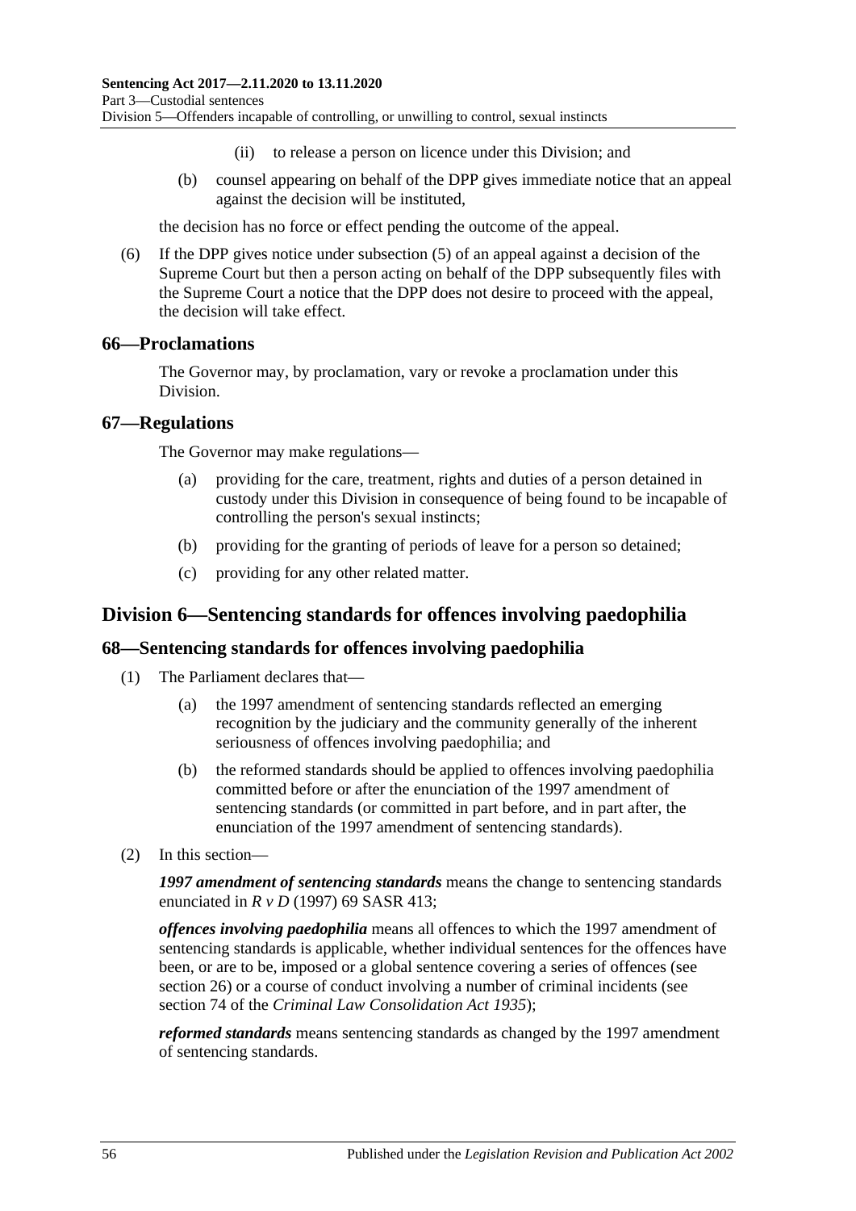(ii) to release a person on licence under this Division; and

(b) counsel appearing on behalf of the DPP gives immediate notice that an appeal against the decision will be instituted,

the decision has no force or effect pending the outcome of the appeal.

(6) If the DPP gives notice under subsection (5) of an appeal against a decision of the Supreme Court but then a person acting on behalf of the DPP subsequently files with the Supreme Court a notice that the DPP does not desire to proceed with the appeal, the decision will take effect.

### 66—Proclamations

The Governor may, by proclamation, vary or revoke a proclamation under this Division.

### 67—Regulations

The Governor may make regulations—

(a) providing for the care, treatment, rights and duties of a person detained in custody under this Division in consequence of being found to be incapable of controlling the person's sexual instincts;

(b) providing for the granting of periods of leave for a person so detained;

(c) providing for any other related matter.

## Division 6—Sentencing standards for offences involving paedophilia

### 68—Sentencing standards for offences involving paedophilia

(1) The Parliament declares that—

(a) the 1997 amendment of sentencing standards reflected an emerging recognition by the judiciary and the community generally of the inherent seriousness of offences involving paedophilia; and

(b) the reformed standards should be applied to offences involving paedophilia committed before or after the enunciation of the 1997 amendment of sentencing standards (or committed in part before, and in part after, the enunciation of the 1997 amendment of sentencing standards).

(2) In this section—

***1997 amendment of sentencing standards*** means the change to sentencing standards enunciated in *R v D* (1997) 69 SASR 413;

***offences involving paedophilia*** means all offences to which the 1997 amendment of sentencing standards is applicable, whether individual sentences for the offences have been, or are to be, imposed or a global sentence covering a series of offences (see section 26) or a course of conduct involving a number of criminal incidents (see section 74 of the *Criminal Law Consolidation Act 1935*);

***reformed standards*** means sentencing standards as changed by the 1997 amendment of sentencing standards.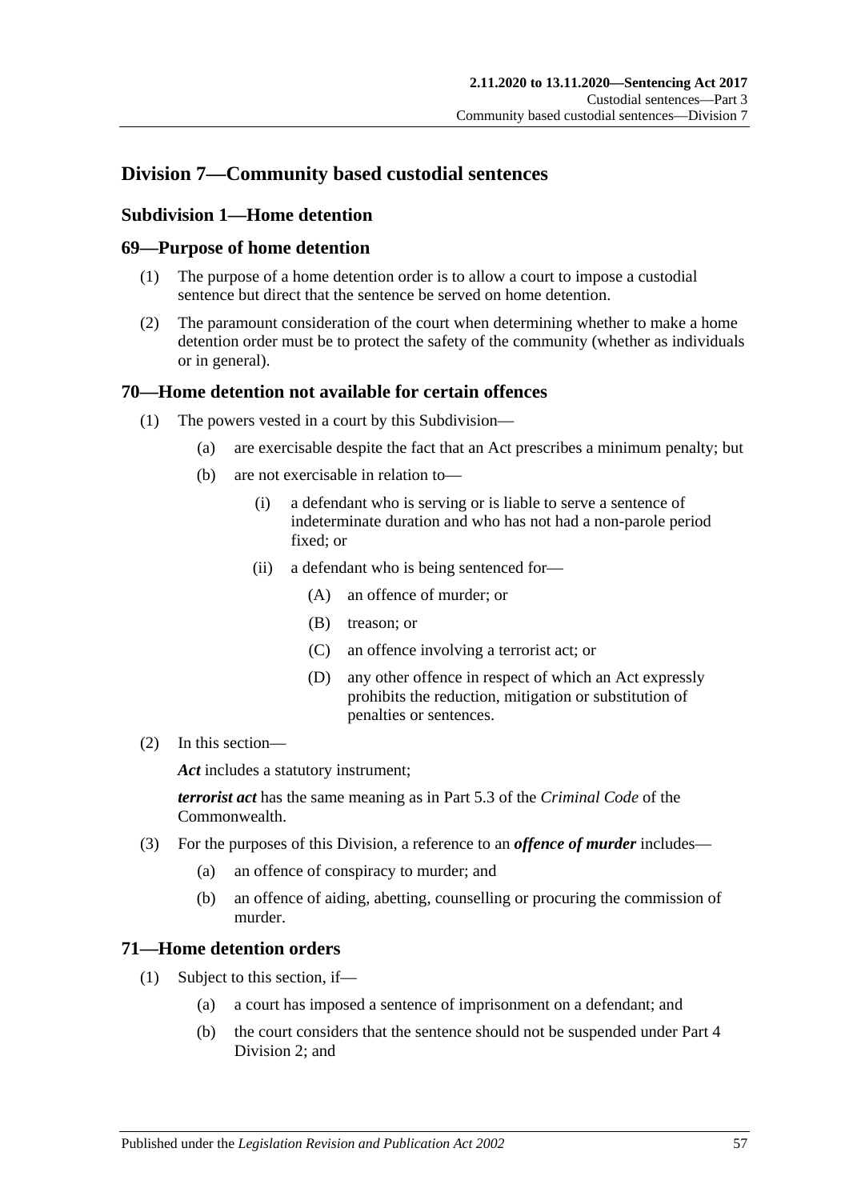## Division 7—Community based custodial sentences

### Subdivision 1—Home detention

### 69—Purpose of home detention

(1) The purpose of a home detention order is to allow a court to impose a custodial sentence but direct that the sentence be served on home detention.

(2) The paramount consideration of the court when determining whether to make a home detention order must be to protect the safety of the community (whether as individuals or in general).

### 70—Home detention not available for certain offences

(1) The powers vested in a court by this Subdivision—

(a) are exercisable despite the fact that an Act prescribes a minimum penalty; but

(b) are not exercisable in relation to—

(i) a defendant who is serving or is liable to serve a sentence of indeterminate duration and who has not had a non-parole period fixed; or

(ii) a defendant who is being sentenced for—

(A) an offence of murder; or

(B) treason; or

(C) an offence involving a terrorist act; or

(D) any other offence in respect of which an Act expressly prohibits the reduction, mitigation or substitution of penalties or sentences.

(2) In this section—

***Act*** includes a statutory instrument;

***terrorist act*** has the same meaning as in Part 5.3 of the *Criminal Code* of the Commonwealth.

(3) For the purposes of this Division, a reference to an ***offence of murder*** includes—

(a) an offence of conspiracy to murder; and

(b) an offence of aiding, abetting, counselling or procuring the commission of murder.

### 71—Home detention orders

(1) Subject to this section, if—

(a) a court has imposed a sentence of imprisonment on a defendant; and

(b) the court considers that the sentence should not be suspended under Part 4 Division 2; and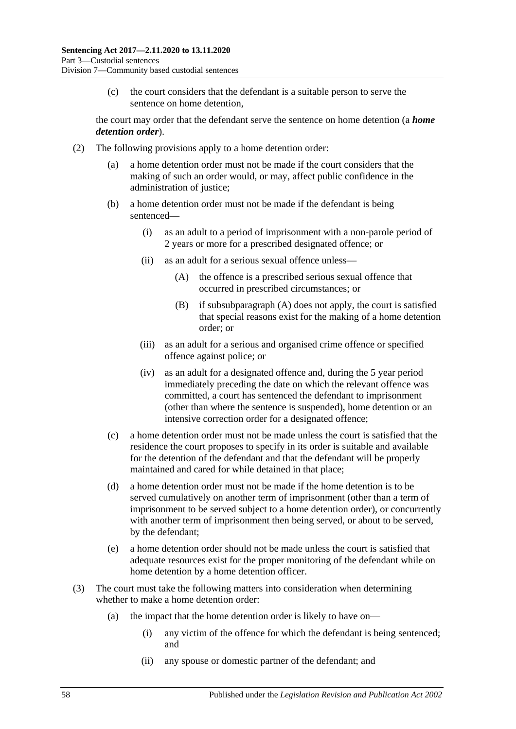(c) the court considers that the defendant is a suitable person to serve the sentence on home detention,

the court may order that the defendant serve the sentence on home detention (a ***home detention order***).

(2) The following provisions apply to a home detention order:

(a) a home detention order must not be made if the court considers that the making of such an order would, or may, affect public confidence in the administration of justice;

(b) a home detention order must not be made if the defendant is being sentenced—

(i) as an adult to a period of imprisonment with a non-parole period of 2 years or more for a prescribed designated offence; or

(ii) as an adult for a serious sexual offence unless—

(A) the offence is a prescribed serious sexual offence that occurred in prescribed circumstances; or

(B) if subsubparagraph (A) does not apply, the court is satisfied that special reasons exist for the making of a home detention order; or

(iii) as an adult for a serious and organised crime offence or specified offence against police; or

(iv) as an adult for a designated offence and, during the 5 year period immediately preceding the date on which the relevant offence was committed, a court has sentenced the defendant to imprisonment (other than where the sentence is suspended), home detention or an intensive correction order for a designated offence;

(c) a home detention order must not be made unless the court is satisfied that the residence the court proposes to specify in its order is suitable and available for the detention of the defendant and that the defendant will be properly maintained and cared for while detained in that place;

(d) a home detention order must not be made if the home detention is to be served cumulatively on another term of imprisonment (other than a term of imprisonment to be served subject to a home detention order), or concurrently with another term of imprisonment then being served, or about to be served, by the defendant;

(e) a home detention order should not be made unless the court is satisfied that adequate resources exist for the proper monitoring of the defendant while on home detention by a home detention officer.

(3) The court must take the following matters into consideration when determining whether to make a home detention order:

(a) the impact that the home detention order is likely to have on—

(i) any victim of the offence for which the defendant is being sentenced; and

(ii) any spouse or domestic partner of the defendant; and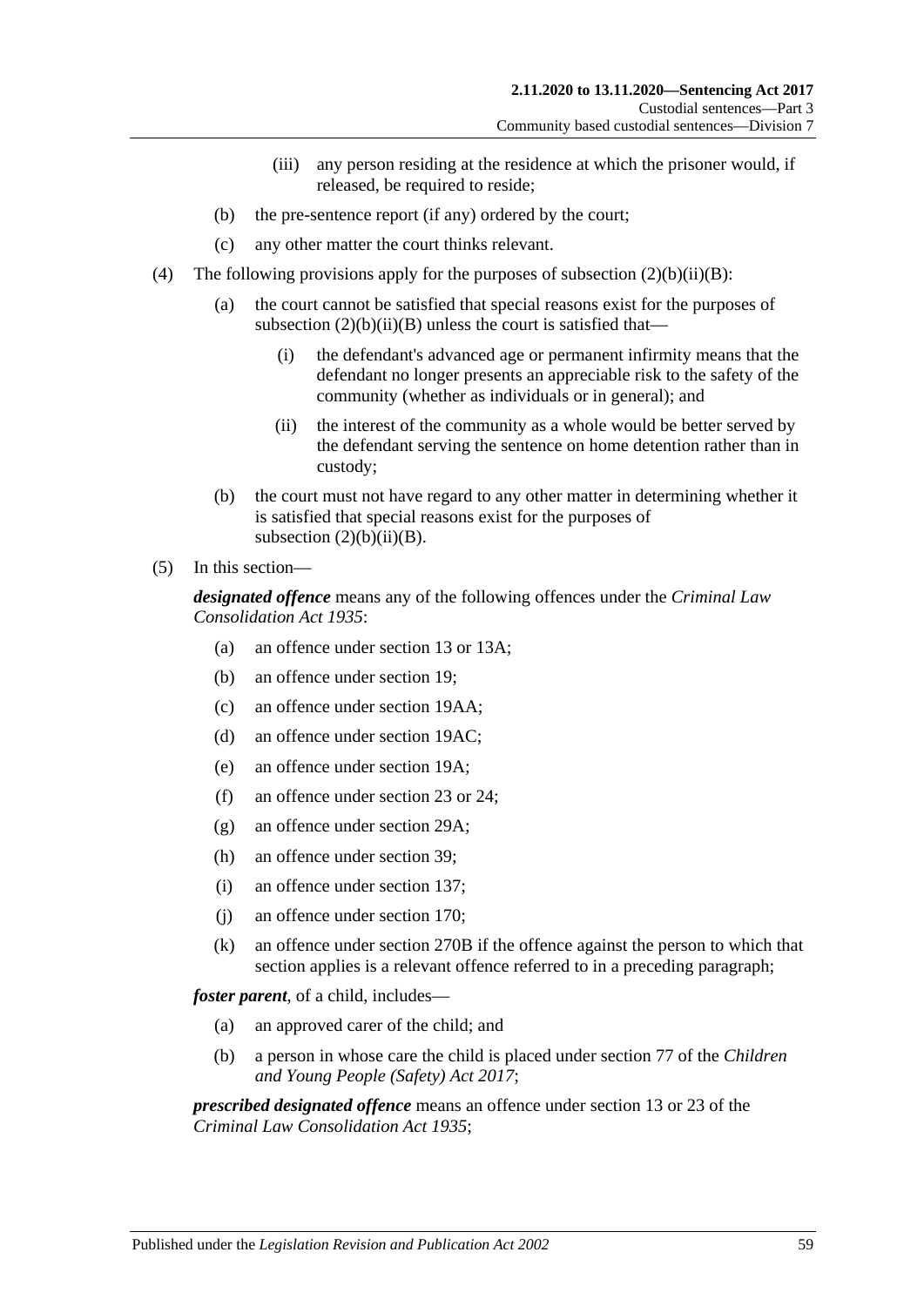(iii) any person residing at the residence at which the prisoner would, if released, be required to reside;

(b) the pre-sentence report (if any) ordered by the court;

(c) any other matter the court thinks relevant.

(4) The following provisions apply for the purposes of subsection (2)(b)(ii)(B):

(a) the court cannot be satisfied that special reasons exist for the purposes of subsection (2)(b)(ii)(B) unless the court is satisfied that—

(i) the defendant's advanced age or permanent infirmity means that the defendant no longer presents an appreciable risk to the safety of the community (whether as individuals or in general); and

(ii) the interest of the community as a whole would be better served by the defendant serving the sentence on home detention rather than in custody;

(b) the court must not have regard to any other matter in determining whether it is satisfied that special reasons exist for the purposes of subsection (2)(b)(ii)(B).

(5) In this section—

***designated offence*** means any of the following offences under the *Criminal Law Consolidation Act 1935*:

(a) an offence under section 13 or 13A;

(b) an offence under section 19;

(c) an offence under section 19AA;

(d) an offence under section 19AC;

(e) an offence under section 19A;

(f) an offence under section 23 or 24;

(g) an offence under section 29A;

(h) an offence under section 39;

(i) an offence under section 137;

(j) an offence under section 170;

(k) an offence under section 270B if the offence against the person to which that section applies is a relevant offence referred to in a preceding paragraph;

***foster parent***, of a child, includes—

(a) an approved carer of the child; and

(b) a person in whose care the child is placed under section 77 of the *Children and Young People (Safety) Act 2017*;

***prescribed designated offence*** means an offence under section 13 or 23 of the *Criminal Law Consolidation Act 1935*;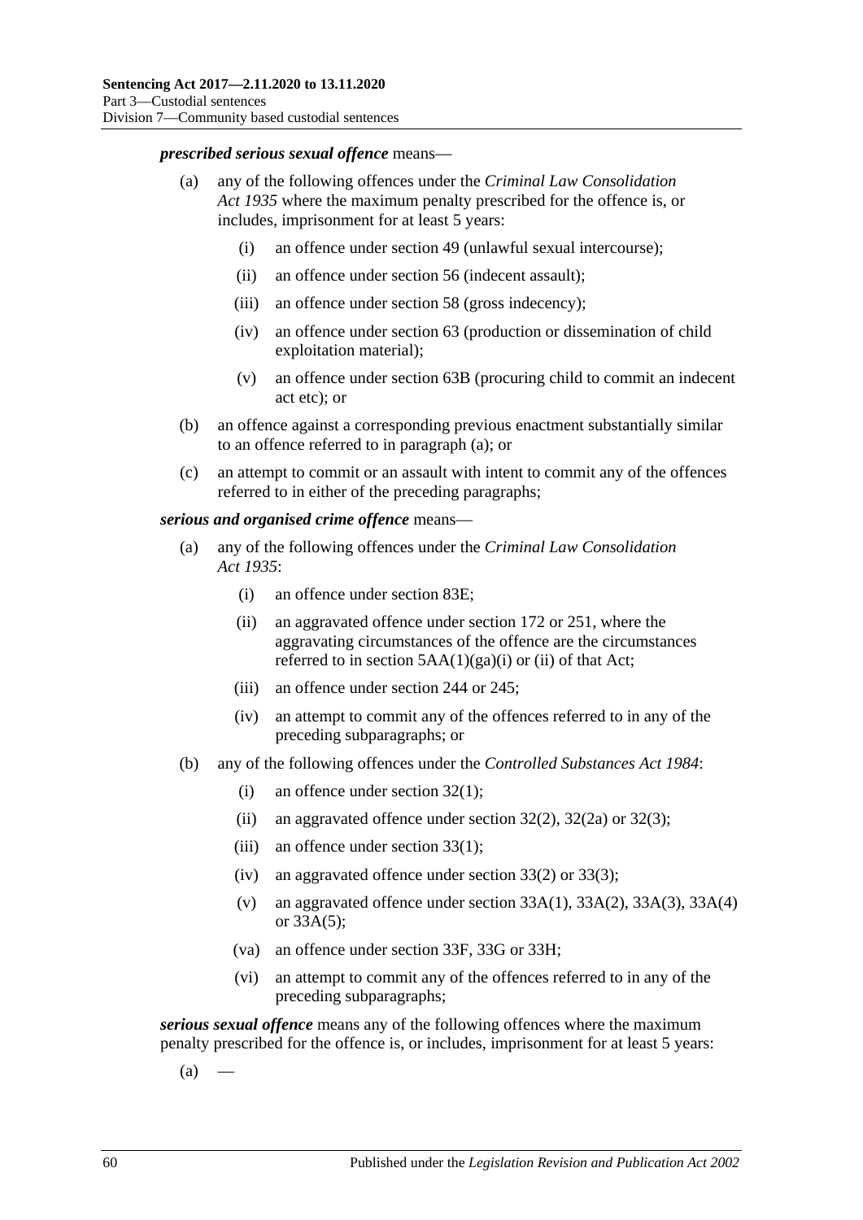***prescribed serious sexual offence*** means—

(a) any of the following offences under the *Criminal Law Consolidation Act 1935* where the maximum penalty prescribed for the offence is, or includes, imprisonment for at least 5 years:

  (i) an offence under section 49 (unlawful sexual intercourse);

  (ii) an offence under section 56 (indecent assault);

  (iii) an offence under section 58 (gross indecency);

  (iv) an offence under section 63 (production or dissemination of child exploitation material);

  (v) an offence under section 63B (procuring child to commit an indecent act etc); or

(b) an offence against a corresponding previous enactment substantially similar to an offence referred to in paragraph (a); or

(c) an attempt to commit or an assault with intent to commit any of the offences referred to in either of the preceding paragraphs;

***serious and organised crime offence*** means—

(a) any of the following offences under the *Criminal Law Consolidation Act 1935*:

  (i) an offence under section 83E;

  (ii) an aggravated offence under section 172 or 251, where the aggravating circumstances of the offence are the circumstances referred to in section 5AA(1)(ga)(i) or (ii) of that Act;

  (iii) an offence under section 244 or 245;

  (iv) an attempt to commit any of the offences referred to in any of the preceding subparagraphs; or

(b) any of the following offences under the *Controlled Substances Act 1984*:

  (i) an offence under section 32(1);

  (ii) an aggravated offence under section 32(2), 32(2a) or 32(3);

  (iii) an offence under section 33(1);

  (iv) an aggravated offence under section 33(2) or 33(3);

  (v) an aggravated offence under section 33A(1), 33A(2), 33A(3), 33A(4) or 33A(5);

  (va) an offence under section 33F, 33G or 33H;

  (vi) an attempt to commit any of the offences referred to in any of the preceding subparagraphs;

***serious sexual offence*** means any of the following offences where the maximum penalty prescribed for the offence is, or includes, imprisonment for at least 5 years:

(a) —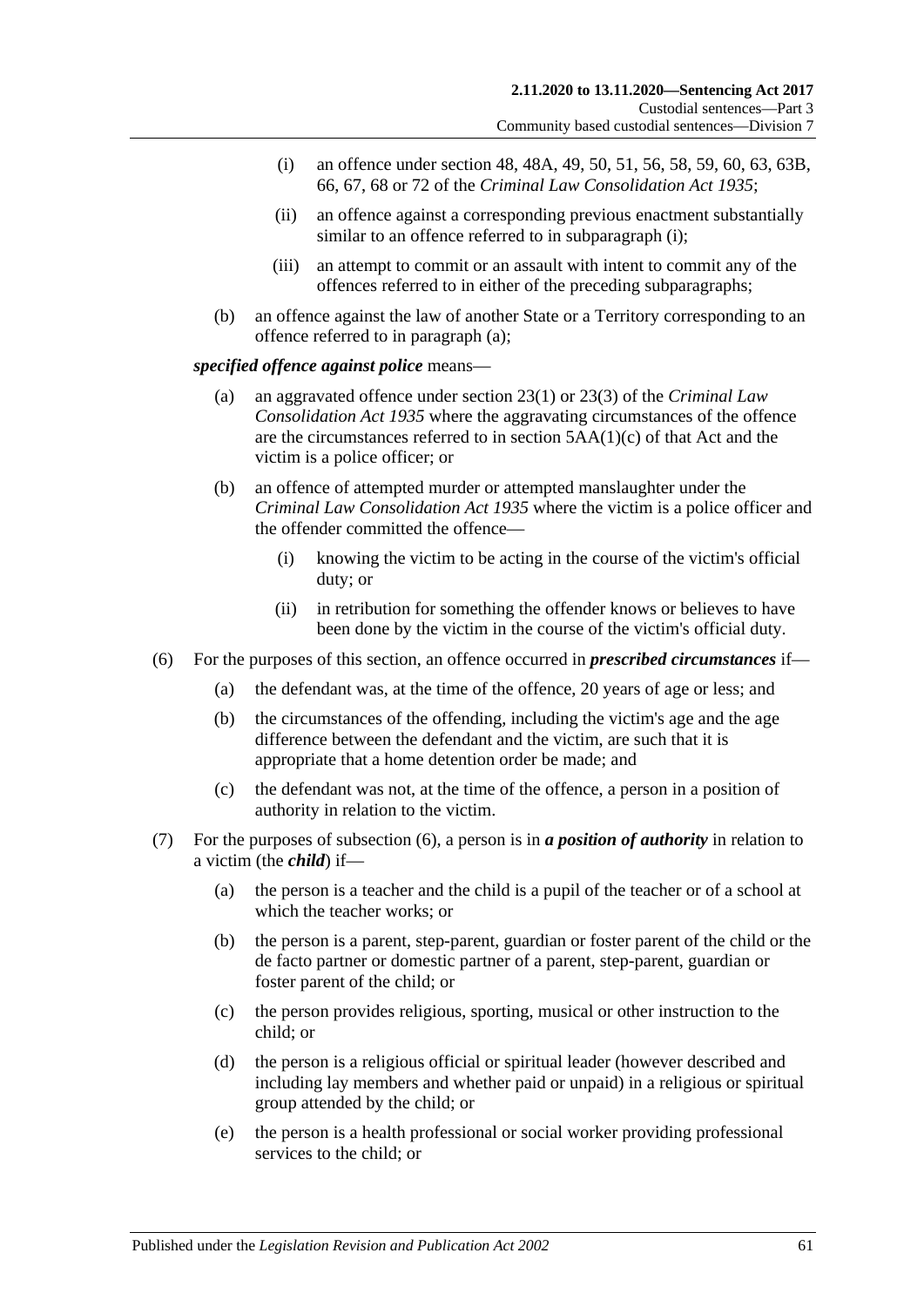- (i) an offence under section 48, 48A, 49, 50, 51, 56, 58, 59, 60, 63, 63B, 66, 67, 68 or 72 of the *Criminal Law Consolidation Act 1935*;
- (ii) an offence against a corresponding previous enactment substantially similar to an offence referred to in subparagraph (i);
- (iii) an attempt to commit or an assault with intent to commit any of the offences referred to in either of the preceding subparagraphs;

(b) an offence against the law of another State or a Territory corresponding to an offence referred to in paragraph (a);

***specified offence against police*** means—

(a) an aggravated offence under section 23(1) or 23(3) of the *Criminal Law Consolidation Act 1935* where the aggravating circumstances of the offence are the circumstances referred to in section 5AA(1)(c) of that Act and the victim is a police officer; or

(b) an offence of attempted murder or attempted manslaughter under the *Criminal Law Consolidation Act 1935* where the victim is a police officer and the offender committed the offence—

- (i) knowing the victim to be acting in the course of the victim's official duty; or
- (ii) in retribution for something the offender knows or believes to have been done by the victim in the course of the victim's official duty.

(6) For the purposes of this section, an offence occurred in ***prescribed circumstances*** if—

- (a) the defendant was, at the time of the offence, 20 years of age or less; and
- (b) the circumstances of the offending, including the victim's age and the age difference between the defendant and the victim, are such that it is appropriate that a home detention order be made; and
- (c) the defendant was not, at the time of the offence, a person in a position of authority in relation to the victim.

(7) For the purposes of subsection (6), a person is in ***a position of authority*** in relation to a victim (the ***child***) if—

- (a) the person is a teacher and the child is a pupil of the teacher or of a school at which the teacher works; or
- (b) the person is a parent, step-parent, guardian or foster parent of the child or the de facto partner or domestic partner of a parent, step-parent, guardian or foster parent of the child; or
- (c) the person provides religious, sporting, musical or other instruction to the child; or
- (d) the person is a religious official or spiritual leader (however described and including lay members and whether paid or unpaid) in a religious or spiritual group attended by the child; or
- (e) the person is a health professional or social worker providing professional services to the child; or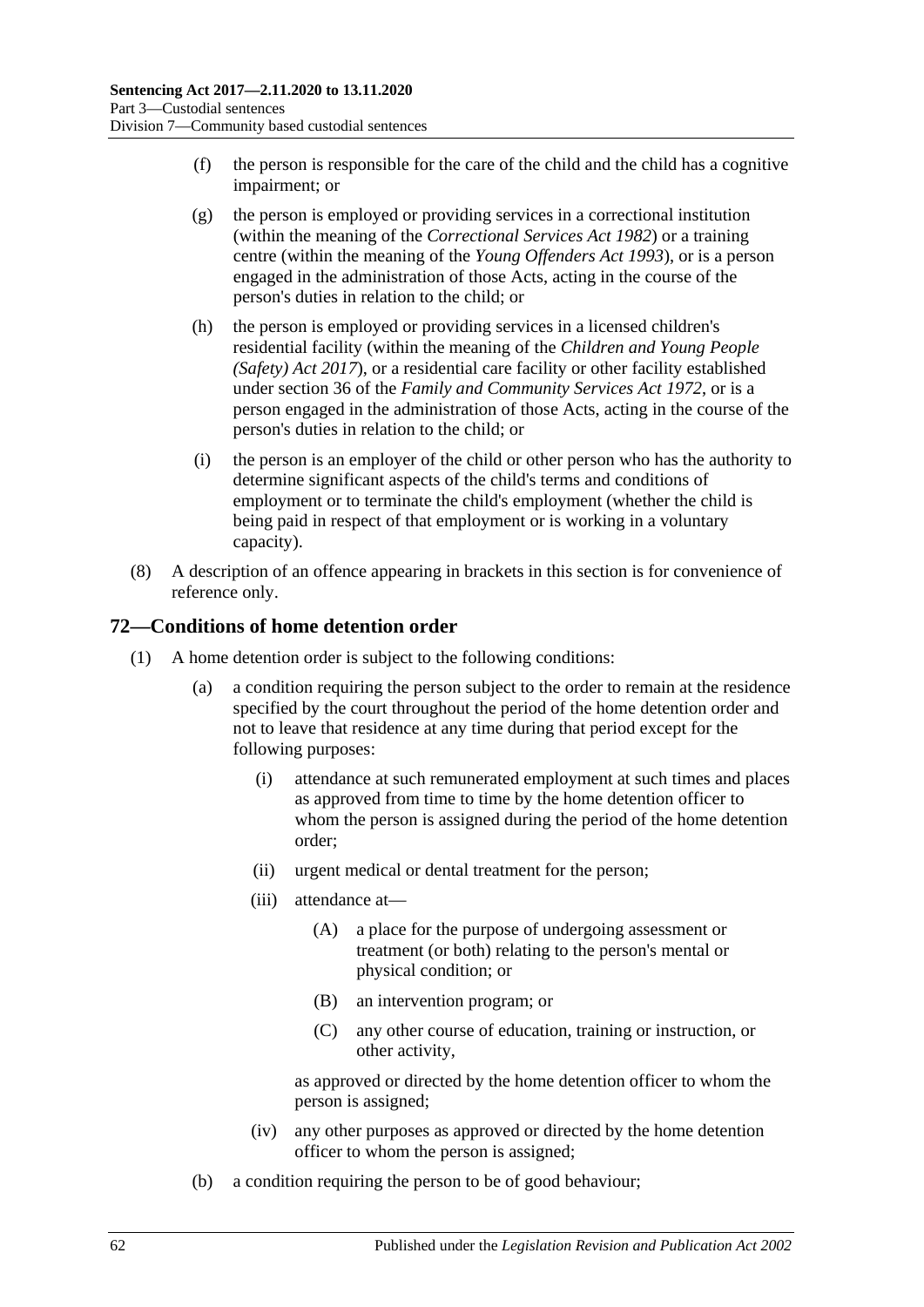(f) the person is responsible for the care of the child and the child has a cognitive impairment; or

(g) the person is employed or providing services in a correctional institution (within the meaning of the *Correctional Services Act 1982*) or a training centre (within the meaning of the *Young Offenders Act 1993*), or is a person engaged in the administration of those Acts, acting in the course of the person's duties in relation to the child; or

(h) the person is employed or providing services in a licensed children's residential facility (within the meaning of the *Children and Young People (Safety) Act 2017*), or a residential care facility or other facility established under section 36 of the *Family and Community Services Act 1972*, or is a person engaged in the administration of those Acts, acting in the course of the person's duties in relation to the child; or

(i) the person is an employer of the child or other person who has the authority to determine significant aspects of the child's terms and conditions of employment or to terminate the child's employment (whether the child is being paid in respect of that employment or is working in a voluntary capacity).

(8) A description of an offence appearing in brackets in this section is for convenience of reference only.

## 72—Conditions of home detention order

(1) A home detention order is subject to the following conditions:

(a) a condition requiring the person subject to the order to remain at the residence specified by the court throughout the period of the home detention order and not to leave that residence at any time during that period except for the following purposes:

(i) attendance at such remunerated employment at such times and places as approved from time to time by the home detention officer to whom the person is assigned during the period of the home detention order;

(ii) urgent medical or dental treatment for the person;

(iii) attendance at—

(A) a place for the purpose of undergoing assessment or treatment (or both) relating to the person's mental or physical condition; or

(B) an intervention program; or

(C) any other course of education, training or instruction, or other activity,

as approved or directed by the home detention officer to whom the person is assigned;

(iv) any other purposes as approved or directed by the home detention officer to whom the person is assigned;

(b) a condition requiring the person to be of good behaviour;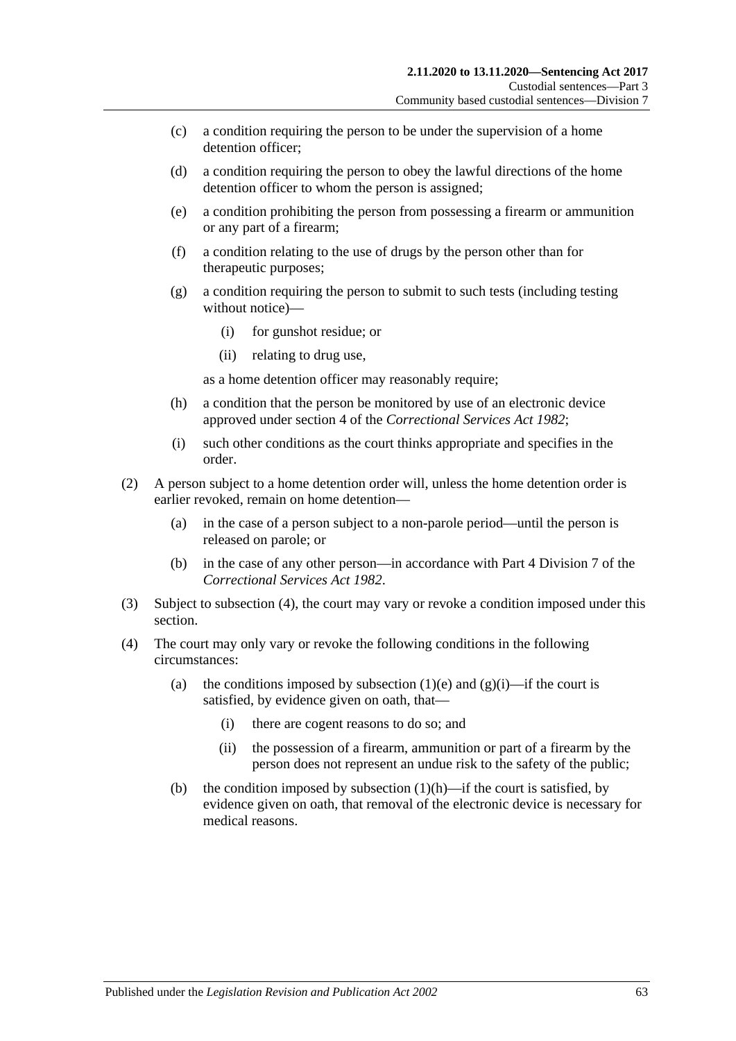(c) a condition requiring the person to be under the supervision of a home detention officer;

(d) a condition requiring the person to obey the lawful directions of the home detention officer to whom the person is assigned;

(e) a condition prohibiting the person from possessing a firearm or ammunition or any part of a firearm;

(f) a condition relating to the use of drugs by the person other than for therapeutic purposes;

(g) a condition requiring the person to submit to such tests (including testing without notice)—

   (i) for gunshot residue; or

   (ii) relating to drug use,

   as a home detention officer may reasonably require;

(h) a condition that the person be monitored by use of an electronic device approved under section 4 of the *Correctional Services Act 1982*;

(i) such other conditions as the court thinks appropriate and specifies in the order.

(2) A person subject to a home detention order will, unless the home detention order is earlier revoked, remain on home detention—

   (a) in the case of a person subject to a non-parole period—until the person is released on parole; or

   (b) in the case of any other person—in accordance with Part 4 Division 7 of the *Correctional Services Act 1982*.

(3) Subject to subsection (4), the court may vary or revoke a condition imposed under this section.

(4) The court may only vary or revoke the following conditions in the following circumstances:

   (a) the conditions imposed by subsection (1)(e) and (g)(i)—if the court is satisfied, by evidence given on oath, that—

      (i) there are cogent reasons to do so; and

      (ii) the possession of a firearm, ammunition or part of a firearm by the person does not represent an undue risk to the safety of the public;

   (b) the condition imposed by subsection (1)(h)—if the court is satisfied, by evidence given on oath, that removal of the electronic device is necessary for medical reasons.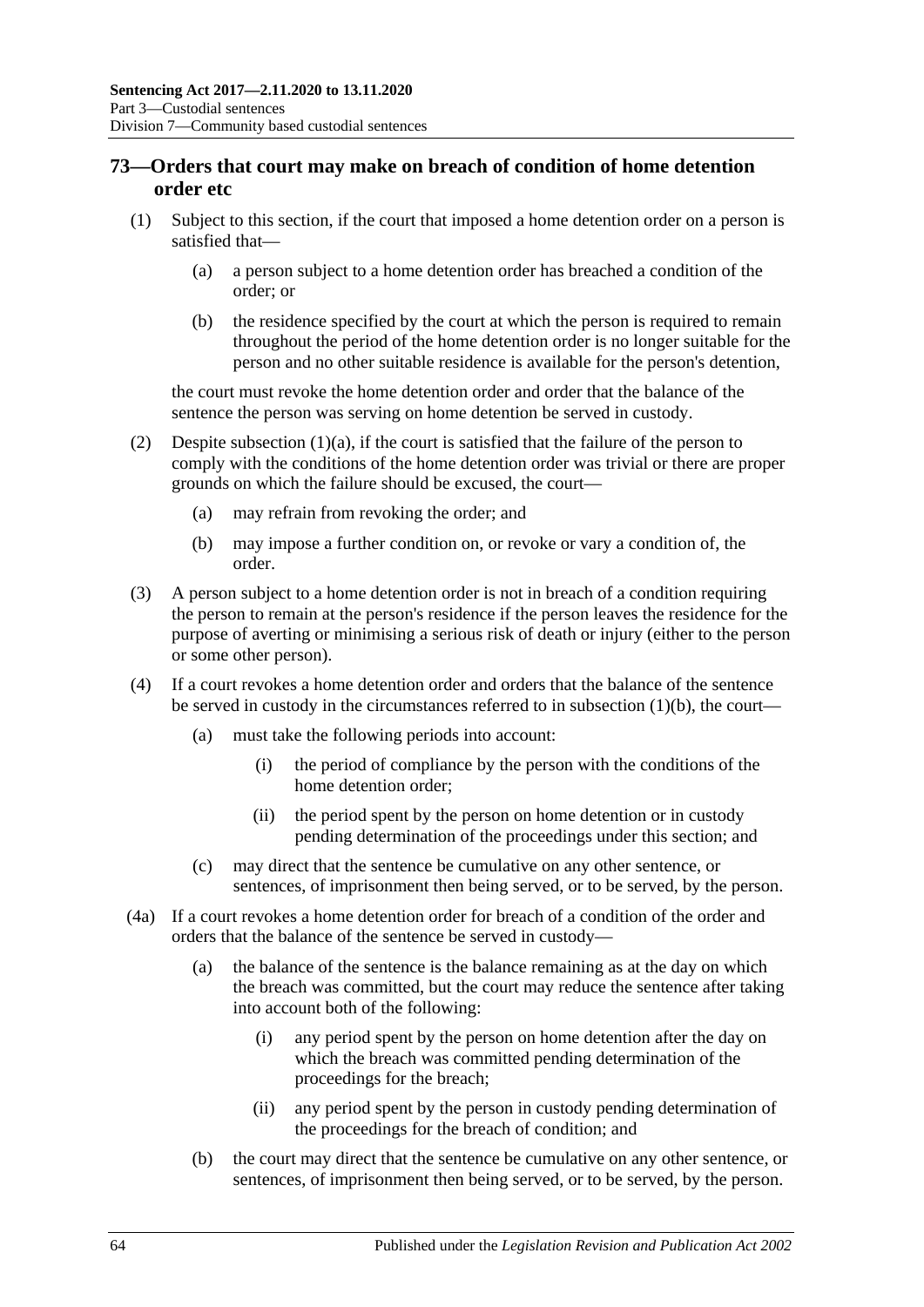## 73—Orders that court may make on breach of condition of home detention order etc

(1) Subject to this section, if the court that imposed a home detention order on a person is satisfied that—

 (a) a person subject to a home detention order has breached a condition of the order; or

 (b) the residence specified by the court at which the person is required to remain throughout the period of the home detention order is no longer suitable for the person and no other suitable residence is available for the person's detention,

the court must revoke the home detention order and order that the balance of the sentence the person was serving on home detention be served in custody.

(2) Despite subsection (1)(a), if the court is satisfied that the failure of the person to comply with the conditions of the home detention order was trivial or there are proper grounds on which the failure should be excused, the court—

 (a) may refrain from revoking the order; and

 (b) may impose a further condition on, or revoke or vary a condition of, the order.

(3) A person subject to a home detention order is not in breach of a condition requiring the person to remain at the person's residence if the person leaves the residence for the purpose of averting or minimising a serious risk of death or injury (either to the person or some other person).

(4) If a court revokes a home detention order and orders that the balance of the sentence be served in custody in the circumstances referred to in subsection (1)(b), the court—

 (a) must take the following periods into account:

  (i) the period of compliance by the person with the conditions of the home detention order;

  (ii) the period spent by the person on home detention or in custody pending determination of the proceedings under this section; and

 (c) may direct that the sentence be cumulative on any other sentence, or sentences, of imprisonment then being served, or to be served, by the person.

(4a) If a court revokes a home detention order for breach of a condition of the order and orders that the balance of the sentence be served in custody—

 (a) the balance of the sentence is the balance remaining as at the day on which the breach was committed, but the court may reduce the sentence after taking into account both of the following:

  (i) any period spent by the person on home detention after the day on which the breach was committed pending determination of the proceedings for the breach;

  (ii) any period spent by the person in custody pending determination of the proceedings for the breach of condition; and

 (b) the court may direct that the sentence be cumulative on any other sentence, or sentences, of imprisonment then being served, or to be served, by the person.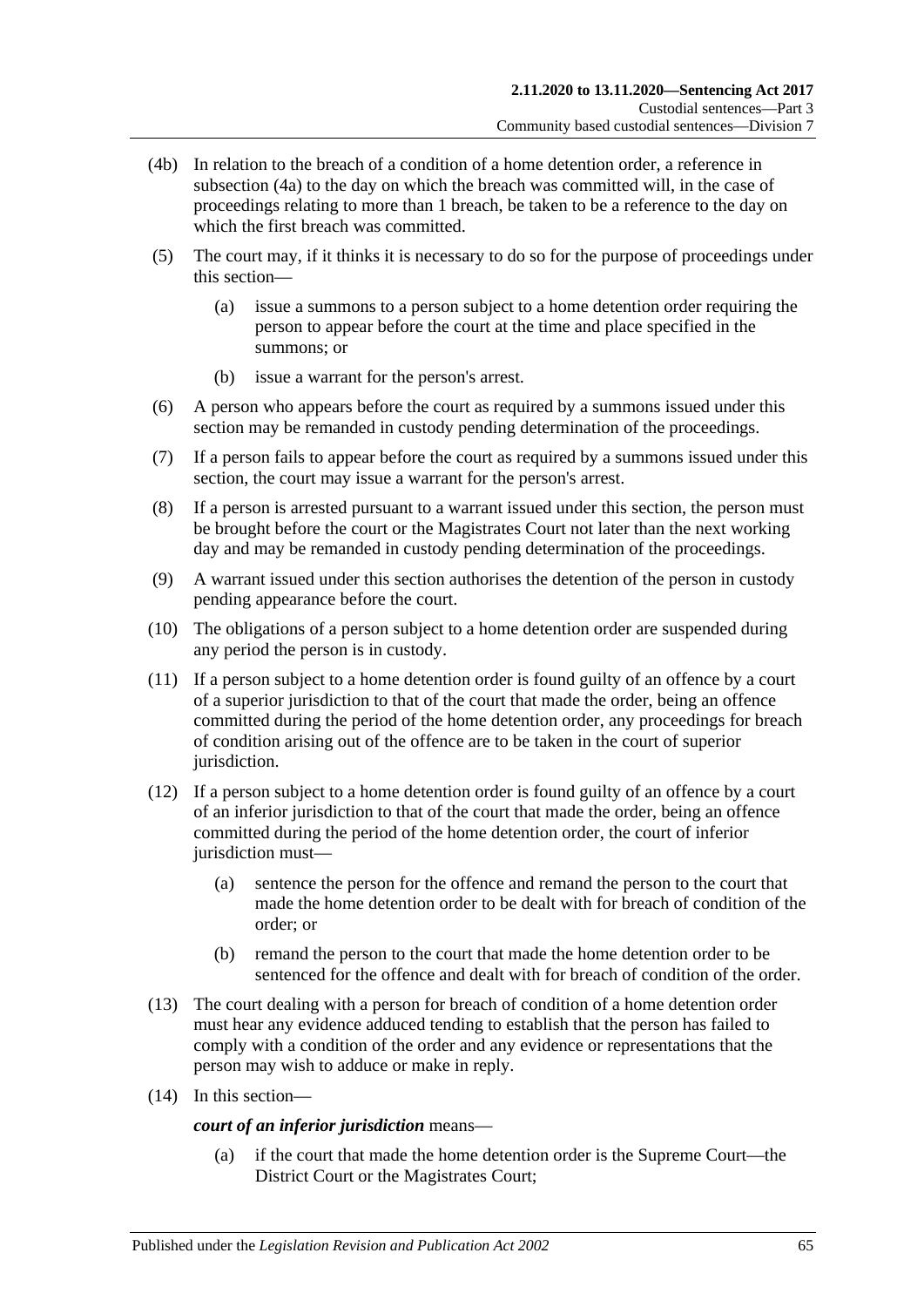(4b) In relation to the breach of a condition of a home detention order, a reference in subsection (4a) to the day on which the breach was committed will, in the case of proceedings relating to more than 1 breach, be taken to be a reference to the day on which the first breach was committed.

(5) The court may, if it thinks it is necessary to do so for the purpose of proceedings under this section—

(a) issue a summons to a person subject to a home detention order requiring the person to appear before the court at the time and place specified in the summons; or

(b) issue a warrant for the person's arrest.

(6) A person who appears before the court as required by a summons issued under this section may be remanded in custody pending determination of the proceedings.

(7) If a person fails to appear before the court as required by a summons issued under this section, the court may issue a warrant for the person's arrest.

(8) If a person is arrested pursuant to a warrant issued under this section, the person must be brought before the court or the Magistrates Court not later than the next working day and may be remanded in custody pending determination of the proceedings.

(9) A warrant issued under this section authorises the detention of the person in custody pending appearance before the court.

(10) The obligations of a person subject to a home detention order are suspended during any period the person is in custody.

(11) If a person subject to a home detention order is found guilty of an offence by a court of a superior jurisdiction to that of the court that made the order, being an offence committed during the period of the home detention order, any proceedings for breach of condition arising out of the offence are to be taken in the court of superior jurisdiction.

(12) If a person subject to a home detention order is found guilty of an offence by a court of an inferior jurisdiction to that of the court that made the order, being an offence committed during the period of the home detention order, the court of inferior jurisdiction must—

(a) sentence the person for the offence and remand the person to the court that made the home detention order to be dealt with for breach of condition of the order; or

(b) remand the person to the court that made the home detention order to be sentenced for the offence and dealt with for breach of condition of the order.

(13) The court dealing with a person for breach of condition of a home detention order must hear any evidence adduced tending to establish that the person has failed to comply with a condition of the order and any evidence or representations that the person may wish to adduce or make in reply.

(14) In this section—

***court of an inferior jurisdiction*** means—

(a) if the court that made the home detention order is the Supreme Court—the District Court or the Magistrates Court;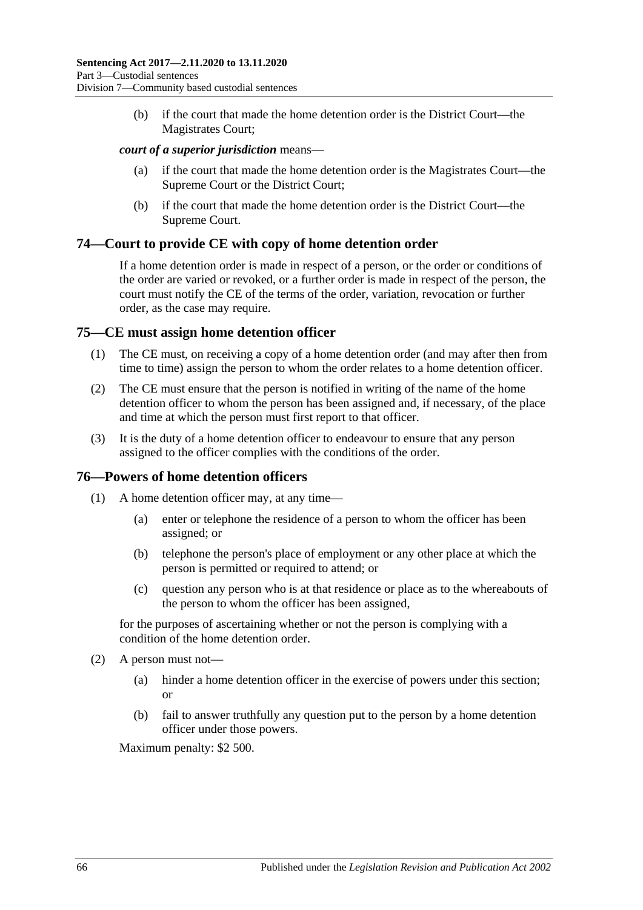(b) if the court that made the home detention order is the District Court—the Magistrates Court;

***court of a superior jurisdiction*** means—

(a) if the court that made the home detention order is the Magistrates Court—the Supreme Court or the District Court;

(b) if the court that made the home detention order is the District Court—the Supreme Court.

## 74—Court to provide CE with copy of home detention order

If a home detention order is made in respect of a person, or the order or conditions of the order are varied or revoked, or a further order is made in respect of the person, the court must notify the CE of the terms of the order, variation, revocation or further order, as the case may require.

## 75—CE must assign home detention officer

(1) The CE must, on receiving a copy of a home detention order (and may after then from time to time) assign the person to whom the order relates to a home detention officer.

(2) The CE must ensure that the person is notified in writing of the name of the home detention officer to whom the person has been assigned and, if necessary, of the place and time at which the person must first report to that officer.

(3) It is the duty of a home detention officer to endeavour to ensure that any person assigned to the officer complies with the conditions of the order.

## 76—Powers of home detention officers

(1) A home detention officer may, at any time—

(a) enter or telephone the residence of a person to whom the officer has been assigned; or

(b) telephone the person's place of employment or any other place at which the person is permitted or required to attend; or

(c) question any person who is at that residence or place as to the whereabouts of the person to whom the officer has been assigned,

for the purposes of ascertaining whether or not the person is complying with a condition of the home detention order.

(2) A person must not—

(a) hinder a home detention officer in the exercise of powers under this section; or

(b) fail to answer truthfully any question put to the person by a home detention officer under those powers.

Maximum penalty: $2 500.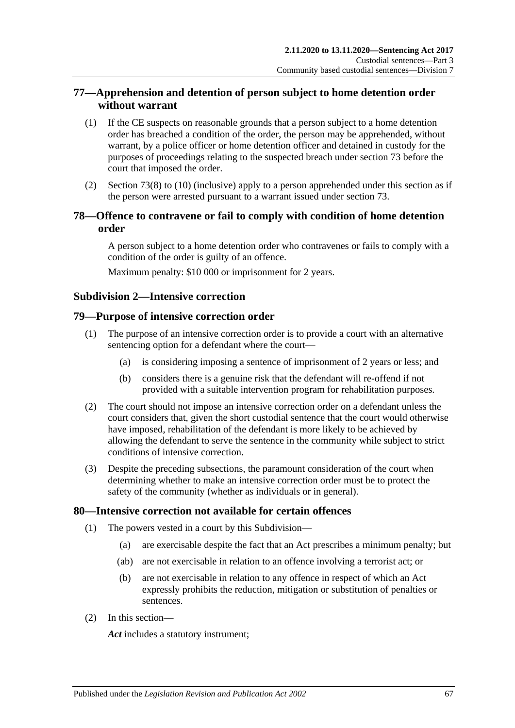## 77—Apprehension and detention of person subject to home detention order without warrant

(1) If the CE suspects on reasonable grounds that a person subject to a home detention order has breached a condition of the order, the person may be apprehended, without warrant, by a police officer or home detention officer and detained in custody for the purposes of proceedings relating to the suspected breach under section 73 before the court that imposed the order.

(2) Section 73(8) to (10) (inclusive) apply to a person apprehended under this section as if the person were arrested pursuant to a warrant issued under section 73.

## 78—Offence to contravene or fail to comply with condition of home detention order

A person subject to a home detention order who contravenes or fails to comply with a condition of the order is guilty of an offence.

Maximum penalty: $10 000 or imprisonment for 2 years.

### Subdivision 2—Intensive correction

## 79—Purpose of intensive correction order

(1) The purpose of an intensive correction order is to provide a court with an alternative sentencing option for a defendant where the court—

  (a) is considering imposing a sentence of imprisonment of 2 years or less; and

  (b) considers there is a genuine risk that the defendant will re-offend if not provided with a suitable intervention program for rehabilitation purposes.

(2) The court should not impose an intensive correction order on a defendant unless the court considers that, given the short custodial sentence that the court would otherwise have imposed, rehabilitation of the defendant is more likely to be achieved by allowing the defendant to serve the sentence in the community while subject to strict conditions of intensive correction.

(3) Despite the preceding subsections, the paramount consideration of the court when determining whether to make an intensive correction order must be to protect the safety of the community (whether as individuals or in general).

## 80—Intensive correction not available for certain offences

(1) The powers vested in a court by this Subdivision—

  (a) are exercisable despite the fact that an Act prescribes a minimum penalty; but

  (ab) are not exercisable in relation to an offence involving a terrorist act; or

  (b) are not exercisable in relation to any offence in respect of which an Act expressly prohibits the reduction, mitigation or substitution of penalties or sentences.

(2) In this section—

***Act*** includes a statutory instrument;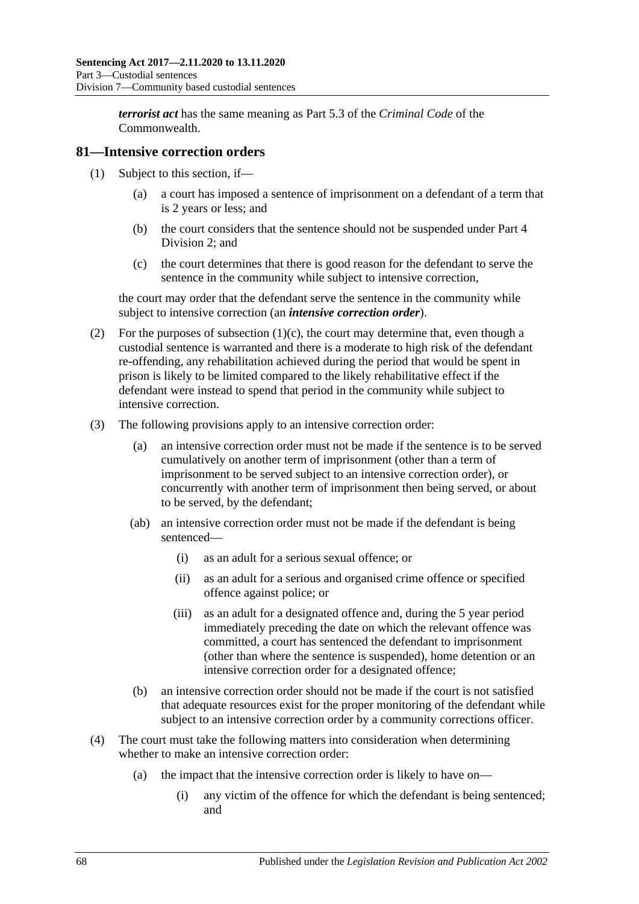***terrorist act*** has the same meaning as Part 5.3 of the *Criminal Code* of the Commonwealth.

## 81—Intensive correction orders

(1) Subject to this section, if—

  (a) a court has imposed a sentence of imprisonment on a defendant of a term that is 2 years or less; and

  (b) the court considers that the sentence should not be suspended under Part 4 Division 2; and

  (c) the court determines that there is good reason for the defendant to serve the sentence in the community while subject to intensive correction,

  the court may order that the defendant serve the sentence in the community while subject to intensive correction (an ***intensive correction order***).

(2) For the purposes of subsection (1)(c), the court may determine that, even though a custodial sentence is warranted and there is a moderate to high risk of the defendant re-offending, any rehabilitation achieved during the period that would be spent in prison is likely to be limited compared to the likely rehabilitative effect if the defendant were instead to spend that period in the community while subject to intensive correction.

(3) The following provisions apply to an intensive correction order:

  (a) an intensive correction order must not be made if the sentence is to be served cumulatively on another term of imprisonment (other than a term of imprisonment to be served subject to an intensive correction order), or concurrently with another term of imprisonment then being served, or about to be served, by the defendant;

  (ab) an intensive correction order must not be made if the defendant is being sentenced—

    (i) as an adult for a serious sexual offence; or

    (ii) as an adult for a serious and organised crime offence or specified offence against police; or

    (iii) as an adult for a designated offence and, during the 5 year period immediately preceding the date on which the relevant offence was committed, a court has sentenced the defendant to imprisonment (other than where the sentence is suspended), home detention or an intensive correction order for a designated offence;

  (b) an intensive correction order should not be made if the court is not satisfied that adequate resources exist for the proper monitoring of the defendant while subject to an intensive correction order by a community corrections officer.

(4) The court must take the following matters into consideration when determining whether to make an intensive correction order:

  (a) the impact that the intensive correction order is likely to have on—

    (i) any victim of the offence for which the defendant is being sentenced; and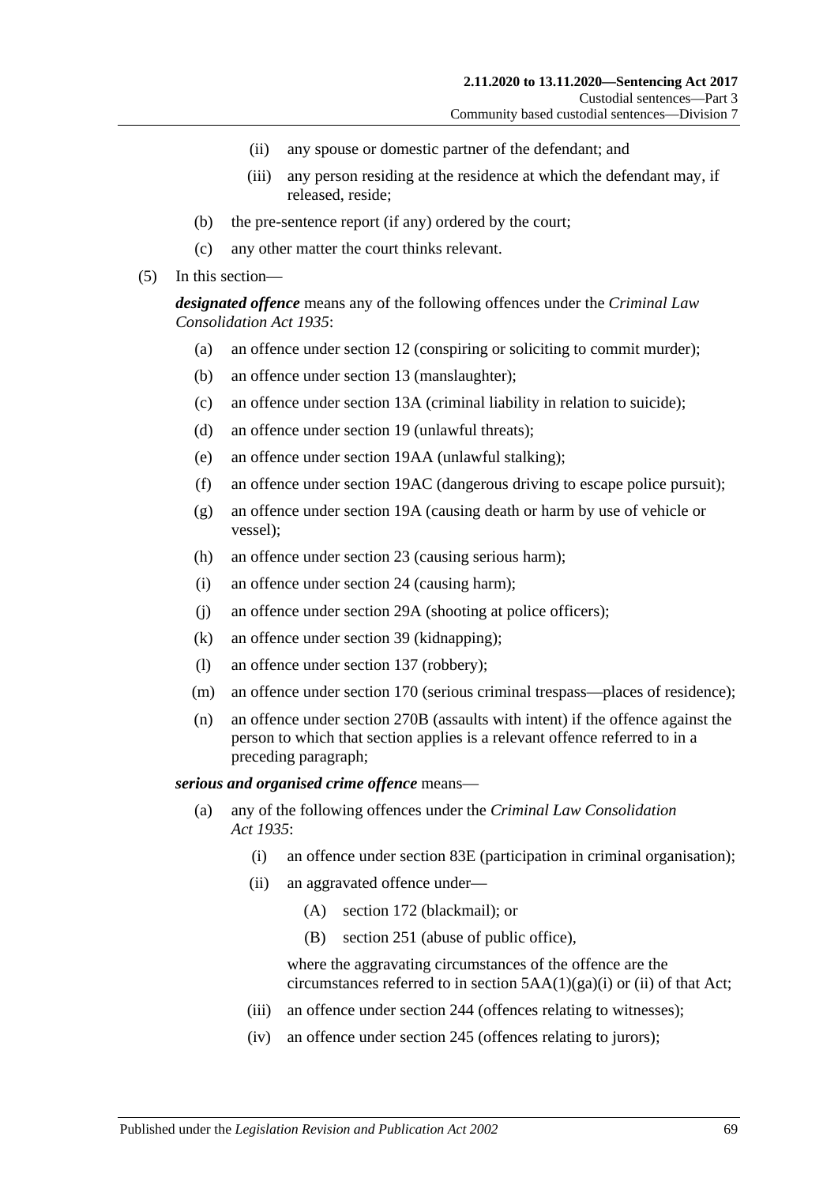- (ii) any spouse or domestic partner of the defendant; and
- (iii) any person residing at the residence at which the defendant may, if released, reside;
- (b) the pre-sentence report (if any) ordered by the court;
- (c) any other matter the court thinks relevant.

(5) In this section—

***designated offence*** means any of the following offences under the *Criminal Law Consolidation Act 1935*:

- (a) an offence under section 12 (conspiring or soliciting to commit murder);
- (b) an offence under section 13 (manslaughter);
- (c) an offence under section 13A (criminal liability in relation to suicide);
- (d) an offence under section 19 (unlawful threats);
- (e) an offence under section 19AA (unlawful stalking);
- (f) an offence under section 19AC (dangerous driving to escape police pursuit);
- (g) an offence under section 19A (causing death or harm by use of vehicle or vessel);
- (h) an offence under section 23 (causing serious harm);
- (i) an offence under section 24 (causing harm);
- (j) an offence under section 29A (shooting at police officers);
- (k) an offence under section 39 (kidnapping);
- (l) an offence under section 137 (robbery);
- (m) an offence under section 170 (serious criminal trespass—places of residence);
- (n) an offence under section 270B (assaults with intent) if the offence against the person to which that section applies is a relevant offence referred to in a preceding paragraph;

***serious and organised crime offence*** means—

- (a) any of the following offences under the *Criminal Law Consolidation Act 1935*:
  - (i) an offence under section 83E (participation in criminal organisation);
  - (ii) an aggravated offence under—
    - (A) section 172 (blackmail); or
    - (B) section 251 (abuse of public office),

    where the aggravating circumstances of the offence are the circumstances referred to in section 5AA(1)(ga)(i) or (ii) of that Act;
  - (iii) an offence under section 244 (offences relating to witnesses);
  - (iv) an offence under section 245 (offences relating to jurors);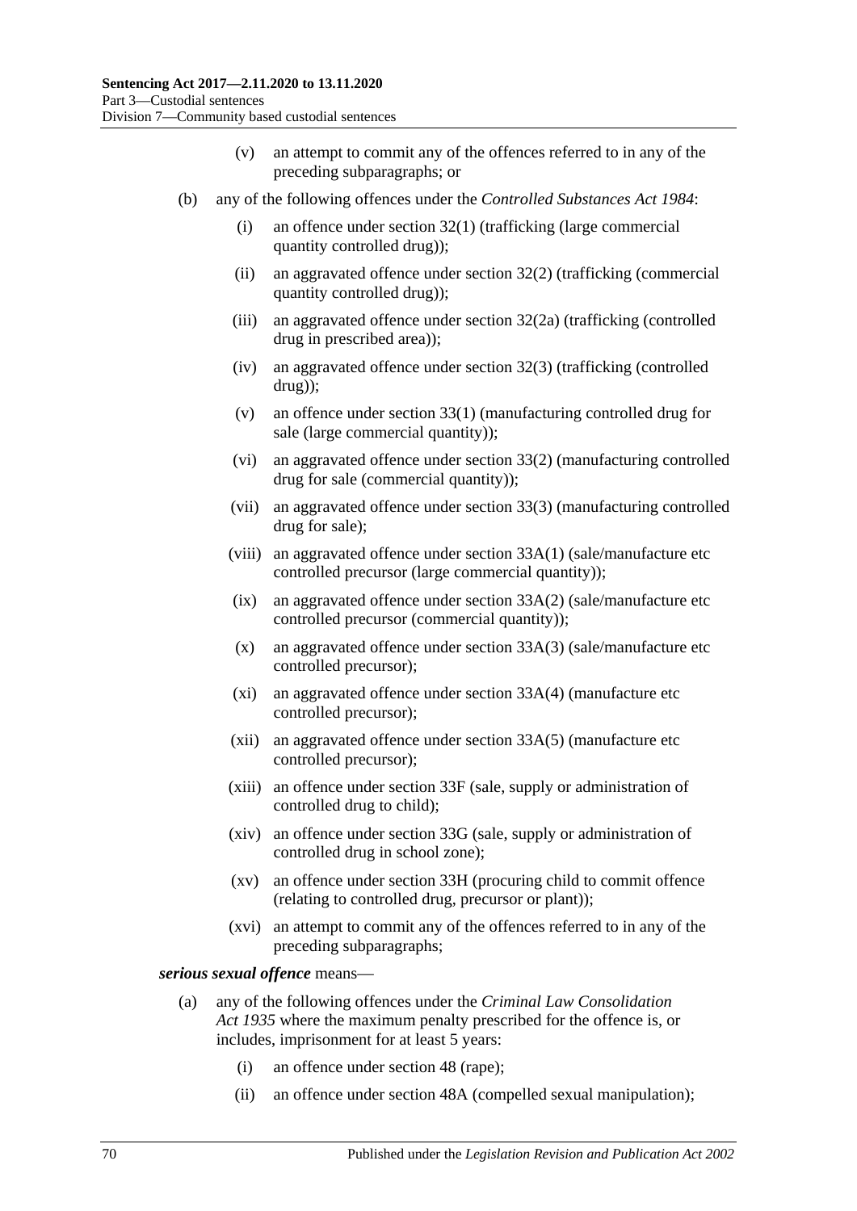(v) an attempt to commit any of the offences referred to in any of the preceding subparagraphs; or

(b) any of the following offences under the *Controlled Substances Act 1984*:

(i) an offence under section 32(1) (trafficking (large commercial quantity controlled drug));

(ii) an aggravated offence under section 32(2) (trafficking (commercial quantity controlled drug));

(iii) an aggravated offence under section 32(2a) (trafficking (controlled drug in prescribed area));

(iv) an aggravated offence under section 32(3) (trafficking (controlled drug));

(v) an offence under section 33(1) (manufacturing controlled drug for sale (large commercial quantity));

(vi) an aggravated offence under section 33(2) (manufacturing controlled drug for sale (commercial quantity));

(vii) an aggravated offence under section 33(3) (manufacturing controlled drug for sale);

(viii) an aggravated offence under section 33A(1) (sale/manufacture etc controlled precursor (large commercial quantity));

(ix) an aggravated offence under section 33A(2) (sale/manufacture etc controlled precursor (commercial quantity));

(x) an aggravated offence under section 33A(3) (sale/manufacture etc controlled precursor);

(xi) an aggravated offence under section 33A(4) (manufacture etc controlled precursor);

(xii) an aggravated offence under section 33A(5) (manufacture etc controlled precursor);

(xiii) an offence under section 33F (sale, supply or administration of controlled drug to child);

(xiv) an offence under section 33G (sale, supply or administration of controlled drug in school zone);

(xv) an offence under section 33H (procuring child to commit offence (relating to controlled drug, precursor or plant));

(xvi) an attempt to commit any of the offences referred to in any of the preceding subparagraphs;

***serious sexual offence*** means—

(a) any of the following offences under the *Criminal Law Consolidation Act 1935* where the maximum penalty prescribed for the offence is, or includes, imprisonment for at least 5 years:

(i) an offence under section 48 (rape);

(ii) an offence under section 48A (compelled sexual manipulation);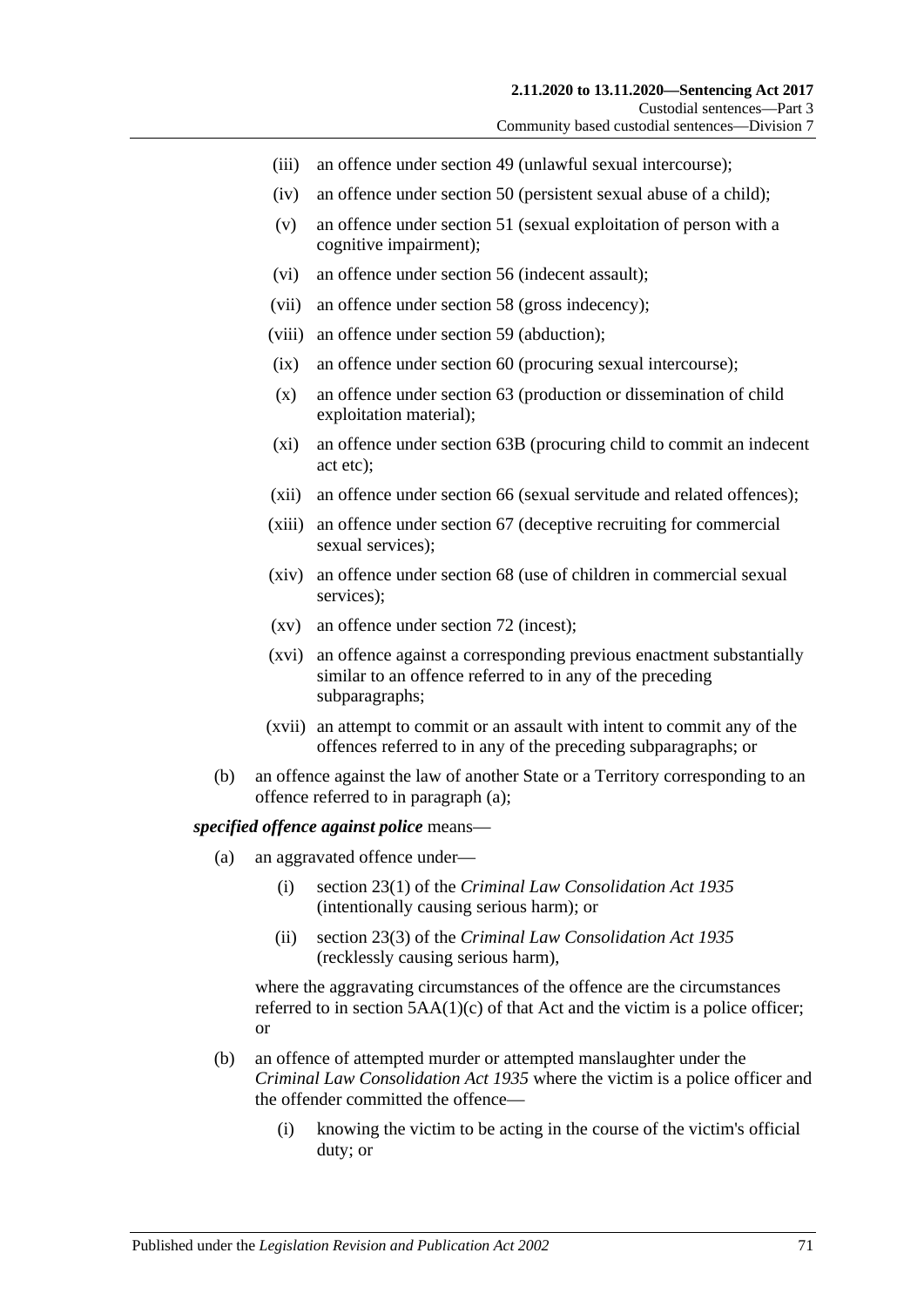(iii) an offence under section 49 (unlawful sexual intercourse);

(iv) an offence under section 50 (persistent sexual abuse of a child);

(v) an offence under section 51 (sexual exploitation of person with a cognitive impairment);

(vi) an offence under section 56 (indecent assault);

(vii) an offence under section 58 (gross indecency);

(viii) an offence under section 59 (abduction);

(ix) an offence under section 60 (procuring sexual intercourse);

(x) an offence under section 63 (production or dissemination of child exploitation material);

(xi) an offence under section 63B (procuring child to commit an indecent act etc);

(xii) an offence under section 66 (sexual servitude and related offences);

(xiii) an offence under section 67 (deceptive recruiting for commercial sexual services);

(xiv) an offence under section 68 (use of children in commercial sexual services);

(xv) an offence under section 72 (incest);

(xvi) an offence against a corresponding previous enactment substantially similar to an offence referred to in any of the preceding subparagraphs;

(xvii) an attempt to commit or an assault with intent to commit any of the offences referred to in any of the preceding subparagraphs; or

(b) an offence against the law of another State or a Territory corresponding to an offence referred to in paragraph (a);

***specified offence against police*** means—

(a) an aggravated offence under—

(i) section 23(1) of the *Criminal Law Consolidation Act 1935* (intentionally causing serious harm); or

(ii) section 23(3) of the *Criminal Law Consolidation Act 1935* (recklessly causing serious harm),

where the aggravating circumstances of the offence are the circumstances referred to in section 5AA(1)(c) of that Act and the victim is a police officer; or

(b) an offence of attempted murder or attempted manslaughter under the *Criminal Law Consolidation Act 1935* where the victim is a police officer and the offender committed the offence—

(i) knowing the victim to be acting in the course of the victim's official duty; or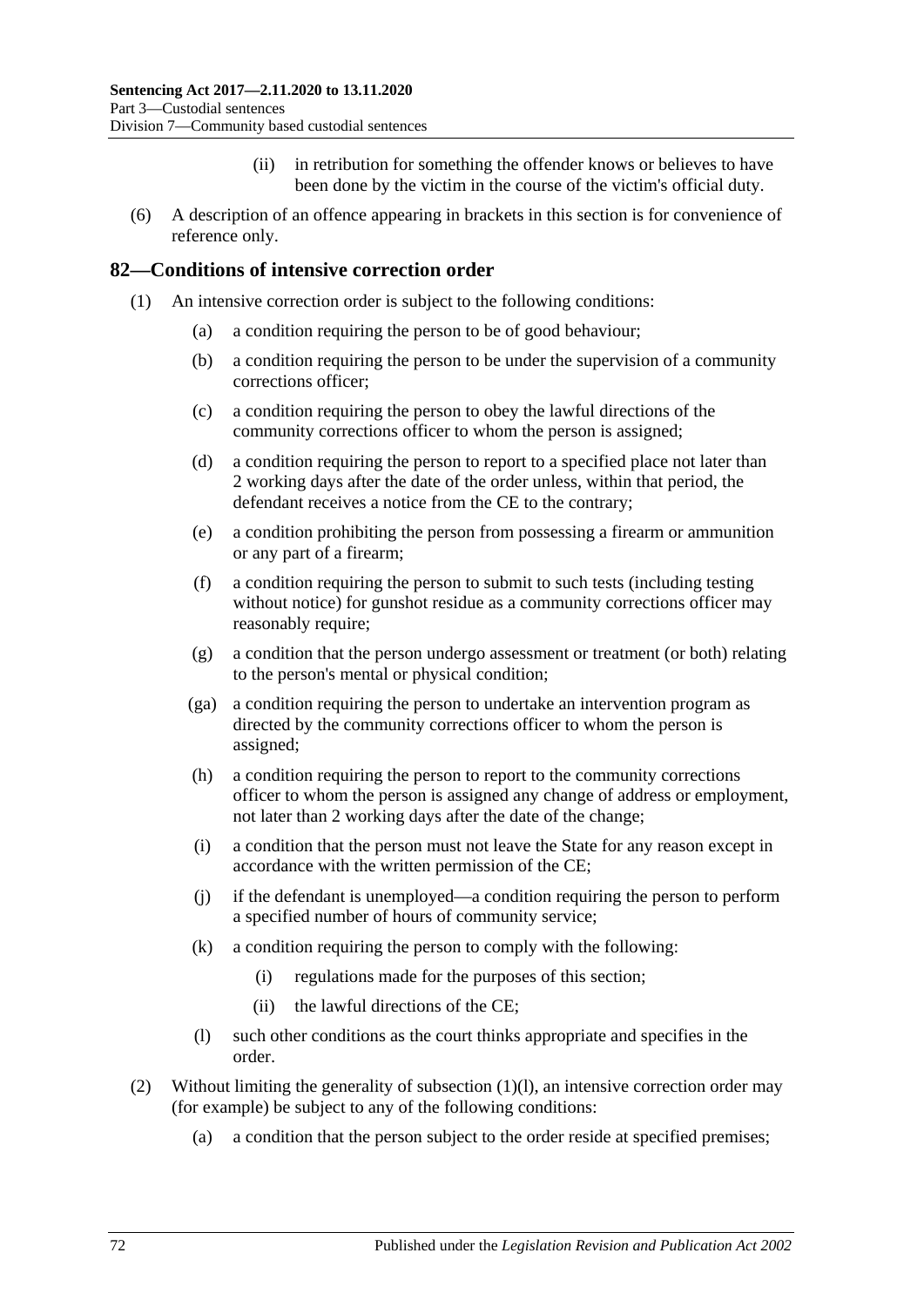(ii) in retribution for something the offender knows or believes to have been done by the victim in the course of the victim's official duty.

(6) A description of an offence appearing in brackets in this section is for convenience of reference only.

## 82—Conditions of intensive correction order

(1) An intensive correction order is subject to the following conditions:

(a) a condition requiring the person to be of good behaviour;

(b) a condition requiring the person to be under the supervision of a community corrections officer;

(c) a condition requiring the person to obey the lawful directions of the community corrections officer to whom the person is assigned;

(d) a condition requiring the person to report to a specified place not later than 2 working days after the date of the order unless, within that period, the defendant receives a notice from the CE to the contrary;

(e) a condition prohibiting the person from possessing a firearm or ammunition or any part of a firearm;

(f) a condition requiring the person to submit to such tests (including testing without notice) for gunshot residue as a community corrections officer may reasonably require;

(g) a condition that the person undergo assessment or treatment (or both) relating to the person's mental or physical condition;

(ga) a condition requiring the person to undertake an intervention program as directed by the community corrections officer to whom the person is assigned;

(h) a condition requiring the person to report to the community corrections officer to whom the person is assigned any change of address or employment, not later than 2 working days after the date of the change;

(i) a condition that the person must not leave the State for any reason except in accordance with the written permission of the CE;

(j) if the defendant is unemployed—a condition requiring the person to perform a specified number of hours of community service;

(k) a condition requiring the person to comply with the following:

(i) regulations made for the purposes of this section;

(ii) the lawful directions of the CE;

(l) such other conditions as the court thinks appropriate and specifies in the order.

(2) Without limiting the generality of subsection (1)(l), an intensive correction order may (for example) be subject to any of the following conditions:

(a) a condition that the person subject to the order reside at specified premises;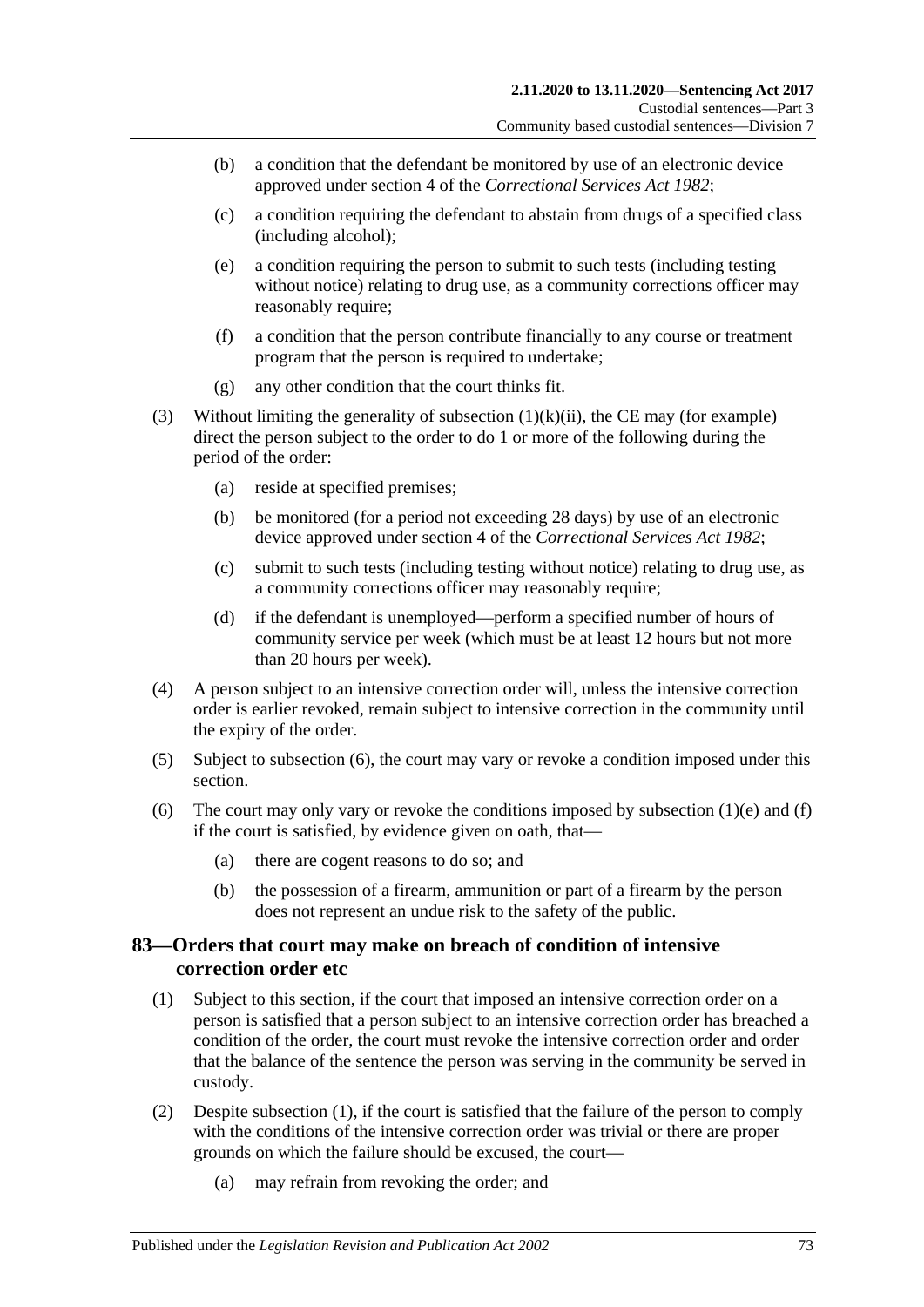(b) a condition that the defendant be monitored by use of an electronic device approved under section 4 of the *Correctional Services Act 1982*;

(c) a condition requiring the defendant to abstain from drugs of a specified class (including alcohol);

(e) a condition requiring the person to submit to such tests (including testing without notice) relating to drug use, as a community corrections officer may reasonably require;

(f) a condition that the person contribute financially to any course or treatment program that the person is required to undertake;

(g) any other condition that the court thinks fit.

(3) Without limiting the generality of subsection (1)(k)(ii), the CE may (for example) direct the person subject to the order to do 1 or more of the following during the period of the order:

(a) reside at specified premises;

(b) be monitored (for a period not exceeding 28 days) by use of an electronic device approved under section 4 of the *Correctional Services Act 1982*;

(c) submit to such tests (including testing without notice) relating to drug use, as a community corrections officer may reasonably require;

(d) if the defendant is unemployed—perform a specified number of hours of community service per week (which must be at least 12 hours but not more than 20 hours per week).

(4) A person subject to an intensive correction order will, unless the intensive correction order is earlier revoked, remain subject to intensive correction in the community until the expiry of the order.

(5) Subject to subsection (6), the court may vary or revoke a condition imposed under this section.

(6) The court may only vary or revoke the conditions imposed by subsection (1)(e) and (f) if the court is satisfied, by evidence given on oath, that—

(a) there are cogent reasons to do so; and

(b) the possession of a firearm, ammunition or part of a firearm by the person does not represent an undue risk to the safety of the public.

## 83—Orders that court may make on breach of condition of intensive correction order etc

(1) Subject to this section, if the court that imposed an intensive correction order on a person is satisfied that a person subject to an intensive correction order has breached a condition of the order, the court must revoke the intensive correction order and order that the balance of the sentence the person was serving in the community be served in custody.

(2) Despite subsection (1), if the court is satisfied that the failure of the person to comply with the conditions of the intensive correction order was trivial or there are proper grounds on which the failure should be excused, the court—

(a) may refrain from revoking the order; and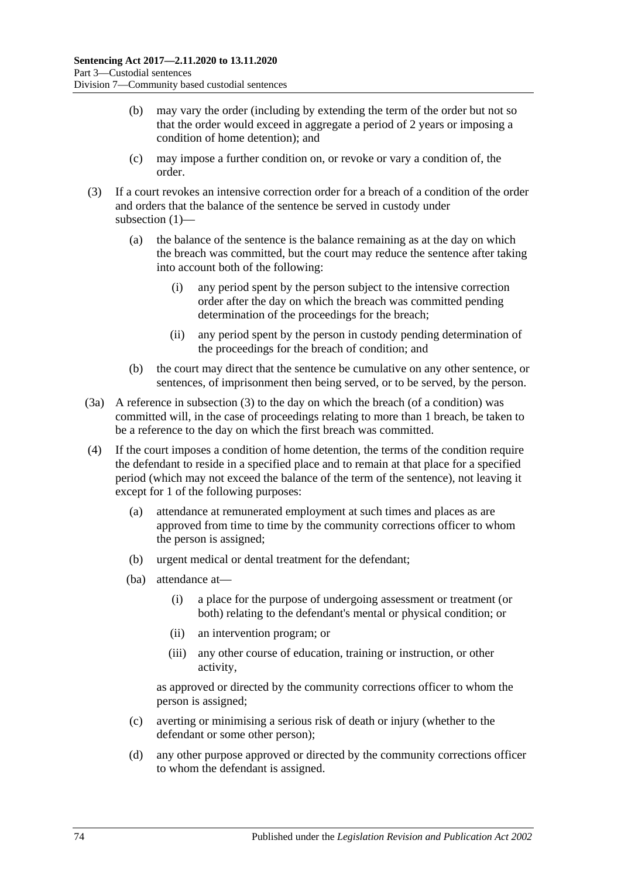(b) may vary the order (including by extending the term of the order but not so that the order would exceed in aggregate a period of 2 years or imposing a condition of home detention); and

(c) may impose a further condition on, or revoke or vary a condition of, the order.

(3) If a court revokes an intensive correction order for a breach of a condition of the order and orders that the balance of the sentence be served in custody under subsection (1)—

(a) the balance of the sentence is the balance remaining as at the day on which the breach was committed, but the court may reduce the sentence after taking into account both of the following:

(i) any period spent by the person subject to the intensive correction order after the day on which the breach was committed pending determination of the proceedings for the breach;

(ii) any period spent by the person in custody pending determination of the proceedings for the breach of condition; and

(b) the court may direct that the sentence be cumulative on any other sentence, or sentences, of imprisonment then being served, or to be served, by the person.

(3a) A reference in subsection (3) to the day on which the breach (of a condition) was committed will, in the case of proceedings relating to more than 1 breach, be taken to be a reference to the day on which the first breach was committed.

(4) If the court imposes a condition of home detention, the terms of the condition require the defendant to reside in a specified place and to remain at that place for a specified period (which may not exceed the balance of the term of the sentence), not leaving it except for 1 of the following purposes:

(a) attendance at remunerated employment at such times and places as are approved from time to time by the community corrections officer to whom the person is assigned;

(b) urgent medical or dental treatment for the defendant;

(ba) attendance at—

(i) a place for the purpose of undergoing assessment or treatment (or both) relating to the defendant's mental or physical condition; or

(ii) an intervention program; or

(iii) any other course of education, training or instruction, or other activity,

as approved or directed by the community corrections officer to whom the person is assigned;

(c) averting or minimising a serious risk of death or injury (whether to the defendant or some other person);

(d) any other purpose approved or directed by the community corrections officer to whom the defendant is assigned.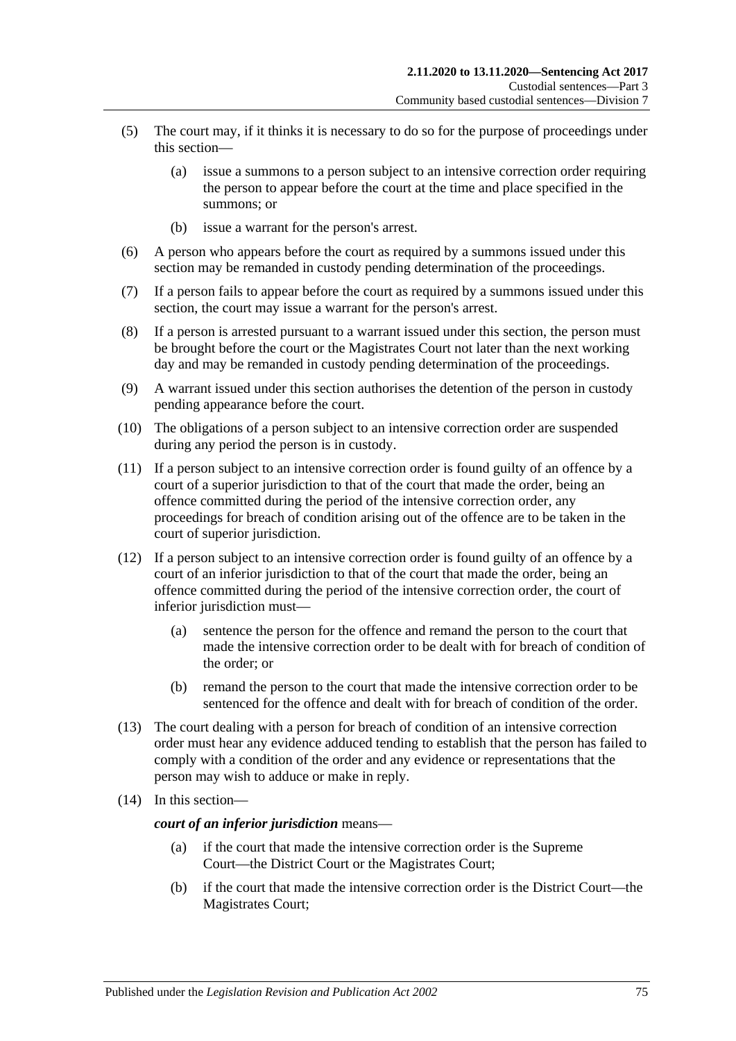(5) The court may, if it thinks it is necessary to do so for the purpose of proceedings under this section—

 (a) issue a summons to a person subject to an intensive correction order requiring the person to appear before the court at the time and place specified in the summons; or

 (b) issue a warrant for the person's arrest.

(6) A person who appears before the court as required by a summons issued under this section may be remanded in custody pending determination of the proceedings.

(7) If a person fails to appear before the court as required by a summons issued under this section, the court may issue a warrant for the person's arrest.

(8) If a person is arrested pursuant to a warrant issued under this section, the person must be brought before the court or the Magistrates Court not later than the next working day and may be remanded in custody pending determination of the proceedings.

(9) A warrant issued under this section authorises the detention of the person in custody pending appearance before the court.

(10) The obligations of a person subject to an intensive correction order are suspended during any period the person is in custody.

(11) If a person subject to an intensive correction order is found guilty of an offence by a court of a superior jurisdiction to that of the court that made the order, being an offence committed during the period of the intensive correction order, any proceedings for breach of condition arising out of the offence are to be taken in the court of superior jurisdiction.

(12) If a person subject to an intensive correction order is found guilty of an offence by a court of an inferior jurisdiction to that of the court that made the order, being an offence committed during the period of the intensive correction order, the court of inferior jurisdiction must—

 (a) sentence the person for the offence and remand the person to the court that made the intensive correction order to be dealt with for breach of condition of the order; or

 (b) remand the person to the court that made the intensive correction order to be sentenced for the offence and dealt with for breach of condition of the order.

(13) The court dealing with a person for breach of condition of an intensive correction order must hear any evidence adduced tending to establish that the person has failed to comply with a condition of the order and any evidence or representations that the person may wish to adduce or make in reply.

(14) In this section—

***court of an inferior jurisdiction*** means—

 (a) if the court that made the intensive correction order is the Supreme Court—the District Court or the Magistrates Court;

 (b) if the court that made the intensive correction order is the District Court—the Magistrates Court;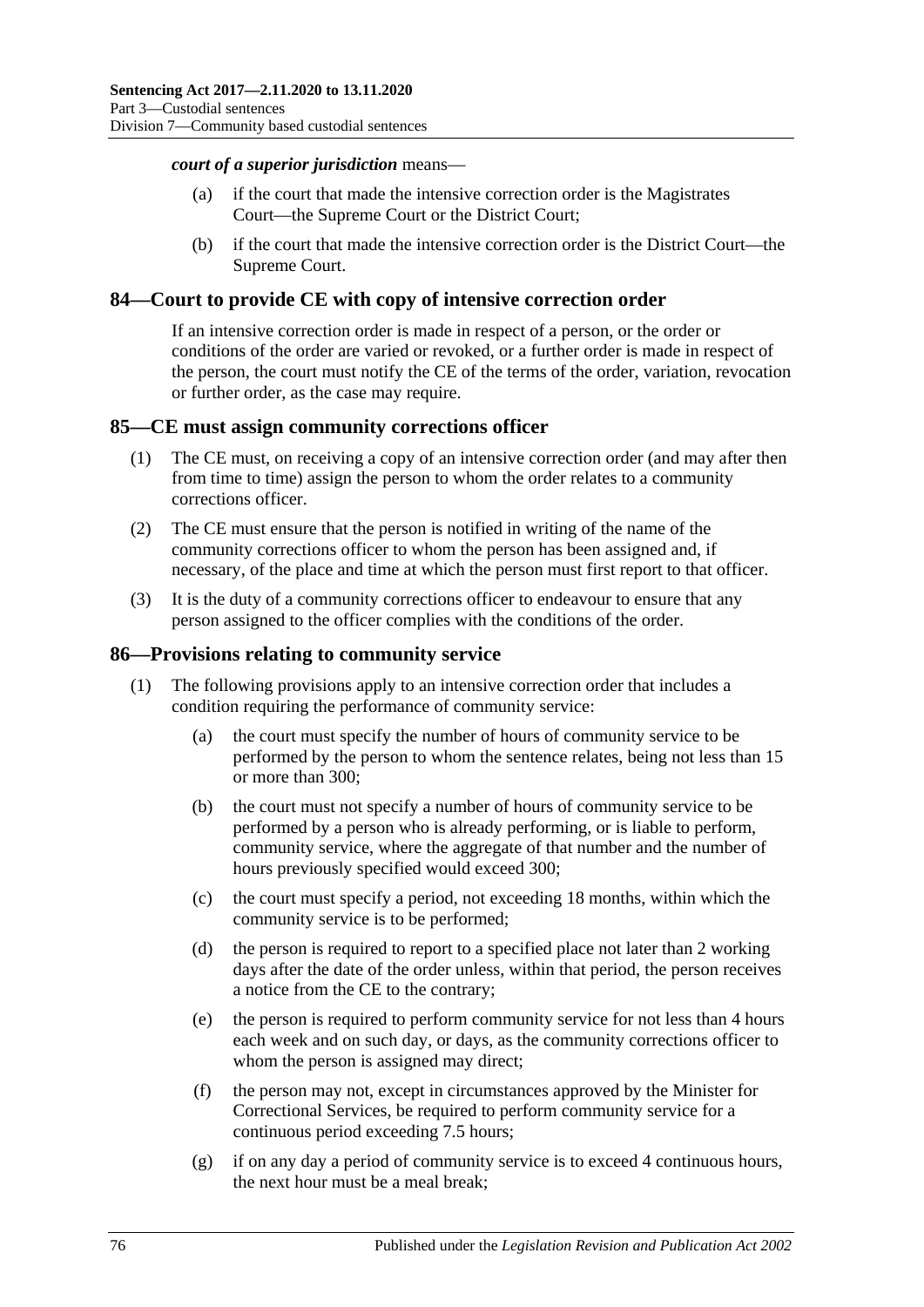***court of a superior jurisdiction*** means—

- (a) if the court that made the intensive correction order is the Magistrates Court—the Supreme Court or the District Court;
- (b) if the court that made the intensive correction order is the District Court—the Supreme Court.

## 84—Court to provide CE with copy of intensive correction order

If an intensive correction order is made in respect of a person, or the order or conditions of the order are varied or revoked, or a further order is made in respect of the person, the court must notify the CE of the terms of the order, variation, revocation or further order, as the case may require.

## 85—CE must assign community corrections officer

- (1) The CE must, on receiving a copy of an intensive correction order (and may after then from time to time) assign the person to whom the order relates to a community corrections officer.
- (2) The CE must ensure that the person is notified in writing of the name of the community corrections officer to whom the person has been assigned and, if necessary, of the place and time at which the person must first report to that officer.
- (3) It is the duty of a community corrections officer to endeavour to ensure that any person assigned to the officer complies with the conditions of the order.

## 86—Provisions relating to community service

- (1) The following provisions apply to an intensive correction order that includes a condition requiring the performance of community service:
  - (a) the court must specify the number of hours of community service to be performed by the person to whom the sentence relates, being not less than 15 or more than 300;
  - (b) the court must not specify a number of hours of community service to be performed by a person who is already performing, or is liable to perform, community service, where the aggregate of that number and the number of hours previously specified would exceed 300;
  - (c) the court must specify a period, not exceeding 18 months, within which the community service is to be performed;
  - (d) the person is required to report to a specified place not later than 2 working days after the date of the order unless, within that period, the person receives a notice from the CE to the contrary;
  - (e) the person is required to perform community service for not less than 4 hours each week and on such day, or days, as the community corrections officer to whom the person is assigned may direct;
  - (f) the person may not, except in circumstances approved by the Minister for Correctional Services, be required to perform community service for a continuous period exceeding 7.5 hours;
  - (g) if on any day a period of community service is to exceed 4 continuous hours, the next hour must be a meal break;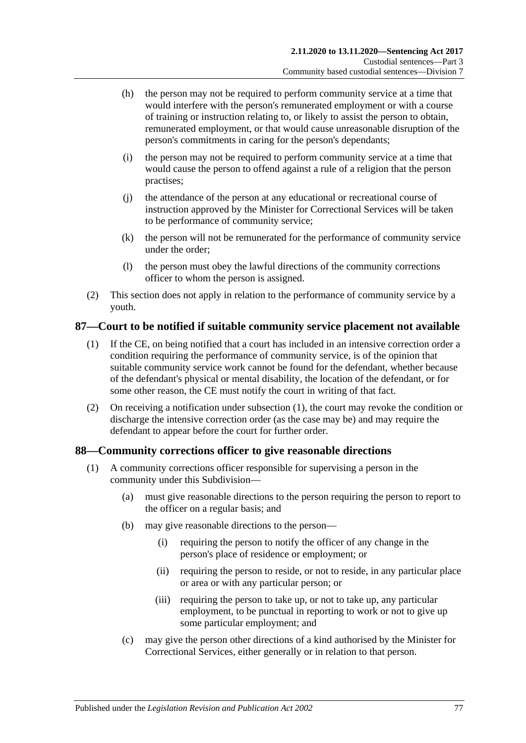(h) the person may not be required to perform community service at a time that would interfere with the person's remunerated employment or with a course of training or instruction relating to, or likely to assist the person to obtain, remunerated employment, or that would cause unreasonable disruption of the person's commitments in caring for the person's dependants;

(i) the person may not be required to perform community service at a time that would cause the person to offend against a rule of a religion that the person practises;

(j) the attendance of the person at any educational or recreational course of instruction approved by the Minister for Correctional Services will be taken to be performance of community service;

(k) the person will not be remunerated for the performance of community service under the order;

(l) the person must obey the lawful directions of the community corrections officer to whom the person is assigned.

(2) This section does not apply in relation to the performance of community service by a youth.

## 87—Court to be notified if suitable community service placement not available

(1) If the CE, on being notified that a court has included in an intensive correction order a condition requiring the performance of community service, is of the opinion that suitable community service work cannot be found for the defendant, whether because of the defendant's physical or mental disability, the location of the defendant, or for some other reason, the CE must notify the court in writing of that fact.

(2) On receiving a notification under subsection (1), the court may revoke the condition or discharge the intensive correction order (as the case may be) and may require the defendant to appear before the court for further order.

## 88—Community corrections officer to give reasonable directions

(1) A community corrections officer responsible for supervising a person in the community under this Subdivision—

(a) must give reasonable directions to the person requiring the person to report to the officer on a regular basis; and

(b) may give reasonable directions to the person—

(i) requiring the person to notify the officer of any change in the person's place of residence or employment; or

(ii) requiring the person to reside, or not to reside, in any particular place or area or with any particular person; or

(iii) requiring the person to take up, or not to take up, any particular employment, to be punctual in reporting to work or not to give up some particular employment; and

(c) may give the person other directions of a kind authorised by the Minister for Correctional Services, either generally or in relation to that person.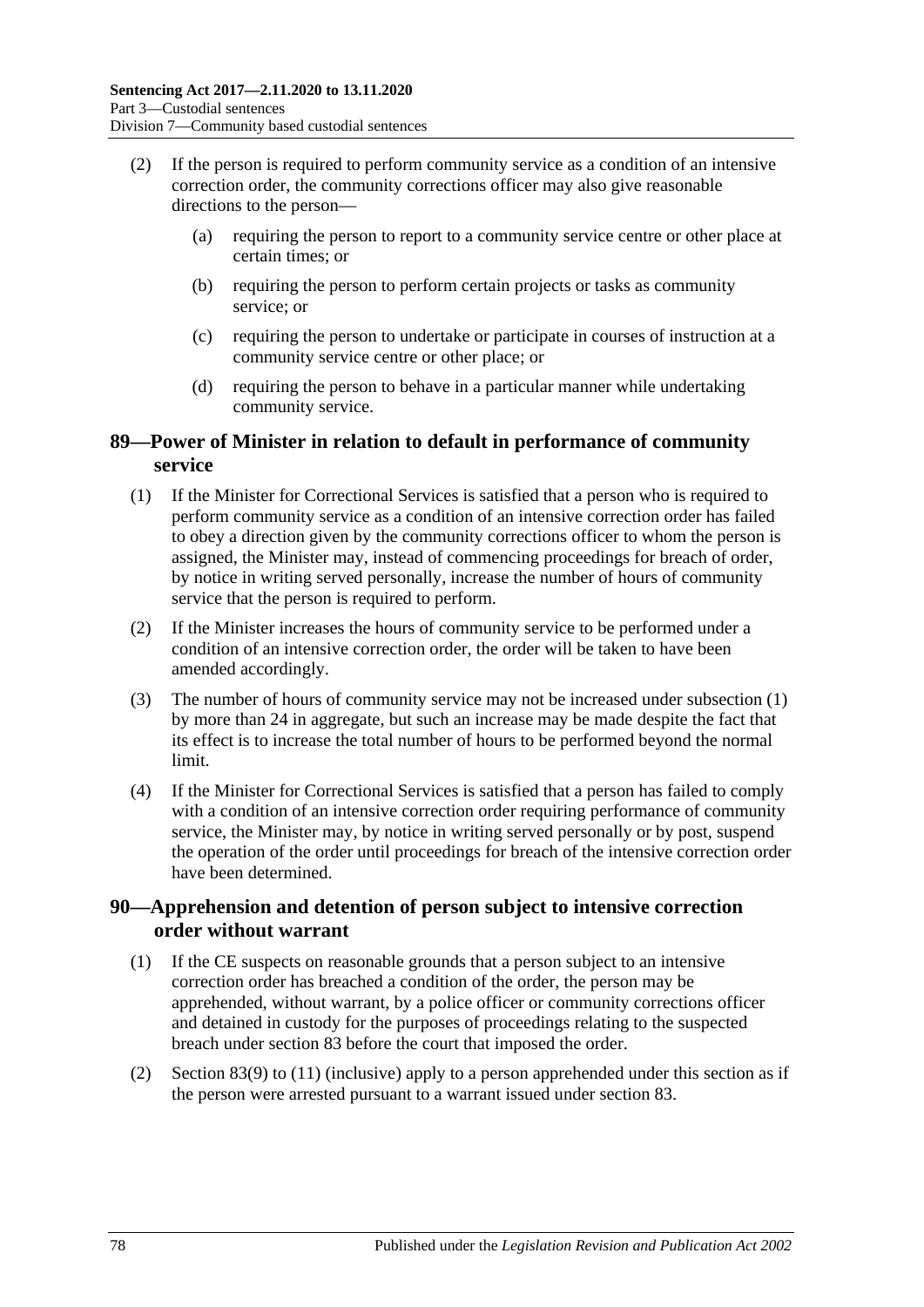(2) If the person is required to perform community service as a condition of an intensive correction order, the community corrections officer may also give reasonable directions to the person—

(a) requiring the person to report to a community service centre or other place at certain times; or

(b) requiring the person to perform certain projects or tasks as community service; or

(c) requiring the person to undertake or participate in courses of instruction at a community service centre or other place; or

(d) requiring the person to behave in a particular manner while undertaking community service.

## 89—Power of Minister in relation to default in performance of community service

(1) If the Minister for Correctional Services is satisfied that a person who is required to perform community service as a condition of an intensive correction order has failed to obey a direction given by the community corrections officer to whom the person is assigned, the Minister may, instead of commencing proceedings for breach of order, by notice in writing served personally, increase the number of hours of community service that the person is required to perform.

(2) If the Minister increases the hours of community service to be performed under a condition of an intensive correction order, the order will be taken to have been amended accordingly.

(3) The number of hours of community service may not be increased under subsection (1) by more than 24 in aggregate, but such an increase may be made despite the fact that its effect is to increase the total number of hours to be performed beyond the normal limit.

(4) If the Minister for Correctional Services is satisfied that a person has failed to comply with a condition of an intensive correction order requiring performance of community service, the Minister may, by notice in writing served personally or by post, suspend the operation of the order until proceedings for breach of the intensive correction order have been determined.

## 90—Apprehension and detention of person subject to intensive correction order without warrant

(1) If the CE suspects on reasonable grounds that a person subject to an intensive correction order has breached a condition of the order, the person may be apprehended, without warrant, by a police officer or community corrections officer and detained in custody for the purposes of proceedings relating to the suspected breach under section 83 before the court that imposed the order.

(2) Section 83(9) to (11) (inclusive) apply to a person apprehended under this section as if the person were arrested pursuant to a warrant issued under section 83.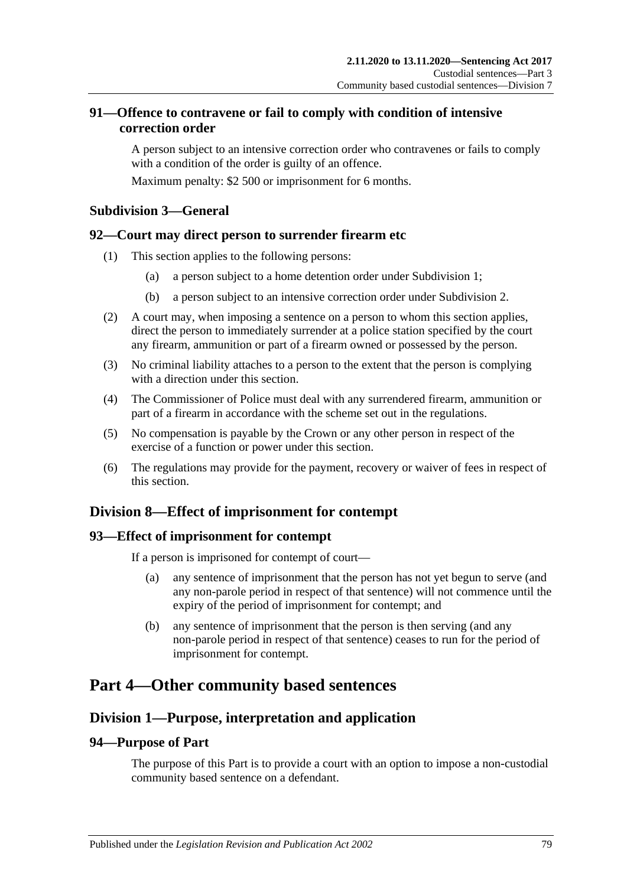### 91—Offence to contravene or fail to comply with condition of intensive correction order

A person subject to an intensive correction order who contravenes or fails to comply with a condition of the order is guilty of an offence.

Maximum penalty: $2 500 or imprisonment for 6 months.

#### Subdivision 3—General

### 92—Court may direct person to surrender firearm etc

(1) This section applies to the following persons:

(a) a person subject to a home detention order under Subdivision 1;

(b) a person subject to an intensive correction order under Subdivision 2.

(2) A court may, when imposing a sentence on a person to whom this section applies, direct the person to immediately surrender at a police station specified by the court any firearm, ammunition or part of a firearm owned or possessed by the person.

(3) No criminal liability attaches to a person to the extent that the person is complying with a direction under this section.

(4) The Commissioner of Police must deal with any surrendered firearm, ammunition or part of a firearm in accordance with the scheme set out in the regulations.

(5) No compensation is payable by the Crown or any other person in respect of the exercise of a function or power under this section.

(6) The regulations may provide for the payment, recovery or waiver of fees in respect of this section.

## Division 8—Effect of imprisonment for contempt

### 93—Effect of imprisonment for contempt

If a person is imprisoned for contempt of court—

(a) any sentence of imprisonment that the person has not yet begun to serve (and any non-parole period in respect of that sentence) will not commence until the expiry of the period of imprisonment for contempt; and

(b) any sentence of imprisonment that the person is then serving (and any non-parole period in respect of that sentence) ceases to run for the period of imprisonment for contempt.

# Part 4—Other community based sentences

## Division 1—Purpose, interpretation and application

### 94—Purpose of Part

The purpose of this Part is to provide a court with an option to impose a non-custodial community based sentence on a defendant.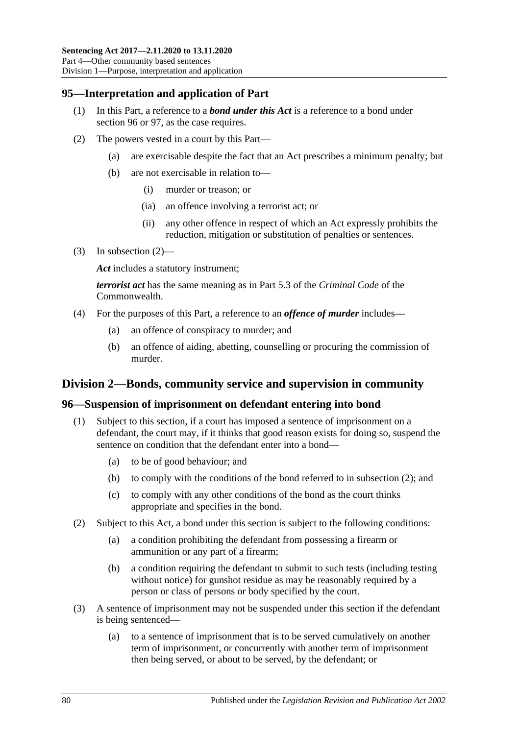## 95—Interpretation and application of Part

(1) In this Part, a reference to a ***bond under this Act*** is a reference to a bond under section 96 or 97, as the case requires.

(2) The powers vested in a court by this Part—

- (a) are exercisable despite the fact that an Act prescribes a minimum penalty; but
- (b) are not exercisable in relation to—
  - (i) murder or treason; or
  - (ia) an offence involving a terrorist act; or
  - (ii) any other offence in respect of which an Act expressly prohibits the reduction, mitigation or substitution of penalties or sentences.

(3) In subsection (2)—

***Act*** includes a statutory instrument;

***terrorist act*** has the same meaning as in Part 5.3 of the *Criminal Code* of the Commonwealth.

(4) For the purposes of this Part, a reference to an ***offence of murder*** includes—

- (a) an offence of conspiracy to murder; and
- (b) an offence of aiding, abetting, counselling or procuring the commission of murder.

# Division 2—Bonds, community service and supervision in community

## 96—Suspension of imprisonment on defendant entering into bond

(1) Subject to this section, if a court has imposed a sentence of imprisonment on a defendant, the court may, if it thinks that good reason exists for doing so, suspend the sentence on condition that the defendant enter into a bond—

- (a) to be of good behaviour; and
- (b) to comply with the conditions of the bond referred to in subsection (2); and
- (c) to comply with any other conditions of the bond as the court thinks appropriate and specifies in the bond.

(2) Subject to this Act, a bond under this section is subject to the following conditions:

- (a) a condition prohibiting the defendant from possessing a firearm or ammunition or any part of a firearm;
- (b) a condition requiring the defendant to submit to such tests (including testing without notice) for gunshot residue as may be reasonably required by a person or class of persons or body specified by the court.

(3) A sentence of imprisonment may not be suspended under this section if the defendant is being sentenced—

- (a) to a sentence of imprisonment that is to be served cumulatively on another term of imprisonment, or concurrently with another term of imprisonment then being served, or about to be served, by the defendant; or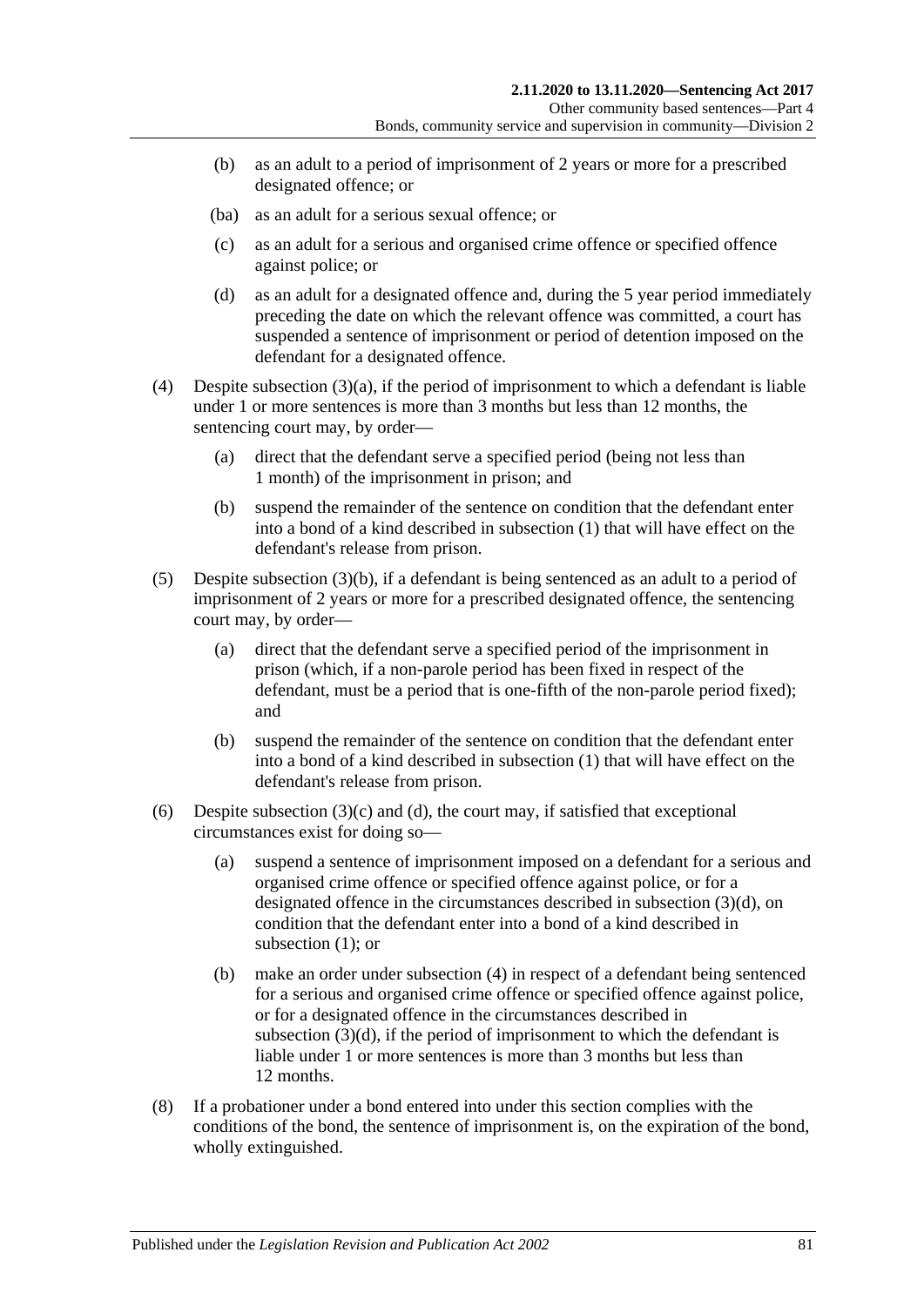(b) as an adult to a period of imprisonment of 2 years or more for a prescribed designated offence; or

(ba) as an adult for a serious sexual offence; or

(c) as an adult for a serious and organised crime offence or specified offence against police; or

(d) as an adult for a designated offence and, during the 5 year period immediately preceding the date on which the relevant offence was committed, a court has suspended a sentence of imprisonment or period of detention imposed on the defendant for a designated offence.

(4) Despite subsection (3)(a), if the period of imprisonment to which a defendant is liable under 1 or more sentences is more than 3 months but less than 12 months, the sentencing court may, by order—

(a) direct that the defendant serve a specified period (being not less than 1 month) of the imprisonment in prison; and

(b) suspend the remainder of the sentence on condition that the defendant enter into a bond of a kind described in subsection (1) that will have effect on the defendant's release from prison.

(5) Despite subsection (3)(b), if a defendant is being sentenced as an adult to a period of imprisonment of 2 years or more for a prescribed designated offence, the sentencing court may, by order—

(a) direct that the defendant serve a specified period of the imprisonment in prison (which, if a non-parole period has been fixed in respect of the defendant, must be a period that is one-fifth of the non-parole period fixed); and

(b) suspend the remainder of the sentence on condition that the defendant enter into a bond of a kind described in subsection (1) that will have effect on the defendant's release from prison.

(6) Despite subsection (3)(c) and (d), the court may, if satisfied that exceptional circumstances exist for doing so—

(a) suspend a sentence of imprisonment imposed on a defendant for a serious and organised crime offence or specified offence against police, or for a designated offence in the circumstances described in subsection (3)(d), on condition that the defendant enter into a bond of a kind described in subsection (1); or

(b) make an order under subsection (4) in respect of a defendant being sentenced for a serious and organised crime offence or specified offence against police, or for a designated offence in the circumstances described in subsection (3)(d), if the period of imprisonment to which the defendant is liable under 1 or more sentences is more than 3 months but less than 12 months.

(8) If a probationer under a bond entered into under this section complies with the conditions of the bond, the sentence of imprisonment is, on the expiration of the bond, wholly extinguished.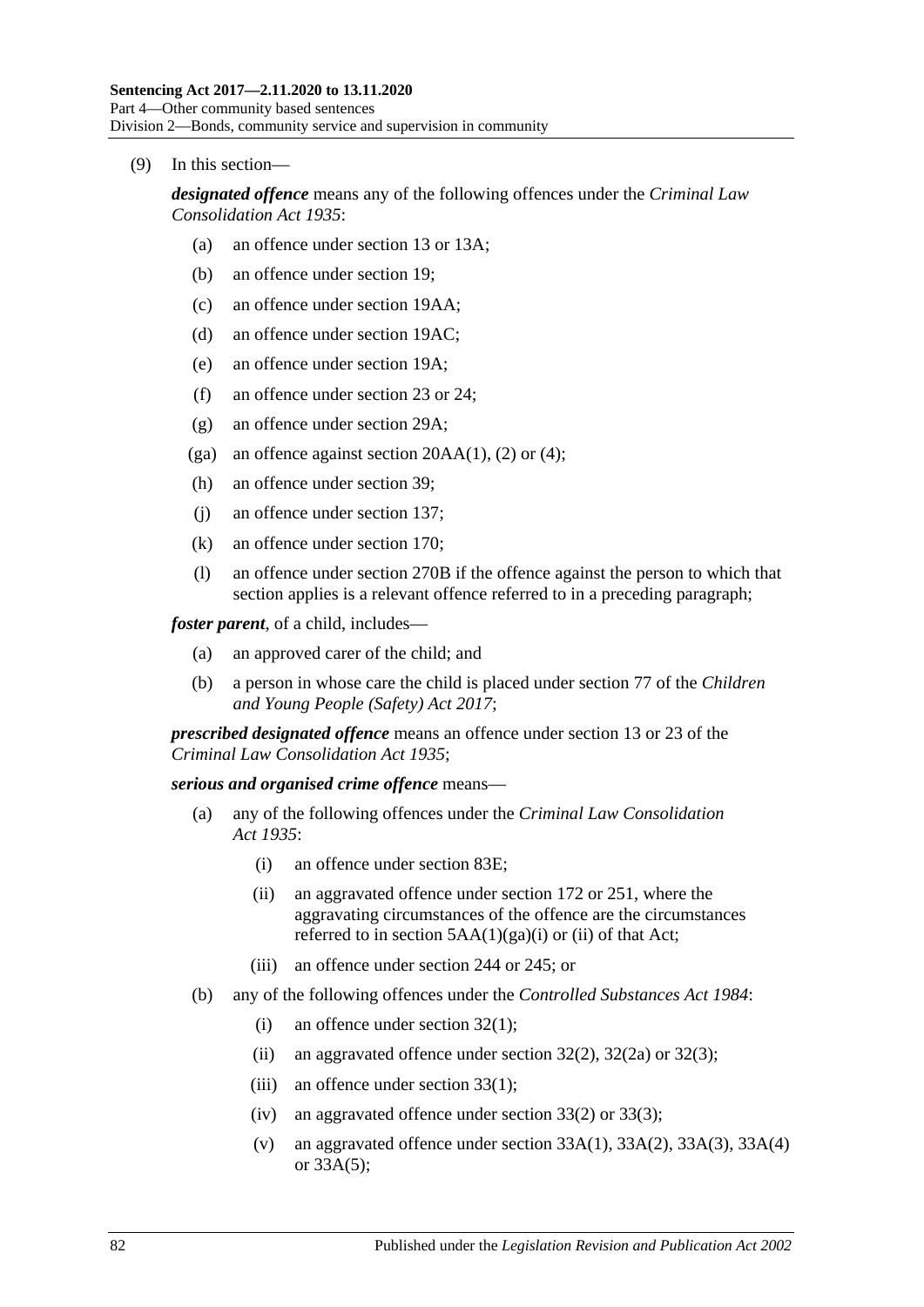(9) In this section—

***designated offence*** means any of the following offences under the *Criminal Law Consolidation Act 1935*:

- (a) an offence under section 13 or 13A;
- (b) an offence under section 19;
- (c) an offence under section 19AA;
- (d) an offence under section 19AC;
- (e) an offence under section 19A;
- (f) an offence under section 23 or 24;
- (g) an offence under section 29A;
- (ga) an offence against section 20AA(1), (2) or (4);
- (h) an offence under section 39;
- (j) an offence under section 137;
- (k) an offence under section 170;
- (l) an offence under section 270B if the offence against the person to which that section applies is a relevant offence referred to in a preceding paragraph;

***foster parent***, of a child, includes—

- (a) an approved carer of the child; and
- (b) a person in whose care the child is placed under section 77 of the *Children and Young People (Safety) Act 2017*;

***prescribed designated offence*** means an offence under section 13 or 23 of the *Criminal Law Consolidation Act 1935*;

***serious and organised crime offence*** means—

- (a) any of the following offences under the *Criminal Law Consolidation Act 1935*:
  - (i) an offence under section 83E;
  - (ii) an aggravated offence under section 172 or 251, where the aggravating circumstances of the offence are the circumstances referred to in section 5AA(1)(ga)(i) or (ii) of that Act;
  - (iii) an offence under section 244 or 245; or
- (b) any of the following offences under the *Controlled Substances Act 1984*:
  - (i) an offence under section 32(1);
  - (ii) an aggravated offence under section 32(2), 32(2a) or 32(3);
  - (iii) an offence under section 33(1);
  - (iv) an aggravated offence under section 33(2) or 33(3);
  - (v) an aggravated offence under section 33A(1), 33A(2), 33A(3), 33A(4) or 33A(5);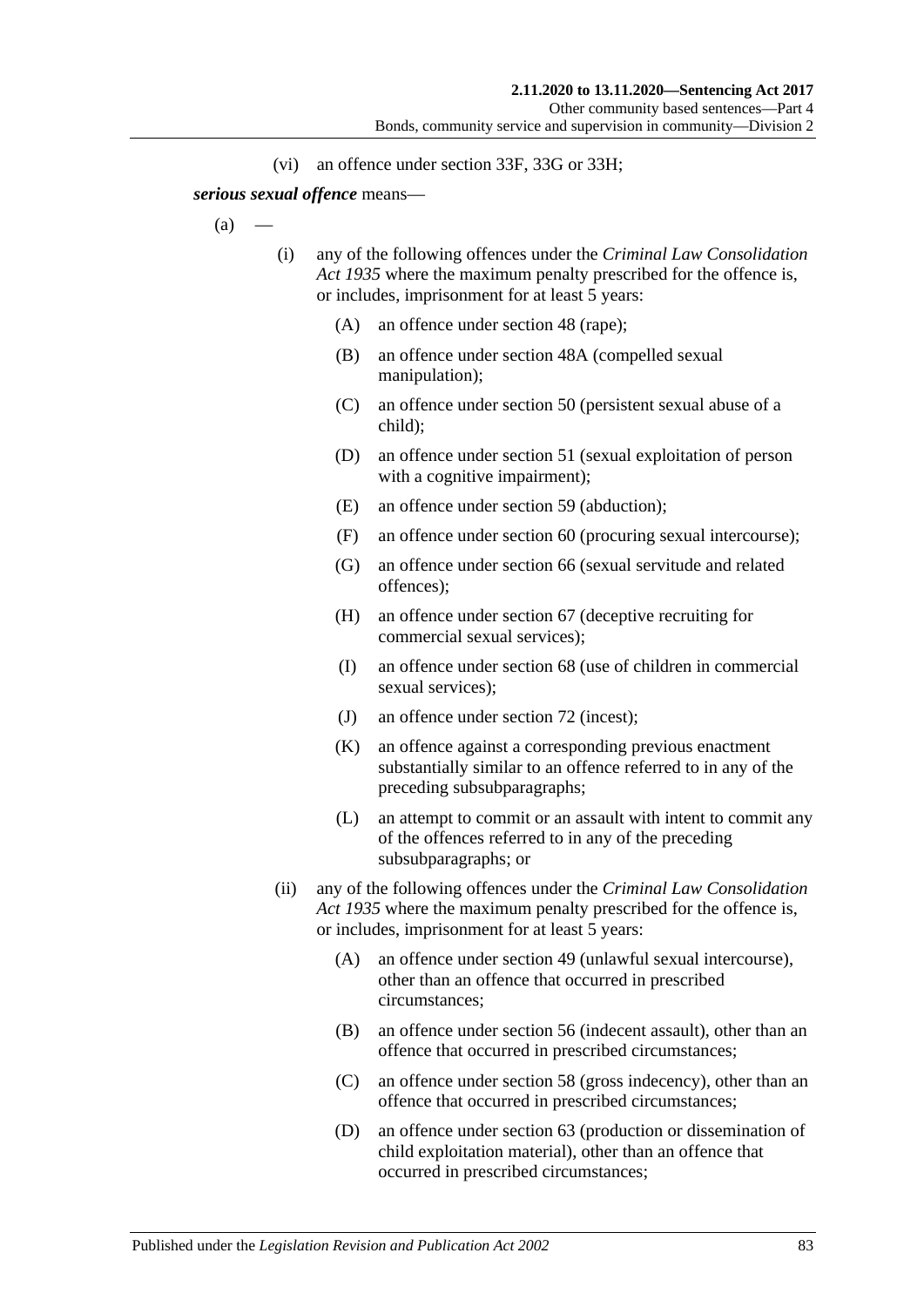(vi) an offence under section 33F, 33G or 33H;

***serious sexual offence*** means—

(a) —

(i) any of the following offences under the *Criminal Law Consolidation Act 1935* where the maximum penalty prescribed for the offence is, or includes, imprisonment for at least 5 years:

(A) an offence under section 48 (rape);

(B) an offence under section 48A (compelled sexual manipulation);

(C) an offence under section 50 (persistent sexual abuse of a child);

(D) an offence under section 51 (sexual exploitation of person with a cognitive impairment);

(E) an offence under section 59 (abduction);

(F) an offence under section 60 (procuring sexual intercourse);

(G) an offence under section 66 (sexual servitude and related offences);

(H) an offence under section 67 (deceptive recruiting for commercial sexual services);

(I) an offence under section 68 (use of children in commercial sexual services);

(J) an offence under section 72 (incest);

(K) an offence against a corresponding previous enactment substantially similar to an offence referred to in any of the preceding subsubparagraphs;

(L) an attempt to commit or an assault with intent to commit any of the offences referred to in any of the preceding subsubparagraphs; or

(ii) any of the following offences under the *Criminal Law Consolidation Act 1935* where the maximum penalty prescribed for the offence is, or includes, imprisonment for at least 5 years:

(A) an offence under section 49 (unlawful sexual intercourse), other than an offence that occurred in prescribed circumstances;

(B) an offence under section 56 (indecent assault), other than an offence that occurred in prescribed circumstances;

(C) an offence under section 58 (gross indecency), other than an offence that occurred in prescribed circumstances;

(D) an offence under section 63 (production or dissemination of child exploitation material), other than an offence that occurred in prescribed circumstances;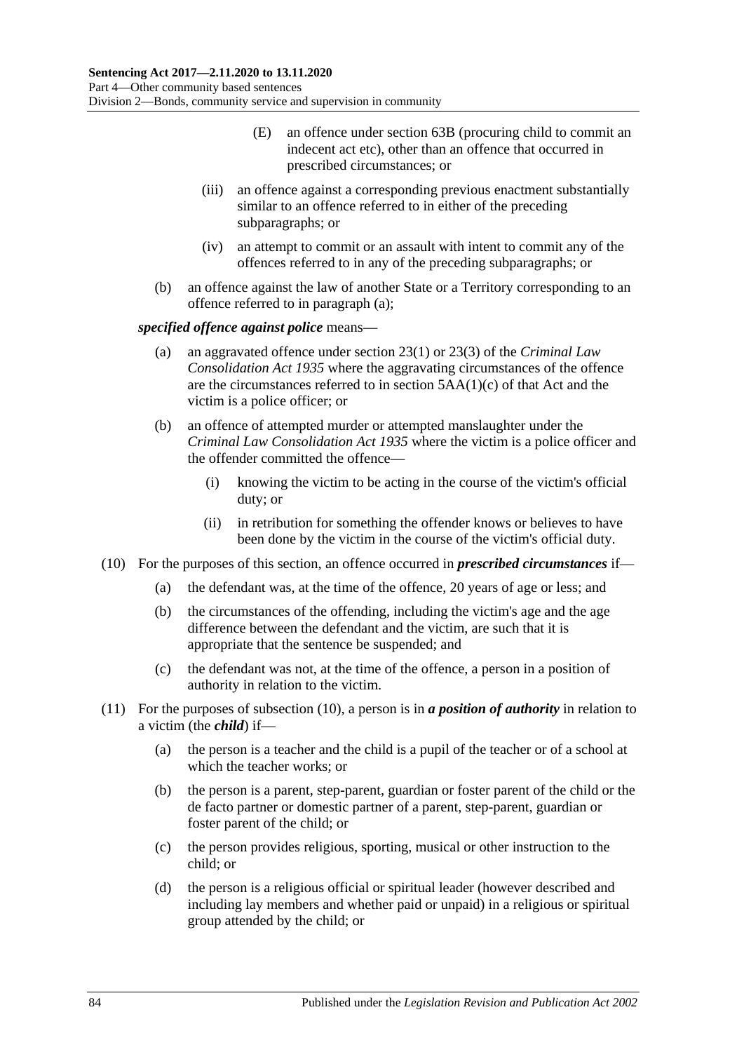(E) an offence under section 63B (procuring child to commit an indecent act etc), other than an offence that occurred in prescribed circumstances; or

(iii) an offence against a corresponding previous enactment substantially similar to an offence referred to in either of the preceding subparagraphs; or

(iv) an attempt to commit or an assault with intent to commit any of the offences referred to in any of the preceding subparagraphs; or

(b) an offence against the law of another State or a Territory corresponding to an offence referred to in paragraph (a);

***specified offence against police*** means—

(a) an aggravated offence under section 23(1) or 23(3) of the *Criminal Law Consolidation Act 1935* where the aggravating circumstances of the offence are the circumstances referred to in section 5AA(1)(c) of that Act and the victim is a police officer; or

(b) an offence of attempted murder or attempted manslaughter under the *Criminal Law Consolidation Act 1935* where the victim is a police officer and the offender committed the offence—

(i) knowing the victim to be acting in the course of the victim's official duty; or

(ii) in retribution for something the offender knows or believes to have been done by the victim in the course of the victim's official duty.

(10) For the purposes of this section, an offence occurred in ***prescribed circumstances*** if—

(a) the defendant was, at the time of the offence, 20 years of age or less; and

(b) the circumstances of the offending, including the victim's age and the age difference between the defendant and the victim, are such that it is appropriate that the sentence be suspended; and

(c) the defendant was not, at the time of the offence, a person in a position of authority in relation to the victim.

(11) For the purposes of subsection (10), a person is in ***a position of authority*** in relation to a victim (the ***child***) if—

(a) the person is a teacher and the child is a pupil of the teacher or of a school at which the teacher works; or

(b) the person is a parent, step-parent, guardian or foster parent of the child or the de facto partner or domestic partner of a parent, step-parent, guardian or foster parent of the child; or

(c) the person provides religious, sporting, musical or other instruction to the child; or

(d) the person is a religious official or spiritual leader (however described and including lay members and whether paid or unpaid) in a religious or spiritual group attended by the child; or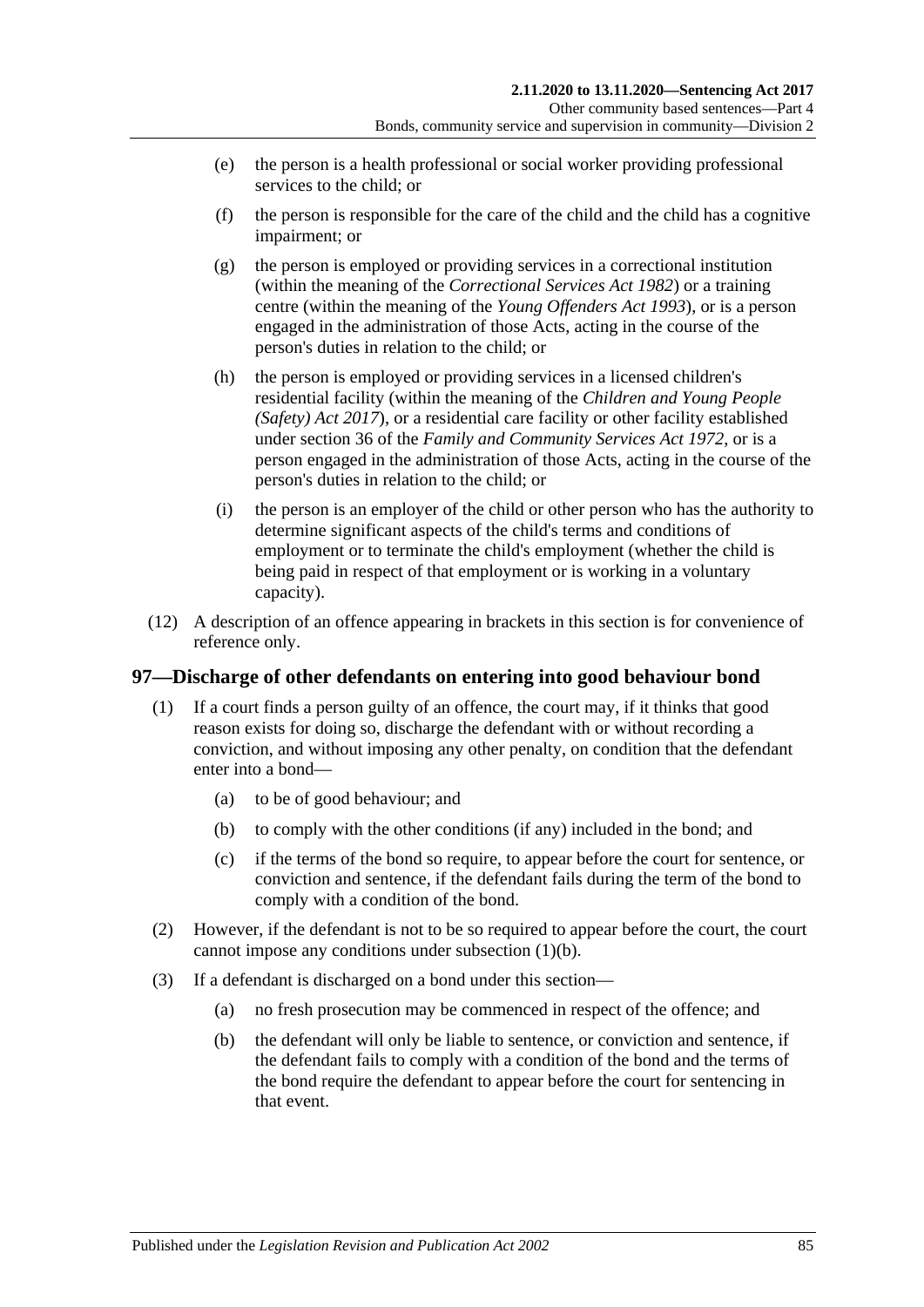(e) the person is a health professional or social worker providing professional services to the child; or

(f) the person is responsible for the care of the child and the child has a cognitive impairment; or

(g) the person is employed or providing services in a correctional institution (within the meaning of the *Correctional Services Act 1982*) or a training centre (within the meaning of the *Young Offenders Act 1993*), or is a person engaged in the administration of those Acts, acting in the course of the person's duties in relation to the child; or

(h) the person is employed or providing services in a licensed children's residential facility (within the meaning of the *Children and Young People (Safety) Act 2017*), or a residential care facility or other facility established under section 36 of the *Family and Community Services Act 1972*, or is a person engaged in the administration of those Acts, acting in the course of the person's duties in relation to the child; or

(i) the person is an employer of the child or other person who has the authority to determine significant aspects of the child's terms and conditions of employment or to terminate the child's employment (whether the child is being paid in respect of that employment or is working in a voluntary capacity).

(12) A description of an offence appearing in brackets in this section is for convenience of reference only.

## 97—Discharge of other defendants on entering into good behaviour bond

(1) If a court finds a person guilty of an offence, the court may, if it thinks that good reason exists for doing so, discharge the defendant with or without recording a conviction, and without imposing any other penalty, on condition that the defendant enter into a bond—

(a) to be of good behaviour; and

(b) to comply with the other conditions (if any) included in the bond; and

(c) if the terms of the bond so require, to appear before the court for sentence, or conviction and sentence, if the defendant fails during the term of the bond to comply with a condition of the bond.

(2) However, if the defendant is not to be so required to appear before the court, the court cannot impose any conditions under subsection (1)(b).

(3) If a defendant is discharged on a bond under this section—

(a) no fresh prosecution may be commenced in respect of the offence; and

(b) the defendant will only be liable to sentence, or conviction and sentence, if the defendant fails to comply with a condition of the bond and the terms of the bond require the defendant to appear before the court for sentencing in that event.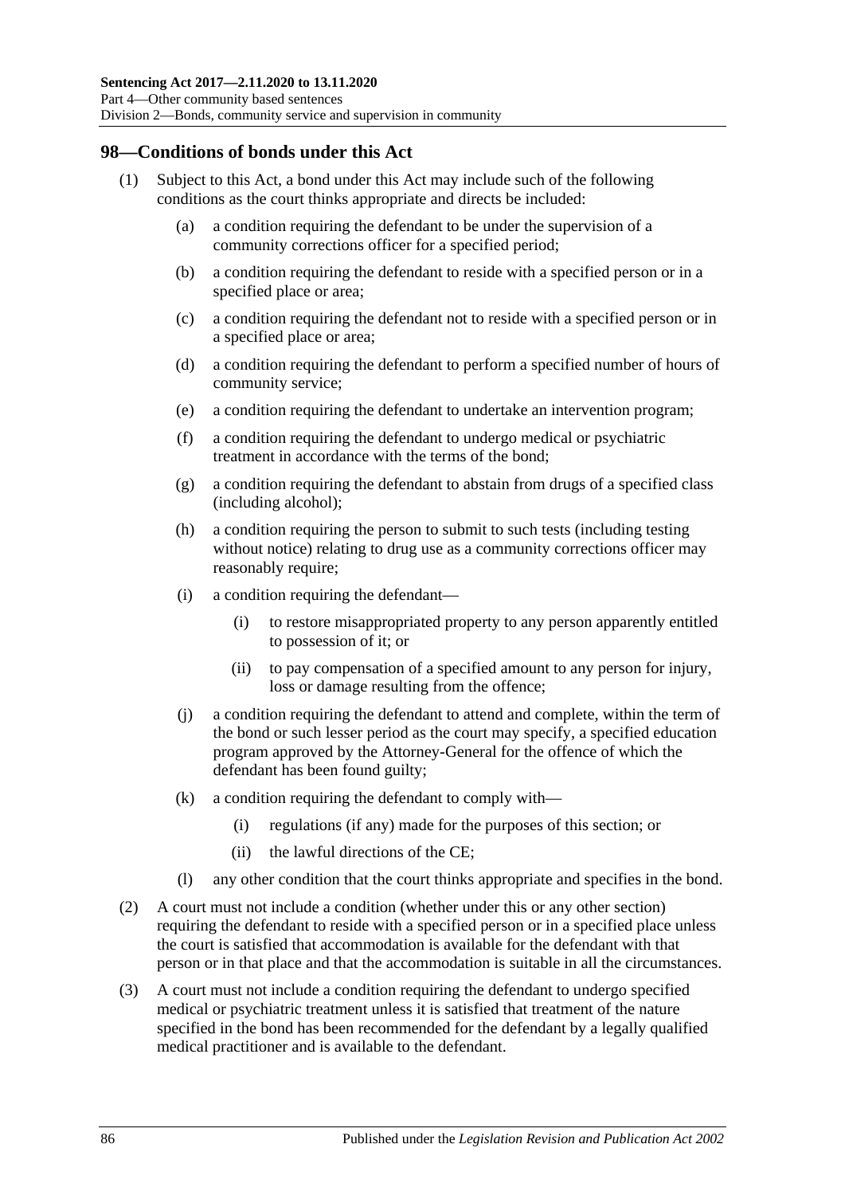## 98—Conditions of bonds under this Act

(1) Subject to this Act, a bond under this Act may include such of the following conditions as the court thinks appropriate and directs be included:

- (a) a condition requiring the defendant to be under the supervision of a community corrections officer for a specified period;
- (b) a condition requiring the defendant to reside with a specified person or in a specified place or area;
- (c) a condition requiring the defendant not to reside with a specified person or in a specified place or area;
- (d) a condition requiring the defendant to perform a specified number of hours of community service;
- (e) a condition requiring the defendant to undertake an intervention program;
- (f) a condition requiring the defendant to undergo medical or psychiatric treatment in accordance with the terms of the bond;
- (g) a condition requiring the defendant to abstain from drugs of a specified class (including alcohol);
- (h) a condition requiring the person to submit to such tests (including testing without notice) relating to drug use as a community corrections officer may reasonably require;
- (i) a condition requiring the defendant—
  - (i) to restore misappropriated property to any person apparently entitled to possession of it; or
  - (ii) to pay compensation of a specified amount to any person for injury, loss or damage resulting from the offence;
- (j) a condition requiring the defendant to attend and complete, within the term of the bond or such lesser period as the court may specify, a specified education program approved by the Attorney-General for the offence of which the defendant has been found guilty;
- (k) a condition requiring the defendant to comply with—
  - (i) regulations (if any) made for the purposes of this section; or
  - (ii) the lawful directions of the CE;
- (l) any other condition that the court thinks appropriate and specifies in the bond.

(2) A court must not include a condition (whether under this or any other section) requiring the defendant to reside with a specified person or in a specified place unless the court is satisfied that accommodation is available for the defendant with that person or in that place and that the accommodation is suitable in all the circumstances.

(3) A court must not include a condition requiring the defendant to undergo specified medical or psychiatric treatment unless it is satisfied that treatment of the nature specified in the bond has been recommended for the defendant by a legally qualified medical practitioner and is available to the defendant.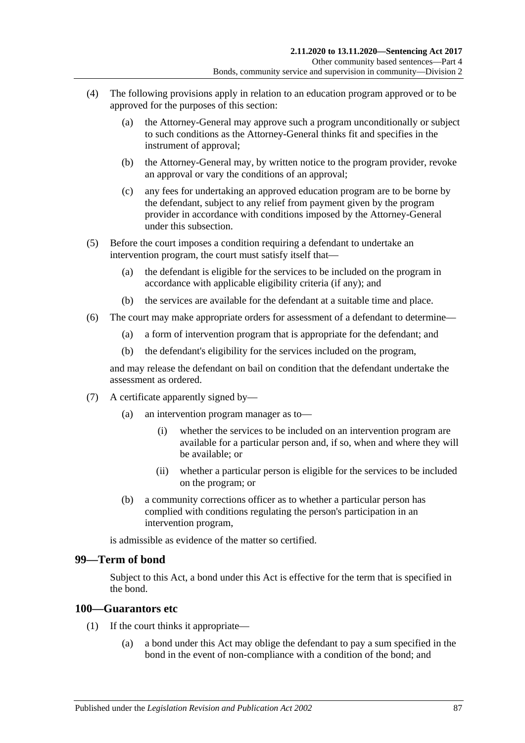(4) The following provisions apply in relation to an education program approved or to be approved for the purposes of this section:

(a) the Attorney-General may approve such a program unconditionally or subject to such conditions as the Attorney-General thinks fit and specifies in the instrument of approval;

(b) the Attorney-General may, by written notice to the program provider, revoke an approval or vary the conditions of an approval;

(c) any fees for undertaking an approved education program are to be borne by the defendant, subject to any relief from payment given by the program provider in accordance with conditions imposed by the Attorney-General under this subsection.

(5) Before the court imposes a condition requiring a defendant to undertake an intervention program, the court must satisfy itself that—

(a) the defendant is eligible for the services to be included on the program in accordance with applicable eligibility criteria (if any); and

(b) the services are available for the defendant at a suitable time and place.

(6) The court may make appropriate orders for assessment of a defendant to determine—

(a) a form of intervention program that is appropriate for the defendant; and

(b) the defendant's eligibility for the services included on the program,

and may release the defendant on bail on condition that the defendant undertake the assessment as ordered.

(7) A certificate apparently signed by—

(a) an intervention program manager as to—

(i) whether the services to be included on an intervention program are available for a particular person and, if so, when and where they will be available; or

(ii) whether a particular person is eligible for the services to be included on the program; or

(b) a community corrections officer as to whether a particular person has complied with conditions regulating the person's participation in an intervention program,

is admissible as evidence of the matter so certified.

## 99—Term of bond

Subject to this Act, a bond under this Act is effective for the term that is specified in the bond.

## 100—Guarantors etc

(1) If the court thinks it appropriate—

(a) a bond under this Act may oblige the defendant to pay a sum specified in the bond in the event of non-compliance with a condition of the bond; and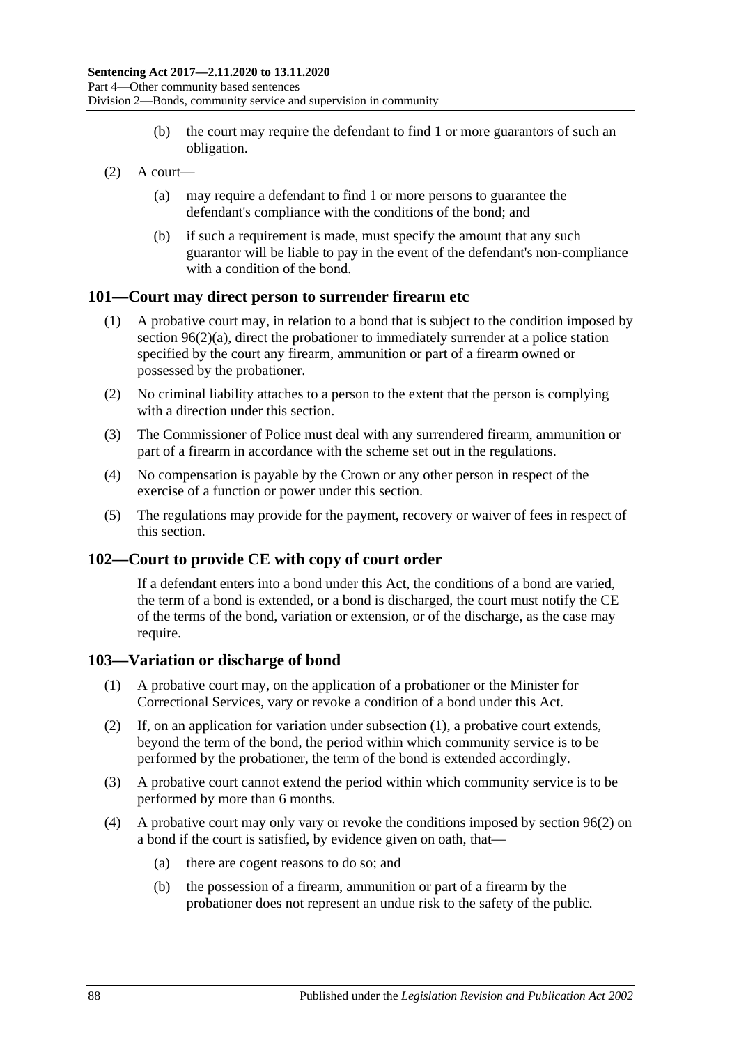(b) the court may require the defendant to find 1 or more guarantors of such an obligation.

(2) A court—

(a) may require a defendant to find 1 or more persons to guarantee the defendant's compliance with the conditions of the bond; and

(b) if such a requirement is made, must specify the amount that any such guarantor will be liable to pay in the event of the defendant's non-compliance with a condition of the bond.

## 101—Court may direct person to surrender firearm etc

(1) A probative court may, in relation to a bond that is subject to the condition imposed by section 96(2)(a), direct the probationer to immediately surrender at a police station specified by the court any firearm, ammunition or part of a firearm owned or possessed by the probationer.

(2) No criminal liability attaches to a person to the extent that the person is complying with a direction under this section.

(3) The Commissioner of Police must deal with any surrendered firearm, ammunition or part of a firearm in accordance with the scheme set out in the regulations.

(4) No compensation is payable by the Crown or any other person in respect of the exercise of a function or power under this section.

(5) The regulations may provide for the payment, recovery or waiver of fees in respect of this section.

## 102—Court to provide CE with copy of court order

If a defendant enters into a bond under this Act, the conditions of a bond are varied, the term of a bond is extended, or a bond is discharged, the court must notify the CE of the terms of the bond, variation or extension, or of the discharge, as the case may require.

## 103—Variation or discharge of bond

(1) A probative court may, on the application of a probationer or the Minister for Correctional Services, vary or revoke a condition of a bond under this Act.

(2) If, on an application for variation under subsection (1), a probative court extends, beyond the term of the bond, the period within which community service is to be performed by the probationer, the term of the bond is extended accordingly.

(3) A probative court cannot extend the period within which community service is to be performed by more than 6 months.

(4) A probative court may only vary or revoke the conditions imposed by section 96(2) on a bond if the court is satisfied, by evidence given on oath, that—

(a) there are cogent reasons to do so; and

(b) the possession of a firearm, ammunition or part of a firearm by the probationer does not represent an undue risk to the safety of the public.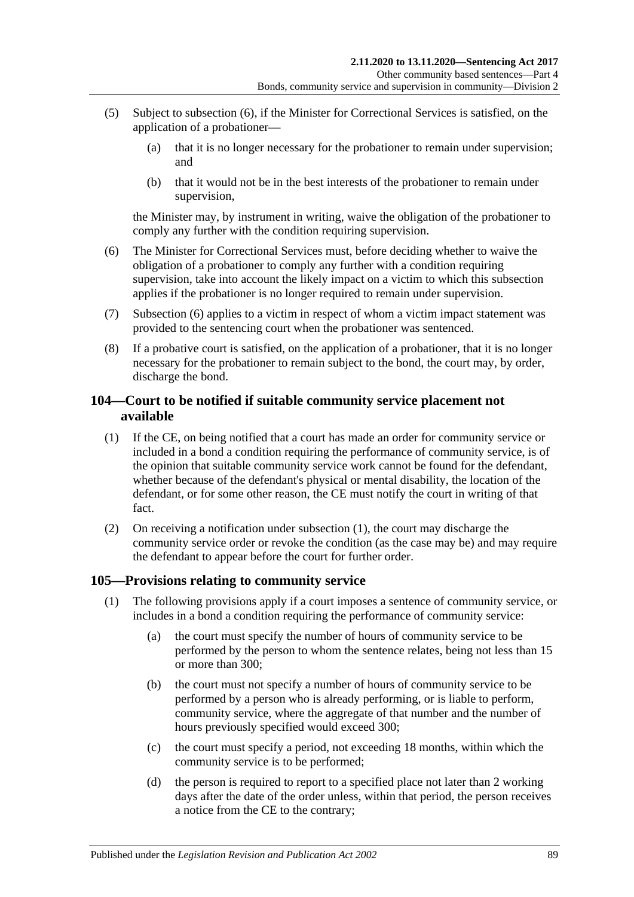(5) Subject to subsection (6), if the Minister for Correctional Services is satisfied, on the application of a probationer—

   (a) that it is no longer necessary for the probationer to remain under supervision; and

   (b) that it would not be in the best interests of the probationer to remain under supervision,

   the Minister may, by instrument in writing, waive the obligation of the probationer to comply any further with the condition requiring supervision.

(6) The Minister for Correctional Services must, before deciding whether to waive the obligation of a probationer to comply any further with a condition requiring supervision, take into account the likely impact on a victim to which this subsection applies if the probationer is no longer required to remain under supervision.

(7) Subsection (6) applies to a victim in respect of whom a victim impact statement was provided to the sentencing court when the probationer was sentenced.

(8) If a probative court is satisfied, on the application of a probationer, that it is no longer necessary for the probationer to remain subject to the bond, the court may, by order, discharge the bond.

## 104—Court to be notified if suitable community service placement not available

(1) If the CE, on being notified that a court has made an order for community service or included in a bond a condition requiring the performance of community service, is of the opinion that suitable community service work cannot be found for the defendant, whether because of the defendant's physical or mental disability, the location of the defendant, or for some other reason, the CE must notify the court in writing of that fact.

(2) On receiving a notification under subsection (1), the court may discharge the community service order or revoke the condition (as the case may be) and may require the defendant to appear before the court for further order.

## 105—Provisions relating to community service

(1) The following provisions apply if a court imposes a sentence of community service, or includes in a bond a condition requiring the performance of community service:

   (a) the court must specify the number of hours of community service to be performed by the person to whom the sentence relates, being not less than 15 or more than 300;

   (b) the court must not specify a number of hours of community service to be performed by a person who is already performing, or is liable to perform, community service, where the aggregate of that number and the number of hours previously specified would exceed 300;

   (c) the court must specify a period, not exceeding 18 months, within which the community service is to be performed;

   (d) the person is required to report to a specified place not later than 2 working days after the date of the order unless, within that period, the person receives a notice from the CE to the contrary;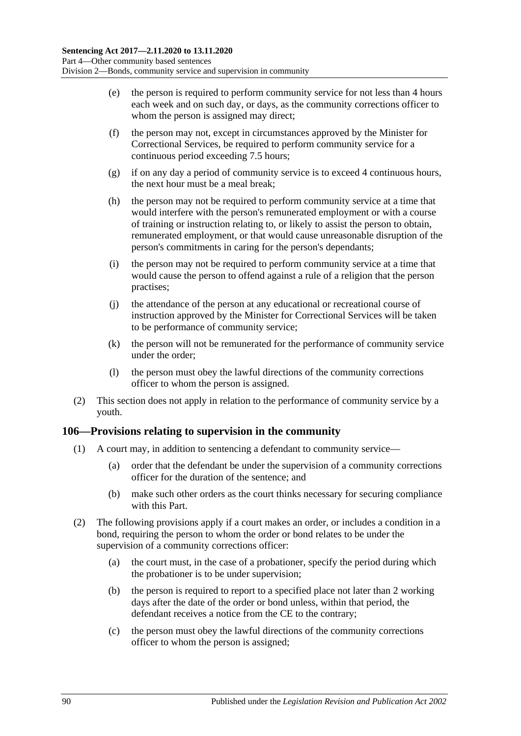(e) the person is required to perform community service for not less than 4 hours each week and on such day, or days, as the community corrections officer to whom the person is assigned may direct;

(f) the person may not, except in circumstances approved by the Minister for Correctional Services, be required to perform community service for a continuous period exceeding 7.5 hours;

(g) if on any day a period of community service is to exceed 4 continuous hours, the next hour must be a meal break;

(h) the person may not be required to perform community service at a time that would interfere with the person's remunerated employment or with a course of training or instruction relating to, or likely to assist the person to obtain, remunerated employment, or that would cause unreasonable disruption of the person's commitments in caring for the person's dependants;

(i) the person may not be required to perform community service at a time that would cause the person to offend against a rule of a religion that the person practises;

(j) the attendance of the person at any educational or recreational course of instruction approved by the Minister for Correctional Services will be taken to be performance of community service;

(k) the person will not be remunerated for the performance of community service under the order;

(l) the person must obey the lawful directions of the community corrections officer to whom the person is assigned.

(2) This section does not apply in relation to the performance of community service by a youth.

## 106—Provisions relating to supervision in the community

(1) A court may, in addition to sentencing a defendant to community service—

(a) order that the defendant be under the supervision of a community corrections officer for the duration of the sentence; and

(b) make such other orders as the court thinks necessary for securing compliance with this Part.

(2) The following provisions apply if a court makes an order, or includes a condition in a bond, requiring the person to whom the order or bond relates to be under the supervision of a community corrections officer:

(a) the court must, in the case of a probationer, specify the period during which the probationer is to be under supervision;

(b) the person is required to report to a specified place not later than 2 working days after the date of the order or bond unless, within that period, the defendant receives a notice from the CE to the contrary;

(c) the person must obey the lawful directions of the community corrections officer to whom the person is assigned;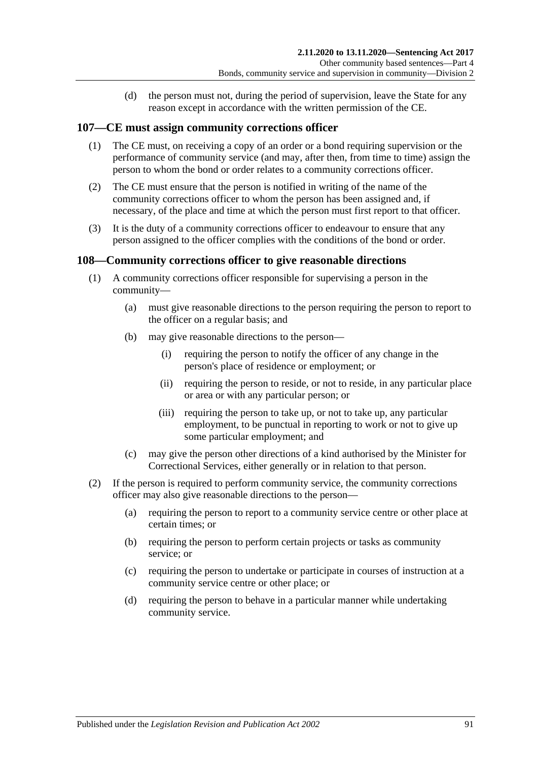(d) the person must not, during the period of supervision, leave the State for any reason except in accordance with the written permission of the CE.

## 107—CE must assign community corrections officer

(1) The CE must, on receiving a copy of an order or a bond requiring supervision or the performance of community service (and may, after then, from time to time) assign the person to whom the bond or order relates to a community corrections officer.

(2) The CE must ensure that the person is notified in writing of the name of the community corrections officer to whom the person has been assigned and, if necessary, of the place and time at which the person must first report to that officer.

(3) It is the duty of a community corrections officer to endeavour to ensure that any person assigned to the officer complies with the conditions of the bond or order.

## 108—Community corrections officer to give reasonable directions

(1) A community corrections officer responsible for supervising a person in the community—

   (a) must give reasonable directions to the person requiring the person to report to the officer on a regular basis; and

   (b) may give reasonable directions to the person—

      (i) requiring the person to notify the officer of any change in the person's place of residence or employment; or

      (ii) requiring the person to reside, or not to reside, in any particular place or area or with any particular person; or

      (iii) requiring the person to take up, or not to take up, any particular employment, to be punctual in reporting to work or not to give up some particular employment; and

   (c) may give the person other directions of a kind authorised by the Minister for Correctional Services, either generally or in relation to that person.

(2) If the person is required to perform community service, the community corrections officer may also give reasonable directions to the person—

   (a) requiring the person to report to a community service centre or other place at certain times; or

   (b) requiring the person to perform certain projects or tasks as community service; or

   (c) requiring the person to undertake or participate in courses of instruction at a community service centre or other place; or

   (d) requiring the person to behave in a particular manner while undertaking community service.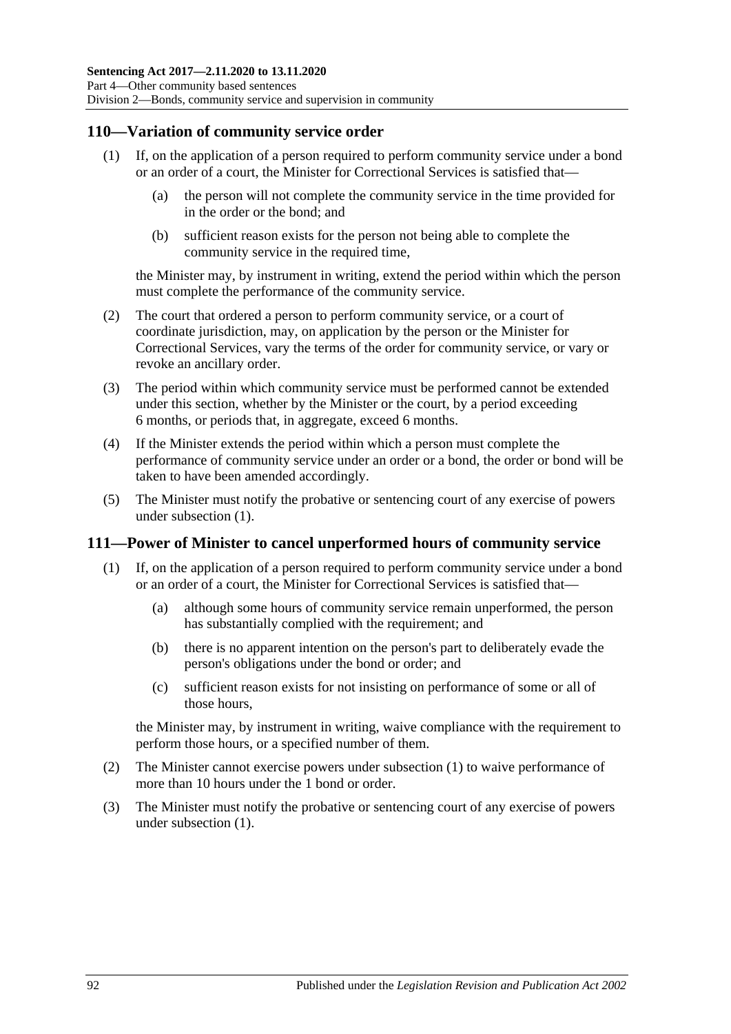## 110—Variation of community service order

(1) If, on the application of a person required to perform community service under a bond or an order of a court, the Minister for Correctional Services is satisfied that—

(a) the person will not complete the community service in the time provided for in the order or the bond; and

(b) sufficient reason exists for the person not being able to complete the community service in the required time,

the Minister may, by instrument in writing, extend the period within which the person must complete the performance of the community service.

(2) The court that ordered a person to perform community service, or a court of coordinate jurisdiction, may, on application by the person or the Minister for Correctional Services, vary the terms of the order for community service, or vary or revoke an ancillary order.

(3) The period within which community service must be performed cannot be extended under this section, whether by the Minister or the court, by a period exceeding 6 months, or periods that, in aggregate, exceed 6 months.

(4) If the Minister extends the period within which a person must complete the performance of community service under an order or a bond, the order or bond will be taken to have been amended accordingly.

(5) The Minister must notify the probative or sentencing court of any exercise of powers under subsection (1).

## 111—Power of Minister to cancel unperformed hours of community service

(1) If, on the application of a person required to perform community service under a bond or an order of a court, the Minister for Correctional Services is satisfied that—

(a) although some hours of community service remain unperformed, the person has substantially complied with the requirement; and

(b) there is no apparent intention on the person's part to deliberately evade the person's obligations under the bond or order; and

(c) sufficient reason exists for not insisting on performance of some or all of those hours,

the Minister may, by instrument in writing, waive compliance with the requirement to perform those hours, or a specified number of them.

(2) The Minister cannot exercise powers under subsection (1) to waive performance of more than 10 hours under the 1 bond or order.

(3) The Minister must notify the probative or sentencing court of any exercise of powers under subsection (1).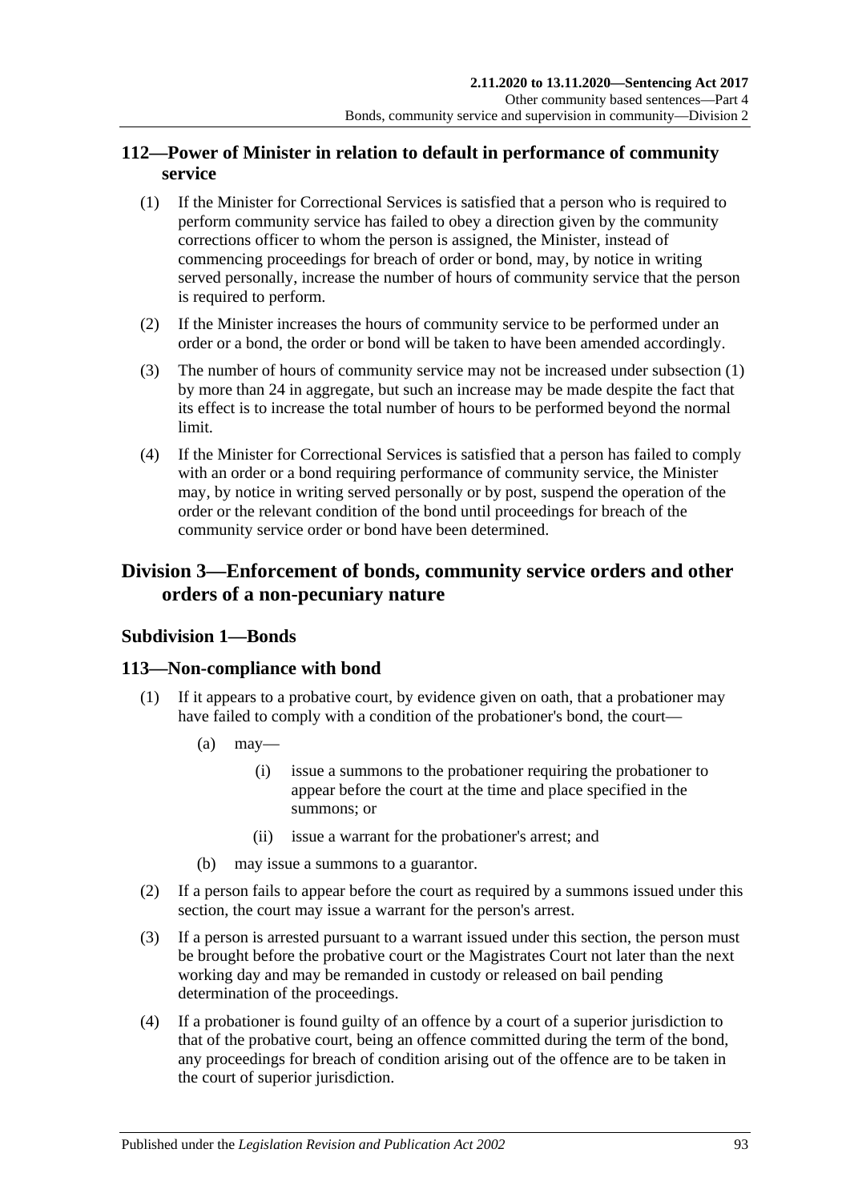## 112—Power of Minister in relation to default in performance of community service

(1) If the Minister for Correctional Services is satisfied that a person who is required to perform community service has failed to obey a direction given by the community corrections officer to whom the person is assigned, the Minister, instead of commencing proceedings for breach of order or bond, may, by notice in writing served personally, increase the number of hours of community service that the person is required to perform.

(2) If the Minister increases the hours of community service to be performed under an order or a bond, the order or bond will be taken to have been amended accordingly.

(3) The number of hours of community service may not be increased under subsection (1) by more than 24 in aggregate, but such an increase may be made despite the fact that its effect is to increase the total number of hours to be performed beyond the normal limit.

(4) If the Minister for Correctional Services is satisfied that a person has failed to comply with an order or a bond requiring performance of community service, the Minister may, by notice in writing served personally or by post, suspend the operation of the order or the relevant condition of the bond until proceedings for breach of the community service order or bond have been determined.

# Division 3—Enforcement of bonds, community service orders and other orders of a non-pecuniary nature

### Subdivision 1—Bonds

## 113—Non-compliance with bond

(1) If it appears to a probative court, by evidence given on oath, that a probationer may have failed to comply with a condition of the probationer's bond, the court—

(a) may—

(i) issue a summons to the probationer requiring the probationer to appear before the court at the time and place specified in the summons; or

(ii) issue a warrant for the probationer's arrest; and

(b) may issue a summons to a guarantor.

(2) If a person fails to appear before the court as required by a summons issued under this section, the court may issue a warrant for the person's arrest.

(3) If a person is arrested pursuant to a warrant issued under this section, the person must be brought before the probative court or the Magistrates Court not later than the next working day and may be remanded in custody or released on bail pending determination of the proceedings.

(4) If a probationer is found guilty of an offence by a court of a superior jurisdiction to that of the probative court, being an offence committed during the term of the bond, any proceedings for breach of condition arising out of the offence are to be taken in the court of superior jurisdiction.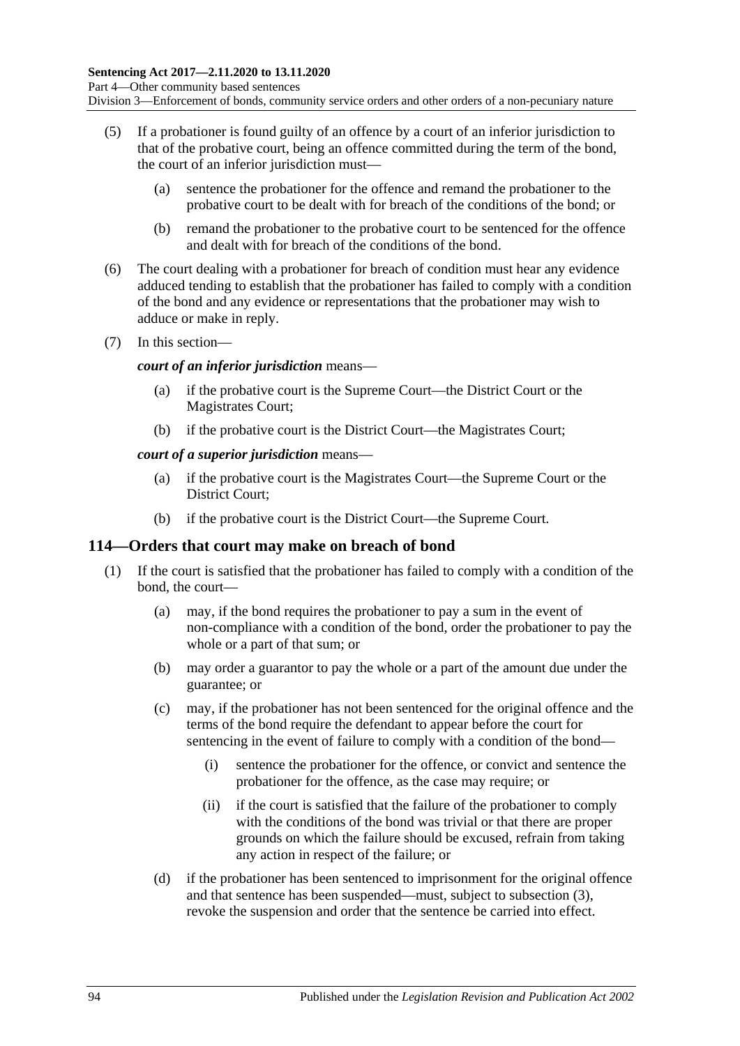(5) If a probationer is found guilty of an offence by a court of an inferior jurisdiction to that of the probative court, being an offence committed during the term of the bond, the court of an inferior jurisdiction must—

   (a) sentence the probationer for the offence and remand the probationer to the probative court to be dealt with for breach of the conditions of the bond; or

   (b) remand the probationer to the probative court to be sentenced for the offence and dealt with for breach of the conditions of the bond.

(6) The court dealing with a probationer for breach of condition must hear any evidence adduced tending to establish that the probationer has failed to comply with a condition of the bond and any evidence or representations that the probationer may wish to adduce or make in reply.

(7) In this section—

***court of an inferior jurisdiction*** means—

   (a) if the probative court is the Supreme Court—the District Court or the Magistrates Court;

   (b) if the probative court is the District Court—the Magistrates Court;

***court of a superior jurisdiction*** means—

   (a) if the probative court is the Magistrates Court—the Supreme Court or the District Court;

   (b) if the probative court is the District Court—the Supreme Court.

## 114—Orders that court may make on breach of bond

(1) If the court is satisfied that the probationer has failed to comply with a condition of the bond, the court—

   (a) may, if the bond requires the probationer to pay a sum in the event of non-compliance with a condition of the bond, order the probationer to pay the whole or a part of that sum; or

   (b) may order a guarantor to pay the whole or a part of the amount due under the guarantee; or

   (c) may, if the probationer has not been sentenced for the original offence and the terms of the bond require the defendant to appear before the court for sentencing in the event of failure to comply with a condition of the bond—

      (i) sentence the probationer for the offence, or convict and sentence the probationer for the offence, as the case may require; or

      (ii) if the court is satisfied that the failure of the probationer to comply with the conditions of the bond was trivial or that there are proper grounds on which the failure should be excused, refrain from taking any action in respect of the failure; or

   (d) if the probationer has been sentenced to imprisonment for the original offence and that sentence has been suspended—must, subject to subsection (3), revoke the suspension and order that the sentence be carried into effect.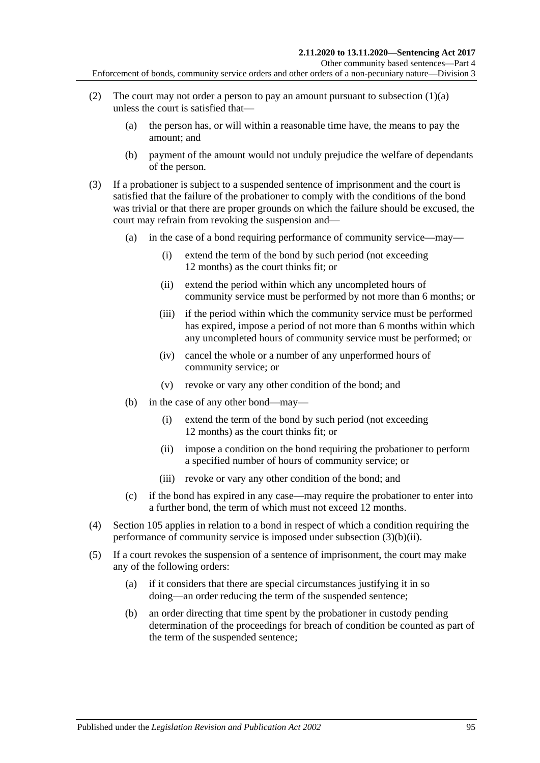(2) The court may not order a person to pay an amount pursuant to subsection (1)(a) unless the court is satisfied that—

(a) the person has, or will within a reasonable time have, the means to pay the amount; and

(b) payment of the amount would not unduly prejudice the welfare of dependants of the person.

(3) If a probationer is subject to a suspended sentence of imprisonment and the court is satisfied that the failure of the probationer to comply with the conditions of the bond was trivial or that there are proper grounds on which the failure should be excused, the court may refrain from revoking the suspension and—

(a) in the case of a bond requiring performance of community service—may—

(i) extend the term of the bond by such period (not exceeding 12 months) as the court thinks fit; or

(ii) extend the period within which any uncompleted hours of community service must be performed by not more than 6 months; or

(iii) if the period within which the community service must be performed has expired, impose a period of not more than 6 months within which any uncompleted hours of community service must be performed; or

(iv) cancel the whole or a number of any unperformed hours of community service; or

(v) revoke or vary any other condition of the bond; and

(b) in the case of any other bond—may—

(i) extend the term of the bond by such period (not exceeding 12 months) as the court thinks fit; or

(ii) impose a condition on the bond requiring the probationer to perform a specified number of hours of community service; or

(iii) revoke or vary any other condition of the bond; and

(c) if the bond has expired in any case—may require the probationer to enter into a further bond, the term of which must not exceed 12 months.

(4) Section 105 applies in relation to a bond in respect of which a condition requiring the performance of community service is imposed under subsection (3)(b)(ii).

(5) If a court revokes the suspension of a sentence of imprisonment, the court may make any of the following orders:

(a) if it considers that there are special circumstances justifying it in so doing—an order reducing the term of the suspended sentence;

(b) an order directing that time spent by the probationer in custody pending determination of the proceedings for breach of condition be counted as part of the term of the suspended sentence;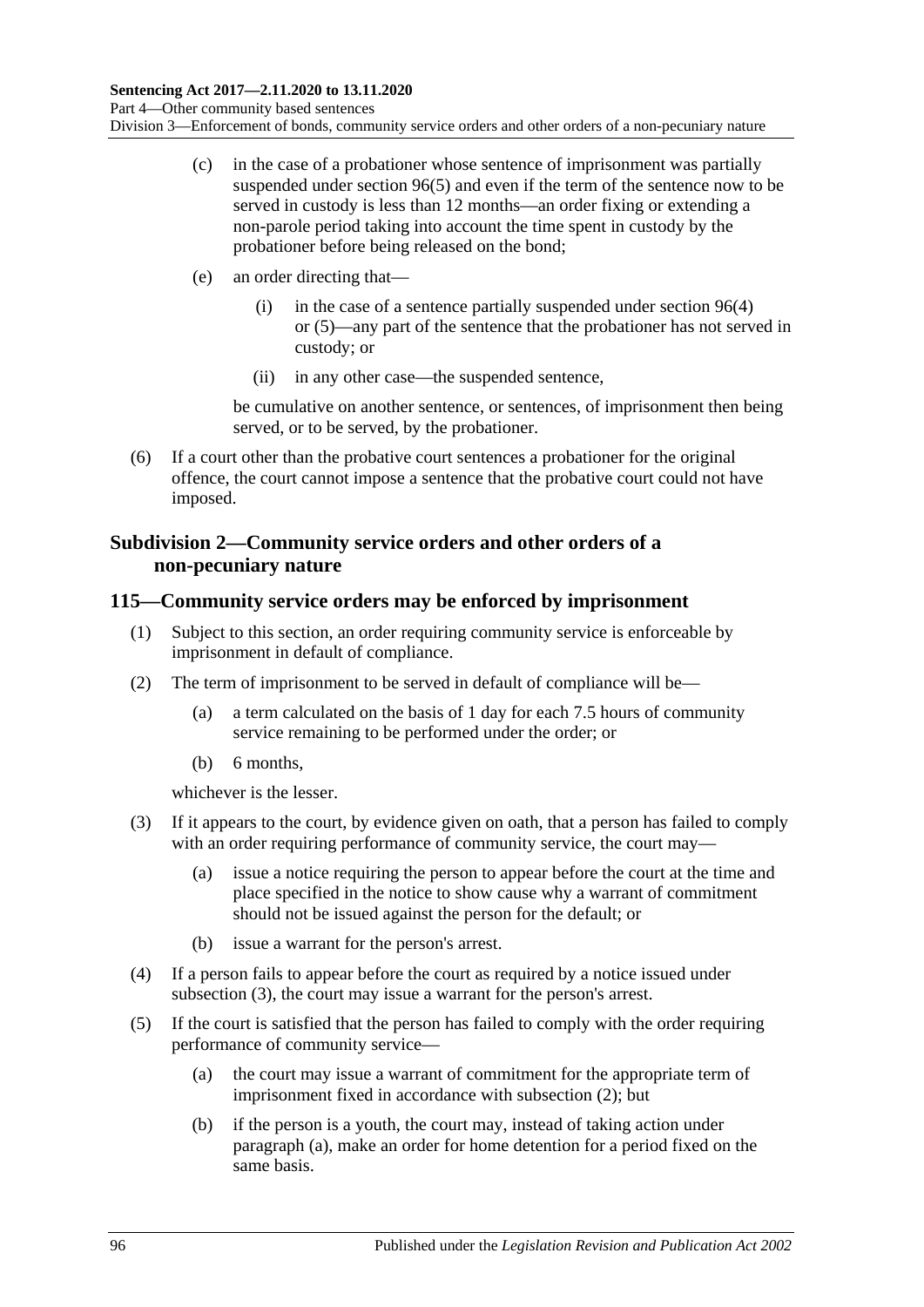(c) in the case of a probationer whose sentence of imprisonment was partially suspended under section 96(5) and even if the term of the sentence now to be served in custody is less than 12 months—an order fixing or extending a non-parole period taking into account the time spent in custody by the probationer before being released on the bond;

(e) an order directing that—

(i) in the case of a sentence partially suspended under section 96(4) or (5)—any part of the sentence that the probationer has not served in custody; or

(ii) in any other case—the suspended sentence,

be cumulative on another sentence, or sentences, of imprisonment then being served, or to be served, by the probationer.

(6) If a court other than the probative court sentences a probationer for the original offence, the court cannot impose a sentence that the probative court could not have imposed.

### Subdivision 2—Community service orders and other orders of a non-pecuniary nature

## 115—Community service orders may be enforced by imprisonment

(1) Subject to this section, an order requiring community service is enforceable by imprisonment in default of compliance.

(2) The term of imprisonment to be served in default of compliance will be—

(a) a term calculated on the basis of 1 day for each 7.5 hours of community service remaining to be performed under the order; or

(b) 6 months,

whichever is the lesser.

(3) If it appears to the court, by evidence given on oath, that a person has failed to comply with an order requiring performance of community service, the court may—

(a) issue a notice requiring the person to appear before the court at the time and place specified in the notice to show cause why a warrant of commitment should not be issued against the person for the default; or

(b) issue a warrant for the person's arrest.

(4) If a person fails to appear before the court as required by a notice issued under subsection (3), the court may issue a warrant for the person's arrest.

(5) If the court is satisfied that the person has failed to comply with the order requiring performance of community service—

(a) the court may issue a warrant of commitment for the appropriate term of imprisonment fixed in accordance with subsection (2); but

(b) if the person is a youth, the court may, instead of taking action under paragraph (a), make an order for home detention for a period fixed on the same basis.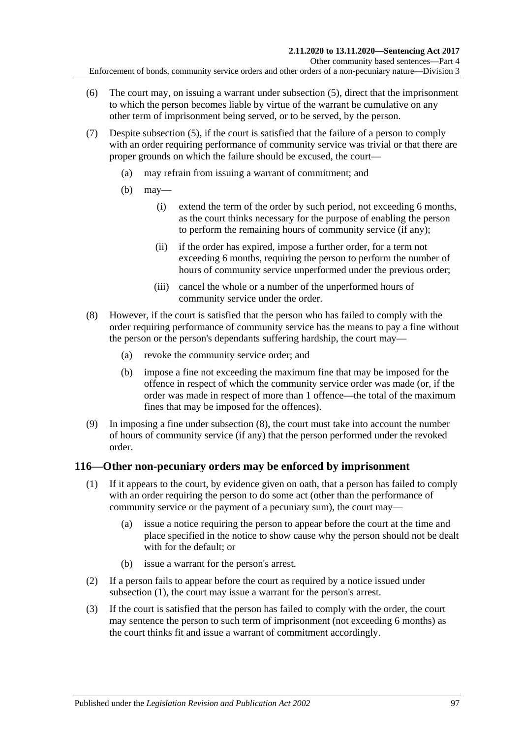(6) The court may, on issuing a warrant under subsection (5), direct that the imprisonment to which the person becomes liable by virtue of the warrant be cumulative on any other term of imprisonment being served, or to be served, by the person.

(7) Despite subsection (5), if the court is satisfied that the failure of a person to comply with an order requiring performance of community service was trivial or that there are proper grounds on which the failure should be excused, the court—

  (a) may refrain from issuing a warrant of commitment; and

  (b) may—

    (i) extend the term of the order by such period, not exceeding 6 months, as the court thinks necessary for the purpose of enabling the person to perform the remaining hours of community service (if any);

    (ii) if the order has expired, impose a further order, for a term not exceeding 6 months, requiring the person to perform the number of hours of community service unperformed under the previous order;

    (iii) cancel the whole or a number of the unperformed hours of community service under the order.

(8) However, if the court is satisfied that the person who has failed to comply with the order requiring performance of community service has the means to pay a fine without the person or the person's dependants suffering hardship, the court may—

  (a) revoke the community service order; and

  (b) impose a fine not exceeding the maximum fine that may be imposed for the offence in respect of which the community service order was made (or, if the order was made in respect of more than 1 offence—the total of the maximum fines that may be imposed for the offences).

(9) In imposing a fine under subsection (8), the court must take into account the number of hours of community service (if any) that the person performed under the revoked order.

## 116—Other non-pecuniary orders may be enforced by imprisonment

(1) If it appears to the court, by evidence given on oath, that a person has failed to comply with an order requiring the person to do some act (other than the performance of community service or the payment of a pecuniary sum), the court may—

  (a) issue a notice requiring the person to appear before the court at the time and place specified in the notice to show cause why the person should not be dealt with for the default; or

  (b) issue a warrant for the person's arrest.

(2) If a person fails to appear before the court as required by a notice issued under subsection (1), the court may issue a warrant for the person's arrest.

(3) If the court is satisfied that the person has failed to comply with the order, the court may sentence the person to such term of imprisonment (not exceeding 6 months) as the court thinks fit and issue a warrant of commitment accordingly.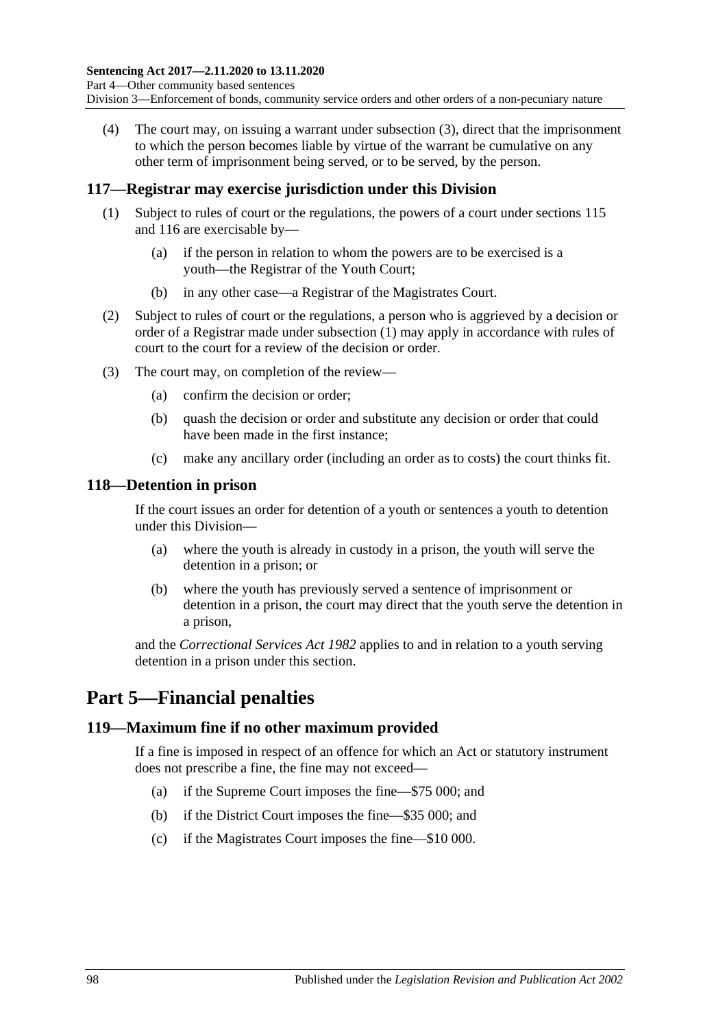(4) The court may, on issuing a warrant under subsection (3), direct that the imprisonment to which the person becomes liable by virtue of the warrant be cumulative on any other term of imprisonment being served, or to be served, by the person.

### 117—Registrar may exercise jurisdiction under this Division

(1) Subject to rules of court or the regulations, the powers of a court under sections 115 and 116 are exercisable by—

(a) if the person in relation to whom the powers are to be exercised is a youth—the Registrar of the Youth Court;

(b) in any other case—a Registrar of the Magistrates Court.

(2) Subject to rules of court or the regulations, a person who is aggrieved by a decision or order of a Registrar made under subsection (1) may apply in accordance with rules of court to the court for a review of the decision or order.

(3) The court may, on completion of the review—

(a) confirm the decision or order;

(b) quash the decision or order and substitute any decision or order that could have been made in the first instance;

(c) make any ancillary order (including an order as to costs) the court thinks fit.

### 118—Detention in prison

If the court issues an order for detention of a youth or sentences a youth to detention under this Division—

(a) where the youth is already in custody in a prison, the youth will serve the detention in a prison; or

(b) where the youth has previously served a sentence of imprisonment or detention in a prison, the court may direct that the youth serve the detention in a prison,

and the *Correctional Services Act 1982* applies to and in relation to a youth serving detention in a prison under this section.

## Part 5—Financial penalties

### 119—Maximum fine if no other maximum provided

If a fine is imposed in respect of an offence for which an Act or statutory instrument does not prescribe a fine, the fine may not exceed—

(a) if the Supreme Court imposes the fine—$75 000; and

(b) if the District Court imposes the fine—$35 000; and

(c) if the Magistrates Court imposes the fine—$10 000.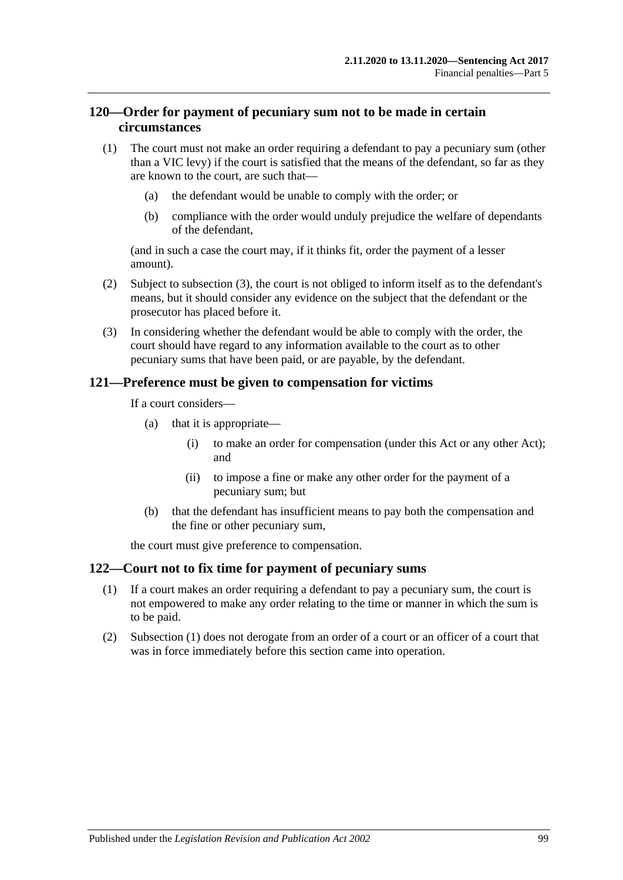## 120—Order for payment of pecuniary sum not to be made in certain circumstances

(1) The court must not make an order requiring a defendant to pay a pecuniary sum (other than a VIC levy) if the court is satisfied that the means of the defendant, so far as they are known to the court, are such that—

- (a) the defendant would be unable to comply with the order; or
- (b) compliance with the order would unduly prejudice the welfare of dependants of the defendant,

(and in such a case the court may, if it thinks fit, order the payment of a lesser amount).

(2) Subject to subsection (3), the court is not obliged to inform itself as to the defendant's means, but it should consider any evidence on the subject that the defendant or the prosecutor has placed before it.

(3) In considering whether the defendant would be able to comply with the order, the court should have regard to any information available to the court as to other pecuniary sums that have been paid, or are payable, by the defendant.

## 121—Preference must be given to compensation for victims

If a court considers—

- (a) that it is appropriate—
  - (i) to make an order for compensation (under this Act or any other Act); and
  - (ii) to impose a fine or make any other order for the payment of a pecuniary sum; but
- (b) that the defendant has insufficient means to pay both the compensation and the fine or other pecuniary sum,

the court must give preference to compensation.

## 122—Court not to fix time for payment of pecuniary sums

(1) If a court makes an order requiring a defendant to pay a pecuniary sum, the court is not empowered to make any order relating to the time or manner in which the sum is to be paid.

(2) Subsection (1) does not derogate from an order of a court or an officer of a court that was in force immediately before this section came into operation.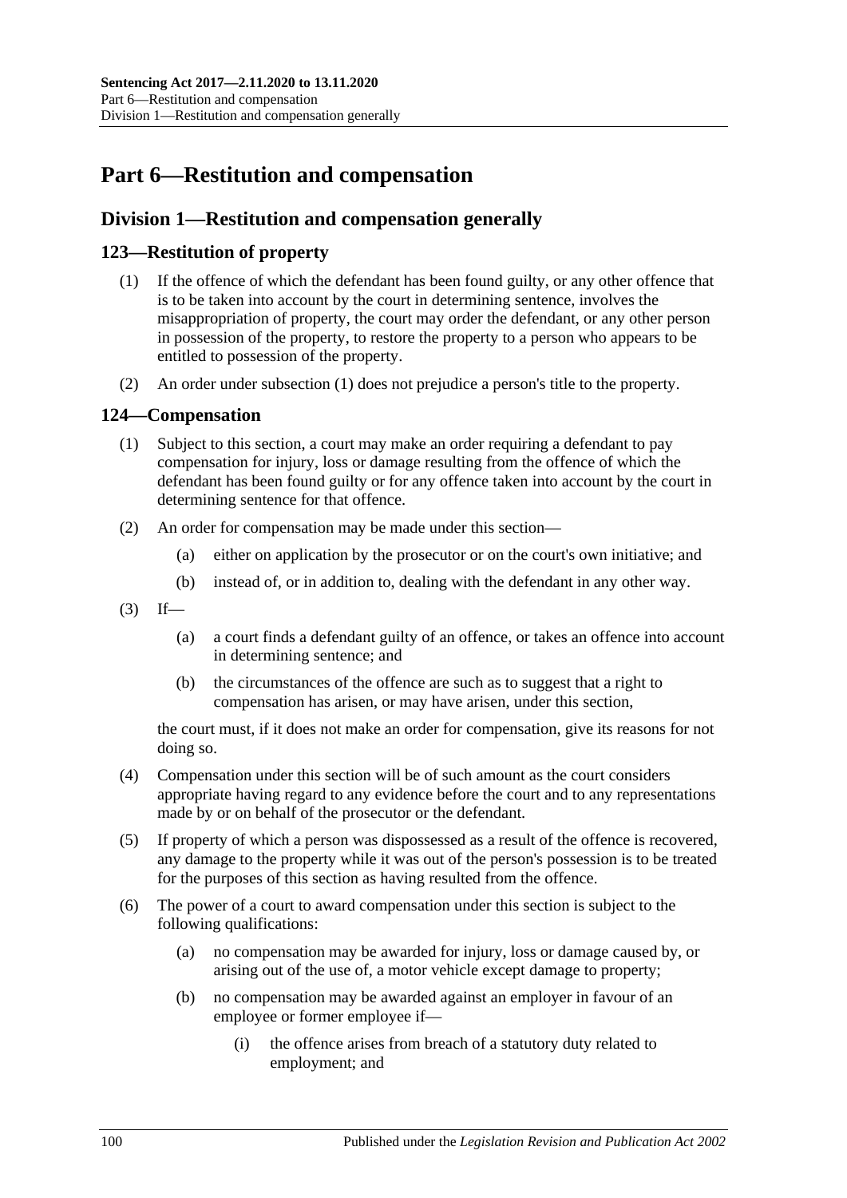# Part 6—Restitution and compensation

## Division 1—Restitution and compensation generally

### 123—Restitution of property

(1) If the offence of which the defendant has been found guilty, or any other offence that is to be taken into account by the court in determining sentence, involves the misappropriation of property, the court may order the defendant, or any other person in possession of the property, to restore the property to a person who appears to be entitled to possession of the property.

(2) An order under subsection (1) does not prejudice a person's title to the property.

### 124—Compensation

(1) Subject to this section, a court may make an order requiring a defendant to pay compensation for injury, loss or damage resulting from the offence of which the defendant has been found guilty or for any offence taken into account by the court in determining sentence for that offence.

(2) An order for compensation may be made under this section—

  (a) either on application by the prosecutor or on the court's own initiative; and

  (b) instead of, or in addition to, dealing with the defendant in any other way.

(3) If—

  (a) a court finds a defendant guilty of an offence, or takes an offence into account in determining sentence; and

  (b) the circumstances of the offence are such as to suggest that a right to compensation has arisen, or may have arisen, under this section,

the court must, if it does not make an order for compensation, give its reasons for not doing so.

(4) Compensation under this section will be of such amount as the court considers appropriate having regard to any evidence before the court and to any representations made by or on behalf of the prosecutor or the defendant.

(5) If property of which a person was dispossessed as a result of the offence is recovered, any damage to the property while it was out of the person's possession is to be treated for the purposes of this section as having resulted from the offence.

(6) The power of a court to award compensation under this section is subject to the following qualifications:

  (a) no compensation may be awarded for injury, loss or damage caused by, or arising out of the use of, a motor vehicle except damage to property;

  (b) no compensation may be awarded against an employer in favour of an employee or former employee if—

    (i) the offence arises from breach of a statutory duty related to employment; and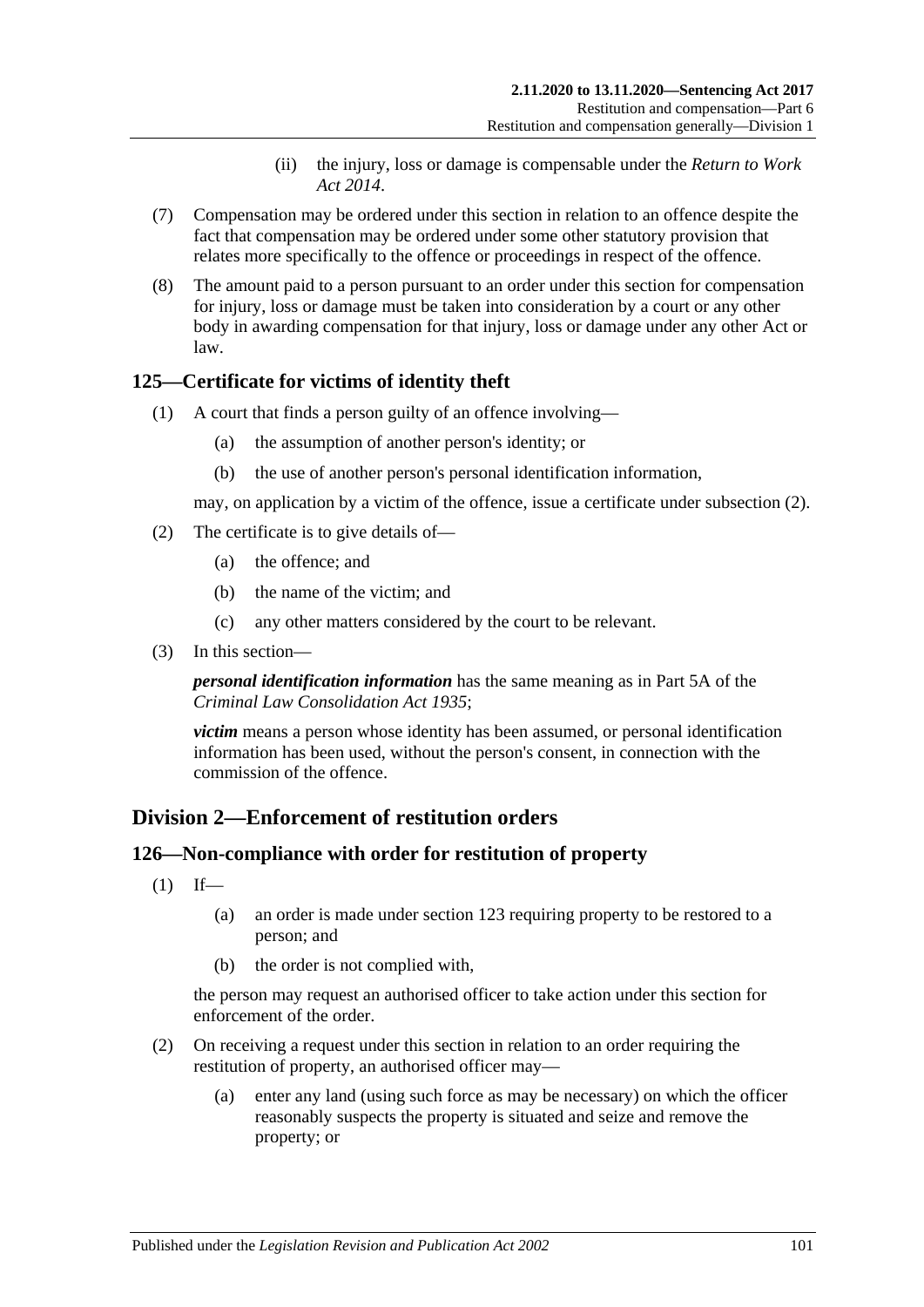(ii) the injury, loss or damage is compensable under the *Return to Work Act 2014*.

(7) Compensation may be ordered under this section in relation to an offence despite the fact that compensation may be ordered under some other statutory provision that relates more specifically to the offence or proceedings in respect of the offence.

(8) The amount paid to a person pursuant to an order under this section for compensation for injury, loss or damage must be taken into consideration by a court or any other body in awarding compensation for that injury, loss or damage under any other Act or law.

### 125—Certificate for victims of identity theft

(1) A court that finds a person guilty of an offence involving—

(a) the assumption of another person's identity; or

(b) the use of another person's personal identification information,

may, on application by a victim of the offence, issue a certificate under subsection (2).

(2) The certificate is to give details of—

(a) the offence; and

(b) the name of the victim; and

(c) any other matters considered by the court to be relevant.

(3) In this section—

***personal identification information*** has the same meaning as in Part 5A of the *Criminal Law Consolidation Act 1935*;

***victim*** means a person whose identity has been assumed, or personal identification information has been used, without the person's consent, in connection with the commission of the offence.

## Division 2—Enforcement of restitution orders

### 126—Non-compliance with order for restitution of property

(1) If—

(a) an order is made under section 123 requiring property to be restored to a person; and

(b) the order is not complied with,

the person may request an authorised officer to take action under this section for enforcement of the order.

(2) On receiving a request under this section in relation to an order requiring the restitution of property, an authorised officer may—

(a) enter any land (using such force as may be necessary) on which the officer reasonably suspects the property is situated and seize and remove the property; or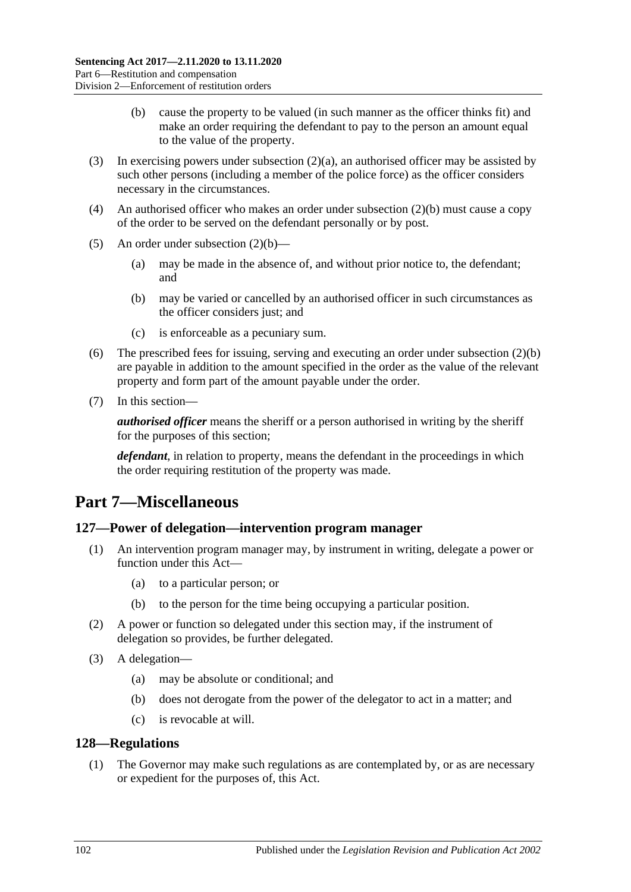(b) cause the property to be valued (in such manner as the officer thinks fit) and make an order requiring the defendant to pay to the person an amount equal to the value of the property.

(3) In exercising powers under subsection (2)(a), an authorised officer may be assisted by such other persons (including a member of the police force) as the officer considers necessary in the circumstances.

(4) An authorised officer who makes an order under subsection (2)(b) must cause a copy of the order to be served on the defendant personally or by post.

(5) An order under subsection (2)(b)—

(a) may be made in the absence of, and without prior notice to, the defendant; and

(b) may be varied or cancelled by an authorised officer in such circumstances as the officer considers just; and

(c) is enforceable as a pecuniary sum.

(6) The prescribed fees for issuing, serving and executing an order under subsection (2)(b) are payable in addition to the amount specified in the order as the value of the relevant property and form part of the amount payable under the order.

(7) In this section—

***authorised officer*** means the sheriff or a person authorised in writing by the sheriff for the purposes of this section;

***defendant***, in relation to property, means the defendant in the proceedings in which the order requiring restitution of the property was made.

# Part 7—Miscellaneous

## 127—Power of delegation—intervention program manager

(1) An intervention program manager may, by instrument in writing, delegate a power or function under this Act—

(a) to a particular person; or

(b) to the person for the time being occupying a particular position.

(2) A power or function so delegated under this section may, if the instrument of delegation so provides, be further delegated.

(3) A delegation—

(a) may be absolute or conditional; and

(b) does not derogate from the power of the delegator to act in a matter; and

(c) is revocable at will.

## 128—Regulations

(1) The Governor may make such regulations as are contemplated by, or as are necessary or expedient for the purposes of, this Act.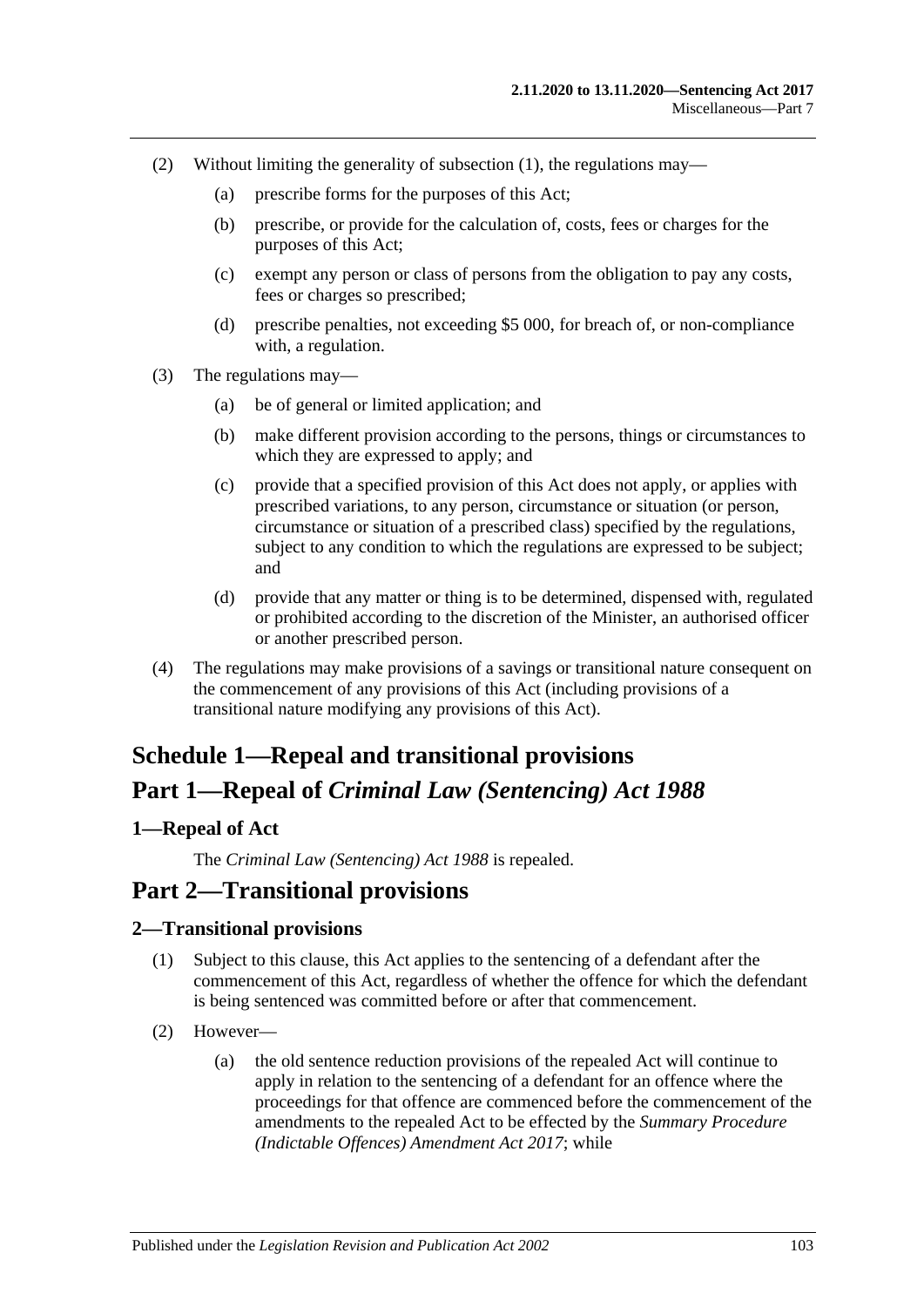(2) Without limiting the generality of subsection (1), the regulations may—

(a) prescribe forms for the purposes of this Act;

(b) prescribe, or provide for the calculation of, costs, fees or charges for the purposes of this Act;

(c) exempt any person or class of persons from the obligation to pay any costs, fees or charges so prescribed;

(d) prescribe penalties, not exceeding $5 000, for breach of, or non-compliance with, a regulation.

(3) The regulations may—

(a) be of general or limited application; and

(b) make different provision according to the persons, things or circumstances to which they are expressed to apply; and

(c) provide that a specified provision of this Act does not apply, or applies with prescribed variations, to any person, circumstance or situation (or person, circumstance or situation of a prescribed class) specified by the regulations, subject to any condition to which the regulations are expressed to be subject; and

(d) provide that any matter or thing is to be determined, dispensed with, regulated or prohibited according to the discretion of the Minister, an authorised officer or another prescribed person.

(4) The regulations may make provisions of a savings or transitional nature consequent on the commencement of any provisions of this Act (including provisions of a transitional nature modifying any provisions of this Act).

# Schedule 1—Repeal and transitional provisions

# Part 1—Repeal of *Criminal Law (Sentencing) Act 1988*

### 1—Repeal of Act

The *Criminal Law (Sentencing) Act 1988* is repealed.

# Part 2—Transitional provisions

### 2—Transitional provisions

(1) Subject to this clause, this Act applies to the sentencing of a defendant after the commencement of this Act, regardless of whether the offence for which the defendant is being sentenced was committed before or after that commencement.

(2) However—

(a) the old sentence reduction provisions of the repealed Act will continue to apply in relation to the sentencing of a defendant for an offence where the proceedings for that offence are commenced before the commencement of the amendments to the repealed Act to be effected by the *Summary Procedure (Indictable Offences) Amendment Act 2017*; while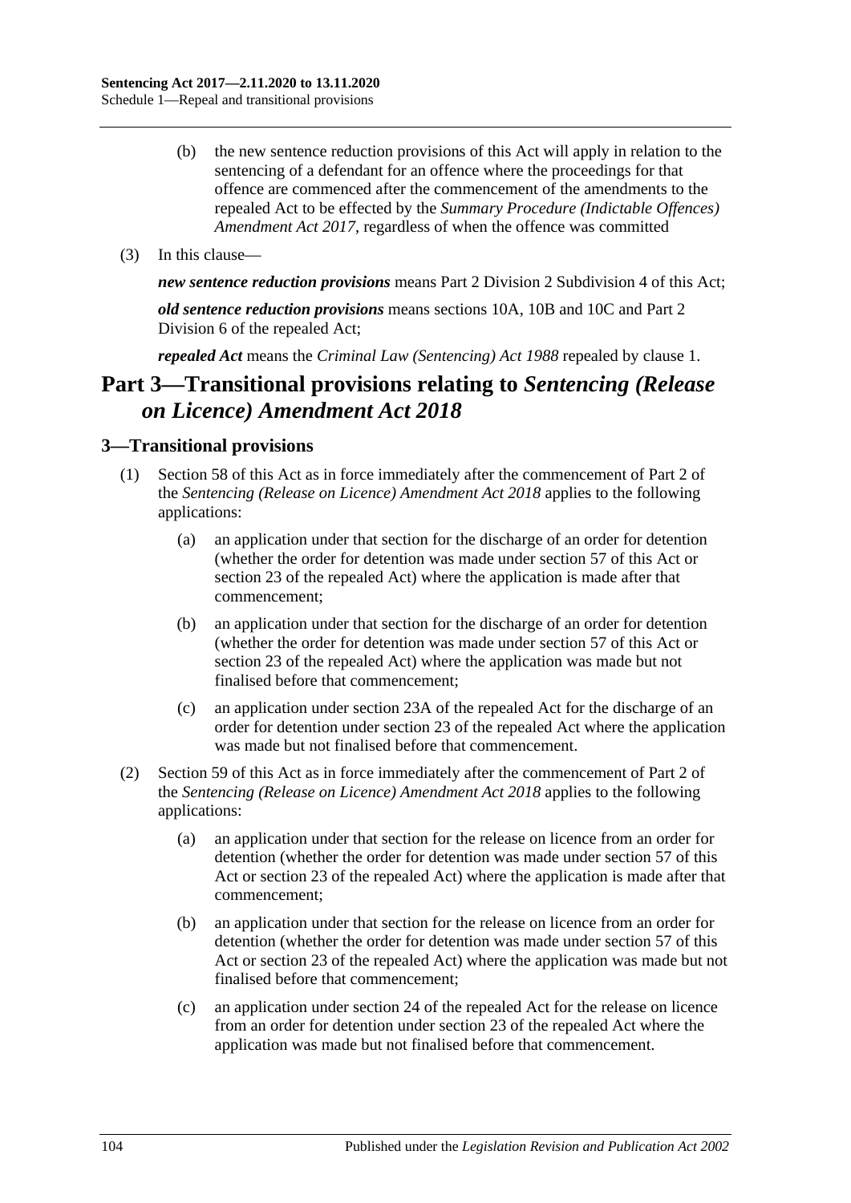(b) the new sentence reduction provisions of this Act will apply in relation to the sentencing of a defendant for an offence where the proceedings for that offence are commenced after the commencement of the amendments to the repealed Act to be effected by the *Summary Procedure (Indictable Offences) Amendment Act 2017*, regardless of when the offence was committed

(3) In this clause—

***new sentence reduction provisions*** means Part 2 Division 2 Subdivision 4 of this Act;

***old sentence reduction provisions*** means sections 10A, 10B and 10C and Part 2 Division 6 of the repealed Act;

***repealed Act*** means the *Criminal Law (Sentencing) Act 1988* repealed by clause 1.

# Part 3—Transitional provisions relating to *Sentencing (Release on Licence) Amendment Act 2018*

## 3—Transitional provisions

(1) Section 58 of this Act as in force immediately after the commencement of Part 2 of the *Sentencing (Release on Licence) Amendment Act 2018* applies to the following applications:

(a) an application under that section for the discharge of an order for detention (whether the order for detention was made under section 57 of this Act or section 23 of the repealed Act) where the application is made after that commencement;

(b) an application under that section for the discharge of an order for detention (whether the order for detention was made under section 57 of this Act or section 23 of the repealed Act) where the application was made but not finalised before that commencement;

(c) an application under section 23A of the repealed Act for the discharge of an order for detention under section 23 of the repealed Act where the application was made but not finalised before that commencement.

(2) Section 59 of this Act as in force immediately after the commencement of Part 2 of the *Sentencing (Release on Licence) Amendment Act 2018* applies to the following applications:

(a) an application under that section for the release on licence from an order for detention (whether the order for detention was made under section 57 of this Act or section 23 of the repealed Act) where the application is made after that commencement;

(b) an application under that section for the release on licence from an order for detention (whether the order for detention was made under section 57 of this Act or section 23 of the repealed Act) where the application was made but not finalised before that commencement;

(c) an application under section 24 of the repealed Act for the release on licence from an order for detention under section 23 of the repealed Act where the application was made but not finalised before that commencement.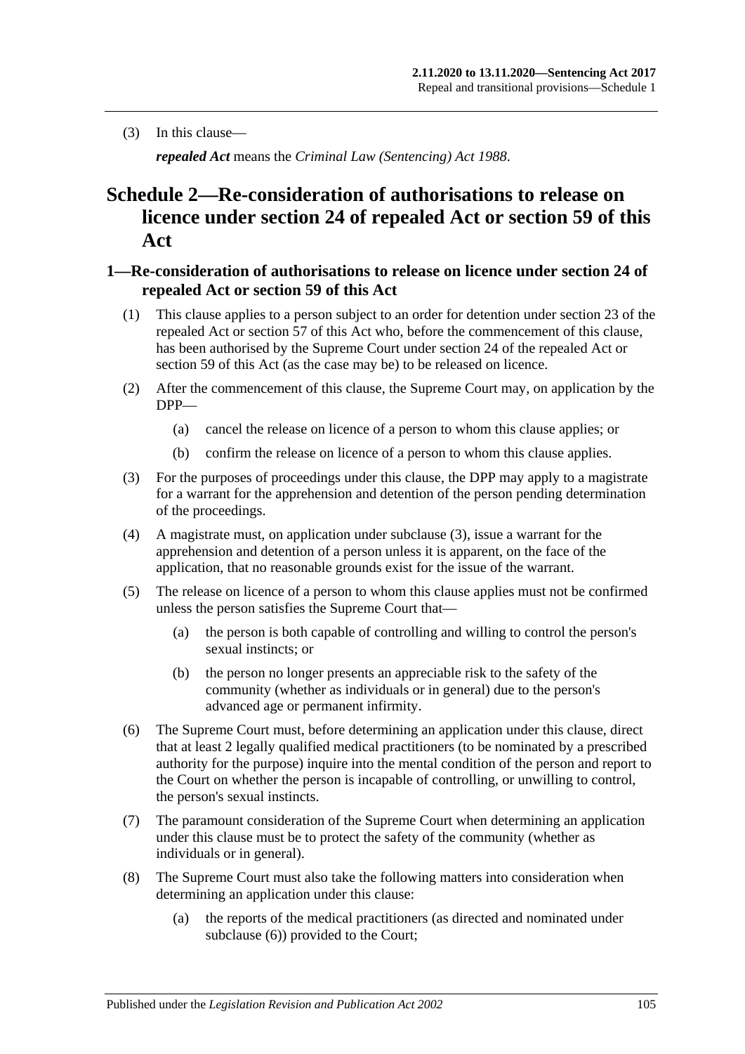(3) In this clause—

***repealed Act*** means the *Criminal Law (Sentencing) Act 1988*.

# Schedule 2—Re-consideration of authorisations to release on licence under section 24 of repealed Act or section 59 of this Act

## 1—Re-consideration of authorisations to release on licence under section 24 of repealed Act or section 59 of this Act

(1) This clause applies to a person subject to an order for detention under section 23 of the repealed Act or section 57 of this Act who, before the commencement of this clause, has been authorised by the Supreme Court under section 24 of the repealed Act or section 59 of this Act (as the case may be) to be released on licence.

(2) After the commencement of this clause, the Supreme Court may, on application by the DPP—

- (a) cancel the release on licence of a person to whom this clause applies; or
- (b) confirm the release on licence of a person to whom this clause applies.

(3) For the purposes of proceedings under this clause, the DPP may apply to a magistrate for a warrant for the apprehension and detention of the person pending determination of the proceedings.

(4) A magistrate must, on application under subclause (3), issue a warrant for the apprehension and detention of a person unless it is apparent, on the face of the application, that no reasonable grounds exist for the issue of the warrant.

(5) The release on licence of a person to whom this clause applies must not be confirmed unless the person satisfies the Supreme Court that—

- (a) the person is both capable of controlling and willing to control the person's sexual instincts; or
- (b) the person no longer presents an appreciable risk to the safety of the community (whether as individuals or in general) due to the person's advanced age or permanent infirmity.

(6) The Supreme Court must, before determining an application under this clause, direct that at least 2 legally qualified medical practitioners (to be nominated by a prescribed authority for the purpose) inquire into the mental condition of the person and report to the Court on whether the person is incapable of controlling, or unwilling to control, the person's sexual instincts.

(7) The paramount consideration of the Supreme Court when determining an application under this clause must be to protect the safety of the community (whether as individuals or in general).

(8) The Supreme Court must also take the following matters into consideration when determining an application under this clause:

- (a) the reports of the medical practitioners (as directed and nominated under subclause (6)) provided to the Court;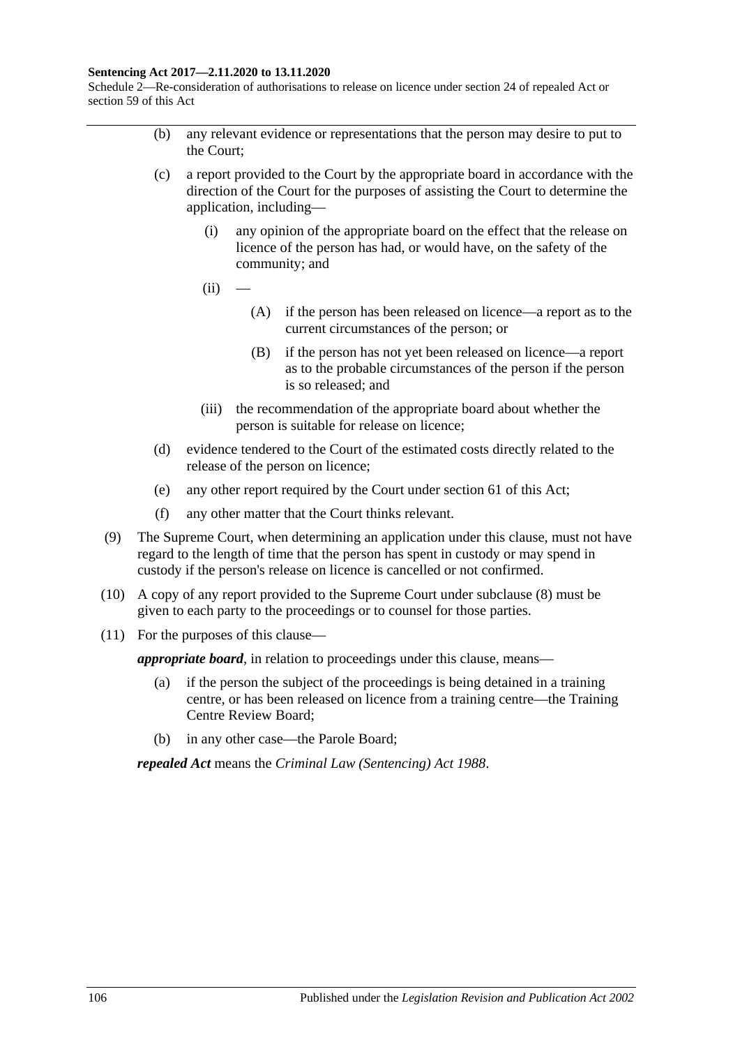(b) any relevant evidence or representations that the person may desire to put to the Court;

(c) a report provided to the Court by the appropriate board in accordance with the direction of the Court for the purposes of assisting the Court to determine the application, including—

(i) any opinion of the appropriate board on the effect that the release on licence of the person has had, or would have, on the safety of the community; and

(ii) —

(A) if the person has been released on licence—a report as to the current circumstances of the person; or

(B) if the person has not yet been released on licence—a report as to the probable circumstances of the person if the person is so released; and

(iii) the recommendation of the appropriate board about whether the person is suitable for release on licence;

(d) evidence tendered to the Court of the estimated costs directly related to the release of the person on licence;

(e) any other report required by the Court under section 61 of this Act;

(f) any other matter that the Court thinks relevant.

(9) The Supreme Court, when determining an application under this clause, must not have regard to the length of time that the person has spent in custody or may spend in custody if the person's release on licence is cancelled or not confirmed.

(10) A copy of any report provided to the Supreme Court under subclause (8) must be given to each party to the proceedings or to counsel for those parties.

(11) For the purposes of this clause—

***appropriate board***, in relation to proceedings under this clause, means—

(a) if the person the subject of the proceedings is being detained in a training centre, or has been released on licence from a training centre—the Training Centre Review Board;

(b) in any other case—the Parole Board;

***repealed Act*** means the *Criminal Law (Sentencing) Act 1988*.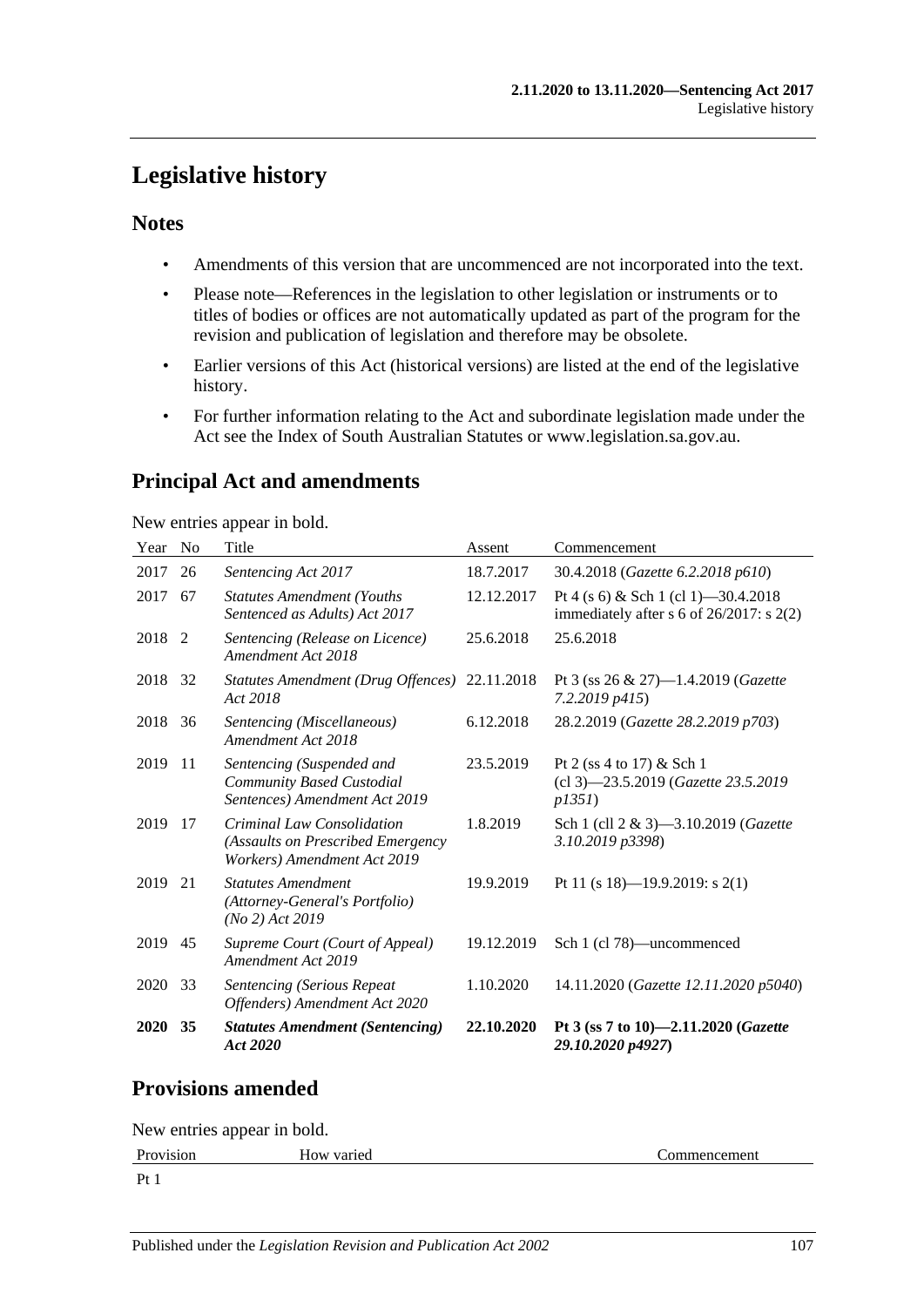# Legislative history

## Notes

- Amendments of this version that are uncommenced are not incorporated into the text.
- Please note—References in the legislation to other legislation or instruments or to titles of bodies or offices are not automatically updated as part of the program for the revision and publication of legislation and therefore may be obsolete.
- Earlier versions of this Act (historical versions) are listed at the end of the legislative history.
- For further information relating to the Act and subordinate legislation made under the Act see the Index of South Australian Statutes or www.legislation.sa.gov.au.

## Principal Act and amendments

New entries appear in bold.

| Year | No | Title | Assent | Commencement |
|---|---|---|---|---|
| 2017 | 26 | *Sentencing Act 2017* | 18.7.2017 | 30.4.2018 (*Gazette 6.2.2018 p610*) |
| 2017 | 67 | *Statutes Amendment (Youths Sentenced as Adults) Act 2017* | 12.12.2017 | Pt 4 (s 6) & Sch 1 (cl 1)—30.4.2018 immediately after s 6 of 26/2017: s 2(2) |
| 2018 | 2 | *Sentencing (Release on Licence) Amendment Act 2018* | 25.6.2018 | 25.6.2018 |
| 2018 | 32 | *Statutes Amendment (Drug Offences) Act 2018* | 22.11.2018 | Pt 3 (ss 26 & 27)—1.4.2019 (*Gazette 7.2.2019 p415*) |
| 2018 | 36 | *Sentencing (Miscellaneous) Amendment Act 2018* | 6.12.2018 | 28.2.2019 (*Gazette 28.2.2019 p703*) |
| 2019 | 11 | *Sentencing (Suspended and Community Based Custodial Sentences) Amendment Act 2019* | 23.5.2019 | Pt 2 (ss 4 to 17) & Sch 1 (cl 3)—23.5.2019 (*Gazette 23.5.2019 p1351*) |
| 2019 | 17 | *Criminal Law Consolidation (Assaults on Prescribed Emergency Workers) Amendment Act 2019* | 1.8.2019 | Sch 1 (cll 2 & 3)—3.10.2019 (*Gazette 3.10.2019 p3398*) |
| 2019 | 21 | *Statutes Amendment (Attorney-General's Portfolio) (No 2) Act 2019* | 19.9.2019 | Pt 11 (s 18)—19.9.2019: s 2(1) |
| 2019 | 45 | *Supreme Court (Court of Appeal) Amendment Act 2019* | 19.12.2019 | Sch 1 (cl 78)—uncommenced |
| 2020 | 33 | *Sentencing (Serious Repeat Offenders) Amendment Act 2020* | 1.10.2020 | 14.11.2020 (*Gazette 12.11.2020 p5040*) |
| **2020** | **35** | ***Statutes Amendment (Sentencing) Act 2020*** | **22.10.2020** | **Pt 3 (ss 7 to 10)—2.11.2020 (*Gazette 29.10.2020 p4927*)** |

## Provisions amended

New entries appear in bold.

| Provision | How varied | Commencement |
|---|---|---|
| Pt 1 | | |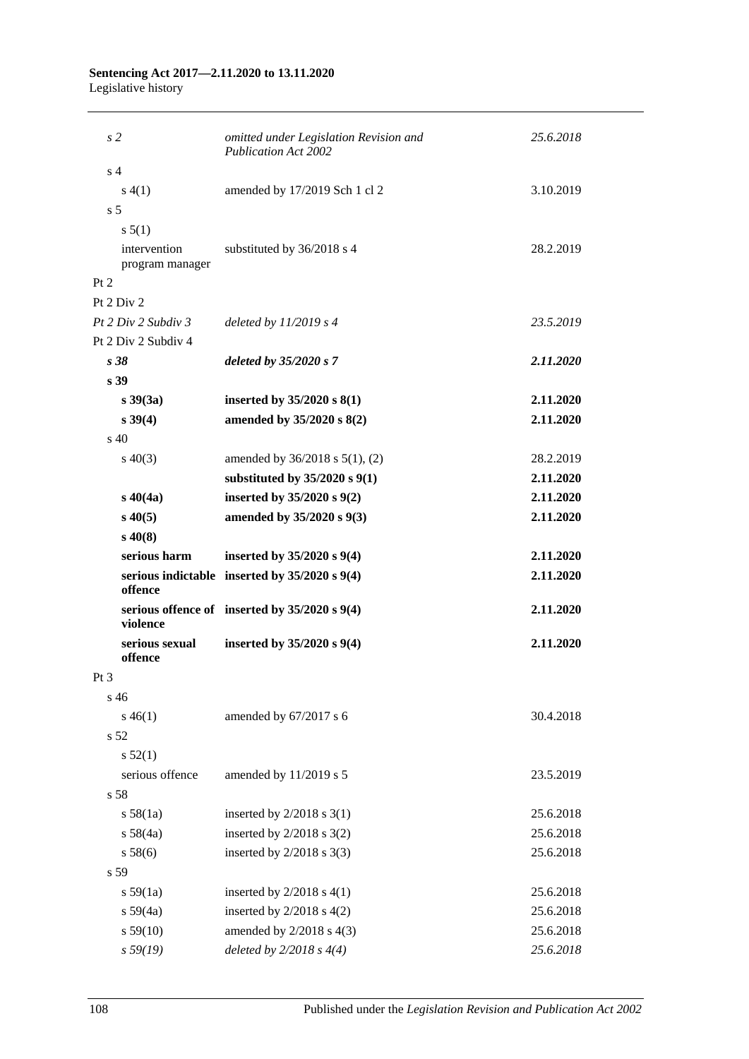| | | |
|---|---|---|
| *s 2* | *omitted under Legislation Revision and Publication Act 2002* | *25.6.2018* |
| s 4 | | |
| s 4(1) | amended by 17/2019 Sch 1 cl 2 | 3.10.2019 |
| s 5 | | |
| s 5(1) | | |
| intervention program manager | substituted by 36/2018 s 4 | 28.2.2019 |
| Pt 2 | | |
| Pt 2 Div 2 | | |
| *Pt 2 Div 2 Subdiv 3* | *deleted by 11/2019 s 4* | *23.5.2019* |
| Pt 2 Div 2 Subdiv 4 | | |
| ***s 38*** | ***deleted by 35/2020 s 7*** | ***2.11.2020*** |
| **s 39** | | |
| **s 39(3a)** | **inserted by 35/2020 s 8(1)** | **2.11.2020** |
| **s 39(4)** | **amended by 35/2020 s 8(2)** | **2.11.2020** |
| s 40 | | |
| s 40(3) | amended by 36/2018 s 5(1), (2) | 28.2.2019 |
| | **substituted by 35/2020 s 9(1)** | **2.11.2020** |
| **s 40(4a)** | **inserted by 35/2020 s 9(2)** | **2.11.2020** |
| **s 40(5)** | **amended by 35/2020 s 9(3)** | **2.11.2020** |
| **s 40(8)** | | |
| **serious harm** | **inserted by 35/2020 s 9(4)** | **2.11.2020** |
| **serious indictable offence** | **inserted by 35/2020 s 9(4)** | **2.11.2020** |
| **serious offence of violence** | **inserted by 35/2020 s 9(4)** | **2.11.2020** |
| **serious sexual offence** | **inserted by 35/2020 s 9(4)** | **2.11.2020** |
| Pt 3 | | |
| s 46 | | |
| s 46(1) | amended by 67/2017 s 6 | 30.4.2018 |
| s 52 | | |
| s 52(1) | | |
| serious offence | amended by 11/2019 s 5 | 23.5.2019 |
| s 58 | | |
| s 58(1a) | inserted by 2/2018 s 3(1) | 25.6.2018 |
| s 58(4a) | inserted by 2/2018 s 3(2) | 25.6.2018 |
| s 58(6) | inserted by 2/2018 s 3(3) | 25.6.2018 |
| s 59 | | |
| s 59(1a) | inserted by 2/2018 s 4(1) | 25.6.2018 |
| s 59(4a) | inserted by 2/2018 s 4(2) | 25.6.2018 |
| s 59(10) | amended by 2/2018 s 4(3) | 25.6.2018 |
| *s 59(19)* | *deleted by 2/2018 s 4(4)* | *25.6.2018* |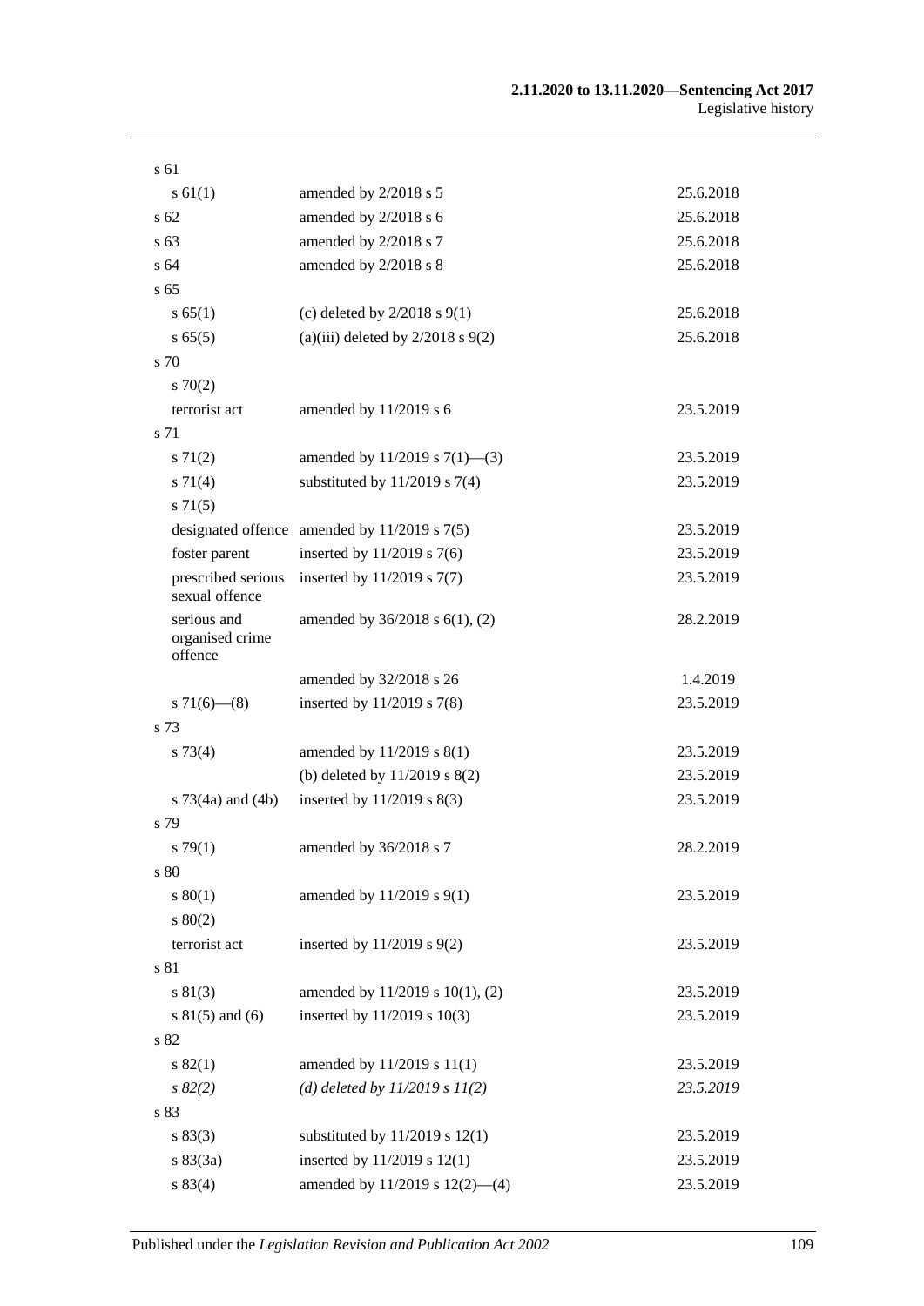| | | |
|---|---|---|
| s 61 | | |
| s 61(1) | amended by 2/2018 s 5 | 25.6.2018 |
| s 62 | amended by 2/2018 s 6 | 25.6.2018 |
| s 63 | amended by 2/2018 s 7 | 25.6.2018 |
| s 64 | amended by 2/2018 s 8 | 25.6.2018 |
| s 65 | | |
| s 65(1) | (c) deleted by 2/2018 s 9(1) | 25.6.2018 |
| s 65(5) | (a)(iii) deleted by 2/2018 s 9(2) | 25.6.2018 |
| s 70 | | |
| s 70(2) | | |
| terrorist act | amended by 11/2019 s 6 | 23.5.2019 |
| s 71 | | |
| s 71(2) | amended by 11/2019 s 7(1)—(3) | 23.5.2019 |
| s 71(4) | substituted by 11/2019 s 7(4) | 23.5.2019 |
| s 71(5) | | |
| designated offence | amended by 11/2019 s 7(5) | 23.5.2019 |
| foster parent | inserted by 11/2019 s 7(6) | 23.5.2019 |
| prescribed serious sexual offence | inserted by 11/2019 s 7(7) | 23.5.2019 |
| serious and organised crime offence | amended by 36/2018 s 6(1), (2) | 28.2.2019 |
| | amended by 32/2018 s 26 | 1.4.2019 |
| s 71(6)—(8) | inserted by 11/2019 s 7(8) | 23.5.2019 |
| s 73 | | |
| s 73(4) | amended by 11/2019 s 8(1) | 23.5.2019 |
| | (b) deleted by 11/2019 s 8(2) | 23.5.2019 |
| s 73(4a) and (4b) | inserted by 11/2019 s 8(3) | 23.5.2019 |
| s 79 | | |
| s 79(1) | amended by 36/2018 s 7 | 28.2.2019 |
| s 80 | | |
| s 80(1) | amended by 11/2019 s 9(1) | 23.5.2019 |
| s 80(2) | | |
| terrorist act | inserted by 11/2019 s 9(2) | 23.5.2019 |
| s 81 | | |
| s 81(3) | amended by 11/2019 s 10(1), (2) | 23.5.2019 |
| s 81(5) and (6) | inserted by 11/2019 s 10(3) | 23.5.2019 |
| s 82 | | |
| s 82(1) | amended by 11/2019 s 11(1) | 23.5.2019 |
| *s 82(2)* | *(d) deleted by 11/2019 s 11(2)* | *23.5.2019* |
| s 83 | | |
| s 83(3) | substituted by 11/2019 s 12(1) | 23.5.2019 |
| s 83(3a) | inserted by 11/2019 s 12(1) | 23.5.2019 |
| s 83(4) | amended by 11/2019 s 12(2)—(4) | 23.5.2019 |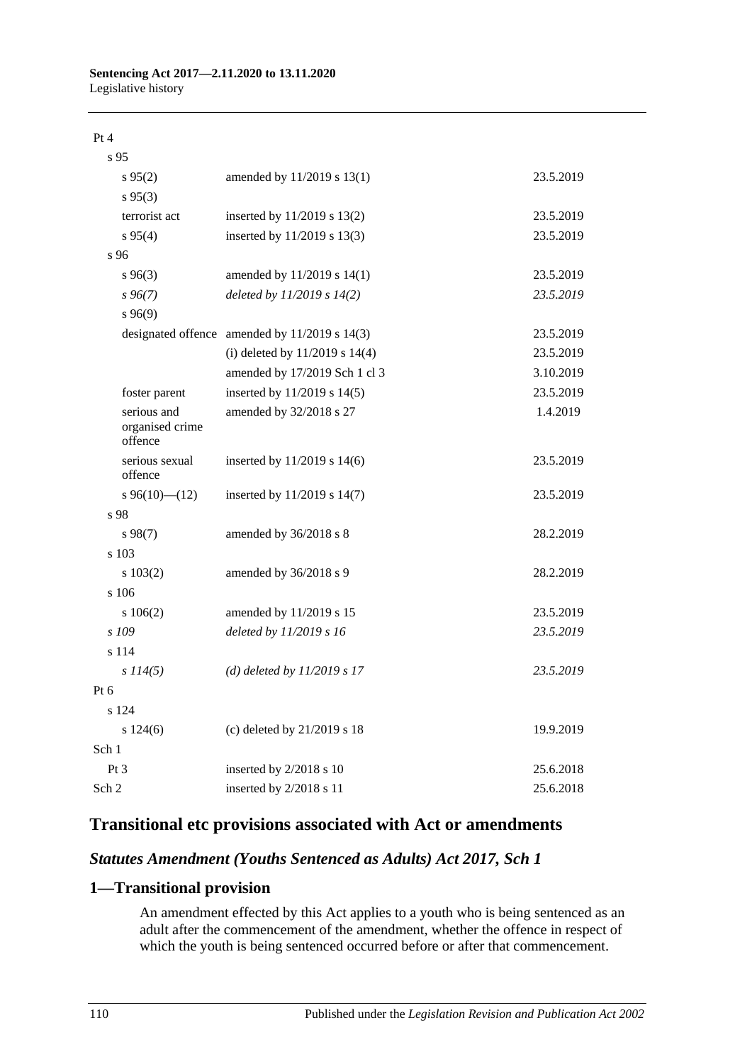| Provision | How varied | Commencement |
|---|---|---|
| Pt 4 | | |
| s 95 | | |
| s 95(2) | amended by 11/2019 s 13(1) | 23.5.2019 |
| s 95(3) | | |
| terrorist act | inserted by 11/2019 s 13(2) | 23.5.2019 |
| s 95(4) | inserted by 11/2019 s 13(3) | 23.5.2019 |
| s 96 | | |
| s 96(3) | amended by 11/2019 s 14(1) | 23.5.2019 |
| *s 96(7)* | *deleted by 11/2019 s 14(2)* | *23.5.2019* |
| s 96(9) | | |
| designated offence | amended by 11/2019 s 14(3) | 23.5.2019 |
| | (i) deleted by 11/2019 s 14(4) | 23.5.2019 |
| | amended by 17/2019 Sch 1 cl 3 | 3.10.2019 |
| foster parent | inserted by 11/2019 s 14(5) | 23.5.2019 |
| serious and organised crime offence | amended by 32/2018 s 27 | 1.4.2019 |
| serious sexual offence | inserted by 11/2019 s 14(6) | 23.5.2019 |
| s 96(10)—(12) | inserted by 11/2019 s 14(7) | 23.5.2019 |
| s 98 | | |
| s 98(7) | amended by 36/2018 s 8 | 28.2.2019 |
| s 103 | | |
| s 103(2) | amended by 36/2018 s 9 | 28.2.2019 |
| s 106 | | |
| s 106(2) | amended by 11/2019 s 15 | 23.5.2019 |
| *s 109* | *deleted by 11/2019 s 16* | *23.5.2019* |
| s 114 | | |
| *s 114(5)* | *(d) deleted by 11/2019 s 17* | *23.5.2019* |
| Pt 6 | | |
| s 124 | | |
| s 124(6) | (c) deleted by 21/2019 s 18 | 19.9.2019 |
| Sch 1 | | |
| Pt 3 | inserted by 2/2018 s 10 | 25.6.2018 |
| Sch 2 | inserted by 2/2018 s 11 | 25.6.2018 |

## Transitional etc provisions associated with Act or amendments

### *Statutes Amendment (Youths Sentenced as Adults) Act 2017, Sch 1*

## 1—Transitional provision

An amendment effected by this Act applies to a youth who is being sentenced as an adult after the commencement of the amendment, whether the offence in respect of which the youth is being sentenced occurred before or after that commencement.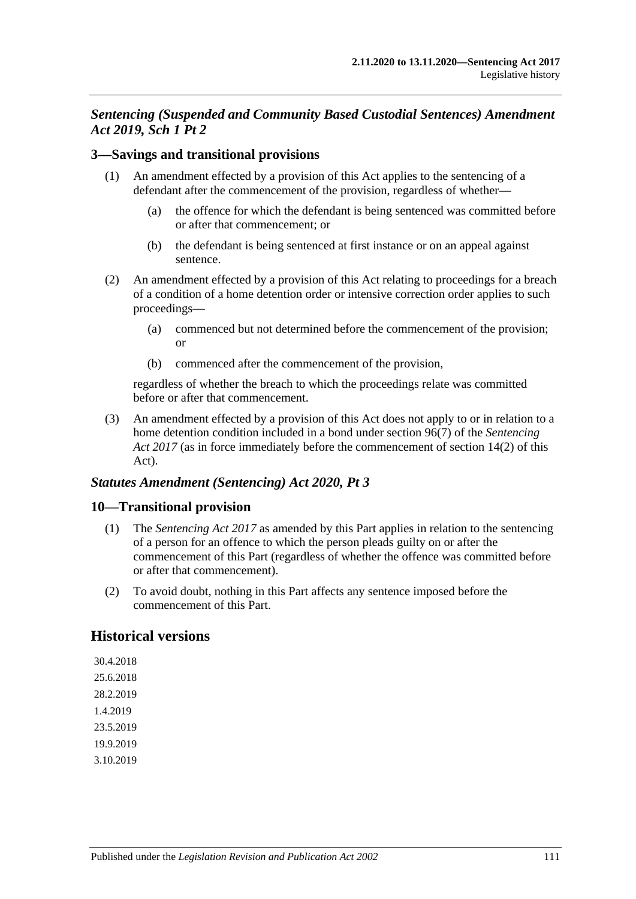### *Sentencing (Suspended and Community Based Custodial Sentences) Amendment Act 2019, Sch 1 Pt 2*

## 3—Savings and transitional provisions

(1) An amendment effected by a provision of this Act applies to the sentencing of a defendant after the commencement of the provision, regardless of whether—

(a) the offence for which the defendant is being sentenced was committed before or after that commencement; or

(b) the defendant is being sentenced at first instance or on an appeal against sentence.

(2) An amendment effected by a provision of this Act relating to proceedings for a breach of a condition of a home detention order or intensive correction order applies to such proceedings—

(a) commenced but not determined before the commencement of the provision; or

(b) commenced after the commencement of the provision,

regardless of whether the breach to which the proceedings relate was committed before or after that commencement.

(3) An amendment effected by a provision of this Act does not apply to or in relation to a home detention condition included in a bond under section 96(7) of the *Sentencing Act 2017* (as in force immediately before the commencement of section 14(2) of this Act).

### *Statutes Amendment (Sentencing) Act 2020, Pt 3*

## 10—Transitional provision

(1) The *Sentencing Act 2017* as amended by this Part applies in relation to the sentencing of a person for an offence to which the person pleads guilty on or after the commencement of this Part (regardless of whether the offence was committed before or after that commencement).

(2) To avoid doubt, nothing in this Part affects any sentence imposed before the commencement of this Part.

# Historical versions

30.4.2018

25.6.2018

28.2.2019

1.4.2019

23.5.2019

19.9.2019

3.10.2019